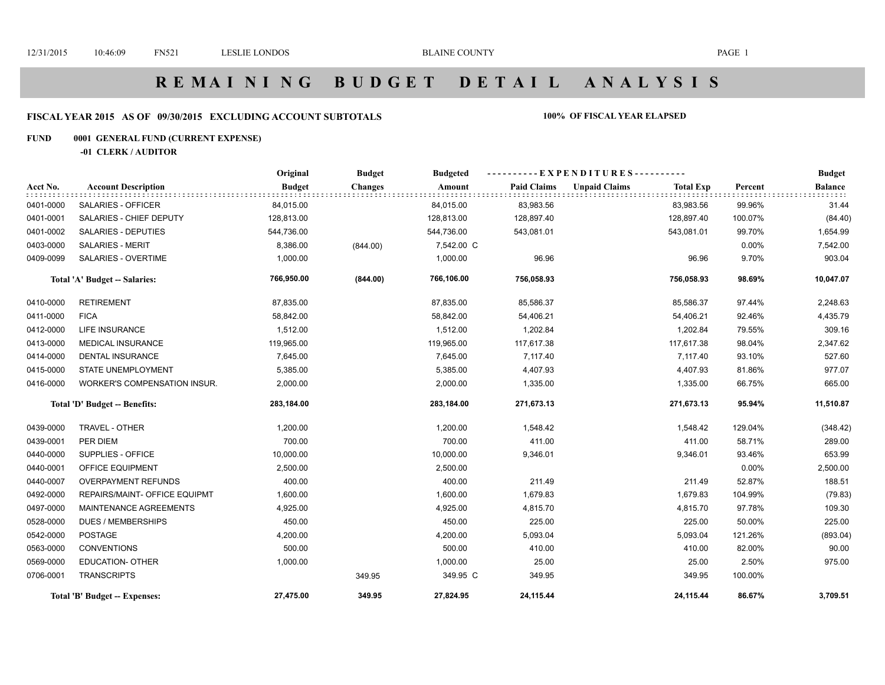# R E M A I N I N G   B U D G E T   D E T A I L   A N A L Y S I S

**FISCAL YEAR 2015 AS OF 09/30/2015 EXCLUDING ACCOUNT SUBTOTALS** **100% OF FISCAL YEAR ELAPSED**

**FUND 0001 GENERAL FUND (CURRENT EXPENSE)**

**-01 CLERK / AUDITOR**

| Acct No. | Account Description | Original Budget | Budget Changes | Budgeted Amount | Paid Claims | Unpaid Claims | Total Exp | Percent | Budget Balance |
|---|---|---|---|---|---|---|---|---|---|
| 0401-0000 | SALARIES - OFFICER | 84,015.00 | | 84,015.00 | 83,983.56 | | 83,983.56 | 99.96% | 31.44 |
| 0401-0001 | SALARIES - CHIEF DEPUTY | 128,813.00 | | 128,813.00 | 128,897.40 | | 128,897.40 | 100.07% | (84.40) |
| 0401-0002 | SALARIES - DEPUTIES | 544,736.00 | | 544,736.00 | 543,081.01 | | 543,081.01 | 99.70% | 1,654.99 |
| 0403-0000 | SALARIES - MERIT | 8,386.00 | (844.00) | 7,542.00 C | | | | 0.00% | 7,542.00 |
| 0409-0099 | SALARIES - OVERTIME | 1,000.00 | | 1,000.00 | 96.96 | | 96.96 | 9.70% | 903.04 |
| | **Total 'A' Budget -- Salaries:** | **766,950.00** | **(844.00)** | **766,106.00** | **756,058.93** | | **756,058.93** | **98.69%** | **10,047.07** |
| 0410-0000 | RETIREMENT | 87,835.00 | | 87,835.00 | 85,586.37 | | 85,586.37 | 97.44% | 2,248.63 |
| 0411-0000 | FICA | 58,842.00 | | 58,842.00 | 54,406.21 | | 54,406.21 | 92.46% | 4,435.79 |
| 0412-0000 | LIFE INSURANCE | 1,512.00 | | 1,512.00 | 1,202.84 | | 1,202.84 | 79.55% | 309.16 |
| 0413-0000 | MEDICAL INSURANCE | 119,965.00 | | 119,965.00 | 117,617.38 | | 117,617.38 | 98.04% | 2,347.62 |
| 0414-0000 | DENTAL INSURANCE | 7,645.00 | | 7,645.00 | 7,117.40 | | 7,117.40 | 93.10% | 527.60 |
| 0415-0000 | STATE UNEMPLOYMENT | 5,385.00 | | 5,385.00 | 4,407.93 | | 4,407.93 | 81.86% | 977.07 |
| 0416-0000 | WORKER'S COMPENSATION INSUR. | 2,000.00 | | 2,000.00 | 1,335.00 | | 1,335.00 | 66.75% | 665.00 |
| | **Total 'D' Budget -- Benefits:** | **283,184.00** | | **283,184.00** | **271,673.13** | | **271,673.13** | **95.94%** | **11,510.87** |
| 0439-0000 | TRAVEL - OTHER | 1,200.00 | | 1,200.00 | 1,548.42 | | 1,548.42 | 129.04% | (348.42) |
| 0439-0001 | PER DIEM | 700.00 | | 700.00 | 411.00 | | 411.00 | 58.71% | 289.00 |
| 0440-0000 | SUPPLIES - OFFICE | 10,000.00 | | 10,000.00 | 9,346.01 | | 9,346.01 | 93.46% | 653.99 |
| 0440-0001 | OFFICE EQUIPMENT | 2,500.00 | | 2,500.00 | | | | 0.00% | 2,500.00 |
| 0440-0007 | OVERPAYMENT REFUNDS | 400.00 | | 400.00 | 211.49 | | 211.49 | 52.87% | 188.51 |
| 0492-0000 | REPAIRS/MAINT- OFFICE EQUIPMT | 1,600.00 | | 1,600.00 | 1,679.83 | | 1,679.83 | 104.99% | (79.83) |
| 0497-0000 | MAINTENANCE AGREEMENTS | 4,925.00 | | 4,925.00 | 4,815.70 | | 4,815.70 | 97.78% | 109.30 |
| 0528-0000 | DUES / MEMBERSHIPS | 450.00 | | 450.00 | 225.00 | | 225.00 | 50.00% | 225.00 |
| 0542-0000 | POSTAGE | 4,200.00 | | 4,200.00 | 5,093.04 | | 5,093.04 | 121.26% | (893.04) |
| 0563-0000 | CONVENTIONS | 500.00 | | 500.00 | 410.00 | | 410.00 | 82.00% | 90.00 |
| 0569-0000 | EDUCATION- OTHER | 1,000.00 | | 1,000.00 | 25.00 | | 25.00 | 2.50% | 975.00 |
| 0706-0001 | TRANSCRIPTS | | 349.95 | 349.95 C | 349.95 | | 349.95 | 100.00% | |
| | **Total 'B' Budget -- Expenses:** | **27,475.00** | **349.95** | **27,824.95** | **24,115.44** | | **24,115.44** | **86.67%** | **3,709.51** |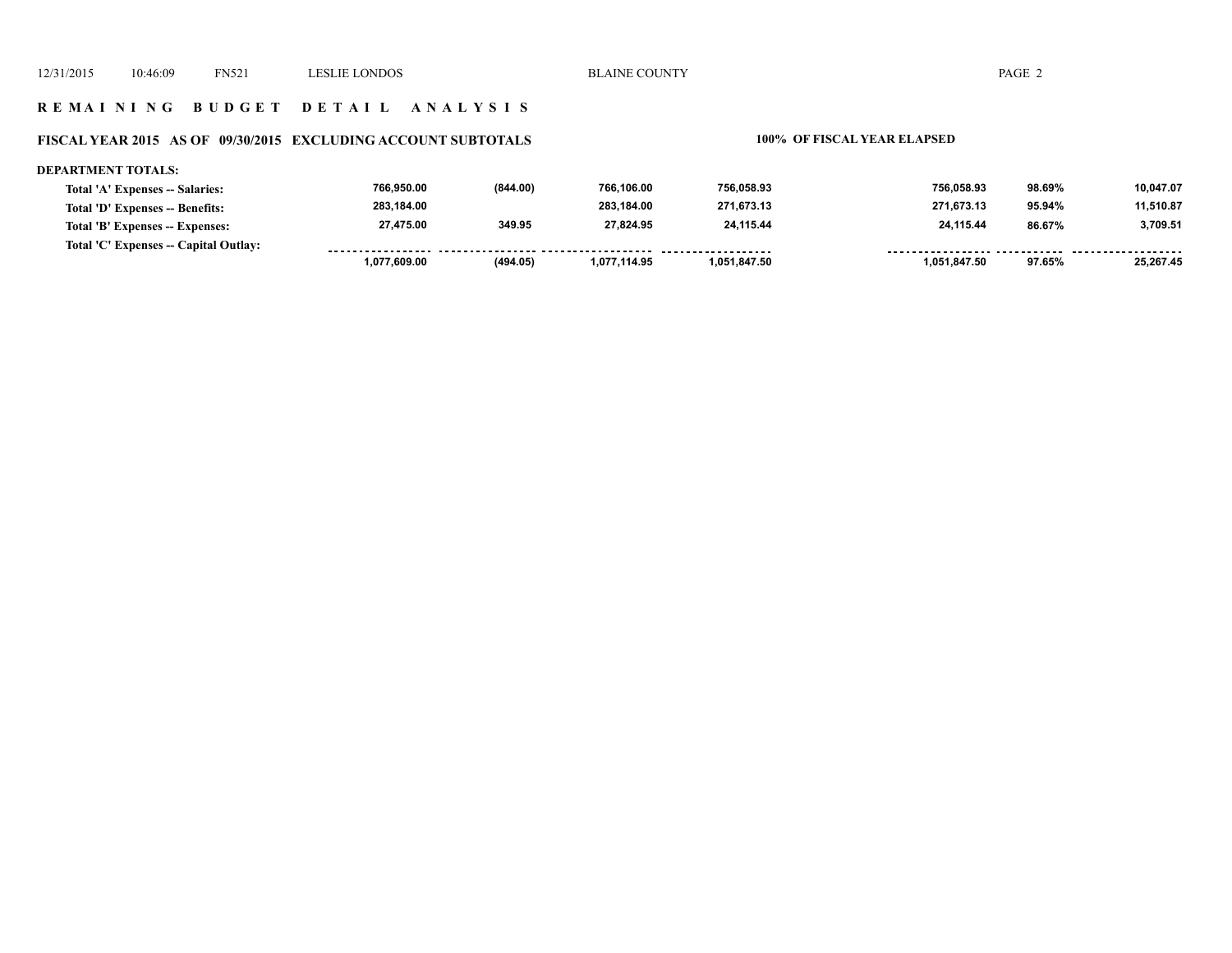## REMAINING BUDGET DETAIL ANALYSIS

### FISCAL YEAR 2015 AS OF 09/30/2015 EXCLUDING ACCOUNT SUBTOTALS

**100% OF FISCAL YEAR ELAPSED**

**DEPARTMENT TOTALS:**

| | | | | | | | |
|---|---|---|---|---|---|---|---|
| Total 'A' Expenses -- Salaries: | 766,950.00 | (844.00) | 766,106.00 | 756,058.93 | 756,058.93 | 98.69% | 10,047.07 |
| Total 'D' Expenses -- Benefits: | 283,184.00 | | 283,184.00 | 271,673.13 | 271,673.13 | 95.94% | 11,510.87 |
| Total 'B' Expenses -- Expenses: | 27,475.00 | 349.95 | 27,824.95 | 24,115.44 | 24,115.44 | 86.67% | 3,709.51 |
| Total 'C' Expenses -- Capital Outlay: | | | | | | | |
| | 1,077,609.00 | (494.05) | 1,077,114.95 | 1,051,847.50 | 1,051,847.50 | 97.65% | 25,267.45 |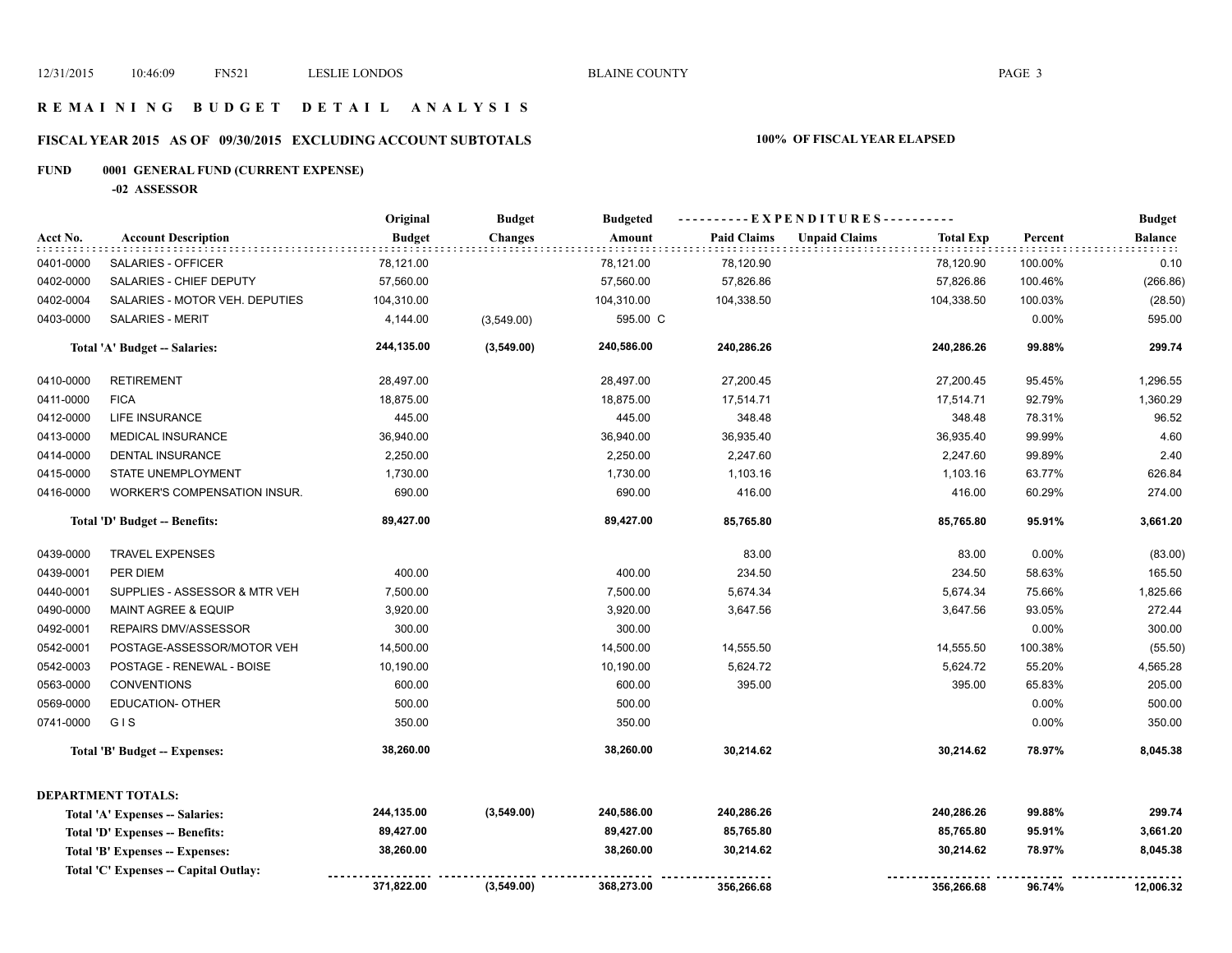# REMAINING BUDGET DETAIL ANALYSIS

## FISCAL YEAR 2015 AS OF 09/30/2015 EXCLUDING ACCOUNT SUBTOTALS

**100% OF FISCAL YEAR ELAPSED**

### FUND 0001 GENERAL FUND (CURRENT EXPENSE)

**-02 ASSESSOR**

| Acct No. | Account Description | Original Budget | Budget Changes | Budgeted Amount | Paid Claims | Unpaid Claims | Total Exp | Percent | Budget Balance |
|---|---|---|---|---|---|---|---|---|---|
| 0401-0000 | SALARIES - OFFICER | 78,121.00 | | 78,121.00 | 78,120.90 | | 78,120.90 | 100.00% | 0.10 |
| 0402-0000 | SALARIES - CHIEF DEPUTY | 57,560.00 | | 57,560.00 | 57,826.86 | | 57,826.86 | 100.46% | (266.86) |
| 0402-0004 | SALARIES - MOTOR VEH. DEPUTIES | 104,310.00 | | 104,310.00 | 104,338.50 | | 104,338.50 | 100.03% | (28.50) |
| 0403-0000 | SALARIES - MERIT | 4,144.00 | (3,549.00) | 595.00 C | | | | 0.00% | 595.00 |
| | **Total 'A' Budget -- Salaries:** | **244,135.00** | **(3,549.00)** | **240,586.00** | **240,286.26** | | **240,286.26** | **99.88%** | **299.74** |
| 0410-0000 | RETIREMENT | 28,497.00 | | 28,497.00 | 27,200.45 | | 27,200.45 | 95.45% | 1,296.55 |
| 0411-0000 | FICA | 18,875.00 | | 18,875.00 | 17,514.71 | | 17,514.71 | 92.79% | 1,360.29 |
| 0412-0000 | LIFE INSURANCE | 445.00 | | 445.00 | 348.48 | | 348.48 | 78.31% | 96.52 |
| 0413-0000 | MEDICAL INSURANCE | 36,940.00 | | 36,940.00 | 36,935.40 | | 36,935.40 | 99.99% | 4.60 |
| 0414-0000 | DENTAL INSURANCE | 2,250.00 | | 2,250.00 | 2,247.60 | | 2,247.60 | 99.89% | 2.40 |
| 0415-0000 | STATE UNEMPLOYMENT | 1,730.00 | | 1,730.00 | 1,103.16 | | 1,103.16 | 63.77% | 626.84 |
| 0416-0000 | WORKER'S COMPENSATION INSUR. | 690.00 | | 690.00 | 416.00 | | 416.00 | 60.29% | 274.00 |
| | **Total 'D' Budget -- Benefits:** | **89,427.00** | | **89,427.00** | **85,765.80** | | **85,765.80** | **95.91%** | **3,661.20** |
| 0439-0000 | TRAVEL EXPENSES | | | | 83.00 | | 83.00 | 0.00% | (83.00) |
| 0439-0001 | PER DIEM | 400.00 | | 400.00 | 234.50 | | 234.50 | 58.63% | 165.50 |
| 0440-0001 | SUPPLIES - ASSESSOR & MTR VEH | 7,500.00 | | 7,500.00 | 5,674.34 | | 5,674.34 | 75.66% | 1,825.66 |
| 0490-0000 | MAINT AGREE & EQUIP | 3,920.00 | | 3,920.00 | 3,647.56 | | 3,647.56 | 93.05% | 272.44 |
| 0492-0001 | REPAIRS DMV/ASSESSOR | 300.00 | | 300.00 | | | | 0.00% | 300.00 |
| 0542-0001 | POSTAGE-ASSESSOR/MOTOR VEH | 14,500.00 | | 14,500.00 | 14,555.50 | | 14,555.50 | 100.38% | (55.50) |
| 0542-0003 | POSTAGE - RENEWAL - BOISE | 10,190.00 | | 10,190.00 | 5,624.72 | | 5,624.72 | 55.20% | 4,565.28 |
| 0563-0000 | CONVENTIONS | 600.00 | | 600.00 | 395.00 | | 395.00 | 65.83% | 205.00 |
| 0569-0000 | EDUCATION- OTHER | 500.00 | | 500.00 | | | | 0.00% | 500.00 |
| 0741-0000 | G I S | 350.00 | | 350.00 | | | | 0.00% | 350.00 |
| | **Total 'B' Budget -- Expenses:** | **38,260.00** | | **38,260.00** | **30,214.62** | | **30,214.62** | **78.97%** | **8,045.38** |

**DEPARTMENT TOTALS:**

| | Original Budget | Budget Changes | Budgeted Amount | Paid Claims | Unpaid Claims | Total Exp | Percent | Budget Balance |
|---|---|---|---|---|---|---|---|---|
| **Total 'A' Expenses -- Salaries:** | **244,135.00** | **(3,549.00)** | **240,586.00** | **240,286.26** | | **240,286.26** | **99.88%** | **299.74** |
| **Total 'D' Expenses -- Benefits:** | **89,427.00** | | **89,427.00** | **85,765.80** | | **85,765.80** | **95.91%** | **3,661.20** |
| **Total 'B' Expenses -- Expenses:** | **38,260.00** | | **38,260.00** | **30,214.62** | | **30,214.62** | **78.97%** | **8,045.38** |
| **Total 'C' Expenses -- Capital Outlay:** | | | | | | | | |
| | **371,822.00** | **(3,549.00)** | **368,273.00** | **356,266.68** | | **356,266.68** | **96.74%** | **12,006.32** |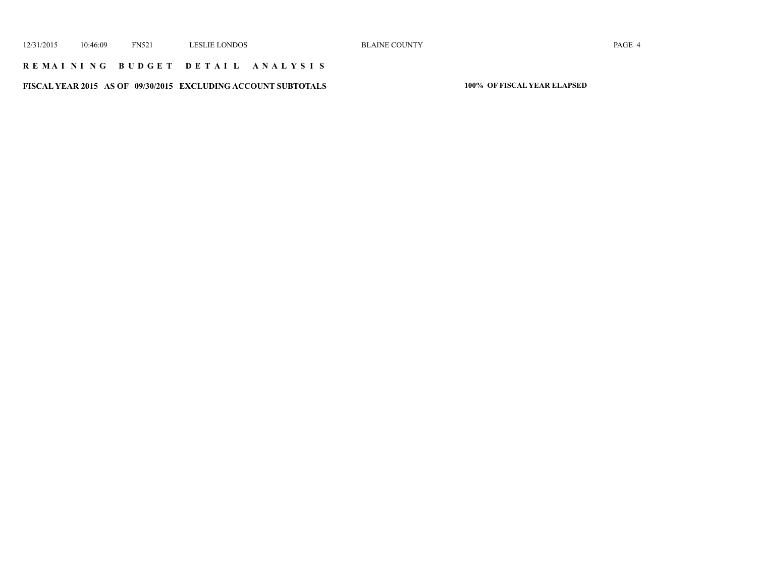**R E M A I N I N G   B U D G E T   D E T A I L   A N A L Y S I S**

**FISCAL YEAR 2015 AS OF 09/30/2015 EXCLUDING ACCOUNT SUBTOTALS** **100% OF FISCAL YEAR ELAPSED**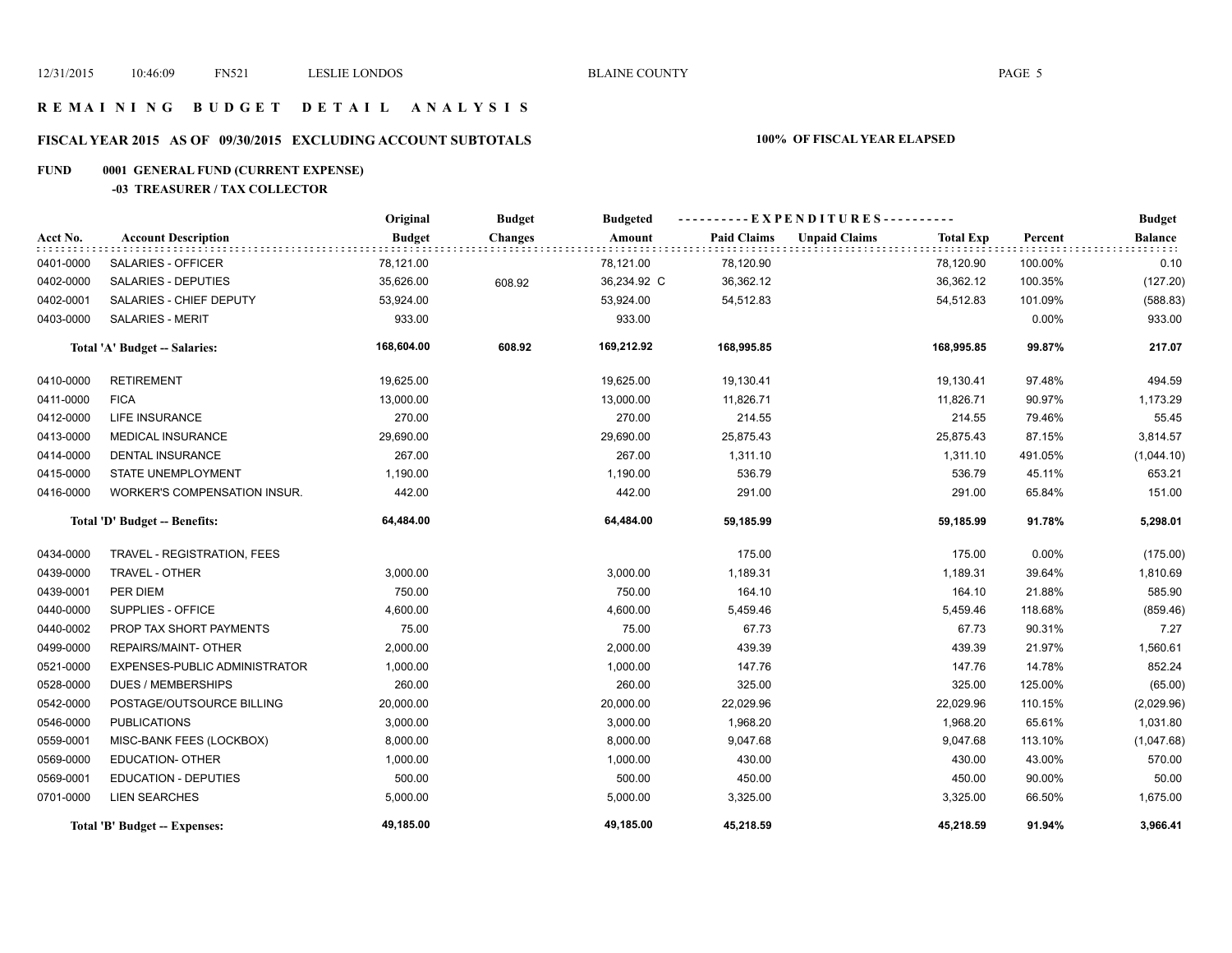# REMAINING BUDGET DETAIL ANALYSIS

## FISCAL YEAR 2015 AS OF 09/30/2015 EXCLUDING ACCOUNT SUBTOTALS

**100% OF FISCAL YEAR ELAPSED**

## FUND 0001 GENERAL FUND (CURRENT EXPENSE)

### -03 TREASURER / TAX COLLECTOR

| Acct No. | Account Description | Original Budget | Budget Changes | Budgeted Amount | Paid Claims | Unpaid Claims | Total Exp | Percent | Budget Balance |
|---|---|---|---|---|---|---|---|---|---|
| 0401-0000 | SALARIES - OFFICER | 78,121.00 | | 78,121.00 | 78,120.90 | | 78,120.90 | 100.00% | 0.10 |
| 0402-0000 | SALARIES - DEPUTIES | 35,626.00 | 608.92 | 36,234.92 C | 36,362.12 | | 36,362.12 | 100.35% | (127.20) |
| 0402-0001 | SALARIES - CHIEF DEPUTY | 53,924.00 | | 53,924.00 | 54,512.83 | | 54,512.83 | 101.09% | (588.83) |
| 0403-0000 | SALARIES - MERIT | 933.00 | | 933.00 | | | | 0.00% | 933.00 |
| | **Total 'A' Budget -- Salaries:** | **168,604.00** | **608.92** | **169,212.92** | **168,995.85** | | **168,995.85** | **99.87%** | **217.07** |
| 0410-0000 | RETIREMENT | 19,625.00 | | 19,625.00 | 19,130.41 | | 19,130.41 | 97.48% | 494.59 |
| 0411-0000 | FICA | 13,000.00 | | 13,000.00 | 11,826.71 | | 11,826.71 | 90.97% | 1,173.29 |
| 0412-0000 | LIFE INSURANCE | 270.00 | | 270.00 | 214.55 | | 214.55 | 79.46% | 55.45 |
| 0413-0000 | MEDICAL INSURANCE | 29,690.00 | | 29,690.00 | 25,875.43 | | 25,875.43 | 87.15% | 3,814.57 |
| 0414-0000 | DENTAL INSURANCE | 267.00 | | 267.00 | 1,311.10 | | 1,311.10 | 491.05% | (1,044.10) |
| 0415-0000 | STATE UNEMPLOYMENT | 1,190.00 | | 1,190.00 | 536.79 | | 536.79 | 45.11% | 653.21 |
| 0416-0000 | WORKER'S COMPENSATION INSUR. | 442.00 | | 442.00 | 291.00 | | 291.00 | 65.84% | 151.00 |
| | **Total 'D' Budget -- Benefits:** | **64,484.00** | | **64,484.00** | **59,185.99** | | **59,185.99** | **91.78%** | **5,298.01** |
| 0434-0000 | TRAVEL - REGISTRATION, FEES | | | | 175.00 | | 175.00 | 0.00% | (175.00) |
| 0439-0000 | TRAVEL - OTHER | 3,000.00 | | 3,000.00 | 1,189.31 | | 1,189.31 | 39.64% | 1,810.69 |
| 0439-0001 | PER DIEM | 750.00 | | 750.00 | 164.10 | | 164.10 | 21.88% | 585.90 |
| 0440-0000 | SUPPLIES - OFFICE | 4,600.00 | | 4,600.00 | 5,459.46 | | 5,459.46 | 118.68% | (859.46) |
| 0440-0002 | PROP TAX SHORT PAYMENTS | 75.00 | | 75.00 | 67.73 | | 67.73 | 90.31% | 7.27 |
| 0499-0000 | REPAIRS/MAINT- OTHER | 2,000.00 | | 2,000.00 | 439.39 | | 439.39 | 21.97% | 1,560.61 |
| 0521-0000 | EXPENSES-PUBLIC ADMINISTRATOR | 1,000.00 | | 1,000.00 | 147.76 | | 147.76 | 14.78% | 852.24 |
| 0528-0000 | DUES / MEMBERSHIPS | 260.00 | | 260.00 | 325.00 | | 325.00 | 125.00% | (65.00) |
| 0542-0000 | POSTAGE/OUTSOURCE BILLING | 20,000.00 | | 20,000.00 | 22,029.96 | | 22,029.96 | 110.15% | (2,029.96) |
| 0546-0000 | PUBLICATIONS | 3,000.00 | | 3,000.00 | 1,968.20 | | 1,968.20 | 65.61% | 1,031.80 |
| 0559-0001 | MISC-BANK FEES (LOCKBOX) | 8,000.00 | | 8,000.00 | 9,047.68 | | 9,047.68 | 113.10% | (1,047.68) |
| 0569-0000 | EDUCATION- OTHER | 1,000.00 | | 1,000.00 | 430.00 | | 430.00 | 43.00% | 570.00 |
| 0569-0001 | EDUCATION - DEPUTIES | 500.00 | | 500.00 | 450.00 | | 450.00 | 90.00% | 50.00 |
| 0701-0000 | LIEN SEARCHES | 5,000.00 | | 5,000.00 | 3,325.00 | | 3,325.00 | 66.50% | 1,675.00 |
| | **Total 'B' Budget -- Expenses:** | **49,185.00** | | **49,185.00** | **45,218.59** | | **45,218.59** | **91.94%** | **3,966.41** |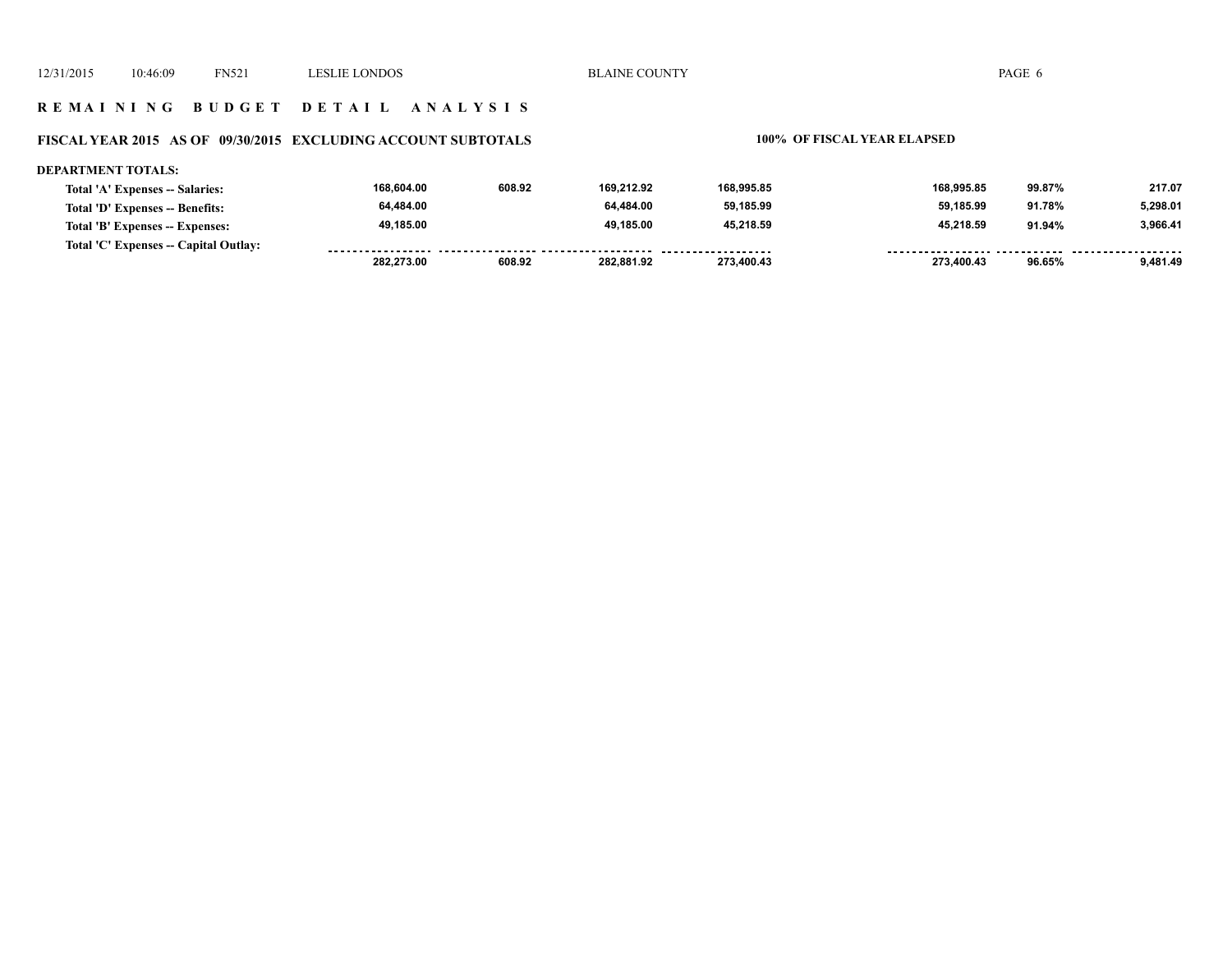## REMAINING BUDGET DETAIL ANALYSIS

### FISCAL YEAR 2015 AS OF 09/30/2015 EXCLUDING ACCOUNT SUBTOTALS — 100% OF FISCAL YEAR ELAPSED

**DEPARTMENT TOTALS:**

| | | | | | | | |
|---|---|---|---|---|---|---|---|
| Total 'A' Expenses -- Salaries: | 168,604.00 | 608.92 | 169,212.92 | 168,995.85 | 168,995.85 | 99.87% | 217.07 |
| Total 'D' Expenses -- Benefits: | 64,484.00 | | 64,484.00 | 59,185.99 | 59,185.99 | 91.78% | 5,298.01 |
| Total 'B' Expenses -- Expenses: | 49,185.00 | | 49,185.00 | 45,218.59 | 45,218.59 | 91.94% | 3,966.41 |
| Total 'C' Expenses -- Capital Outlay: | | | | | | | |
| | 282,273.00 | 608.92 | 282,881.92 | 273,400.43 | 273,400.43 | 96.65% | 9,481.49 |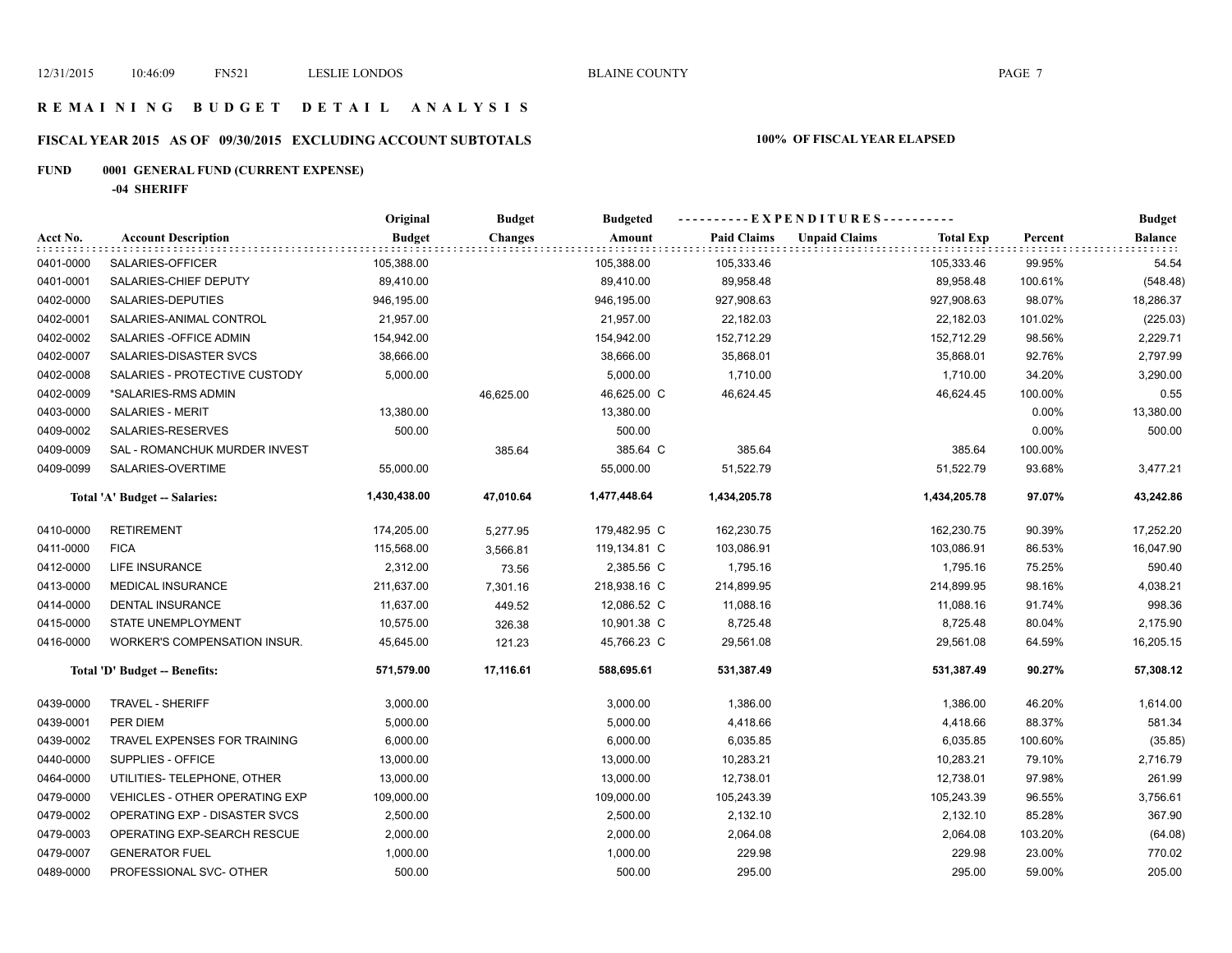# REMAINING BUDGET DETAIL ANALYSIS

## FISCAL YEAR 2015 AS OF 09/30/2015 EXCLUDING ACCOUNT SUBTOTALS

**100% OF FISCAL YEAR ELAPSED**

**FUND 0001 GENERAL FUND (CURRENT EXPENSE)**

**-04 SHERIFF**

| Acct No. | Account Description | Original Budget | Budget Changes | Budgeted Amount | Paid Claims | Unpaid Claims | Total Exp | Percent | Budget Balance |
|---|---|---|---|---|---|---|---|---|---|
| 0401-0000 | SALARIES-OFFICER | 105,388.00 | | 105,388.00 | 105,333.46 | | 105,333.46 | 99.95% | 54.54 |
| 0401-0001 | SALARIES-CHIEF DEPUTY | 89,410.00 | | 89,410.00 | 89,958.48 | | 89,958.48 | 100.61% | (548.48) |
| 0402-0000 | SALARIES-DEPUTIES | 946,195.00 | | 946,195.00 | 927,908.63 | | 927,908.63 | 98.07% | 18,286.37 |
| 0402-0001 | SALARIES-ANIMAL CONTROL | 21,957.00 | | 21,957.00 | 22,182.03 | | 22,182.03 | 101.02% | (225.03) |
| 0402-0002 | SALARIES -OFFICE ADMIN | 154,942.00 | | 154,942.00 | 152,712.29 | | 152,712.29 | 98.56% | 2,229.71 |
| 0402-0007 | SALARIES-DISASTER SVCS | 38,666.00 | | 38,666.00 | 35,868.01 | | 35,868.01 | 92.76% | 2,797.99 |
| 0402-0008 | SALARIES - PROTECTIVE CUSTODY | 5,000.00 | | 5,000.00 | 1,710.00 | | 1,710.00 | 34.20% | 3,290.00 |
| 0402-0009 | *SALARIES-RMS ADMIN | | 46,625.00 | 46,625.00 C | 46,624.45 | | 46,624.45 | 100.00% | 0.55 |
| 0403-0000 | SALARIES - MERIT | 13,380.00 | | 13,380.00 | | | | 0.00% | 13,380.00 |
| 0409-0002 | SALARIES-RESERVES | 500.00 | | 500.00 | | | | 0.00% | 500.00 |
| 0409-0009 | SAL - ROMANCHUK MURDER INVEST | | 385.64 | 385.64 C | 385.64 | | 385.64 | 100.00% | |
| 0409-0099 | SALARIES-OVERTIME | 55,000.00 | | 55,000.00 | 51,522.79 | | 51,522.79 | 93.68% | 3,477.21 |
| | **Total 'A' Budget -- Salaries:** | **1,430,438.00** | **47,010.64** | **1,477,448.64** | **1,434,205.78** | | **1,434,205.78** | **97.07%** | **43,242.86** |
| 0410-0000 | RETIREMENT | 174,205.00 | 5,277.95 | 179,482.95 C | 162,230.75 | | 162,230.75 | 90.39% | 17,252.20 |
| 0411-0000 | FICA | 115,568.00 | 3,566.81 | 119,134.81 C | 103,086.91 | | 103,086.91 | 86.53% | 16,047.90 |
| 0412-0000 | LIFE INSURANCE | 2,312.00 | 73.56 | 2,385.56 C | 1,795.16 | | 1,795.16 | 75.25% | 590.40 |
| 0413-0000 | MEDICAL INSURANCE | 211,637.00 | 7,301.16 | 218,938.16 C | 214,899.95 | | 214,899.95 | 98.16% | 4,038.21 |
| 0414-0000 | DENTAL INSURANCE | 11,637.00 | 449.52 | 12,086.52 C | 11,088.16 | | 11,088.16 | 91.74% | 998.36 |
| 0415-0000 | STATE UNEMPLOYMENT | 10,575.00 | 326.38 | 10,901.38 C | 8,725.48 | | 8,725.48 | 80.04% | 2,175.90 |
| 0416-0000 | WORKER'S COMPENSATION INSUR. | 45,645.00 | 121.23 | 45,766.23 C | 29,561.08 | | 29,561.08 | 64.59% | 16,205.15 |
| | **Total 'D' Budget -- Benefits:** | **571,579.00** | **17,116.61** | **588,695.61** | **531,387.49** | | **531,387.49** | **90.27%** | **57,308.12** |
| 0439-0000 | TRAVEL - SHERIFF | 3,000.00 | | 3,000.00 | 1,386.00 | | 1,386.00 | 46.20% | 1,614.00 |
| 0439-0001 | PER DIEM | 5,000.00 | | 5,000.00 | 4,418.66 | | 4,418.66 | 88.37% | 581.34 |
| 0439-0002 | TRAVEL EXPENSES FOR TRAINING | 6,000.00 | | 6,000.00 | 6,035.85 | | 6,035.85 | 100.60% | (35.85) |
| 0440-0000 | SUPPLIES - OFFICE | 13,000.00 | | 13,000.00 | 10,283.21 | | 10,283.21 | 79.10% | 2,716.79 |
| 0464-0000 | UTILITIES- TELEPHONE, OTHER | 13,000.00 | | 13,000.00 | 12,738.01 | | 12,738.01 | 97.98% | 261.99 |
| 0479-0000 | VEHICLES - OTHER OPERATING EXP | 109,000.00 | | 109,000.00 | 105,243.39 | | 105,243.39 | 96.55% | 3,756.61 |
| 0479-0002 | OPERATING EXP - DISASTER SVCS | 2,500.00 | | 2,500.00 | 2,132.10 | | 2,132.10 | 85.28% | 367.90 |
| 0479-0003 | OPERATING EXP-SEARCH RESCUE | 2,000.00 | | 2,000.00 | 2,064.08 | | 2,064.08 | 103.20% | (64.08) |
| 0479-0007 | GENERATOR FUEL | 1,000.00 | | 1,000.00 | 229.98 | | 229.98 | 23.00% | 770.02 |
| 0489-0000 | PROFESSIONAL SVC- OTHER | 500.00 | | 500.00 | 295.00 | | 295.00 | 59.00% | 205.00 |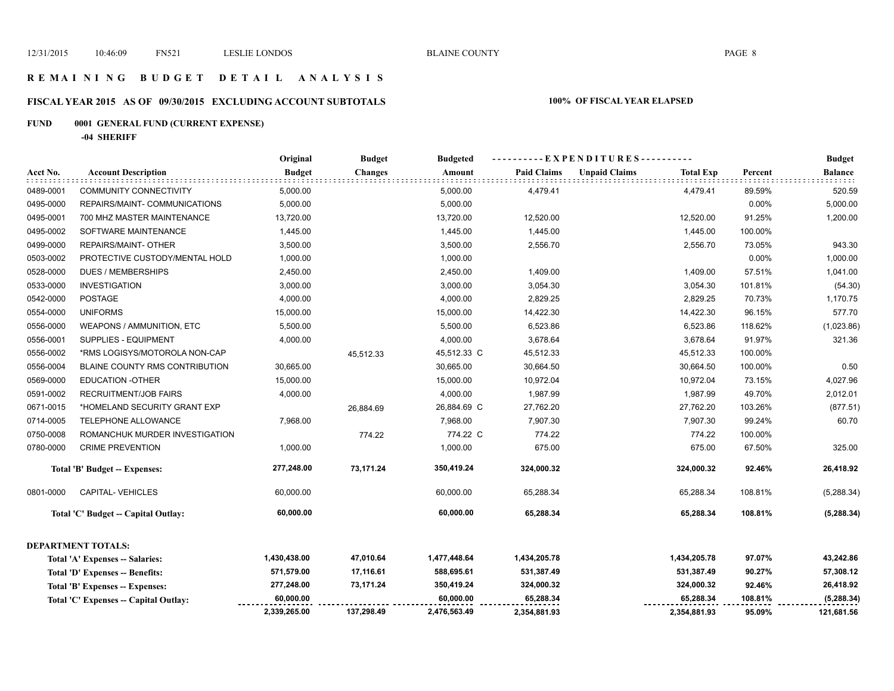## REMAINING BUDGET DETAIL ANALYSIS

**FISCAL YEAR 2015 AS OF 09/30/2015 EXCLUDING ACCOUNT SUBTOTALS** — **100% OF FISCAL YEAR ELAPSED**

**FUND 0001 GENERAL FUND (CURRENT EXPENSE)**

**-04 SHERIFF**

| Acct No. | Account Description | Original Budget | Budget Changes | Budgeted Amount | Paid Claims | Unpaid Claims | Total Exp | Percent | Budget Balance |
|---|---|---|---|---|---|---|---|---|---|
| 0489-0001 | COMMUNITY CONNECTIVITY | 5,000.00 | | 5,000.00 | 4,479.41 | | 4,479.41 | 89.59% | 520.59 |
| 0495-0000 | REPAIRS/MAINT- COMMUNICATIONS | 5,000.00 | | 5,000.00 | | | | 0.00% | 5,000.00 |
| 0495-0001 | 700 MHZ MASTER MAINTENANCE | 13,720.00 | | 13,720.00 | 12,520.00 | | 12,520.00 | 91.25% | 1,200.00 |
| 0495-0002 | SOFTWARE MAINTENANCE | 1,445.00 | | 1,445.00 | 1,445.00 | | 1,445.00 | 100.00% | |
| 0499-0000 | REPAIRS/MAINT- OTHER | 3,500.00 | | 3,500.00 | 2,556.70 | | 2,556.70 | 73.05% | 943.30 |
| 0503-0002 | PROTECTIVE CUSTODY/MENTAL HOLD | 1,000.00 | | 1,000.00 | | | | 0.00% | 1,000.00 |
| 0528-0000 | DUES / MEMBERSHIPS | 2,450.00 | | 2,450.00 | 1,409.00 | | 1,409.00 | 57.51% | 1,041.00 |
| 0533-0000 | INVESTIGATION | 3,000.00 | | 3,000.00 | 3,054.30 | | 3,054.30 | 101.81% | (54.30) |
| 0542-0000 | POSTAGE | 4,000.00 | | 4,000.00 | 2,829.25 | | 2,829.25 | 70.73% | 1,170.75 |
| 0554-0000 | UNIFORMS | 15,000.00 | | 15,000.00 | 14,422.30 | | 14,422.30 | 96.15% | 577.70 |
| 0556-0000 | WEAPONS / AMMUNITION, ETC | 5,500.00 | | 5,500.00 | 6,523.86 | | 6,523.86 | 118.62% | (1,023.86) |
| 0556-0001 | SUPPLIES - EQUIPMENT | 4,000.00 | | 4,000.00 | 3,678.64 | | 3,678.64 | 91.97% | 321.36 |
| 0556-0002 | *RMS LOGISYS/MOTOROLA NON-CAP | | 45,512.33 | 45,512.33 C | 45,512.33 | | 45,512.33 | 100.00% | |
| 0556-0004 | BLAINE COUNTY RMS CONTRIBUTION | 30,665.00 | | 30,665.00 | 30,664.50 | | 30,664.50 | 100.00% | 0.50 |
| 0569-0000 | EDUCATION -OTHER | 15,000.00 | | 15,000.00 | 10,972.04 | | 10,972.04 | 73.15% | 4,027.96 |
| 0591-0002 | RECRUITMENT/JOB FAIRS | 4,000.00 | | 4,000.00 | 1,987.99 | | 1,987.99 | 49.70% | 2,012.01 |
| 0671-0015 | *HOMELAND SECURITY GRANT EXP | | 26,884.69 | 26,884.69 C | 27,762.20 | | 27,762.20 | 103.26% | (877.51) |
| 0714-0005 | TELEPHONE ALLOWANCE | 7,968.00 | | 7,968.00 | 7,907.30 | | 7,907.30 | 99.24% | 60.70 |
| 0750-0008 | ROMANCHUK MURDER INVESTIGATION | | 774.22 | 774.22 C | 774.22 | | 774.22 | 100.00% | |
| 0780-0000 | CRIME PREVENTION | 1,000.00 | | 1,000.00 | 675.00 | | 675.00 | 67.50% | 325.00 |
| | **Total 'B' Budget -- Expenses:** | **277,248.00** | **73,171.24** | **350,419.24** | **324,000.32** | | **324,000.32** | **92.46%** | **26,418.92** |
| 0801-0000 | CAPITAL- VEHICLES | 60,000.00 | | 60,000.00 | 65,288.34 | | 65,288.34 | 108.81% | (5,288.34) |
| | **Total 'C' Budget -- Capital Outlay:** | **60,000.00** | | **60,000.00** | **65,288.34** | | **65,288.34** | **108.81%** | **(5,288.34)** |
| | **DEPARTMENT TOTALS:** | | | | | | | | |
| | **Total 'A' Expenses -- Salaries:** | **1,430,438.00** | **47,010.64** | **1,477,448.64** | **1,434,205.78** | | **1,434,205.78** | **97.07%** | **43,242.86** |
| | **Total 'D' Expenses -- Benefits:** | **571,579.00** | **17,116.61** | **588,695.61** | **531,387.49** | | **531,387.49** | **90.27%** | **57,308.12** |
| | **Total 'B' Expenses -- Expenses:** | **277,248.00** | **73,171.24** | **350,419.24** | **324,000.32** | | **324,000.32** | **92.46%** | **26,418.92** |
| | **Total 'C' Expenses -- Capital Outlay:** | **60,000.00** | | **60,000.00** | **65,288.34** | | **65,288.34** | **108.81%** | **(5,288.34)** |
| | | **2,339,265.00** | **137,298.49** | **2,476,563.49** | **2,354,881.93** | | **2,354,881.93** | **95.09%** | **121,681.56** |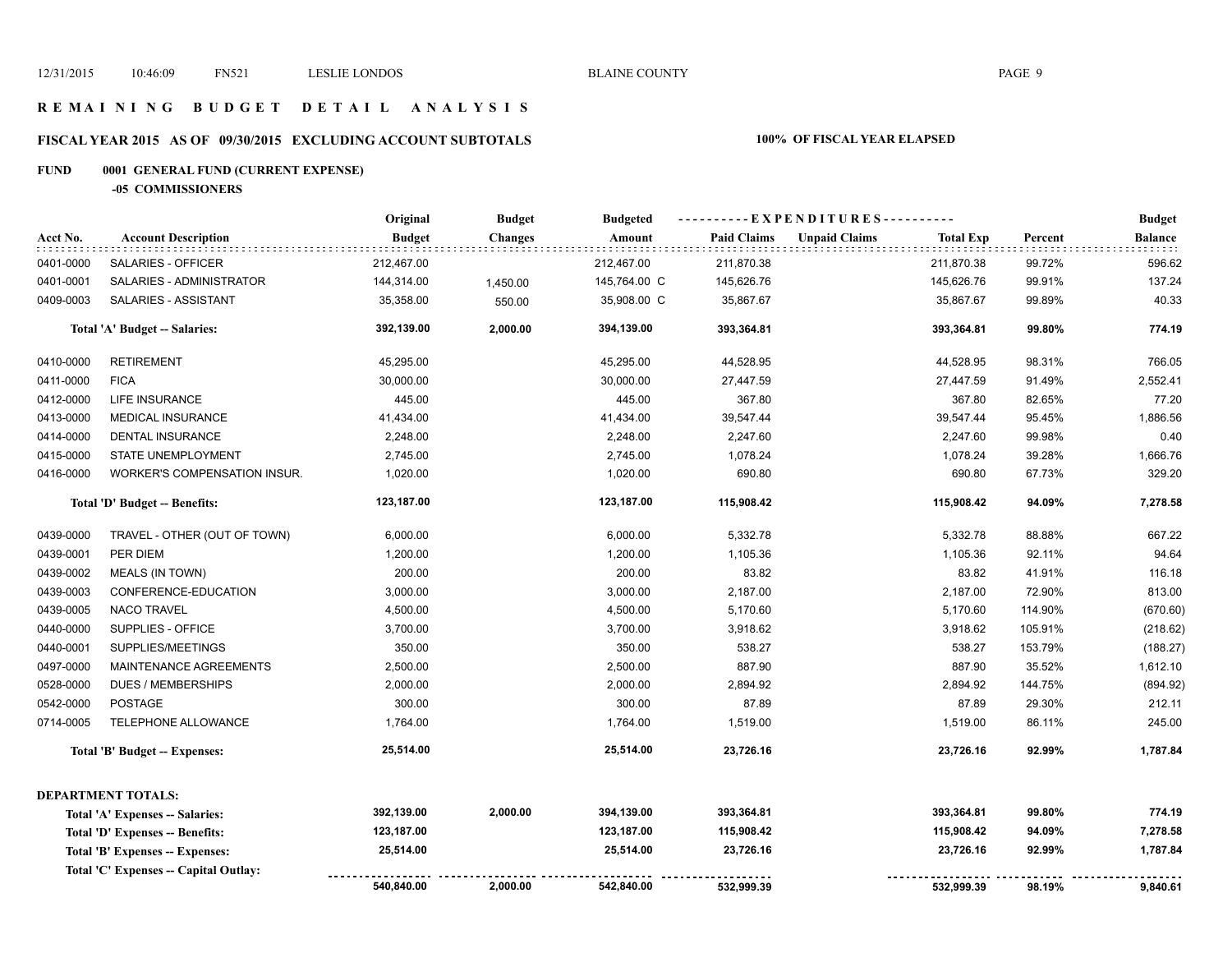# REMAINING BUDGET DETAIL ANALYSIS

## FISCAL YEAR 2015 AS OF 09/30/2015 EXCLUDING ACCOUNT SUBTOTALS

**100% OF FISCAL YEAR ELAPSED**

### FUND 0001 GENERAL FUND (CURRENT EXPENSE)

**-05 COMMISSIONERS**

| Acct No. | Account Description | Original Budget | Budget Changes | Budgeted Amount | Paid Claims | Unpaid Claims | Total Exp | Percent | Budget Balance |
|---|---|---|---|---|---|---|---|---|---|
| 0401-0000 | SALARIES - OFFICER | 212,467.00 | | 212,467.00 | 211,870.38 | | 211,870.38 | 99.72% | 596.62 |
| 0401-0001 | SALARIES - ADMINISTRATOR | 144,314.00 | 1,450.00 | 145,764.00 C | 145,626.76 | | 145,626.76 | 99.91% | 137.24 |
| 0409-0003 | SALARIES - ASSISTANT | 35,358.00 | 550.00 | 35,908.00 C | 35,867.67 | | 35,867.67 | 99.89% | 40.33 |
| | **Total 'A' Budget -- Salaries:** | **392,139.00** | **2,000.00** | **394,139.00** | **393,364.81** | | **393,364.81** | **99.80%** | **774.19** |
| 0410-0000 | RETIREMENT | 45,295.00 | | 45,295.00 | 44,528.95 | | 44,528.95 | 98.31% | 766.05 |
| 0411-0000 | FICA | 30,000.00 | | 30,000.00 | 27,447.59 | | 27,447.59 | 91.49% | 2,552.41 |
| 0412-0000 | LIFE INSURANCE | 445.00 | | 445.00 | 367.80 | | 367.80 | 82.65% | 77.20 |
| 0413-0000 | MEDICAL INSURANCE | 41,434.00 | | 41,434.00 | 39,547.44 | | 39,547.44 | 95.45% | 1,886.56 |
| 0414-0000 | DENTAL INSURANCE | 2,248.00 | | 2,248.00 | 2,247.60 | | 2,247.60 | 99.98% | 0.40 |
| 0415-0000 | STATE UNEMPLOYMENT | 2,745.00 | | 2,745.00 | 1,078.24 | | 1,078.24 | 39.28% | 1,666.76 |
| 0416-0000 | WORKER'S COMPENSATION INSUR. | 1,020.00 | | 1,020.00 | 690.80 | | 690.80 | 67.73% | 329.20 |
| | **Total 'D' Budget -- Benefits:** | **123,187.00** | | **123,187.00** | **115,908.42** | | **115,908.42** | **94.09%** | **7,278.58** |
| 0439-0000 | TRAVEL - OTHER (OUT OF TOWN) | 6,000.00 | | 6,000.00 | 5,332.78 | | 5,332.78 | 88.88% | 667.22 |
| 0439-0001 | PER DIEM | 1,200.00 | | 1,200.00 | 1,105.36 | | 1,105.36 | 92.11% | 94.64 |
| 0439-0002 | MEALS (IN TOWN) | 200.00 | | 200.00 | 83.82 | | 83.82 | 41.91% | 116.18 |
| 0439-0003 | CONFERENCE-EDUCATION | 3,000.00 | | 3,000.00 | 2,187.00 | | 2,187.00 | 72.90% | 813.00 |
| 0439-0005 | NACO TRAVEL | 4,500.00 | | 4,500.00 | 5,170.60 | | 5,170.60 | 114.90% | (670.60) |
| 0440-0000 | SUPPLIES - OFFICE | 3,700.00 | | 3,700.00 | 3,918.62 | | 3,918.62 | 105.91% | (218.62) |
| 0440-0001 | SUPPLIES/MEETINGS | 350.00 | | 350.00 | 538.27 | | 538.27 | 153.79% | (188.27) |
| 0497-0000 | MAINTENANCE AGREEMENTS | 2,500.00 | | 2,500.00 | 887.90 | | 887.90 | 35.52% | 1,612.10 |
| 0528-0000 | DUES / MEMBERSHIPS | 2,000.00 | | 2,000.00 | 2,894.92 | | 2,894.92 | 144.75% | (894.92) |
| 0542-0000 | POSTAGE | 300.00 | | 300.00 | 87.89 | | 87.89 | 29.30% | 212.11 |
| 0714-0005 | TELEPHONE ALLOWANCE | 1,764.00 | | 1,764.00 | 1,519.00 | | 1,519.00 | 86.11% | 245.00 |
| | **Total 'B' Budget -- Expenses:** | **25,514.00** | | **25,514.00** | **23,726.16** | | **23,726.16** | **92.99%** | **1,787.84** |

**DEPARTMENT TOTALS:**

| | Original Budget | Budget Changes | Budgeted Amount | Paid Claims | Unpaid Claims | Total Exp | Percent | Budget Balance |
|---|---|---|---|---|---|---|---|---|
| **Total 'A' Expenses -- Salaries:** | **392,139.00** | **2,000.00** | **394,139.00** | **393,364.81** | | **393,364.81** | **99.80%** | **774.19** |
| **Total 'D' Expenses -- Benefits:** | **123,187.00** | | **123,187.00** | **115,908.42** | | **115,908.42** | **94.09%** | **7,278.58** |
| **Total 'B' Expenses -- Expenses:** | **25,514.00** | | **25,514.00** | **23,726.16** | | **23,726.16** | **92.99%** | **1,787.84** |
| **Total 'C' Expenses -- Capital Outlay:** | | | | | | | | |
| | **540,840.00** | **2,000.00** | **542,840.00** | **532,999.39** | | **532,999.39** | **98.19%** | **9,840.61** |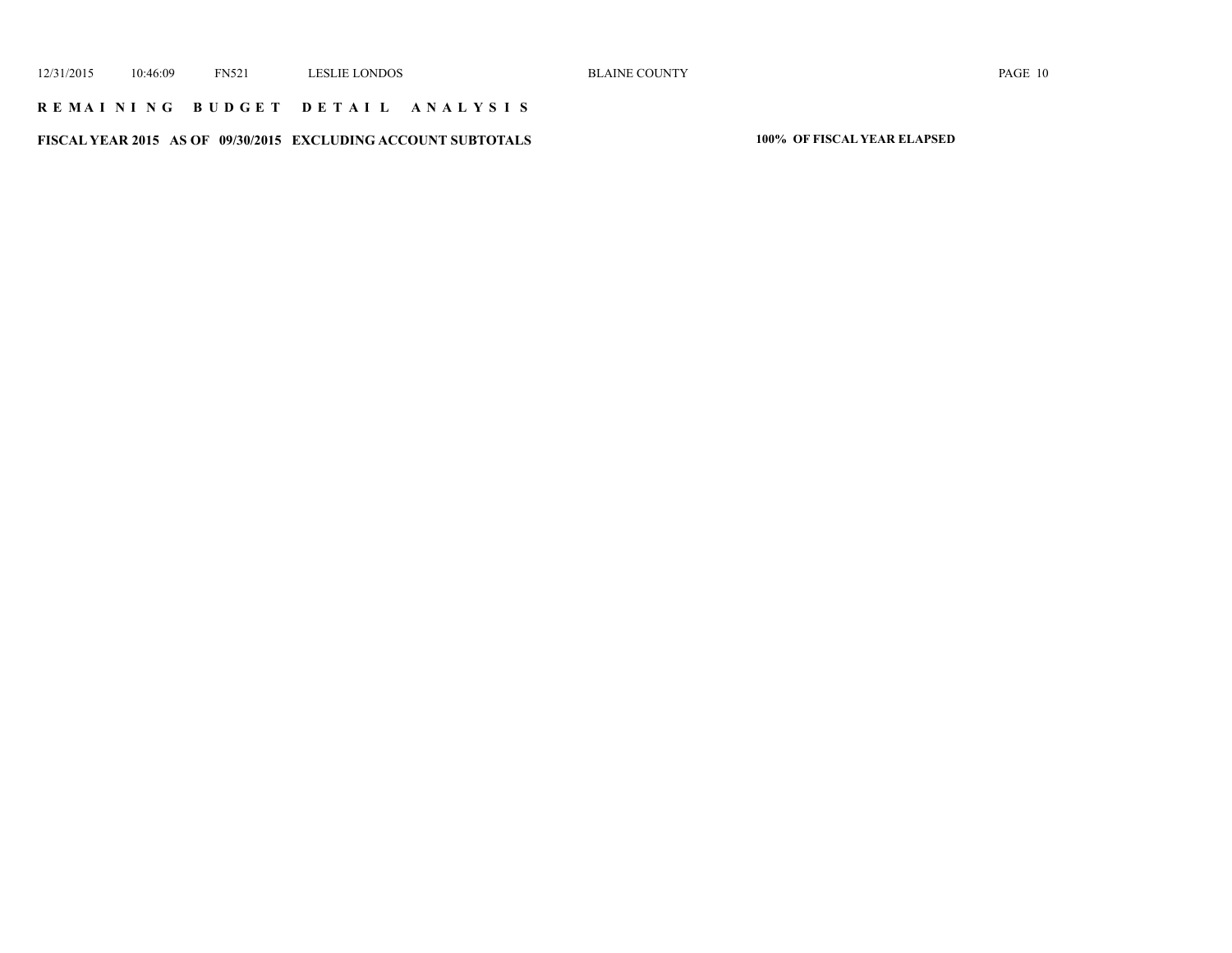## REMAINING BUDGET DETAIL ANALYSIS

**FISCAL YEAR 2015 AS OF 09/30/2015 EXCLUDING ACCOUNT SUBTOTALS** **100% OF FISCAL YEAR ELAPSED**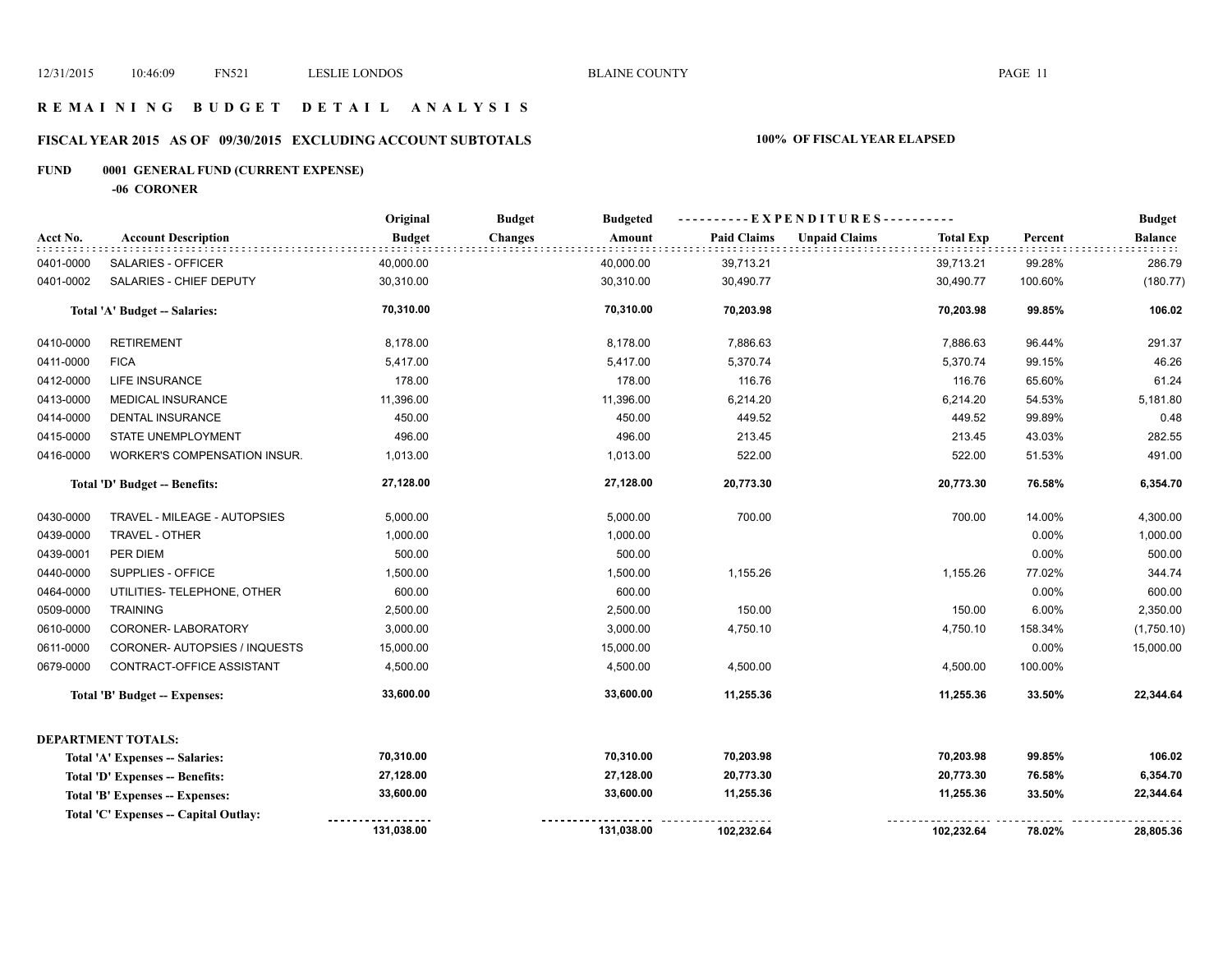# R E M A I N I N G  B U D G E T  D E T A I L  A N A L Y S I S

## FISCAL YEAR 2015 AS OF 09/30/2015 EXCLUDING ACCOUNT SUBTOTALS

**100% OF FISCAL YEAR ELAPSED**

### FUND 0001 GENERAL FUND (CURRENT EXPENSE)

**-06 CORONER**

| Acct No. | Account Description | Original Budget | Budget Changes | Budgeted Amount | Paid Claims | Unpaid Claims | Total Exp | Percent | Budget Balance |
|---|---|---|---|---|---|---|---|---|---|
| 0401-0000 | SALARIES - OFFICER | 40,000.00 | | 40,000.00 | 39,713.21 | | 39,713.21 | 99.28% | 286.79 |
| 0401-0002 | SALARIES - CHIEF DEPUTY | 30,310.00 | | 30,310.00 | 30,490.77 | | 30,490.77 | 100.60% | (180.77) |
| | **Total 'A' Budget -- Salaries:** | **70,310.00** | | **70,310.00** | **70,203.98** | | **70,203.98** | **99.85%** | **106.02** |
| 0410-0000 | RETIREMENT | 8,178.00 | | 8,178.00 | 7,886.63 | | 7,886.63 | 96.44% | 291.37 |
| 0411-0000 | FICA | 5,417.00 | | 5,417.00 | 5,370.74 | | 5,370.74 | 99.15% | 46.26 |
| 0412-0000 | LIFE INSURANCE | 178.00 | | 178.00 | 116.76 | | 116.76 | 65.60% | 61.24 |
| 0413-0000 | MEDICAL INSURANCE | 11,396.00 | | 11,396.00 | 6,214.20 | | 6,214.20 | 54.53% | 5,181.80 |
| 0414-0000 | DENTAL INSURANCE | 450.00 | | 450.00 | 449.52 | | 449.52 | 99.89% | 0.48 |
| 0415-0000 | STATE UNEMPLOYMENT | 496.00 | | 496.00 | 213.45 | | 213.45 | 43.03% | 282.55 |
| 0416-0000 | WORKER'S COMPENSATION INSUR. | 1,013.00 | | 1,013.00 | 522.00 | | 522.00 | 51.53% | 491.00 |
| | **Total 'D' Budget -- Benefits:** | **27,128.00** | | **27,128.00** | **20,773.30** | | **20,773.30** | **76.58%** | **6,354.70** |
| 0430-0000 | TRAVEL - MILEAGE - AUTOPSIES | 5,000.00 | | 5,000.00 | 700.00 | | 700.00 | 14.00% | 4,300.00 |
| 0439-0000 | TRAVEL - OTHER | 1,000.00 | | 1,000.00 | | | | 0.00% | 1,000.00 |
| 0439-0001 | PER DIEM | 500.00 | | 500.00 | | | | 0.00% | 500.00 |
| 0440-0000 | SUPPLIES - OFFICE | 1,500.00 | | 1,500.00 | 1,155.26 | | 1,155.26 | 77.02% | 344.74 |
| 0464-0000 | UTILITIES- TELEPHONE, OTHER | 600.00 | | 600.00 | | | | 0.00% | 600.00 |
| 0509-0000 | TRAINING | 2,500.00 | | 2,500.00 | 150.00 | | 150.00 | 6.00% | 2,350.00 |
| 0610-0000 | CORONER- LABORATORY | 3,000.00 | | 3,000.00 | 4,750.10 | | 4,750.10 | 158.34% | (1,750.10) |
| 0611-0000 | CORONER- AUTOPSIES / INQUESTS | 15,000.00 | | 15,000.00 | | | | 0.00% | 15,000.00 |
| 0679-0000 | CONTRACT-OFFICE ASSISTANT | 4,500.00 | | 4,500.00 | 4,500.00 | | 4,500.00 | 100.00% | |
| | **Total 'B' Budget -- Expenses:** | **33,600.00** | | **33,600.00** | **11,255.36** | | **11,255.36** | **33.50%** | **22,344.64** |

**DEPARTMENT TOTALS:**

| | Original Budget | Budget Changes | Budgeted Amount | Paid Claims | Unpaid Claims | Total Exp | Percent | Budget Balance |
|---|---|---|---|---|---|---|---|---|
| **Total 'A' Expenses -- Salaries:** | **70,310.00** | | **70,310.00** | **70,203.98** | | **70,203.98** | **99.85%** | **106.02** |
| **Total 'D' Expenses -- Benefits:** | **27,128.00** | | **27,128.00** | **20,773.30** | | **20,773.30** | **76.58%** | **6,354.70** |
| **Total 'B' Expenses -- Expenses:** | **33,600.00** | | **33,600.00** | **11,255.36** | | **11,255.36** | **33.50%** | **22,344.64** |
| **Total 'C' Expenses -- Capital Outlay:** | | | | | | | | |
| | **131,038.00** | | **131,038.00** | **102,232.64** | | **102,232.64** | **78.02%** | **28,805.36** |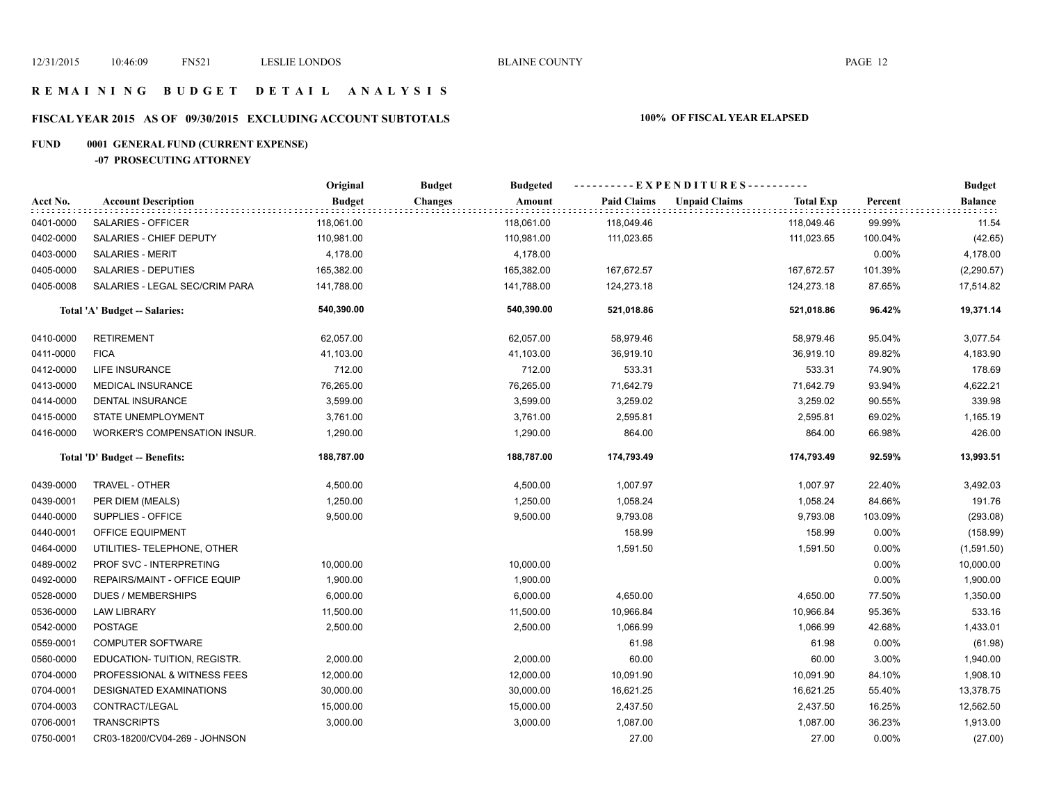# R E M A I N I N G   B U D G E T   D E T A I L   A N A L Y S I S

## FISCAL YEAR 2015 AS OF 09/30/2015 EXCLUDING ACCOUNT SUBTOTALS

**100% OF FISCAL YEAR ELAPSED**

**FUND 0001 GENERAL FUND (CURRENT EXPENSE)**

**-07 PROSECUTING ATTORNEY**

| Acct No. | Account Description | Original Budget | Budget Changes | Budgeted Amount | Paid Claims | Unpaid Claims | Total Exp | Percent | Budget Balance |
|---|---|---|---|---|---|---|---|---|---|
| 0401-0000 | SALARIES - OFFICER | 118,061.00 | | 118,061.00 | 118,049.46 | | 118,049.46 | 99.99% | 11.54 |
| 0402-0000 | SALARIES - CHIEF DEPUTY | 110,981.00 | | 110,981.00 | 111,023.65 | | 111,023.65 | 100.04% | (42.65) |
| 0403-0000 | SALARIES - MERIT | 4,178.00 | | 4,178.00 | | | | 0.00% | 4,178.00 |
| 0405-0000 | SALARIES - DEPUTIES | 165,382.00 | | 165,382.00 | 167,672.57 | | 167,672.57 | 101.39% | (2,290.57) |
| 0405-0008 | SALARIES - LEGAL SEC/CRIM PARA | 141,788.00 | | 141,788.00 | 124,273.18 | | 124,273.18 | 87.65% | 17,514.82 |
| | **Total 'A' Budget -- Salaries:** | **540,390.00** | | **540,390.00** | **521,018.86** | | **521,018.86** | **96.42%** | **19,371.14** |
| 0410-0000 | RETIREMENT | 62,057.00 | | 62,057.00 | 58,979.46 | | 58,979.46 | 95.04% | 3,077.54 |
| 0411-0000 | FICA | 41,103.00 | | 41,103.00 | 36,919.10 | | 36,919.10 | 89.82% | 4,183.90 |
| 0412-0000 | LIFE INSURANCE | 712.00 | | 712.00 | 533.31 | | 533.31 | 74.90% | 178.69 |
| 0413-0000 | MEDICAL INSURANCE | 76,265.00 | | 76,265.00 | 71,642.79 | | 71,642.79 | 93.94% | 4,622.21 |
| 0414-0000 | DENTAL INSURANCE | 3,599.00 | | 3,599.00 | 3,259.02 | | 3,259.02 | 90.55% | 339.98 |
| 0415-0000 | STATE UNEMPLOYMENT | 3,761.00 | | 3,761.00 | 2,595.81 | | 2,595.81 | 69.02% | 1,165.19 |
| 0416-0000 | WORKER'S COMPENSATION INSUR. | 1,290.00 | | 1,290.00 | 864.00 | | 864.00 | 66.98% | 426.00 |
| | **Total 'D' Budget -- Benefits:** | **188,787.00** | | **188,787.00** | **174,793.49** | | **174,793.49** | **92.59%** | **13,993.51** |
| 0439-0000 | TRAVEL - OTHER | 4,500.00 | | 4,500.00 | 1,007.97 | | 1,007.97 | 22.40% | 3,492.03 |
| 0439-0001 | PER DIEM (MEALS) | 1,250.00 | | 1,250.00 | 1,058.24 | | 1,058.24 | 84.66% | 191.76 |
| 0440-0000 | SUPPLIES - OFFICE | 9,500.00 | | 9,500.00 | 9,793.08 | | 9,793.08 | 103.09% | (293.08) |
| 0440-0001 | OFFICE EQUIPMENT | | | | 158.99 | | 158.99 | 0.00% | (158.99) |
| 0464-0000 | UTILITIES- TELEPHONE, OTHER | | | | 1,591.50 | | 1,591.50 | 0.00% | (1,591.50) |
| 0489-0002 | PROF SVC - INTERPRETING | 10,000.00 | | 10,000.00 | | | | 0.00% | 10,000.00 |
| 0492-0000 | REPAIRS/MAINT - OFFICE EQUIP | 1,900.00 | | 1,900.00 | | | | 0.00% | 1,900.00 |
| 0528-0000 | DUES / MEMBERSHIPS | 6,000.00 | | 6,000.00 | 4,650.00 | | 4,650.00 | 77.50% | 1,350.00 |
| 0536-0000 | LAW LIBRARY | 11,500.00 | | 11,500.00 | 10,966.84 | | 10,966.84 | 95.36% | 533.16 |
| 0542-0000 | POSTAGE | 2,500.00 | | 2,500.00 | 1,066.99 | | 1,066.99 | 42.68% | 1,433.01 |
| 0559-0001 | COMPUTER SOFTWARE | | | | 61.98 | | 61.98 | 0.00% | (61.98) |
| 0560-0000 | EDUCATION- TUITION, REGISTR. | 2,000.00 | | 2,000.00 | 60.00 | | 60.00 | 3.00% | 1,940.00 |
| 0704-0000 | PROFESSIONAL & WITNESS FEES | 12,000.00 | | 12,000.00 | 10,091.90 | | 10,091.90 | 84.10% | 1,908.10 |
| 0704-0001 | DESIGNATED EXAMINATIONS | 30,000.00 | | 30,000.00 | 16,621.25 | | 16,621.25 | 55.40% | 13,378.75 |
| 0704-0003 | CONTRACT/LEGAL | 15,000.00 | | 15,000.00 | 2,437.50 | | 2,437.50 | 16.25% | 12,562.50 |
| 0706-0001 | TRANSCRIPTS | 3,000.00 | | 3,000.00 | 1,087.00 | | 1,087.00 | 36.23% | 1,913.00 |
| 0750-0001 | CR03-18200/CV04-269 - JOHNSON | | | | 27.00 | | 27.00 | 0.00% | (27.00) |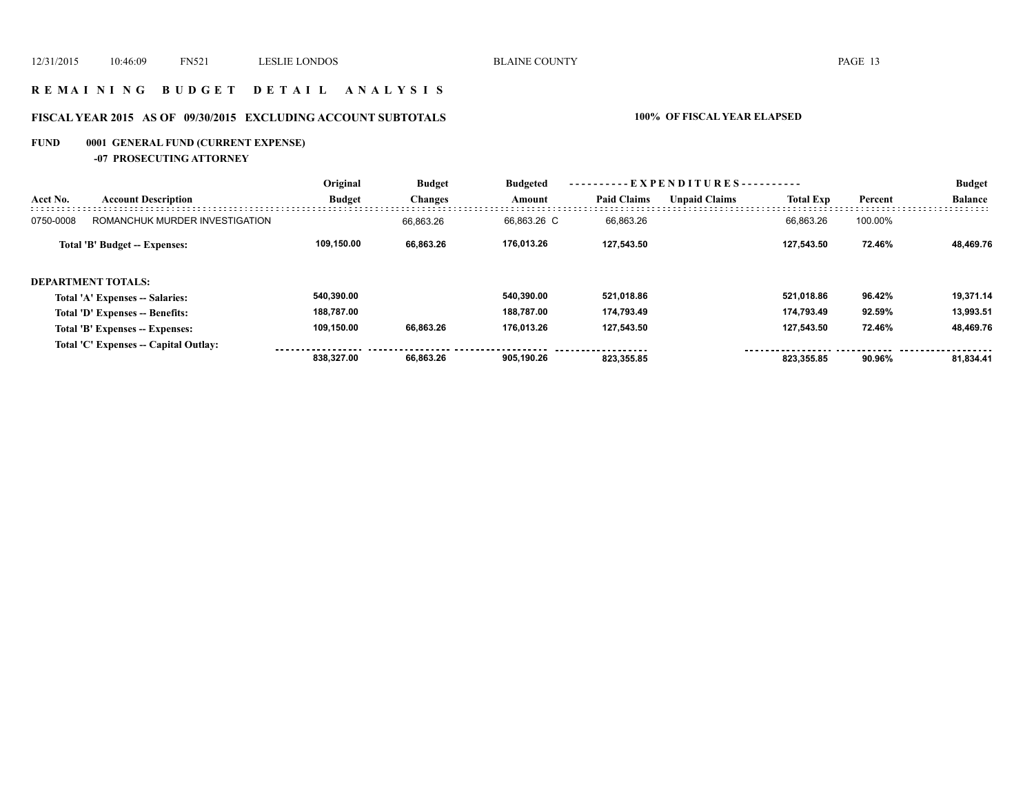# REMAINING BUDGET DETAIL ANALYSIS

## FISCAL YEAR 2015 AS OF 09/30/2015 EXCLUDING ACCOUNT SUBTOTALS

**100% OF FISCAL YEAR ELAPSED**

### FUND 0001 GENERAL FUND (CURRENT EXPENSE)

#### -07 PROSECUTING ATTORNEY

| Acct No. | Account Description | Original Budget | Budget Changes | Budgeted Amount | Paid Claims | Unpaid Claims | Total Exp | Percent | Budget Balance |
|---|---|---|---|---|---|---|---|---|---|
| 0750-0008 | ROMANCHUK MURDER INVESTIGATION | | 66,863.26 | 66,863.26 C | 66,863.26 | | 66,863.26 | 100.00% | |
| | **Total 'B' Budget -- Expenses:** | **109,150.00** | **66,863.26** | **176,013.26** | **127,543.50** | | **127,543.50** | **72.46%** | **48,469.76** |
| | **DEPARTMENT TOTALS:** | | | | | | | | |
| | **Total 'A' Expenses -- Salaries:** | **540,390.00** | | **540,390.00** | **521,018.86** | | **521,018.86** | **96.42%** | **19,371.14** |
| | **Total 'D' Expenses -- Benefits:** | **188,787.00** | | **188,787.00** | **174,793.49** | | **174,793.49** | **92.59%** | **13,993.51** |
| | **Total 'B' Expenses -- Expenses:** | **109,150.00** | **66,863.26** | **176,013.26** | **127,543.50** | | **127,543.50** | **72.46%** | **48,469.76** |
| | **Total 'C' Expenses -- Capital Outlay:** | | | | | | | | |
| | | **838,327.00** | **66,863.26** | **905,190.26** | **823,355.85** | | **823,355.85** | **90.96%** | **81,834.41** |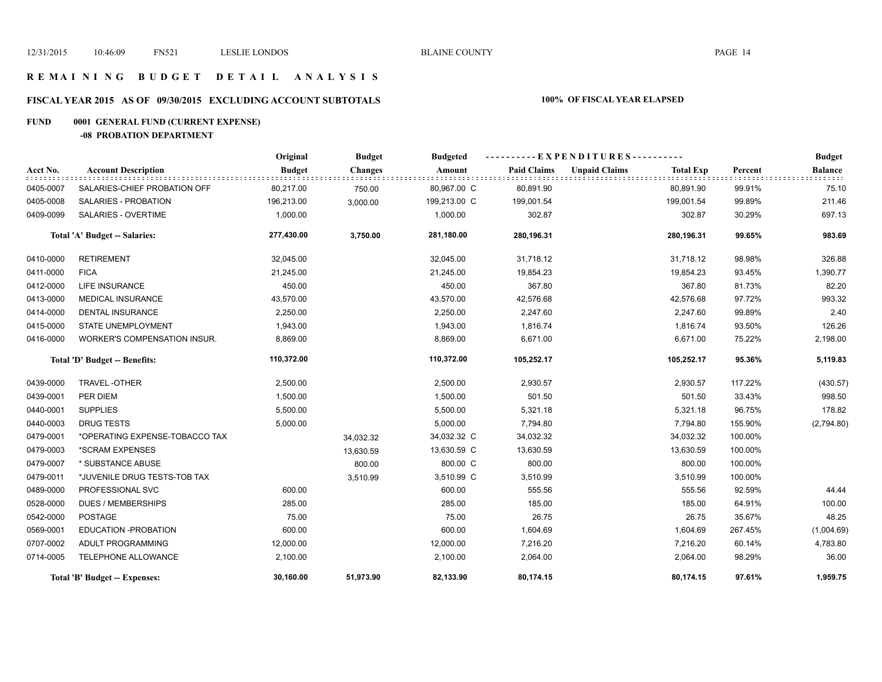## REMAINING BUDGET DETAIL ANALYSIS

### FISCAL YEAR 2015 AS OF 09/30/2015 EXCLUDING ACCOUNT SUBTOTALS

**100% OF FISCAL YEAR ELAPSED**

**FUND 0001 GENERAL FUND (CURRENT EXPENSE)**

**-08 PROBATION DEPARTMENT**

| Acct No. | Account Description | Original Budget | Budget Changes | Budgeted Amount | Paid Claims | Unpaid Claims | Total Exp | Percent | Budget Balance |
|---|---|---|---|---|---|---|---|---|---|
| 0405-0007 | SALARIES-CHIEF PROBATION OFF | 80,217.00 | 750.00 | 80,967.00 C | 80,891.90 | | 80,891.90 | 99.91% | 75.10 |
| 0405-0008 | SALARIES - PROBATION | 196,213.00 | 3,000.00 | 199,213.00 C | 199,001.54 | | 199,001.54 | 99.89% | 211.46 |
| 0409-0099 | SALARIES - OVERTIME | 1,000.00 | | 1,000.00 | 302.87 | | 302.87 | 30.29% | 697.13 |
| | **Total 'A' Budget -- Salaries:** | **277,430.00** | **3,750.00** | **281,180.00** | **280,196.31** | | **280,196.31** | **99.65%** | **983.69** |
| 0410-0000 | RETIREMENT | 32,045.00 | | 32,045.00 | 31,718.12 | | 31,718.12 | 98.98% | 326.88 |
| 0411-0000 | FICA | 21,245.00 | | 21,245.00 | 19,854.23 | | 19,854.23 | 93.45% | 1,390.77 |
| 0412-0000 | LIFE INSURANCE | 450.00 | | 450.00 | 367.80 | | 367.80 | 81.73% | 82.20 |
| 0413-0000 | MEDICAL INSURANCE | 43,570.00 | | 43,570.00 | 42,576.68 | | 42,576.68 | 97.72% | 993.32 |
| 0414-0000 | DENTAL INSURANCE | 2,250.00 | | 2,250.00 | 2,247.60 | | 2,247.60 | 99.89% | 2.40 |
| 0415-0000 | STATE UNEMPLOYMENT | 1,943.00 | | 1,943.00 | 1,816.74 | | 1,816.74 | 93.50% | 126.26 |
| 0416-0000 | WORKER'S COMPENSATION INSUR. | 8,869.00 | | 8,869.00 | 6,671.00 | | 6,671.00 | 75.22% | 2,198.00 |
| | **Total 'D' Budget -- Benefits:** | **110,372.00** | | **110,372.00** | **105,252.17** | | **105,252.17** | **95.36%** | **5,119.83** |
| 0439-0000 | TRAVEL -OTHER | 2,500.00 | | 2,500.00 | 2,930.57 | | 2,930.57 | 117.22% | (430.57) |
| 0439-0001 | PER DIEM | 1,500.00 | | 1,500.00 | 501.50 | | 501.50 | 33.43% | 998.50 |
| 0440-0001 | SUPPLIES | 5,500.00 | | 5,500.00 | 5,321.18 | | 5,321.18 | 96.75% | 178.82 |
| 0440-0003 | DRUG TESTS | 5,000.00 | | 5,000.00 | 7,794.80 | | 7,794.80 | 155.90% | (2,794.80) |
| 0479-0001 | *OPERATING EXPENSE-TOBACCO TAX | | 34,032.32 | 34,032.32 C | 34,032.32 | | 34,032.32 | 100.00% | |
| 0479-0003 | *SCRAM EXPENSES | | 13,630.59 | 13,630.59 C | 13,630.59 | | 13,630.59 | 100.00% | |
| 0479-0007 | * SUBSTANCE ABUSE | | 800.00 | 800.00 C | 800.00 | | 800.00 | 100.00% | |
| 0479-0011 | *JUVENILE DRUG TESTS-TOB TAX | | 3,510.99 | 3,510.99 C | 3,510.99 | | 3,510.99 | 100.00% | |
| 0489-0000 | PROFESSIONAL SVC | 600.00 | | 600.00 | 555.56 | | 555.56 | 92.59% | 44.44 |
| 0528-0000 | DUES / MEMBERSHIPS | 285.00 | | 285.00 | 185.00 | | 185.00 | 64.91% | 100.00 |
| 0542-0000 | POSTAGE | 75.00 | | 75.00 | 26.75 | | 26.75 | 35.67% | 48.25 |
| 0569-0001 | EDUCATION -PROBATION | 600.00 | | 600.00 | 1,604.69 | | 1,604.69 | 267.45% | (1,004.69) |
| 0707-0002 | ADULT PROGRAMMING | 12,000.00 | | 12,000.00 | 7,216.20 | | 7,216.20 | 60.14% | 4,783.80 |
| 0714-0005 | TELEPHONE ALLOWANCE | 2,100.00 | | 2,100.00 | 2,064.00 | | 2,064.00 | 98.29% | 36.00 |
| | **Total 'B' Budget -- Expenses:** | **30,160.00** | **51,973.90** | **82,133.90** | **80,174.15** | | **80,174.15** | **97.61%** | **1,959.75** |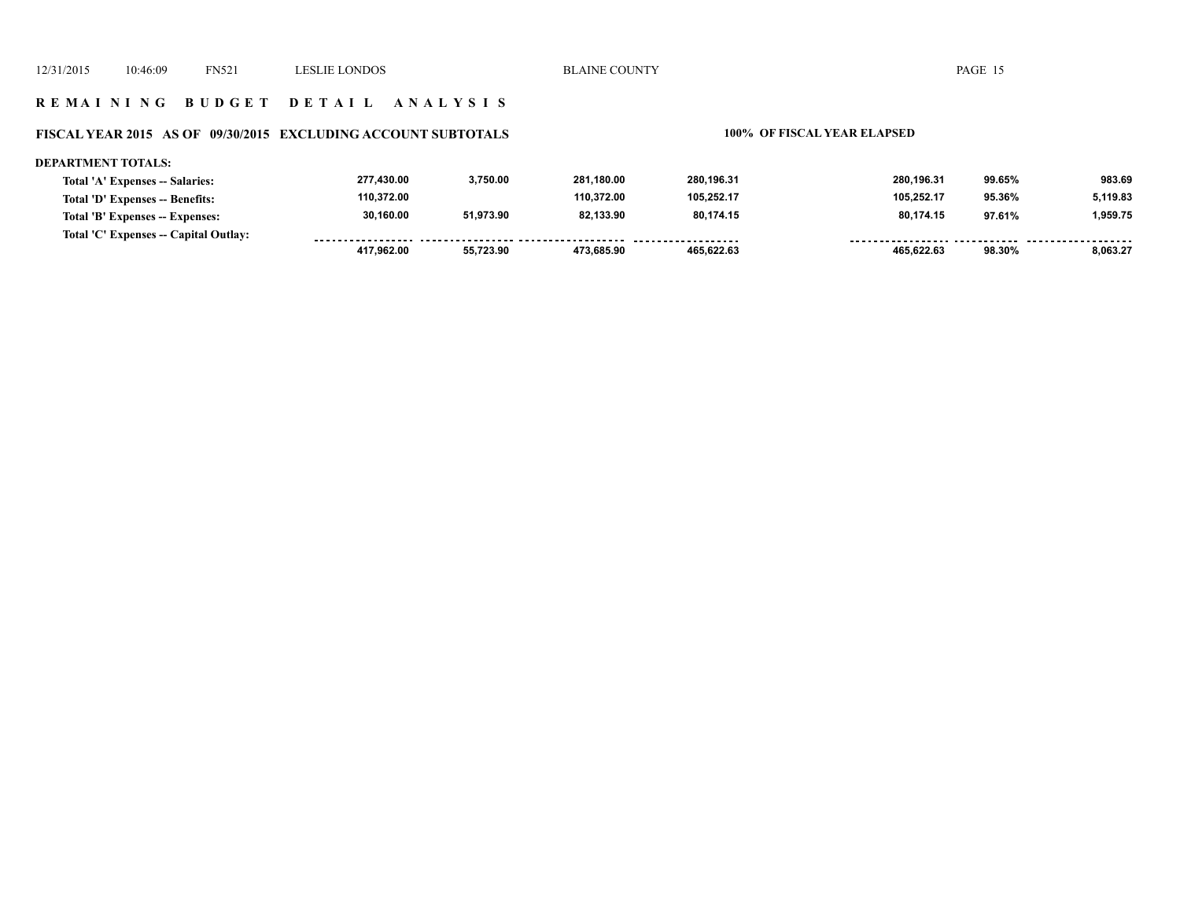## REMAINING BUDGET DETAIL ANALYSIS

### FISCAL YEAR 2015 AS OF 09/30/2015 EXCLUDING ACCOUNT SUBTOTALS

**100% OF FISCAL YEAR ELAPSED**

**DEPARTMENT TOTALS:**

| | | | | | | | |
|---|---|---|---|---|---|---|---|
| Total 'A' Expenses -- Salaries: | 277,430.00 | 3,750.00 | 281,180.00 | 280,196.31 | 280,196.31 | 99.65% | 983.69 |
| Total 'D' Expenses -- Benefits: | 110,372.00 | | 110,372.00 | 105,252.17 | 105,252.17 | 95.36% | 5,119.83 |
| Total 'B' Expenses -- Expenses: | 30,160.00 | 51,973.90 | 82,133.90 | 80,174.15 | 80,174.15 | 97.61% | 1,959.75 |
| Total 'C' Expenses -- Capital Outlay: | | | | | | | |
| | 417,962.00 | 55,723.90 | 473,685.90 | 465,622.63 | 465,622.63 | 98.30% | 8,063.27 |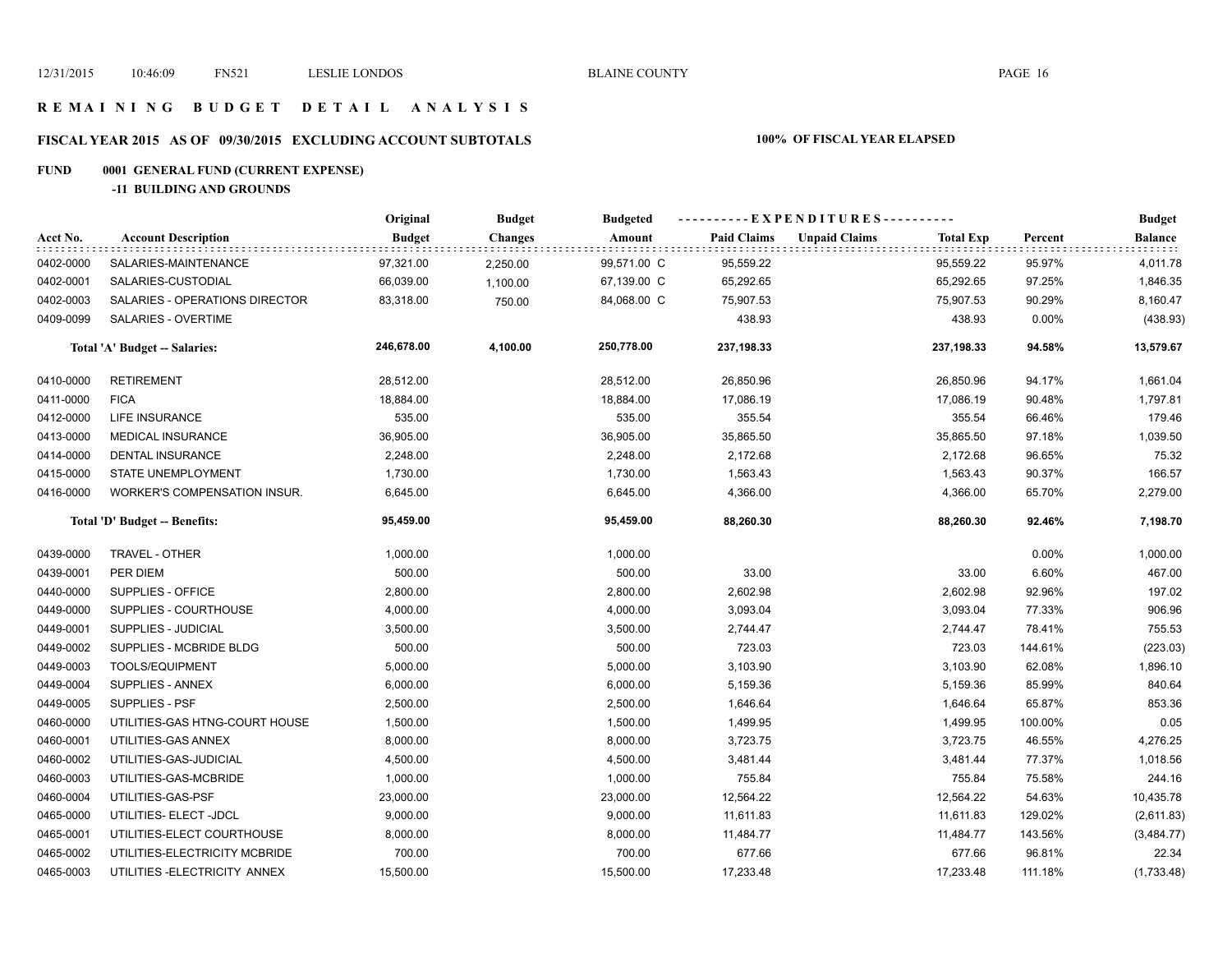# REMAINING BUDGET DETAIL ANALYSIS

## FISCAL YEAR 2015 AS OF 09/30/2015 EXCLUDING ACCOUNT SUBTOTALS

**100% OF FISCAL YEAR ELAPSED**

### FUND 0001 GENERAL FUND (CURRENT EXPENSE)

#### -11 BUILDING AND GROUNDS

| Acct No. | Account Description | Original Budget | Budget Changes | Budgeted Amount | Paid Claims | Unpaid Claims | Total Exp | Percent | Budget Balance |
|---|---|---|---|---|---|---|---|---|---|
| 0402-0000 | SALARIES-MAINTENANCE | 97,321.00 | 2,250.00 | 99,571.00 C | 95,559.22 | | 95,559.22 | 95.97% | 4,011.78 |
| 0402-0001 | SALARIES-CUSTODIAL | 66,039.00 | 1,100.00 | 67,139.00 C | 65,292.65 | | 65,292.65 | 97.25% | 1,846.35 |
| 0402-0003 | SALARIES - OPERATIONS DIRECTOR | 83,318.00 | 750.00 | 84,068.00 C | 75,907.53 | | 75,907.53 | 90.29% | 8,160.47 |
| 0409-0099 | SALARIES - OVERTIME | | | | 438.93 | | 438.93 | 0.00% | (438.93) |
| | **Total 'A' Budget -- Salaries:** | **246,678.00** | **4,100.00** | **250,778.00** | **237,198.33** | | **237,198.33** | **94.58%** | **13,579.67** |
| 0410-0000 | RETIREMENT | 28,512.00 | | 28,512.00 | 26,850.96 | | 26,850.96 | 94.17% | 1,661.04 |
| 0411-0000 | FICA | 18,884.00 | | 18,884.00 | 17,086.19 | | 17,086.19 | 90.48% | 1,797.81 |
| 0412-0000 | LIFE INSURANCE | 535.00 | | 535.00 | 355.54 | | 355.54 | 66.46% | 179.46 |
| 0413-0000 | MEDICAL INSURANCE | 36,905.00 | | 36,905.00 | 35,865.50 | | 35,865.50 | 97.18% | 1,039.50 |
| 0414-0000 | DENTAL INSURANCE | 2,248.00 | | 2,248.00 | 2,172.68 | | 2,172.68 | 96.65% | 75.32 |
| 0415-0000 | STATE UNEMPLOYMENT | 1,730.00 | | 1,730.00 | 1,563.43 | | 1,563.43 | 90.37% | 166.57 |
| 0416-0000 | WORKER'S COMPENSATION INSUR. | 6,645.00 | | 6,645.00 | 4,366.00 | | 4,366.00 | 65.70% | 2,279.00 |
| | **Total 'D' Budget -- Benefits:** | **95,459.00** | | **95,459.00** | **88,260.30** | | **88,260.30** | **92.46%** | **7,198.70** |
| 0439-0000 | TRAVEL - OTHER | 1,000.00 | | 1,000.00 | | | | 0.00% | 1,000.00 |
| 0439-0001 | PER DIEM | 500.00 | | 500.00 | 33.00 | | 33.00 | 6.60% | 467.00 |
| 0440-0000 | SUPPLIES - OFFICE | 2,800.00 | | 2,800.00 | 2,602.98 | | 2,602.98 | 92.96% | 197.02 |
| 0449-0000 | SUPPLIES - COURTHOUSE | 4,000.00 | | 4,000.00 | 3,093.04 | | 3,093.04 | 77.33% | 906.96 |
| 0449-0001 | SUPPLIES - JUDICIAL | 3,500.00 | | 3,500.00 | 2,744.47 | | 2,744.47 | 78.41% | 755.53 |
| 0449-0002 | SUPPLIES - MCBRIDE BLDG | 500.00 | | 500.00 | 723.03 | | 723.03 | 144.61% | (223.03) |
| 0449-0003 | TOOLS/EQUIPMENT | 5,000.00 | | 5,000.00 | 3,103.90 | | 3,103.90 | 62.08% | 1,896.10 |
| 0449-0004 | SUPPLIES - ANNEX | 6,000.00 | | 6,000.00 | 5,159.36 | | 5,159.36 | 85.99% | 840.64 |
| 0449-0005 | SUPPLIES - PSF | 2,500.00 | | 2,500.00 | 1,646.64 | | 1,646.64 | 65.87% | 853.36 |
| 0460-0000 | UTILITIES-GAS HTNG-COURT HOUSE | 1,500.00 | | 1,500.00 | 1,499.95 | | 1,499.95 | 100.00% | 0.05 |
| 0460-0001 | UTILITIES-GAS ANNEX | 8,000.00 | | 8,000.00 | 3,723.75 | | 3,723.75 | 46.55% | 4,276.25 |
| 0460-0002 | UTILITIES-GAS-JUDICIAL | 4,500.00 | | 4,500.00 | 3,481.44 | | 3,481.44 | 77.37% | 1,018.56 |
| 0460-0003 | UTILITIES-GAS-MCBRIDE | 1,000.00 | | 1,000.00 | 755.84 | | 755.84 | 75.58% | 244.16 |
| 0460-0004 | UTILITIES-GAS-PSF | 23,000.00 | | 23,000.00 | 12,564.22 | | 12,564.22 | 54.63% | 10,435.78 |
| 0465-0000 | UTILITIES- ELECT -JDCL | 9,000.00 | | 9,000.00 | 11,611.83 | | 11,611.83 | 129.02% | (2,611.83) |
| 0465-0001 | UTILITIES-ELECT COURTHOUSE | 8,000.00 | | 8,000.00 | 11,484.77 | | 11,484.77 | 143.56% | (3,484.77) |
| 0465-0002 | UTILITIES-ELECTRICITY MCBRIDE | 700.00 | | 700.00 | 677.66 | | 677.66 | 96.81% | 22.34 |
| 0465-0003 | UTILITIES -ELECTRICITY ANNEX | 15,500.00 | | 15,500.00 | 17,233.48 | | 17,233.48 | 111.18% | (1,733.48) |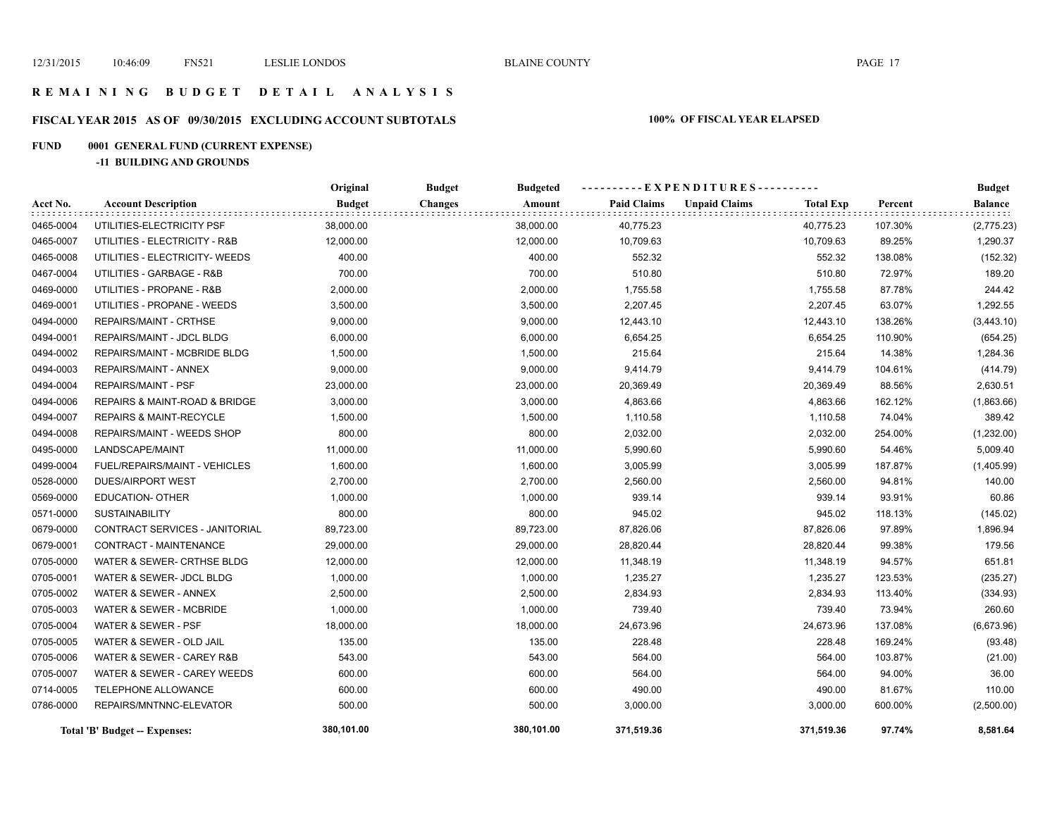# REMAINING BUDGET DETAIL ANALYSIS

## FISCAL YEAR 2015 AS OF 09/30/2015 EXCLUDING ACCOUNT SUBTOTALS

**100% OF FISCAL YEAR ELAPSED**

### FUND 0001 GENERAL FUND (CURRENT EXPENSE)

#### -11 BUILDING AND GROUNDS

| Acct No. | Account Description | Original Budget | Budget Changes | Budgeted Amount | Paid Claims | Unpaid Claims | Total Exp | Percent | Budget Balance |
|---|---|---|---|---|---|---|---|---|---|
| 0465-0004 | UTILITIES-ELECTRICITY PSF | 38,000.00 | | 38,000.00 | 40,775.23 | | 40,775.23 | 107.30% | (2,775.23) |
| 0465-0007 | UTILITIES - ELECTRICITY - R&B | 12,000.00 | | 12,000.00 | 10,709.63 | | 10,709.63 | 89.25% | 1,290.37 |
| 0465-0008 | UTILITIES - ELECTRICITY- WEEDS | 400.00 | | 400.00 | 552.32 | | 552.32 | 138.08% | (152.32) |
| 0467-0004 | UTILITIES - GARBAGE - R&B | 700.00 | | 700.00 | 510.80 | | 510.80 | 72.97% | 189.20 |
| 0469-0000 | UTILITIES - PROPANE - R&B | 2,000.00 | | 2,000.00 | 1,755.58 | | 1,755.58 | 87.78% | 244.42 |
| 0469-0001 | UTILITIES - PROPANE - WEEDS | 3,500.00 | | 3,500.00 | 2,207.45 | | 2,207.45 | 63.07% | 1,292.55 |
| 0494-0000 | REPAIRS/MAINT - CRTHSE | 9,000.00 | | 9,000.00 | 12,443.10 | | 12,443.10 | 138.26% | (3,443.10) |
| 0494-0001 | REPAIRS/MAINT - JDCL BLDG | 6,000.00 | | 6,000.00 | 6,654.25 | | 6,654.25 | 110.90% | (654.25) |
| 0494-0002 | REPAIRS/MAINT - MCBRIDE BLDG | 1,500.00 | | 1,500.00 | 215.64 | | 215.64 | 14.38% | 1,284.36 |
| 0494-0003 | REPAIRS/MAINT - ANNEX | 9,000.00 | | 9,000.00 | 9,414.79 | | 9,414.79 | 104.61% | (414.79) |
| 0494-0004 | REPAIRS/MAINT - PSF | 23,000.00 | | 23,000.00 | 20,369.49 | | 20,369.49 | 88.56% | 2,630.51 |
| 0494-0006 | REPAIRS & MAINT-ROAD & BRIDGE | 3,000.00 | | 3,000.00 | 4,863.66 | | 4,863.66 | 162.12% | (1,863.66) |
| 0494-0007 | REPAIRS & MAINT-RECYCLE | 1,500.00 | | 1,500.00 | 1,110.58 | | 1,110.58 | 74.04% | 389.42 |
| 0494-0008 | REPAIRS/MAINT - WEEDS SHOP | 800.00 | | 800.00 | 2,032.00 | | 2,032.00 | 254.00% | (1,232.00) |
| 0495-0000 | LANDSCAPE/MAINT | 11,000.00 | | 11,000.00 | 5,990.60 | | 5,990.60 | 54.46% | 5,009.40 |
| 0499-0004 | FUEL/REPAIRS/MAINT - VEHICLES | 1,600.00 | | 1,600.00 | 3,005.99 | | 3,005.99 | 187.87% | (1,405.99) |
| 0528-0000 | DUES/AIRPORT WEST | 2,700.00 | | 2,700.00 | 2,560.00 | | 2,560.00 | 94.81% | 140.00 |
| 0569-0000 | EDUCATION- OTHER | 1,000.00 | | 1,000.00 | 939.14 | | 939.14 | 93.91% | 60.86 |
| 0571-0000 | SUSTAINABILITY | 800.00 | | 800.00 | 945.02 | | 945.02 | 118.13% | (145.02) |
| 0679-0000 | CONTRACT SERVICES - JANITORIAL | 89,723.00 | | 89,723.00 | 87,826.06 | | 87,826.06 | 97.89% | 1,896.94 |
| 0679-0001 | CONTRACT - MAINTENANCE | 29,000.00 | | 29,000.00 | 28,820.44 | | 28,820.44 | 99.38% | 179.56 |
| 0705-0000 | WATER & SEWER- CRTHSE BLDG | 12,000.00 | | 12,000.00 | 11,348.19 | | 11,348.19 | 94.57% | 651.81 |
| 0705-0001 | WATER & SEWER- JDCL BLDG | 1,000.00 | | 1,000.00 | 1,235.27 | | 1,235.27 | 123.53% | (235.27) |
| 0705-0002 | WATER & SEWER - ANNEX | 2,500.00 | | 2,500.00 | 2,834.93 | | 2,834.93 | 113.40% | (334.93) |
| 0705-0003 | WATER & SEWER - MCBRIDE | 1,000.00 | | 1,000.00 | 739.40 | | 739.40 | 73.94% | 260.60 |
| 0705-0004 | WATER & SEWER - PSF | 18,000.00 | | 18,000.00 | 24,673.96 | | 24,673.96 | 137.08% | (6,673.96) |
| 0705-0005 | WATER & SEWER - OLD JAIL | 135.00 | | 135.00 | 228.48 | | 228.48 | 169.24% | (93.48) |
| 0705-0006 | WATER & SEWER - CAREY R&B | 543.00 | | 543.00 | 564.00 | | 564.00 | 103.87% | (21.00) |
| 0705-0007 | WATER & SEWER - CAREY WEEDS | 600.00 | | 600.00 | 564.00 | | 564.00 | 94.00% | 36.00 |
| 0714-0005 | TELEPHONE ALLOWANCE | 600.00 | | 600.00 | 490.00 | | 490.00 | 81.67% | 110.00 |
| 0786-0000 | REPAIRS/MNTNNC-ELEVATOR | 500.00 | | 500.00 | 3,000.00 | | 3,000.00 | 600.00% | (2,500.00) |
| | **Total 'B' Budget -- Expenses:** | **380,101.00** | | **380,101.00** | **371,519.36** | | **371,519.36** | **97.74%** | **8,581.64** |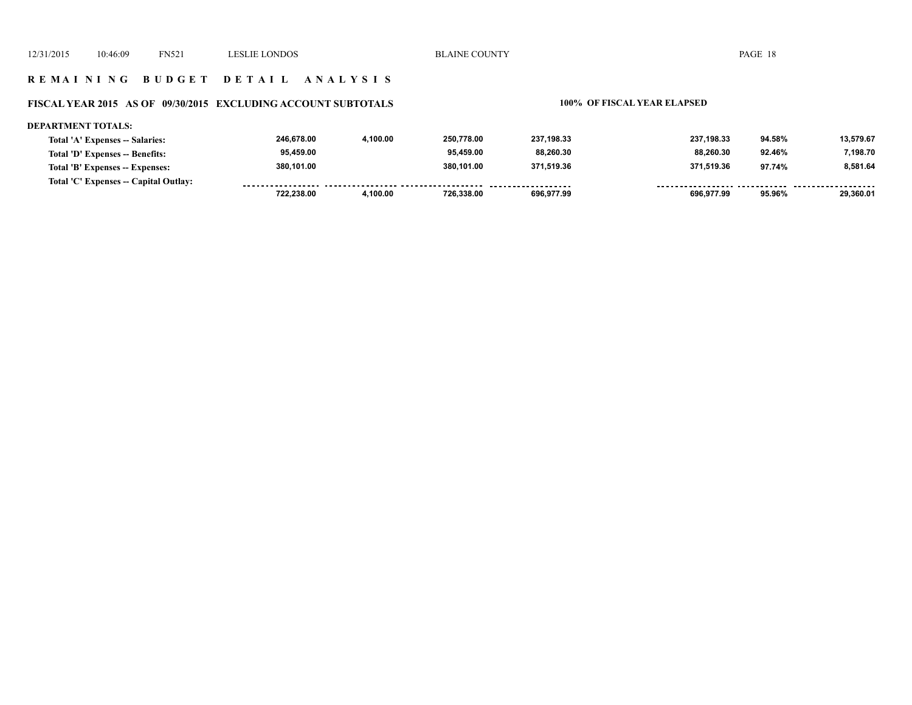## REMAINING BUDGET DETAIL ANALYSIS

### FISCAL YEAR 2015 AS OF 09/30/2015 EXCLUDING ACCOUNT SUBTOTALS

100% OF FISCAL YEAR ELAPSED

**DEPARTMENT TOTALS:**

| | | | | | | | |
|---|---|---|---|---|---|---|---|
| **Total 'A' Expenses -- Salaries:** | 246,678.00 | 4,100.00 | 250,778.00 | 237,198.33 | 237,198.33 | 94.58% | 13,579.67 |
| **Total 'D' Expenses -- Benefits:** | 95,459.00 | | 95,459.00 | 88,260.30 | 88,260.30 | 92.46% | 7,198.70 |
| **Total 'B' Expenses -- Expenses:** | 380,101.00 | | 380,101.00 | 371,519.36 | 371,519.36 | 97.74% | 8,581.64 |
| **Total 'C' Expenses -- Capital Outlay:** | | | | | | | |
| | 722,238.00 | 4,100.00 | 726,338.00 | 696,977.99 | 696,977.99 | 95.96% | 29,360.01 |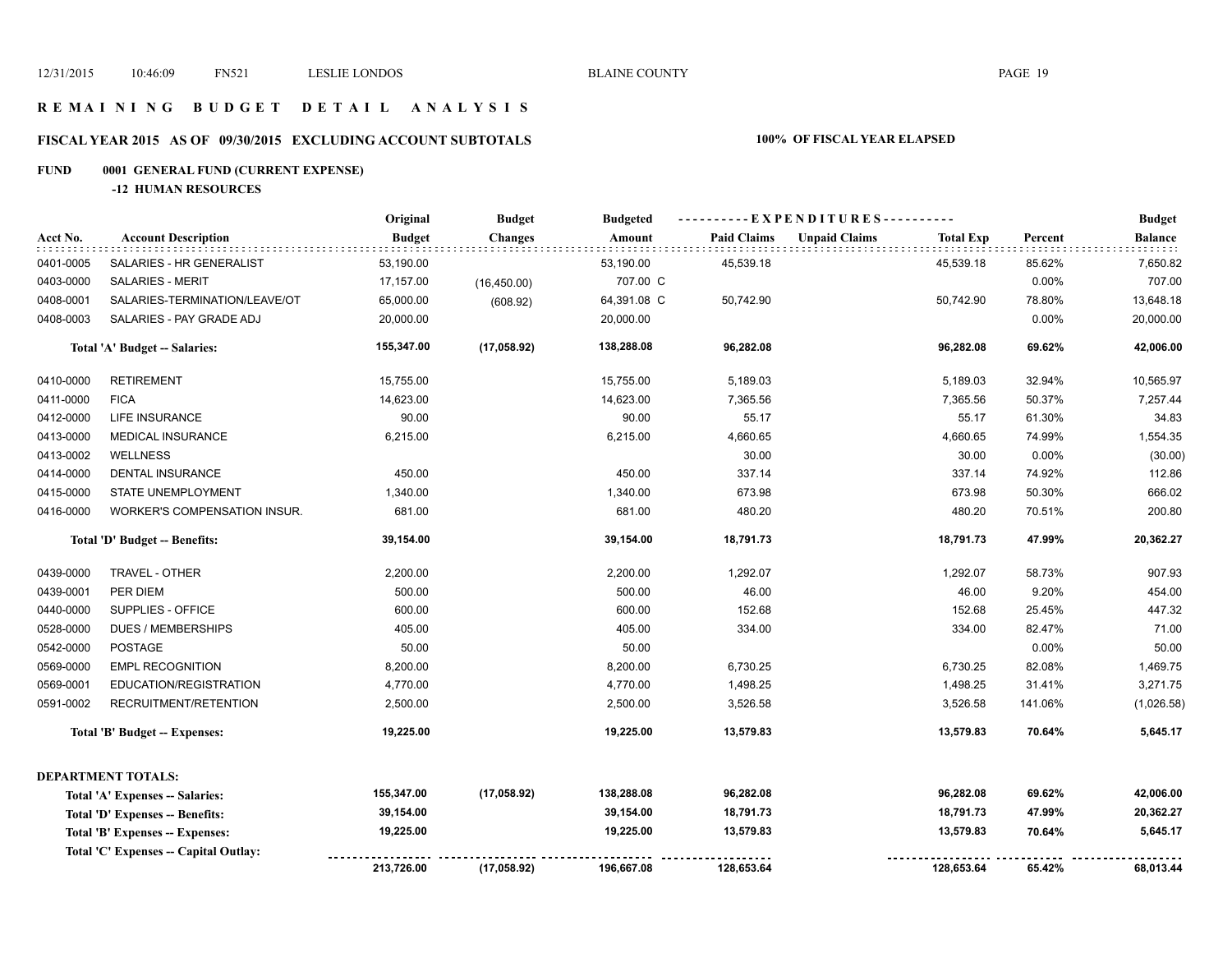# REMAINING BUDGET DETAIL ANALYSIS

## FISCAL YEAR 2015 AS OF 09/30/2015 EXCLUDING ACCOUNT SUBTOTALS — 100% OF FISCAL YEAR ELAPSED

### FUND 0001 GENERAL FUND (CURRENT EXPENSE)

#### -12 HUMAN RESOURCES

| Acct No. | Account Description | Original Budget | Budget Changes | Budgeted Amount | Paid Claims | Unpaid Claims | Total Exp | Percent | Budget Balance |
|---|---|---|---|---|---|---|---|---|---|
| 0401-0005 | SALARIES - HR GENERALIST | 53,190.00 | | 53,190.00 | 45,539.18 | | 45,539.18 | 85.62% | 7,650.82 |
| 0403-0000 | SALARIES - MERIT | 17,157.00 | (16,450.00) | 707.00 C | | | | 0.00% | 707.00 |
| 0408-0001 | SALARIES-TERMINATION/LEAVE/OT | 65,000.00 | (608.92) | 64,391.08 C | 50,742.90 | | 50,742.90 | 78.80% | 13,648.18 |
| 0408-0003 | SALARIES - PAY GRADE ADJ | 20,000.00 | | 20,000.00 | | | | 0.00% | 20,000.00 |
| | **Total 'A' Budget -- Salaries:** | **155,347.00** | **(17,058.92)** | **138,288.08** | **96,282.08** | | **96,282.08** | **69.62%** | **42,006.00** |
| 0410-0000 | RETIREMENT | 15,755.00 | | 15,755.00 | 5,189.03 | | 5,189.03 | 32.94% | 10,565.97 |
| 0411-0000 | FICA | 14,623.00 | | 14,623.00 | 7,365.56 | | 7,365.56 | 50.37% | 7,257.44 |
| 0412-0000 | LIFE INSURANCE | 90.00 | | 90.00 | 55.17 | | 55.17 | 61.30% | 34.83 |
| 0413-0000 | MEDICAL INSURANCE | 6,215.00 | | 6,215.00 | 4,660.65 | | 4,660.65 | 74.99% | 1,554.35 |
| 0413-0002 | WELLNESS | | | | 30.00 | | 30.00 | 0.00% | (30.00) |
| 0414-0000 | DENTAL INSURANCE | 450.00 | | 450.00 | 337.14 | | 337.14 | 74.92% | 112.86 |
| 0415-0000 | STATE UNEMPLOYMENT | 1,340.00 | | 1,340.00 | 673.98 | | 673.98 | 50.30% | 666.02 |
| 0416-0000 | WORKER'S COMPENSATION INSUR. | 681.00 | | 681.00 | 480.20 | | 480.20 | 70.51% | 200.80 |
| | **Total 'D' Budget -- Benefits:** | **39,154.00** | | **39,154.00** | **18,791.73** | | **18,791.73** | **47.99%** | **20,362.27** |
| 0439-0000 | TRAVEL - OTHER | 2,200.00 | | 2,200.00 | 1,292.07 | | 1,292.07 | 58.73% | 907.93 |
| 0439-0001 | PER DIEM | 500.00 | | 500.00 | 46.00 | | 46.00 | 9.20% | 454.00 |
| 0440-0000 | SUPPLIES - OFFICE | 600.00 | | 600.00 | 152.68 | | 152.68 | 25.45% | 447.32 |
| 0528-0000 | DUES / MEMBERSHIPS | 405.00 | | 405.00 | 334.00 | | 334.00 | 82.47% | 71.00 |
| 0542-0000 | POSTAGE | 50.00 | | 50.00 | | | | 0.00% | 50.00 |
| 0569-0000 | EMPL RECOGNITION | 8,200.00 | | 8,200.00 | 6,730.25 | | 6,730.25 | 82.08% | 1,469.75 |
| 0569-0001 | EDUCATION/REGISTRATION | 4,770.00 | | 4,770.00 | 1,498.25 | | 1,498.25 | 31.41% | 3,271.75 |
| 0591-0002 | RECRUITMENT/RETENTION | 2,500.00 | | 2,500.00 | 3,526.58 | | 3,526.58 | 141.06% | (1,026.58) |
| | **Total 'B' Budget -- Expenses:** | **19,225.00** | | **19,225.00** | **13,579.83** | | **13,579.83** | **70.64%** | **5,645.17** |

**DEPARTMENT TOTALS:**

| | Original Budget | Budget Changes | Budgeted Amount | Paid Claims | Unpaid Claims | Total Exp | Percent | Budget Balance |
|---|---|---|---|---|---|---|---|---|
| **Total 'A' Expenses -- Salaries:** | **155,347.00** | **(17,058.92)** | **138,288.08** | **96,282.08** | | **96,282.08** | **69.62%** | **42,006.00** |
| **Total 'D' Expenses -- Benefits:** | **39,154.00** | | **39,154.00** | **18,791.73** | | **18,791.73** | **47.99%** | **20,362.27** |
| **Total 'B' Expenses -- Expenses:** | **19,225.00** | | **19,225.00** | **13,579.83** | | **13,579.83** | **70.64%** | **5,645.17** |
| **Total 'C' Expenses -- Capital Outlay:** | | | | | | | | |
| | **213,726.00** | **(17,058.92)** | **196,667.08** | **128,653.64** | | **128,653.64** | **65.42%** | **68,013.44** |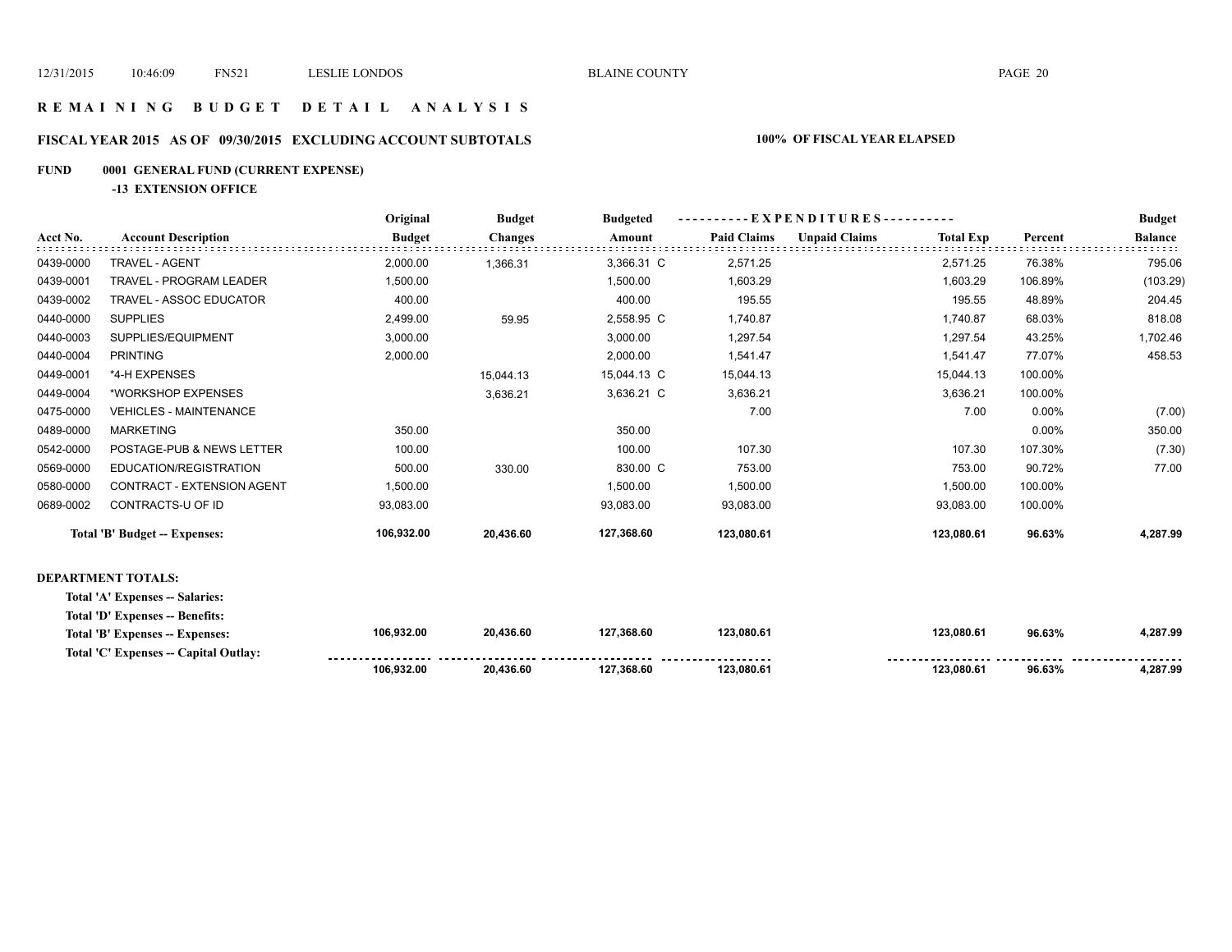# REMAINING BUDGET DETAIL ANALYSIS

## FISCAL YEAR 2015 AS OF 09/30/2015 EXCLUDING ACCOUNT SUBTOTALS — 100% OF FISCAL YEAR ELAPSED

### FUND 0001 GENERAL FUND (CURRENT EXPENSE)

#### -13 EXTENSION OFFICE

| Acct No. | Account Description | Original Budget | Budget Changes | Budgeted Amount | Paid Claims | Unpaid Claims | Total Exp | Percent | Budget Balance |
|---|---|---|---|---|---|---|---|---|---|
| 0439-0000 | TRAVEL - AGENT | 2,000.00 | 1,366.31 | 3,366.31 C | 2,571.25 | | 2,571.25 | 76.38% | 795.06 |
| 0439-0001 | TRAVEL - PROGRAM LEADER | 1,500.00 | | 1,500.00 | 1,603.29 | | 1,603.29 | 106.89% | (103.29) |
| 0439-0002 | TRAVEL - ASSOC EDUCATOR | 400.00 | | 400.00 | 195.55 | | 195.55 | 48.89% | 204.45 |
| 0440-0000 | SUPPLIES | 2,499.00 | 59.95 | 2,558.95 C | 1,740.87 | | 1,740.87 | 68.03% | 818.08 |
| 0440-0003 | SUPPLIES/EQUIPMENT | 3,000.00 | | 3,000.00 | 1,297.54 | | 1,297.54 | 43.25% | 1,702.46 |
| 0440-0004 | PRINTING | 2,000.00 | | 2,000.00 | 1,541.47 | | 1,541.47 | 77.07% | 458.53 |
| 0449-0001 | *4-H EXPENSES | | 15,044.13 | 15,044.13 C | 15,044.13 | | 15,044.13 | 100.00% | |
| 0449-0004 | *WORKSHOP EXPENSES | | 3,636.21 | 3,636.21 C | 3,636.21 | | 3,636.21 | 100.00% | |
| 0475-0000 | VEHICLES - MAINTENANCE | | | | 7.00 | | 7.00 | 0.00% | (7.00) |
| 0489-0000 | MARKETING | 350.00 | | 350.00 | | | | 0.00% | 350.00 |
| 0542-0000 | POSTAGE-PUB & NEWS LETTER | 100.00 | | 100.00 | 107.30 | | 107.30 | 107.30% | (7.30) |
| 0569-0000 | EDUCATION/REGISTRATION | 500.00 | 330.00 | 830.00 C | 753.00 | | 753.00 | 90.72% | 77.00 |
| 0580-0000 | CONTRACT - EXTENSION AGENT | 1,500.00 | | 1,500.00 | 1,500.00 | | 1,500.00 | 100.00% | |
| 0689-0002 | CONTRACTS-U OF ID | 93,083.00 | | 93,083.00 | 93,083.00 | | 93,083.00 | 100.00% | |
| | **Total 'B' Budget -- Expenses:** | **106,932.00** | **20,436.60** | **127,368.60** | **123,080.61** | | **123,080.61** | **96.63%** | **4,287.99** |

**DEPARTMENT TOTALS:**

| | Original Budget | Budget Changes | Budgeted Amount | Paid Claims | Unpaid Claims | Total Exp | Percent | Budget Balance |
|---|---|---|---|---|---|---|---|---|
| **Total 'A' Expenses -- Salaries:** | | | | | | | | |
| **Total 'D' Expenses -- Benefits:** | | | | | | | | |
| **Total 'B' Expenses -- Expenses:** | **106,932.00** | **20,436.60** | **127,368.60** | **123,080.61** | | **123,080.61** | **96.63%** | **4,287.99** |
| **Total 'C' Expenses -- Capital Outlay:** | | | | | | | | |
| | **106,932.00** | **20,436.60** | **127,368.60** | **123,080.61** | | **123,080.61** | **96.63%** | **4,287.99** |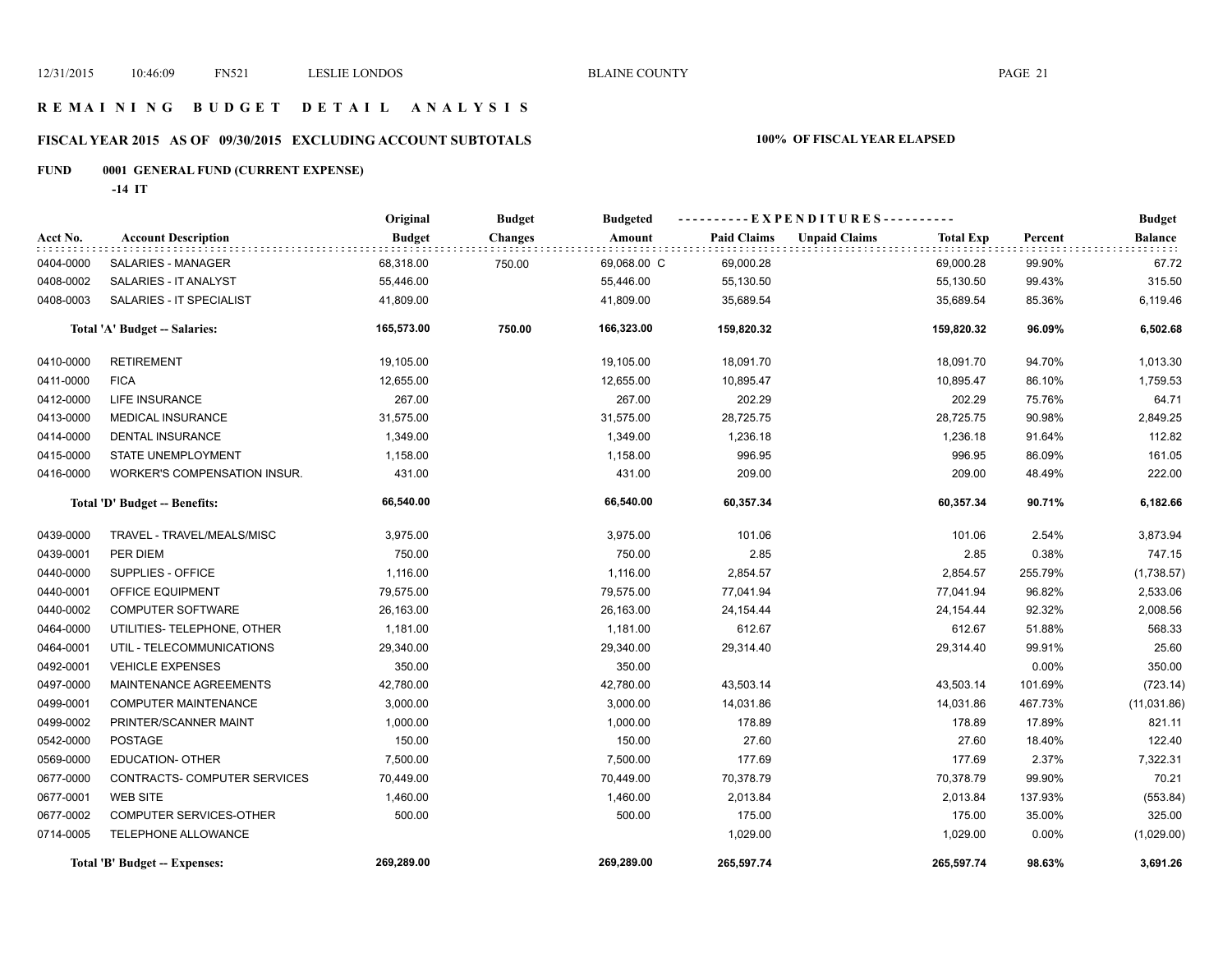## R E M A I N I N G   B U D G E T   D E T A I L   A N A L Y S I S

### FISCAL YEAR 2015 AS OF 09/30/2015 EXCLUDING ACCOUNT SUBTOTALS

**100% OF FISCAL YEAR ELAPSED**

**FUND 0001 GENERAL FUND (CURRENT EXPENSE)**

**-14 IT**

| Acct No. | Account Description | Original Budget | Budget Changes | Budgeted Amount | Paid Claims | Unpaid Claims | Total Exp | Percent | Budget Balance |
|---|---|---|---|---|---|---|---|---|---|
| 0404-0000 | SALARIES - MANAGER | 68,318.00 | 750.00 | 69,068.00 C | 69,000.28 | | 69,000.28 | 99.90% | 67.72 |
| 0408-0002 | SALARIES - IT ANALYST | 55,446.00 | | 55,446.00 | 55,130.50 | | 55,130.50 | 99.43% | 315.50 |
| 0408-0003 | SALARIES - IT SPECIALIST | 41,809.00 | | 41,809.00 | 35,689.54 | | 35,689.54 | 85.36% | 6,119.46 |
| | **Total 'A' Budget -- Salaries:** | **165,573.00** | **750.00** | **166,323.00** | **159,820.32** | | **159,820.32** | **96.09%** | **6,502.68** |
| 0410-0000 | RETIREMENT | 19,105.00 | | 19,105.00 | 18,091.70 | | 18,091.70 | 94.70% | 1,013.30 |
| 0411-0000 | FICA | 12,655.00 | | 12,655.00 | 10,895.47 | | 10,895.47 | 86.10% | 1,759.53 |
| 0412-0000 | LIFE INSURANCE | 267.00 | | 267.00 | 202.29 | | 202.29 | 75.76% | 64.71 |
| 0413-0000 | MEDICAL INSURANCE | 31,575.00 | | 31,575.00 | 28,725.75 | | 28,725.75 | 90.98% | 2,849.25 |
| 0414-0000 | DENTAL INSURANCE | 1,349.00 | | 1,349.00 | 1,236.18 | | 1,236.18 | 91.64% | 112.82 |
| 0415-0000 | STATE UNEMPLOYMENT | 1,158.00 | | 1,158.00 | 996.95 | | 996.95 | 86.09% | 161.05 |
| 0416-0000 | WORKER'S COMPENSATION INSUR. | 431.00 | | 431.00 | 209.00 | | 209.00 | 48.49% | 222.00 |
| | **Total 'D' Budget -- Benefits:** | **66,540.00** | | **66,540.00** | **60,357.34** | | **60,357.34** | **90.71%** | **6,182.66** |
| 0439-0000 | TRAVEL - TRAVEL/MEALS/MISC | 3,975.00 | | 3,975.00 | 101.06 | | 101.06 | 2.54% | 3,873.94 |
| 0439-0001 | PER DIEM | 750.00 | | 750.00 | 2.85 | | 2.85 | 0.38% | 747.15 |
| 0440-0000 | SUPPLIES - OFFICE | 1,116.00 | | 1,116.00 | 2,854.57 | | 2,854.57 | 255.79% | (1,738.57) |
| 0440-0001 | OFFICE EQUIPMENT | 79,575.00 | | 79,575.00 | 77,041.94 | | 77,041.94 | 96.82% | 2,533.06 |
| 0440-0002 | COMPUTER SOFTWARE | 26,163.00 | | 26,163.00 | 24,154.44 | | 24,154.44 | 92.32% | 2,008.56 |
| 0464-0000 | UTILITIES- TELEPHONE, OTHER | 1,181.00 | | 1,181.00 | 612.67 | | 612.67 | 51.88% | 568.33 |
| 0464-0001 | UTIL - TELECOMMUNICATIONS | 29,340.00 | | 29,340.00 | 29,314.40 | | 29,314.40 | 99.91% | 25.60 |
| 0492-0001 | VEHICLE EXPENSES | 350.00 | | 350.00 | | | | 0.00% | 350.00 |
| 0497-0000 | MAINTENANCE AGREEMENTS | 42,780.00 | | 42,780.00 | 43,503.14 | | 43,503.14 | 101.69% | (723.14) |
| 0499-0001 | COMPUTER MAINTENANCE | 3,000.00 | | 3,000.00 | 14,031.86 | | 14,031.86 | 467.73% | (11,031.86) |
| 0499-0002 | PRINTER/SCANNER MAINT | 1,000.00 | | 1,000.00 | 178.89 | | 178.89 | 17.89% | 821.11 |
| 0542-0000 | POSTAGE | 150.00 | | 150.00 | 27.60 | | 27.60 | 18.40% | 122.40 |
| 0569-0000 | EDUCATION- OTHER | 7,500.00 | | 7,500.00 | 177.69 | | 177.69 | 2.37% | 7,322.31 |
| 0677-0000 | CONTRACTS- COMPUTER SERVICES | 70,449.00 | | 70,449.00 | 70,378.79 | | 70,378.79 | 99.90% | 70.21 |
| 0677-0001 | WEB SITE | 1,460.00 | | 1,460.00 | 2,013.84 | | 2,013.84 | 137.93% | (553.84) |
| 0677-0002 | COMPUTER SERVICES-OTHER | 500.00 | | 500.00 | 175.00 | | 175.00 | 35.00% | 325.00 |
| 0714-0005 | TELEPHONE ALLOWANCE | | | | 1,029.00 | | 1,029.00 | 0.00% | (1,029.00) |
| | **Total 'B' Budget -- Expenses:** | **269,289.00** | | **269,289.00** | **265,597.74** | | **265,597.74** | **98.63%** | **3,691.26** |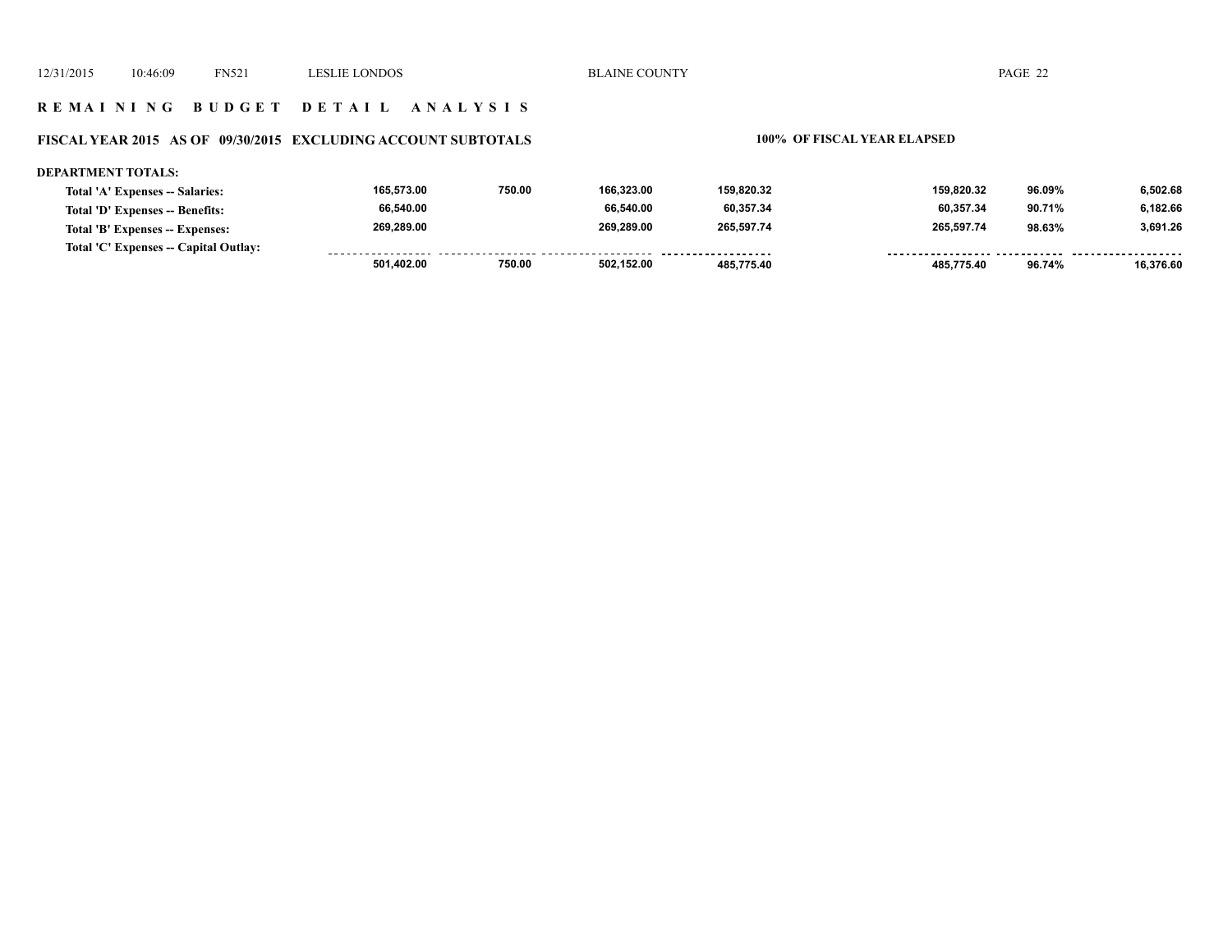## R E M A I N I N G   B U D G E T   D E T A I L   A N A L Y S I S

**FISCAL YEAR 2015 AS OF 09/30/2015 EXCLUDING ACCOUNT SUBTOTALS** — **100% OF FISCAL YEAR ELAPSED**

**DEPARTMENT TOTALS:**

| | | | | | | | |
|---|---|---|---|---|---|---|---|
| Total 'A' Expenses -- Salaries: | 165,573.00 | 750.00 | 166,323.00 | 159,820.32 | 159,820.32 | 96.09% | 6,502.68 |
| Total 'D' Expenses -- Benefits: | 66,540.00 | | 66,540.00 | 60,357.34 | 60,357.34 | 90.71% | 6,182.66 |
| Total 'B' Expenses -- Expenses: | 269,289.00 | | 269,289.00 | 265,597.74 | 265,597.74 | 98.63% | 3,691.26 |
| Total 'C' Expenses -- Capital Outlay: | | | | | | | |
| | 501,402.00 | 750.00 | 502,152.00 | 485,775.40 | 485,775.40 | 96.74% | 16,376.60 |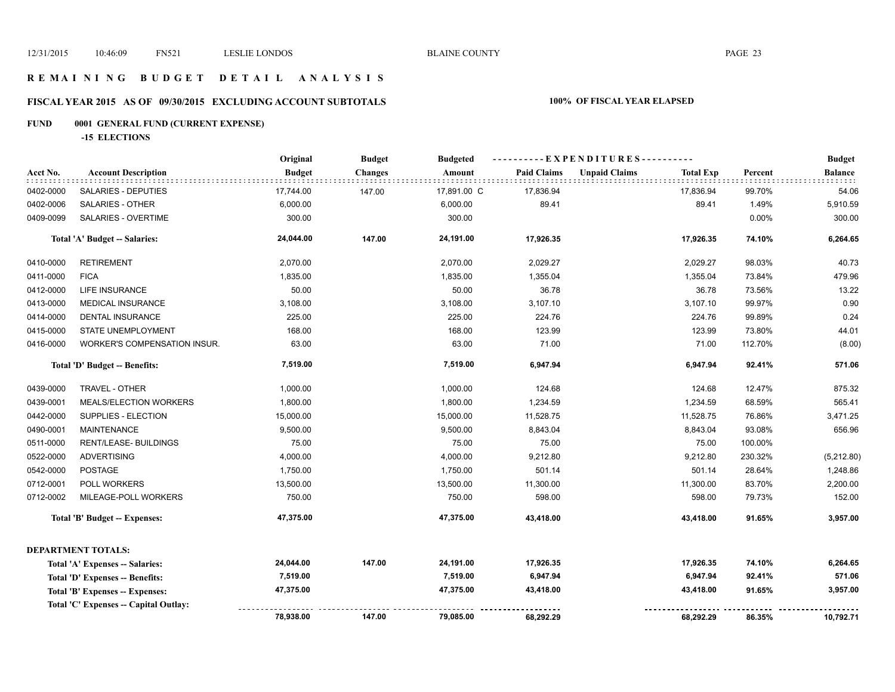# REMAINING BUDGET DETAIL ANALYSIS

## FISCAL YEAR 2015 AS OF 09/30/2015 EXCLUDING ACCOUNT SUBTOTALS

**100% OF FISCAL YEAR ELAPSED**

### FUND 0001 GENERAL FUND (CURRENT EXPENSE)

**-15 ELECTIONS**

| Acct No. | Account Description | Original Budget | Budget Changes | Budgeted Amount | Paid Claims | Unpaid Claims | Total Exp | Percent | Budget Balance |
|---|---|---|---|---|---|---|---|---|---|
| 0402-0000 | SALARIES - DEPUTIES | 17,744.00 | 147.00 | 17,891.00 C | 17,836.94 | | 17,836.94 | 99.70% | 54.06 |
| 0402-0006 | SALARIES - OTHER | 6,000.00 | | 6,000.00 | 89.41 | | 89.41 | 1.49% | 5,910.59 |
| 0409-0099 | SALARIES - OVERTIME | 300.00 | | 300.00 | | | | 0.00% | 300.00 |
| | **Total 'A' Budget -- Salaries:** | **24,044.00** | **147.00** | **24,191.00** | **17,926.35** | | **17,926.35** | **74.10%** | **6,264.65** |
| 0410-0000 | RETIREMENT | 2,070.00 | | 2,070.00 | 2,029.27 | | 2,029.27 | 98.03% | 40.73 |
| 0411-0000 | FICA | 1,835.00 | | 1,835.00 | 1,355.04 | | 1,355.04 | 73.84% | 479.96 |
| 0412-0000 | LIFE INSURANCE | 50.00 | | 50.00 | 36.78 | | 36.78 | 73.56% | 13.22 |
| 0413-0000 | MEDICAL INSURANCE | 3,108.00 | | 3,108.00 | 3,107.10 | | 3,107.10 | 99.97% | 0.90 |
| 0414-0000 | DENTAL INSURANCE | 225.00 | | 225.00 | 224.76 | | 224.76 | 99.89% | 0.24 |
| 0415-0000 | STATE UNEMPLOYMENT | 168.00 | | 168.00 | 123.99 | | 123.99 | 73.80% | 44.01 |
| 0416-0000 | WORKER'S COMPENSATION INSUR. | 63.00 | | 63.00 | 71.00 | | 71.00 | 112.70% | (8.00) |
| | **Total 'D' Budget -- Benefits:** | **7,519.00** | | **7,519.00** | **6,947.94** | | **6,947.94** | **92.41%** | **571.06** |
| 0439-0000 | TRAVEL - OTHER | 1,000.00 | | 1,000.00 | 124.68 | | 124.68 | 12.47% | 875.32 |
| 0439-0001 | MEALS/ELECTION WORKERS | 1,800.00 | | 1,800.00 | 1,234.59 | | 1,234.59 | 68.59% | 565.41 |
| 0442-0000 | SUPPLIES - ELECTION | 15,000.00 | | 15,000.00 | 11,528.75 | | 11,528.75 | 76.86% | 3,471.25 |
| 0490-0001 | MAINTENANCE | 9,500.00 | | 9,500.00 | 8,843.04 | | 8,843.04 | 93.08% | 656.96 |
| 0511-0000 | RENT/LEASE- BUILDINGS | 75.00 | | 75.00 | 75.00 | | 75.00 | 100.00% | |
| 0522-0000 | ADVERTISING | 4,000.00 | | 4,000.00 | 9,212.80 | | 9,212.80 | 230.32% | (5,212.80) |
| 0542-0000 | POSTAGE | 1,750.00 | | 1,750.00 | 501.14 | | 501.14 | 28.64% | 1,248.86 |
| 0712-0001 | POLL WORKERS | 13,500.00 | | 13,500.00 | 11,300.00 | | 11,300.00 | 83.70% | 2,200.00 |
| 0712-0002 | MILEAGE-POLL WORKERS | 750.00 | | 750.00 | 598.00 | | 598.00 | 79.73% | 152.00 |
| | **Total 'B' Budget -- Expenses:** | **47,375.00** | | **47,375.00** | **43,418.00** | | **43,418.00** | **91.65%** | **3,957.00** |

**DEPARTMENT TOTALS:**

| | Original Budget | Budget Changes | Budgeted Amount | Paid Claims | Unpaid Claims | Total Exp | Percent | Budget Balance |
|---|---|---|---|---|---|---|---|---|
| **Total 'A' Expenses -- Salaries:** | **24,044.00** | **147.00** | **24,191.00** | **17,926.35** | | **17,926.35** | **74.10%** | **6,264.65** |
| **Total 'D' Expenses -- Benefits:** | **7,519.00** | | **7,519.00** | **6,947.94** | | **6,947.94** | **92.41%** | **571.06** |
| **Total 'B' Expenses -- Expenses:** | **47,375.00** | | **47,375.00** | **43,418.00** | | **43,418.00** | **91.65%** | **3,957.00** |
| **Total 'C' Expenses -- Capital Outlay:** | | | | | | | | |
| | **78,938.00** | **147.00** | **79,085.00** | **68,292.29** | | **68,292.29** | **86.35%** | **10,792.71** |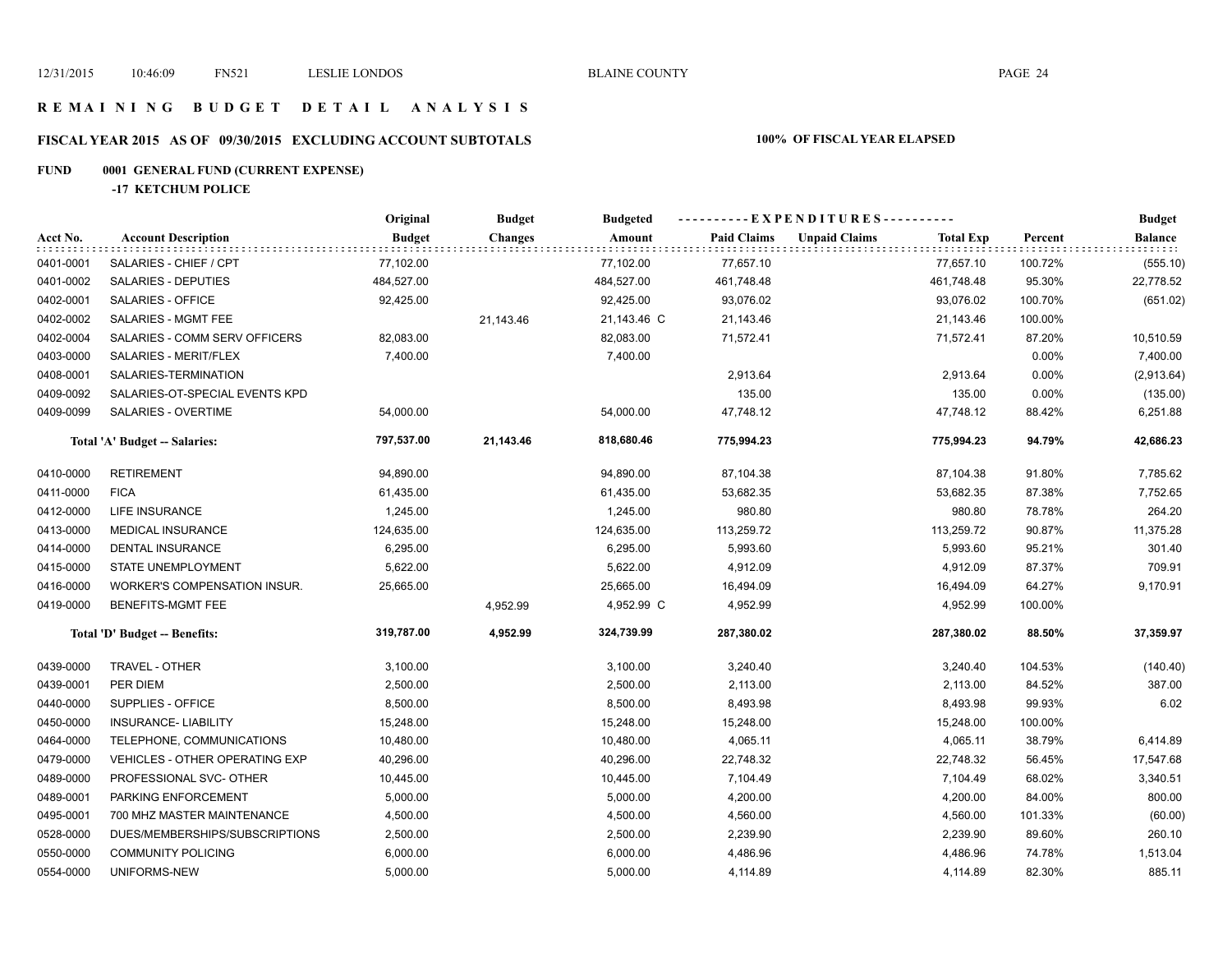# REMAINING BUDGET DETAIL ANALYSIS

## FISCAL YEAR 2015 AS OF 09/30/2015 EXCLUDING ACCOUNT SUBTOTALS

**100% OF FISCAL YEAR ELAPSED**

**FUND 0001 GENERAL FUND (CURRENT EXPENSE)**

**-17 KETCHUM POLICE**

| Acct No. | Account Description | Original Budget | Budget Changes | Budgeted Amount | Paid Claims | Unpaid Claims | Total Exp | Percent | Budget Balance |
|---|---|---|---|---|---|---|---|---|---|
| 0401-0001 | SALARIES - CHIEF / CPT | 77,102.00 | | 77,102.00 | 77,657.10 | | 77,657.10 | 100.72% | (555.10) |
| 0401-0002 | SALARIES - DEPUTIES | 484,527.00 | | 484,527.00 | 461,748.48 | | 461,748.48 | 95.30% | 22,778.52 |
| 0402-0001 | SALARIES - OFFICE | 92,425.00 | | 92,425.00 | 93,076.02 | | 93,076.02 | 100.70% | (651.02) |
| 0402-0002 | SALARIES - MGMT FEE | | 21,143.46 | 21,143.46 C | 21,143.46 | | 21,143.46 | 100.00% | |
| 0402-0004 | SALARIES - COMM SERV OFFICERS | 82,083.00 | | 82,083.00 | 71,572.41 | | 71,572.41 | 87.20% | 10,510.59 |
| 0403-0000 | SALARIES - MERIT/FLEX | 7,400.00 | | 7,400.00 | | | | 0.00% | 7,400.00 |
| 0408-0001 | SALARIES-TERMINATION | | | | 2,913.64 | | 2,913.64 | 0.00% | (2,913.64) |
| 0409-0092 | SALARIES-OT-SPECIAL EVENTS KPD | | | | 135.00 | | 135.00 | 0.00% | (135.00) |
| 0409-0099 | SALARIES - OVERTIME | 54,000.00 | | 54,000.00 | 47,748.12 | | 47,748.12 | 88.42% | 6,251.88 |
| | **Total 'A' Budget -- Salaries:** | **797,537.00** | **21,143.46** | **818,680.46** | **775,994.23** | | **775,994.23** | **94.79%** | **42,686.23** |
| 0410-0000 | RETIREMENT | 94,890.00 | | 94,890.00 | 87,104.38 | | 87,104.38 | 91.80% | 7,785.62 |
| 0411-0000 | FICA | 61,435.00 | | 61,435.00 | 53,682.35 | | 53,682.35 | 87.38% | 7,752.65 |
| 0412-0000 | LIFE INSURANCE | 1,245.00 | | 1,245.00 | 980.80 | | 980.80 | 78.78% | 264.20 |
| 0413-0000 | MEDICAL INSURANCE | 124,635.00 | | 124,635.00 | 113,259.72 | | 113,259.72 | 90.87% | 11,375.28 |
| 0414-0000 | DENTAL INSURANCE | 6,295.00 | | 6,295.00 | 5,993.60 | | 5,993.60 | 95.21% | 301.40 |
| 0415-0000 | STATE UNEMPLOYMENT | 5,622.00 | | 5,622.00 | 4,912.09 | | 4,912.09 | 87.37% | 709.91 |
| 0416-0000 | WORKER'S COMPENSATION INSUR. | 25,665.00 | | 25,665.00 | 16,494.09 | | 16,494.09 | 64.27% | 9,170.91 |
| 0419-0000 | BENEFITS-MGMT FEE | | 4,952.99 | 4,952.99 C | 4,952.99 | | 4,952.99 | 100.00% | |
| | **Total 'D' Budget -- Benefits:** | **319,787.00** | **4,952.99** | **324,739.99** | **287,380.02** | | **287,380.02** | **88.50%** | **37,359.97** |
| 0439-0000 | TRAVEL - OTHER | 3,100.00 | | 3,100.00 | 3,240.40 | | 3,240.40 | 104.53% | (140.40) |
| 0439-0001 | PER DIEM | 2,500.00 | | 2,500.00 | 2,113.00 | | 2,113.00 | 84.52% | 387.00 |
| 0440-0000 | SUPPLIES - OFFICE | 8,500.00 | | 8,500.00 | 8,493.98 | | 8,493.98 | 99.93% | 6.02 |
| 0450-0000 | INSURANCE- LIABILITY | 15,248.00 | | 15,248.00 | 15,248.00 | | 15,248.00 | 100.00% | |
| 0464-0000 | TELEPHONE, COMMUNICATIONS | 10,480.00 | | 10,480.00 | 4,065.11 | | 4,065.11 | 38.79% | 6,414.89 |
| 0479-0000 | VEHICLES - OTHER OPERATING EXP | 40,296.00 | | 40,296.00 | 22,748.32 | | 22,748.32 | 56.45% | 17,547.68 |
| 0489-0000 | PROFESSIONAL SVC- OTHER | 10,445.00 | | 10,445.00 | 7,104.49 | | 7,104.49 | 68.02% | 3,340.51 |
| 0489-0001 | PARKING ENFORCEMENT | 5,000.00 | | 5,000.00 | 4,200.00 | | 4,200.00 | 84.00% | 800.00 |
| 0495-0001 | 700 MHZ MASTER MAINTENANCE | 4,500.00 | | 4,500.00 | 4,560.00 | | 4,560.00 | 101.33% | (60.00) |
| 0528-0000 | DUES/MEMBERSHIPS/SUBSCRIPTIONS | 2,500.00 | | 2,500.00 | 2,239.90 | | 2,239.90 | 89.60% | 260.10 |
| 0550-0000 | COMMUNITY POLICING | 6,000.00 | | 6,000.00 | 4,486.96 | | 4,486.96 | 74.78% | 1,513.04 |
| 0554-0000 | UNIFORMS-NEW | 5,000.00 | | 5,000.00 | 4,114.89 | | 4,114.89 | 82.30% | 885.11 |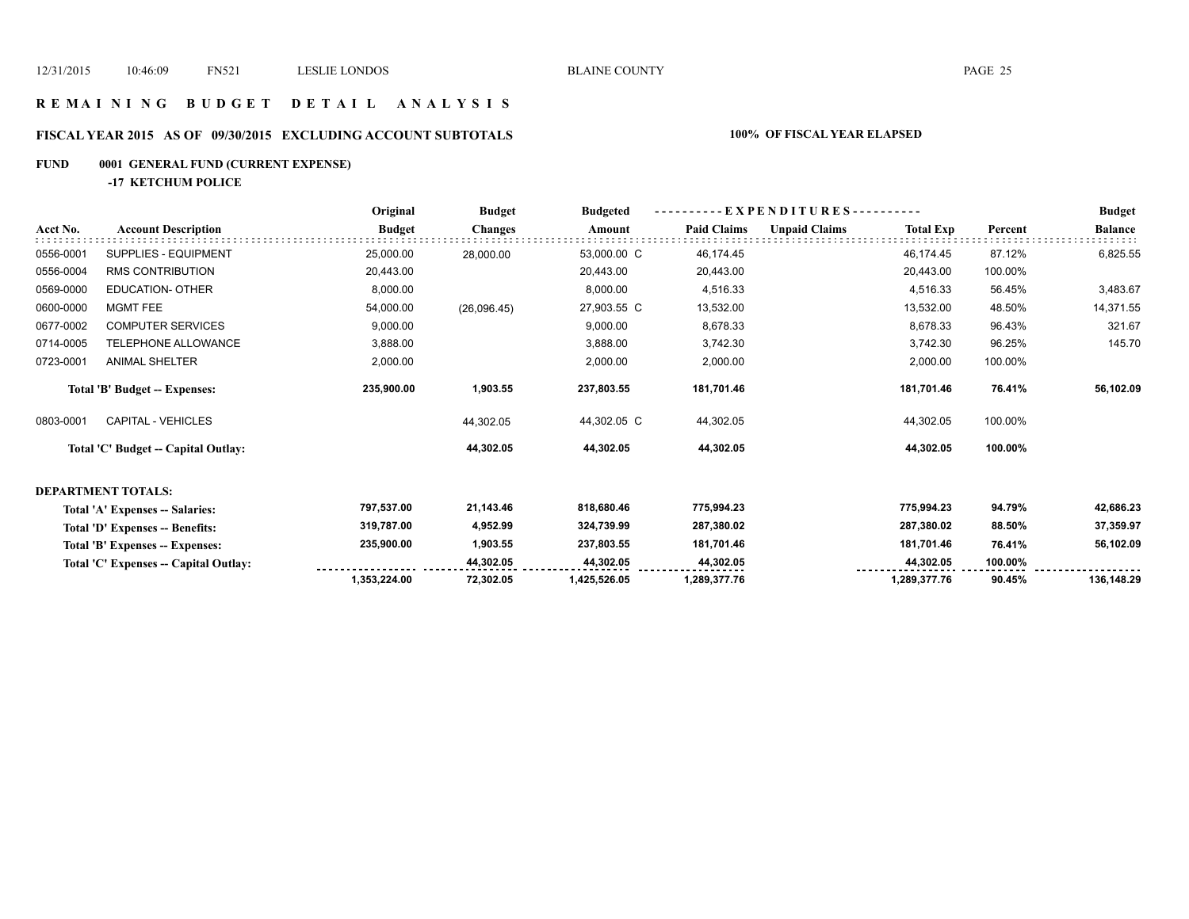# REMAINING BUDGET DETAIL ANALYSIS

## FISCAL YEAR 2015 AS OF 09/30/2015 EXCLUDING ACCOUNT SUBTOTALS

**100% OF FISCAL YEAR ELAPSED**

**FUND 0001 GENERAL FUND (CURRENT EXPENSE)**

**-17 KETCHUM POLICE**

| Acct No. | Account Description | Original Budget | Budget Changes | Budgeted Amount | Paid Claims | Unpaid Claims | Total Exp | Percent | Budget Balance |
|---|---|---|---|---|---|---|---|---|---|
| 0556-0001 | SUPPLIES - EQUIPMENT | 25,000.00 | 28,000.00 | 53,000.00 C | 46,174.45 | | 46,174.45 | 87.12% | 6,825.55 |
| 0556-0004 | RMS CONTRIBUTION | 20,443.00 | | 20,443.00 | 20,443.00 | | 20,443.00 | 100.00% | |
| 0569-0000 | EDUCATION- OTHER | 8,000.00 | | 8,000.00 | 4,516.33 | | 4,516.33 | 56.45% | 3,483.67 |
| 0600-0000 | MGMT FEE | 54,000.00 | (26,096.45) | 27,903.55 C | 13,532.00 | | 13,532.00 | 48.50% | 14,371.55 |
| 0677-0002 | COMPUTER SERVICES | 9,000.00 | | 9,000.00 | 8,678.33 | | 8,678.33 | 96.43% | 321.67 |
| 0714-0005 | TELEPHONE ALLOWANCE | 3,888.00 | | 3,888.00 | 3,742.30 | | 3,742.30 | 96.25% | 145.70 |
| 0723-0001 | ANIMAL SHELTER | 2,000.00 | | 2,000.00 | 2,000.00 | | 2,000.00 | 100.00% | |
| | **Total 'B' Budget -- Expenses:** | **235,900.00** | **1,903.55** | **237,803.55** | **181,701.46** | | **181,701.46** | **76.41%** | **56,102.09** |
| 0803-0001 | CAPITAL - VEHICLES | | 44,302.05 | 44,302.05 C | 44,302.05 | | 44,302.05 | 100.00% | |
| | **Total 'C' Budget -- Capital Outlay:** | | **44,302.05** | **44,302.05** | **44,302.05** | | **44,302.05** | **100.00%** | |

**DEPARTMENT TOTALS:**

| | Original Budget | Budget Changes | Budgeted Amount | Paid Claims | Unpaid Claims | Total Exp | Percent | Budget Balance |
|---|---|---|---|---|---|---|---|---|
| **Total 'A' Expenses -- Salaries:** | **797,537.00** | **21,143.46** | **818,680.46** | **775,994.23** | | **775,994.23** | **94.79%** | **42,686.23** |
| **Total 'D' Expenses -- Benefits:** | **319,787.00** | **4,952.99** | **324,739.99** | **287,380.02** | | **287,380.02** | **88.50%** | **37,359.97** |
| **Total 'B' Expenses -- Expenses:** | **235,900.00** | **1,903.55** | **237,803.55** | **181,701.46** | | **181,701.46** | **76.41%** | **56,102.09** |
| **Total 'C' Expenses -- Capital Outlay:** | | **44,302.05** | **44,302.05** | **44,302.05** | | **44,302.05** | **100.00%** | |
| | **1,353,224.00** | **72,302.05** | **1,425,526.05** | **1,289,377.76** | | **1,289,377.76** | **90.45%** | **136,148.29** |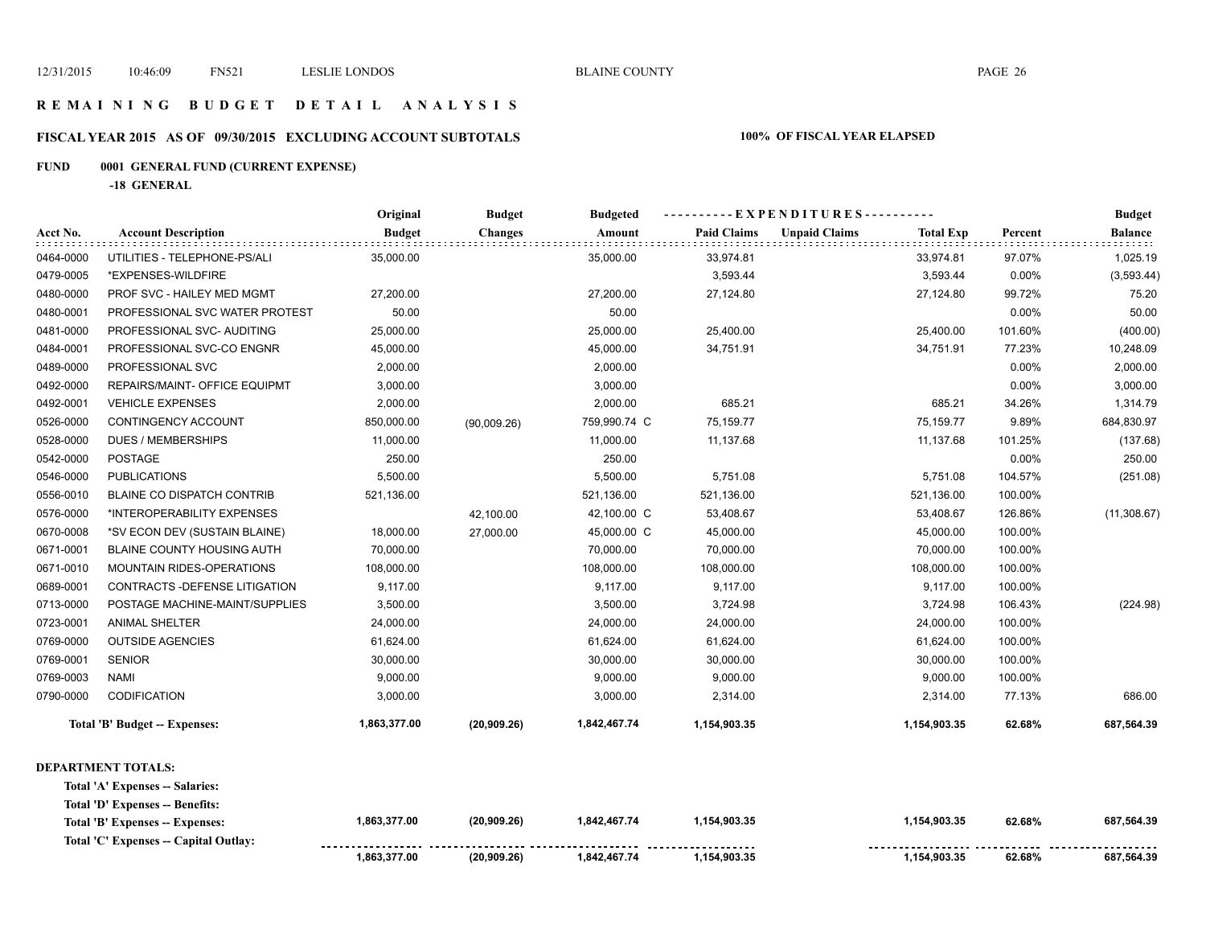# REMAINING BUDGET DETAIL ANALYSIS

## FISCAL YEAR 2015 AS OF 09/30/2015 EXCLUDING ACCOUNT SUBTOTALS

**100% OF FISCAL YEAR ELAPSED**

**FUND 0001 GENERAL FUND (CURRENT EXPENSE)**

**-18 GENERAL**

| Acct No. | Account Description | Original Budget | Budget Changes | Budgeted Amount | Paid Claims | Unpaid Claims | Total Exp | Percent | Budget Balance |
|---|---|---|---|---|---|---|---|---|---|
| 0464-0000 | UTILITIES - TELEPHONE-PS/ALI | 35,000.00 | | 35,000.00 | 33,974.81 | | 33,974.81 | 97.07% | 1,025.19 |
| 0479-0005 | *EXPENSES-WILDFIRE | | | | 3,593.44 | | 3,593.44 | 0.00% | (3,593.44) |
| 0480-0000 | PROF SVC - HAILEY MED MGMT | 27,200.00 | | 27,200.00 | 27,124.80 | | 27,124.80 | 99.72% | 75.20 |
| 0480-0001 | PROFESSIONAL SVC WATER PROTEST | 50.00 | | 50.00 | | | | 0.00% | 50.00 |
| 0481-0000 | PROFESSIONAL SVC- AUDITING | 25,000.00 | | 25,000.00 | 25,400.00 | | 25,400.00 | 101.60% | (400.00) |
| 0484-0001 | PROFESSIONAL SVC-CO ENGNR | 45,000.00 | | 45,000.00 | 34,751.91 | | 34,751.91 | 77.23% | 10,248.09 |
| 0489-0000 | PROFESSIONAL SVC | 2,000.00 | | 2,000.00 | | | | 0.00% | 2,000.00 |
| 0492-0000 | REPAIRS/MAINT- OFFICE EQUIPMT | 3,000.00 | | 3,000.00 | | | | 0.00% | 3,000.00 |
| 0492-0001 | VEHICLE EXPENSES | 2,000.00 | | 2,000.00 | 685.21 | | 685.21 | 34.26% | 1,314.79 |
| 0526-0000 | CONTINGENCY ACCOUNT | 850,000.00 | (90,009.26) | 759,990.74 C | 75,159.77 | | 75,159.77 | 9.89% | 684,830.97 |
| 0528-0000 | DUES / MEMBERSHIPS | 11,000.00 | | 11,000.00 | 11,137.68 | | 11,137.68 | 101.25% | (137.68) |
| 0542-0000 | POSTAGE | 250.00 | | 250.00 | | | | 0.00% | 250.00 |
| 0546-0000 | PUBLICATIONS | 5,500.00 | | 5,500.00 | 5,751.08 | | 5,751.08 | 104.57% | (251.08) |
| 0556-0010 | BLAINE CO DISPATCH CONTRIB | 521,136.00 | | 521,136.00 | 521,136.00 | | 521,136.00 | 100.00% | |
| 0576-0000 | *INTEROPERABILITY EXPENSES | | 42,100.00 | 42,100.00 C | 53,408.67 | | 53,408.67 | 126.86% | (11,308.67) |
| 0670-0008 | *SV ECON DEV (SUSTAIN BLAINE) | 18,000.00 | 27,000.00 | 45,000.00 C | 45,000.00 | | 45,000.00 | 100.00% | |
| 0671-0001 | BLAINE COUNTY HOUSING AUTH | 70,000.00 | | 70,000.00 | 70,000.00 | | 70,000.00 | 100.00% | |
| 0671-0010 | MOUNTAIN RIDES-OPERATIONS | 108,000.00 | | 108,000.00 | 108,000.00 | | 108,000.00 | 100.00% | |
| 0689-0001 | CONTRACTS -DEFENSE LITIGATION | 9,117.00 | | 9,117.00 | 9,117.00 | | 9,117.00 | 100.00% | |
| 0713-0000 | POSTAGE MACHINE-MAINT/SUPPLIES | 3,500.00 | | 3,500.00 | 3,724.98 | | 3,724.98 | 106.43% | (224.98) |
| 0723-0001 | ANIMAL SHELTER | 24,000.00 | | 24,000.00 | 24,000.00 | | 24,000.00 | 100.00% | |
| 0769-0000 | OUTSIDE AGENCIES | 61,624.00 | | 61,624.00 | 61,624.00 | | 61,624.00 | 100.00% | |
| 0769-0001 | SENIOR | 30,000.00 | | 30,000.00 | 30,000.00 | | 30,000.00 | 100.00% | |
| 0769-0003 | NAMI | 9,000.00 | | 9,000.00 | 9,000.00 | | 9,000.00 | 100.00% | |
| 0790-0000 | CODIFICATION | 3,000.00 | | 3,000.00 | 2,314.00 | | 2,314.00 | 77.13% | 686.00 |
| | **Total 'B' Budget -- Expenses:** | **1,863,377.00** | **(20,909.26)** | **1,842,467.74** | **1,154,903.35** | | **1,154,903.35** | **62.68%** | **687,564.39** |

**DEPARTMENT TOTALS:**

| | Original Budget | Budget Changes | Budgeted Amount | Paid Claims | Unpaid Claims | Total Exp | Percent | Budget Balance |
|---|---|---|---|---|---|---|---|---|
| **Total 'A' Expenses -- Salaries:** | | | | | | | | |
| **Total 'D' Expenses -- Benefits:** | | | | | | | | |
| **Total 'B' Expenses -- Expenses:** | **1,863,377.00** | **(20,909.26)** | **1,842,467.74** | **1,154,903.35** | | **1,154,903.35** | **62.68%** | **687,564.39** |
| **Total 'C' Expenses -- Capital Outlay:** | | | | | | | | |
| | **1,863,377.00** | **(20,909.26)** | **1,842,467.74** | **1,154,903.35** | | **1,154,903.35** | **62.68%** | **687,564.39** |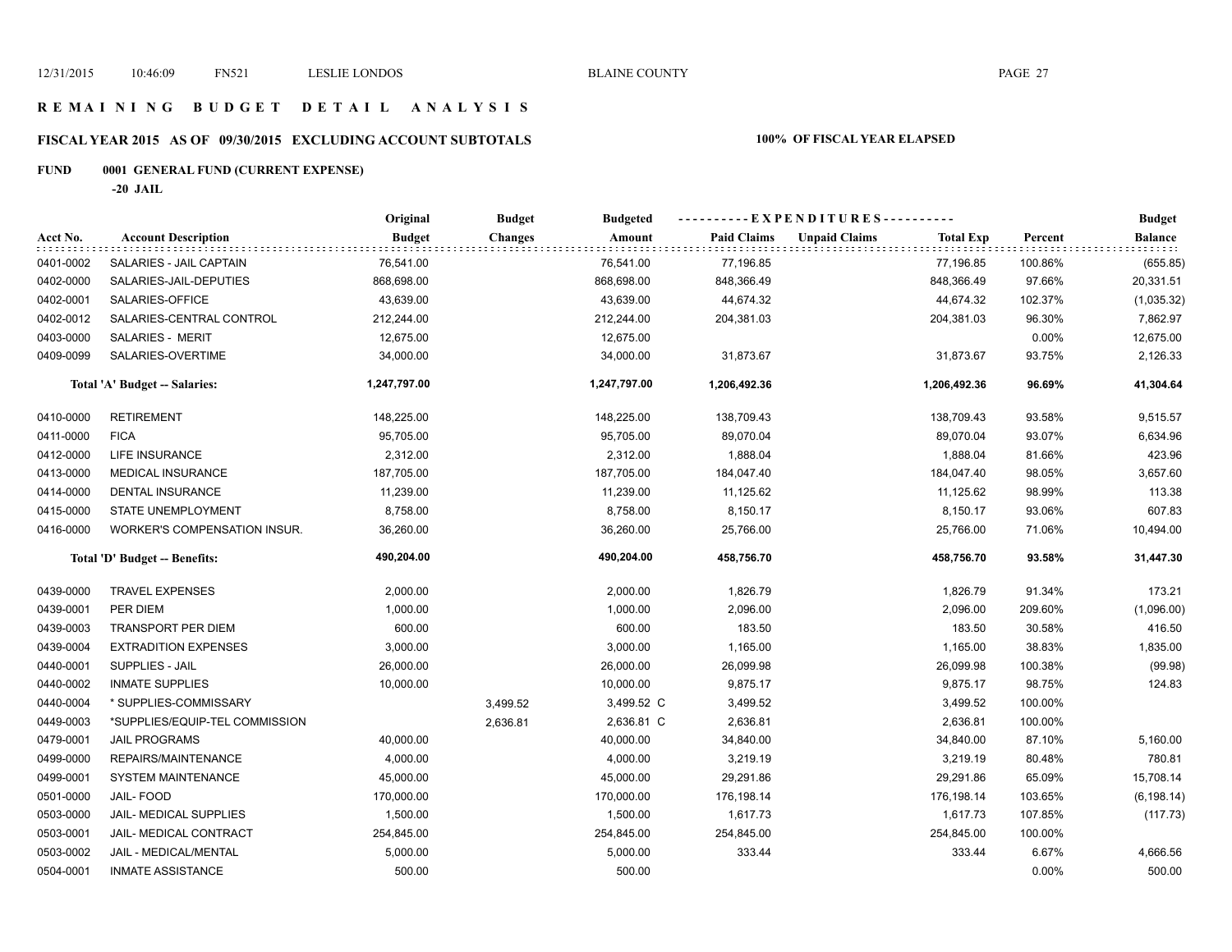# REMAINING BUDGET DETAIL ANALYSIS

## FISCAL YEAR 2015 AS OF 09/30/2015 EXCLUDING ACCOUNT SUBTOTALS

**100% OF FISCAL YEAR ELAPSED**

### FUND 0001 GENERAL FUND (CURRENT EXPENSE)

**-20 JAIL**

| Acct No. | Account Description | Original Budget | Budget Changes | Budgeted Amount | Paid Claims | Unpaid Claims | Total Exp | Percent | Budget Balance |
|---|---|---|---|---|---|---|---|---|---|
| 0401-0002 | SALARIES - JAIL CAPTAIN | 76,541.00 | | 76,541.00 | 77,196.85 | | 77,196.85 | 100.86% | (655.85) |
| 0402-0000 | SALARIES-JAIL-DEPUTIES | 868,698.00 | | 868,698.00 | 848,366.49 | | 848,366.49 | 97.66% | 20,331.51 |
| 0402-0001 | SALARIES-OFFICE | 43,639.00 | | 43,639.00 | 44,674.32 | | 44,674.32 | 102.37% | (1,035.32) |
| 0402-0012 | SALARIES-CENTRAL CONTROL | 212,244.00 | | 212,244.00 | 204,381.03 | | 204,381.03 | 96.30% | 7,862.97 |
| 0403-0000 | SALARIES - MERIT | 12,675.00 | | 12,675.00 | | | | 0.00% | 12,675.00 |
| 0409-0099 | SALARIES-OVERTIME | 34,000.00 | | 34,000.00 | 31,873.67 | | 31,873.67 | 93.75% | 2,126.33 |
| | **Total 'A' Budget -- Salaries:** | **1,247,797.00** | | **1,247,797.00** | **1,206,492.36** | | **1,206,492.36** | **96.69%** | **41,304.64** |
| 0410-0000 | RETIREMENT | 148,225.00 | | 148,225.00 | 138,709.43 | | 138,709.43 | 93.58% | 9,515.57 |
| 0411-0000 | FICA | 95,705.00 | | 95,705.00 | 89,070.04 | | 89,070.04 | 93.07% | 6,634.96 |
| 0412-0000 | LIFE INSURANCE | 2,312.00 | | 2,312.00 | 1,888.04 | | 1,888.04 | 81.66% | 423.96 |
| 0413-0000 | MEDICAL INSURANCE | 187,705.00 | | 187,705.00 | 184,047.40 | | 184,047.40 | 98.05% | 3,657.60 |
| 0414-0000 | DENTAL INSURANCE | 11,239.00 | | 11,239.00 | 11,125.62 | | 11,125.62 | 98.99% | 113.38 |
| 0415-0000 | STATE UNEMPLOYMENT | 8,758.00 | | 8,758.00 | 8,150.17 | | 8,150.17 | 93.06% | 607.83 |
| 0416-0000 | WORKER'S COMPENSATION INSUR. | 36,260.00 | | 36,260.00 | 25,766.00 | | 25,766.00 | 71.06% | 10,494.00 |
| | **Total 'D' Budget -- Benefits:** | **490,204.00** | | **490,204.00** | **458,756.70** | | **458,756.70** | **93.58%** | **31,447.30** |
| 0439-0000 | TRAVEL EXPENSES | 2,000.00 | | 2,000.00 | 1,826.79 | | 1,826.79 | 91.34% | 173.21 |
| 0439-0001 | PER DIEM | 1,000.00 | | 1,000.00 | 2,096.00 | | 2,096.00 | 209.60% | (1,096.00) |
| 0439-0003 | TRANSPORT PER DIEM | 600.00 | | 600.00 | 183.50 | | 183.50 | 30.58% | 416.50 |
| 0439-0004 | EXTRADITION EXPENSES | 3,000.00 | | 3,000.00 | 1,165.00 | | 1,165.00 | 38.83% | 1,835.00 |
| 0440-0001 | SUPPLIES - JAIL | 26,000.00 | | 26,000.00 | 26,099.98 | | 26,099.98 | 100.38% | (99.98) |
| 0440-0002 | INMATE SUPPLIES | 10,000.00 | | 10,000.00 | 9,875.17 | | 9,875.17 | 98.75% | 124.83 |
| 0440-0004 | * SUPPLIES-COMMISSARY | | 3,499.52 | 3,499.52 C | 3,499.52 | | 3,499.52 | 100.00% | |
| 0449-0003 | *SUPPLIES/EQUIP-TEL COMMISSION | | 2,636.81 | 2,636.81 C | 2,636.81 | | 2,636.81 | 100.00% | |
| 0479-0001 | JAIL PROGRAMS | 40,000.00 | | 40,000.00 | 34,840.00 | | 34,840.00 | 87.10% | 5,160.00 |
| 0499-0000 | REPAIRS/MAINTENANCE | 4,000.00 | | 4,000.00 | 3,219.19 | | 3,219.19 | 80.48% | 780.81 |
| 0499-0001 | SYSTEM MAINTENANCE | 45,000.00 | | 45,000.00 | 29,291.86 | | 29,291.86 | 65.09% | 15,708.14 |
| 0501-0000 | JAIL- FOOD | 170,000.00 | | 170,000.00 | 176,198.14 | | 176,198.14 | 103.65% | (6,198.14) |
| 0503-0000 | JAIL- MEDICAL SUPPLIES | 1,500.00 | | 1,500.00 | 1,617.73 | | 1,617.73 | 107.85% | (117.73) |
| 0503-0001 | JAIL- MEDICAL CONTRACT | 254,845.00 | | 254,845.00 | 254,845.00 | | 254,845.00 | 100.00% | |
| 0503-0002 | JAIL - MEDICAL/MENTAL | 5,000.00 | | 5,000.00 | 333.44 | | 333.44 | 6.67% | 4,666.56 |
| 0504-0001 | INMATE ASSISTANCE | 500.00 | | 500.00 | | | | 0.00% | 500.00 |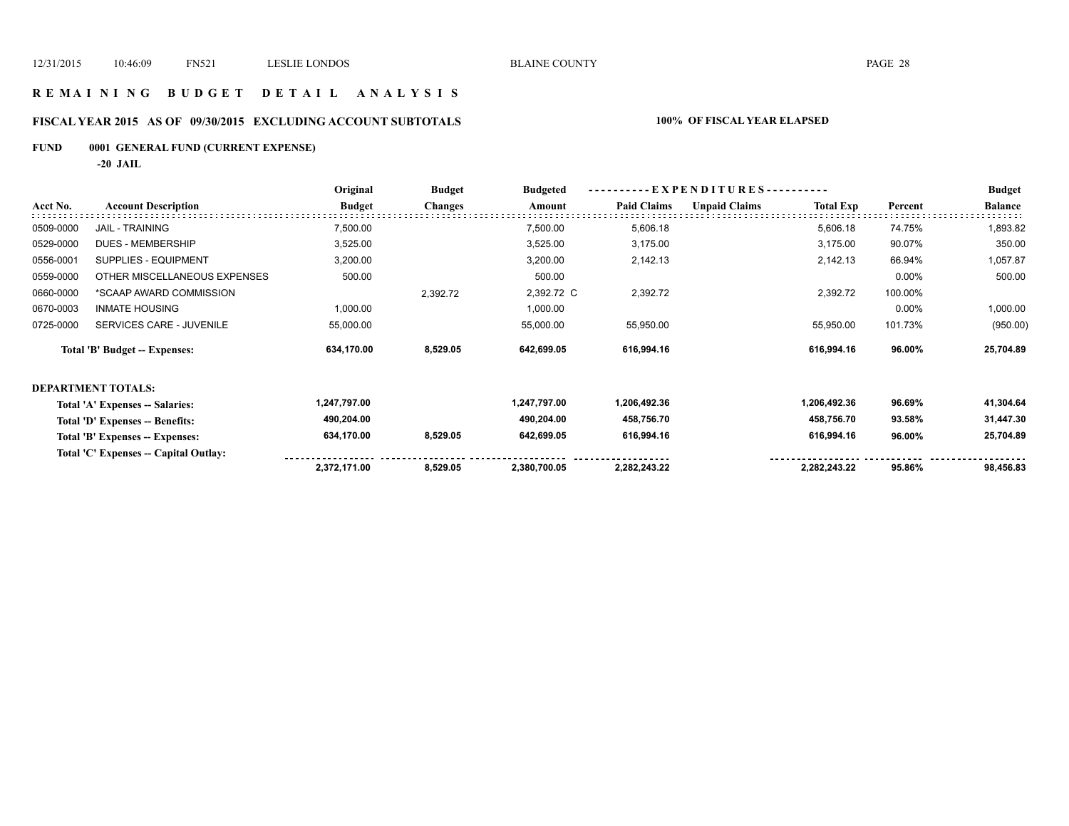# REMAINING BUDGET DETAIL ANALYSIS

## FISCAL YEAR 2015 AS OF 09/30/2015 EXCLUDING ACCOUNT SUBTOTALS — 100% OF FISCAL YEAR ELAPSED

**FUND 0001 GENERAL FUND (CURRENT EXPENSE)**

**-20 JAIL**

| Acct No. | Account Description | Original Budget | Budget Changes | Budgeted Amount | EXPENDITURES Paid Claims | Unpaid Claims | Total Exp | Percent | Budget Balance |
|---|---|---|---|---|---|---|---|---|---|
| 0509-0000 | JAIL - TRAINING | 7,500.00 | | 7,500.00 | 5,606.18 | | 5,606.18 | 74.75% | 1,893.82 |
| 0529-0000 | DUES - MEMBERSHIP | 3,525.00 | | 3,525.00 | 3,175.00 | | 3,175.00 | 90.07% | 350.00 |
| 0556-0001 | SUPPLIES - EQUIPMENT | 3,200.00 | | 3,200.00 | 2,142.13 | | 2,142.13 | 66.94% | 1,057.87 |
| 0559-0000 | OTHER MISCELLANEOUS EXPENSES | 500.00 | | 500.00 | | | | 0.00% | 500.00 |
| 0660-0000 | *SCAAP AWARD COMMISSION | | 2,392.72 | 2,392.72 C | 2,392.72 | | 2,392.72 | 100.00% | |
| 0670-0003 | INMATE HOUSING | 1,000.00 | | 1,000.00 | | | | 0.00% | 1,000.00 |
| 0725-0000 | SERVICES CARE - JUVENILE | 55,000.00 | | 55,000.00 | 55,950.00 | | 55,950.00 | 101.73% | (950.00) |
| | **Total 'B' Budget -- Expenses:** | **634,170.00** | **8,529.05** | **642,699.05** | **616,994.16** | | **616,994.16** | **96.00%** | **25,704.89** |

**DEPARTMENT TOTALS:**

| | Original Budget | Budget Changes | Budgeted Amount | Paid Claims | Unpaid Claims | Total Exp | Percent | Budget Balance |
|---|---|---|---|---|---|---|---|---|
| **Total 'A' Expenses -- Salaries:** | **1,247,797.00** | | **1,247,797.00** | **1,206,492.36** | | **1,206,492.36** | **96.69%** | **41,304.64** |
| **Total 'D' Expenses -- Benefits:** | **490,204.00** | | **490,204.00** | **458,756.70** | | **458,756.70** | **93.58%** | **31,447.30** |
| **Total 'B' Expenses -- Expenses:** | **634,170.00** | **8,529.05** | **642,699.05** | **616,994.16** | | **616,994.16** | **96.00%** | **25,704.89** |
| **Total 'C' Expenses -- Capital Outlay:** | | | | | | | | |
| | **2,372,171.00** | **8,529.05** | **2,380,700.05** | **2,282,243.22** | | **2,282,243.22** | **95.86%** | **98,456.83** |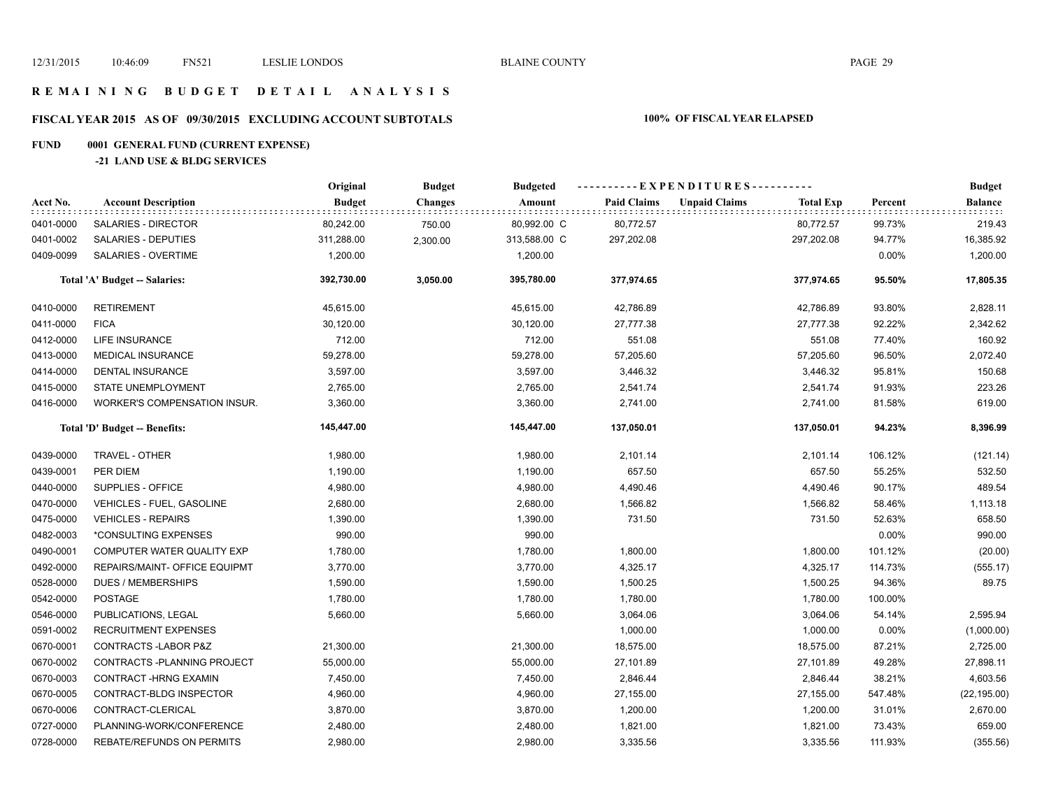# REMAINING BUDGET DETAIL ANALYSIS

## FISCAL YEAR 2015 AS OF 09/30/2015 EXCLUDING ACCOUNT SUBTOTALS

**100% OF FISCAL YEAR ELAPSED**

**FUND 0001 GENERAL FUND (CURRENT EXPENSE)**

**-21 LAND USE & BLDG SERVICES**

| Acct No. | Account Description | Original Budget | Budget Changes | Budgeted Amount | Paid Claims | Unpaid Claims | Total Exp | Percent | Budget Balance |
|---|---|---|---|---|---|---|---|---|---|
| 0401-0000 | SALARIES - DIRECTOR | 80,242.00 | 750.00 | 80,992.00 C | 80,772.57 | | 80,772.57 | 99.73% | 219.43 |
| 0401-0002 | SALARIES - DEPUTIES | 311,288.00 | 2,300.00 | 313,588.00 C | 297,202.08 | | 297,202.08 | 94.77% | 16,385.92 |
| 0409-0099 | SALARIES - OVERTIME | 1,200.00 | | 1,200.00 | | | | 0.00% | 1,200.00 |
| | **Total 'A' Budget -- Salaries:** | **392,730.00** | **3,050.00** | **395,780.00** | **377,974.65** | | **377,974.65** | **95.50%** | **17,805.35** |
| 0410-0000 | RETIREMENT | 45,615.00 | | 45,615.00 | 42,786.89 | | 42,786.89 | 93.80% | 2,828.11 |
| 0411-0000 | FICA | 30,120.00 | | 30,120.00 | 27,777.38 | | 27,777.38 | 92.22% | 2,342.62 |
| 0412-0000 | LIFE INSURANCE | 712.00 | | 712.00 | 551.08 | | 551.08 | 77.40% | 160.92 |
| 0413-0000 | MEDICAL INSURANCE | 59,278.00 | | 59,278.00 | 57,205.60 | | 57,205.60 | 96.50% | 2,072.40 |
| 0414-0000 | DENTAL INSURANCE | 3,597.00 | | 3,597.00 | 3,446.32 | | 3,446.32 | 95.81% | 150.68 |
| 0415-0000 | STATE UNEMPLOYMENT | 2,765.00 | | 2,765.00 | 2,541.74 | | 2,541.74 | 91.93% | 223.26 |
| 0416-0000 | WORKER'S COMPENSATION INSUR. | 3,360.00 | | 3,360.00 | 2,741.00 | | 2,741.00 | 81.58% | 619.00 |
| | **Total 'D' Budget -- Benefits:** | **145,447.00** | | **145,447.00** | **137,050.01** | | **137,050.01** | **94.23%** | **8,396.99** |
| 0439-0000 | TRAVEL - OTHER | 1,980.00 | | 1,980.00 | 2,101.14 | | 2,101.14 | 106.12% | (121.14) |
| 0439-0001 | PER DIEM | 1,190.00 | | 1,190.00 | 657.50 | | 657.50 | 55.25% | 532.50 |
| 0440-0000 | SUPPLIES - OFFICE | 4,980.00 | | 4,980.00 | 4,490.46 | | 4,490.46 | 90.17% | 489.54 |
| 0470-0000 | VEHICLES - FUEL, GASOLINE | 2,680.00 | | 2,680.00 | 1,566.82 | | 1,566.82 | 58.46% | 1,113.18 |
| 0475-0000 | VEHICLES - REPAIRS | 1,390.00 | | 1,390.00 | 731.50 | | 731.50 | 52.63% | 658.50 |
| 0482-0003 | *CONSULTING EXPENSES | 990.00 | | 990.00 | | | | 0.00% | 990.00 |
| 0490-0001 | COMPUTER WATER QUALITY EXP | 1,780.00 | | 1,780.00 | 1,800.00 | | 1,800.00 | 101.12% | (20.00) |
| 0492-0000 | REPAIRS/MAINT- OFFICE EQUIPMT | 3,770.00 | | 3,770.00 | 4,325.17 | | 4,325.17 | 114.73% | (555.17) |
| 0528-0000 | DUES / MEMBERSHIPS | 1,590.00 | | 1,590.00 | 1,500.25 | | 1,500.25 | 94.36% | 89.75 |
| 0542-0000 | POSTAGE | 1,780.00 | | 1,780.00 | 1,780.00 | | 1,780.00 | 100.00% | |
| 0546-0000 | PUBLICATIONS, LEGAL | 5,660.00 | | 5,660.00 | 3,064.06 | | 3,064.06 | 54.14% | 2,595.94 |
| 0591-0002 | RECRUITMENT EXPENSES | | | | 1,000.00 | | 1,000.00 | 0.00% | (1,000.00) |
| 0670-0001 | CONTRACTS -LABOR P&Z | 21,300.00 | | 21,300.00 | 18,575.00 | | 18,575.00 | 87.21% | 2,725.00 |
| 0670-0002 | CONTRACTS -PLANNING PROJECT | 55,000.00 | | 55,000.00 | 27,101.89 | | 27,101.89 | 49.28% | 27,898.11 |
| 0670-0003 | CONTRACT -HRNG EXAMIN | 7,450.00 | | 7,450.00 | 2,846.44 | | 2,846.44 | 38.21% | 4,603.56 |
| 0670-0005 | CONTRACT-BLDG INSPECTOR | 4,960.00 | | 4,960.00 | 27,155.00 | | 27,155.00 | 547.48% | (22,195.00) |
| 0670-0006 | CONTRACT-CLERICAL | 3,870.00 | | 3,870.00 | 1,200.00 | | 1,200.00 | 31.01% | 2,670.00 |
| 0727-0000 | PLANNING-WORK/CONFERENCE | 2,480.00 | | 2,480.00 | 1,821.00 | | 1,821.00 | 73.43% | 659.00 |
| 0728-0000 | REBATE/REFUNDS ON PERMITS | 2,980.00 | | 2,980.00 | 3,335.56 | | 3,335.56 | 111.93% | (355.56) |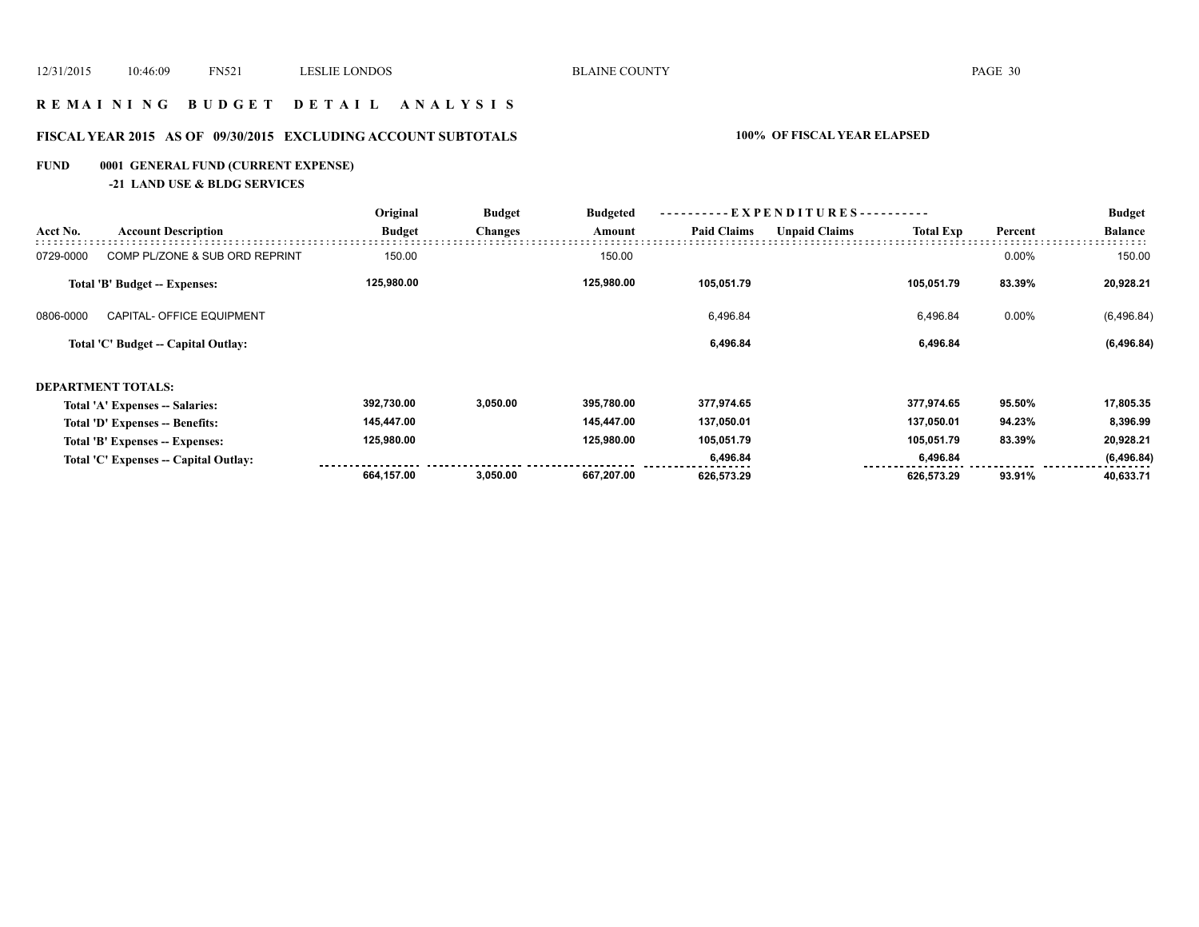## REMAINING BUDGET DETAIL ANALYSIS

### FISCAL YEAR 2015 AS OF 09/30/2015 EXCLUDING ACCOUNT SUBTOTALS

**100% OF FISCAL YEAR ELAPSED**

**FUND 0001 GENERAL FUND (CURRENT EXPENSE)**

**-21 LAND USE & BLDG SERVICES**

| Acct No. | Account Description | Original Budget | Budget Changes | Budgeted Amount | Paid Claims | Unpaid Claims | Total Exp | Percent | Budget Balance |
|---|---|---|---|---|---|---|---|---|---|
| 0729-0000 | COMP PL/ZONE & SUB ORD REPRINT | 150.00 | | 150.00 | | | | 0.00% | 150.00 |
| | **Total 'B' Budget -- Expenses:** | **125,980.00** | | **125,980.00** | **105,051.79** | | **105,051.79** | **83.39%** | **20,928.21** |
| 0806-0000 | CAPITAL- OFFICE EQUIPMENT | | | | 6,496.84 | | 6,496.84 | 0.00% | (6,496.84) |
| | **Total 'C' Budget -- Capital Outlay:** | | | | **6,496.84** | | **6,496.84** | | **(6,496.84)** |
| **DEPARTMENT TOTALS:** | | | | | | | | | |
| | **Total 'A' Expenses -- Salaries:** | **392,730.00** | **3,050.00** | **395,780.00** | **377,974.65** | | **377,974.65** | **95.50%** | **17,805.35** |
| | **Total 'D' Expenses -- Benefits:** | **145,447.00** | | **145,447.00** | **137,050.01** | | **137,050.01** | **94.23%** | **8,396.99** |
| | **Total 'B' Expenses -- Expenses:** | **125,980.00** | | **125,980.00** | **105,051.79** | | **105,051.79** | **83.39%** | **20,928.21** |
| | **Total 'C' Expenses -- Capital Outlay:** | | | | **6,496.84** | | **6,496.84** | | **(6,496.84)** |
| | | **664,157.00** | **3,050.00** | **667,207.00** | **626,573.29** | | **626,573.29** | **93.91%** | **40,633.71** |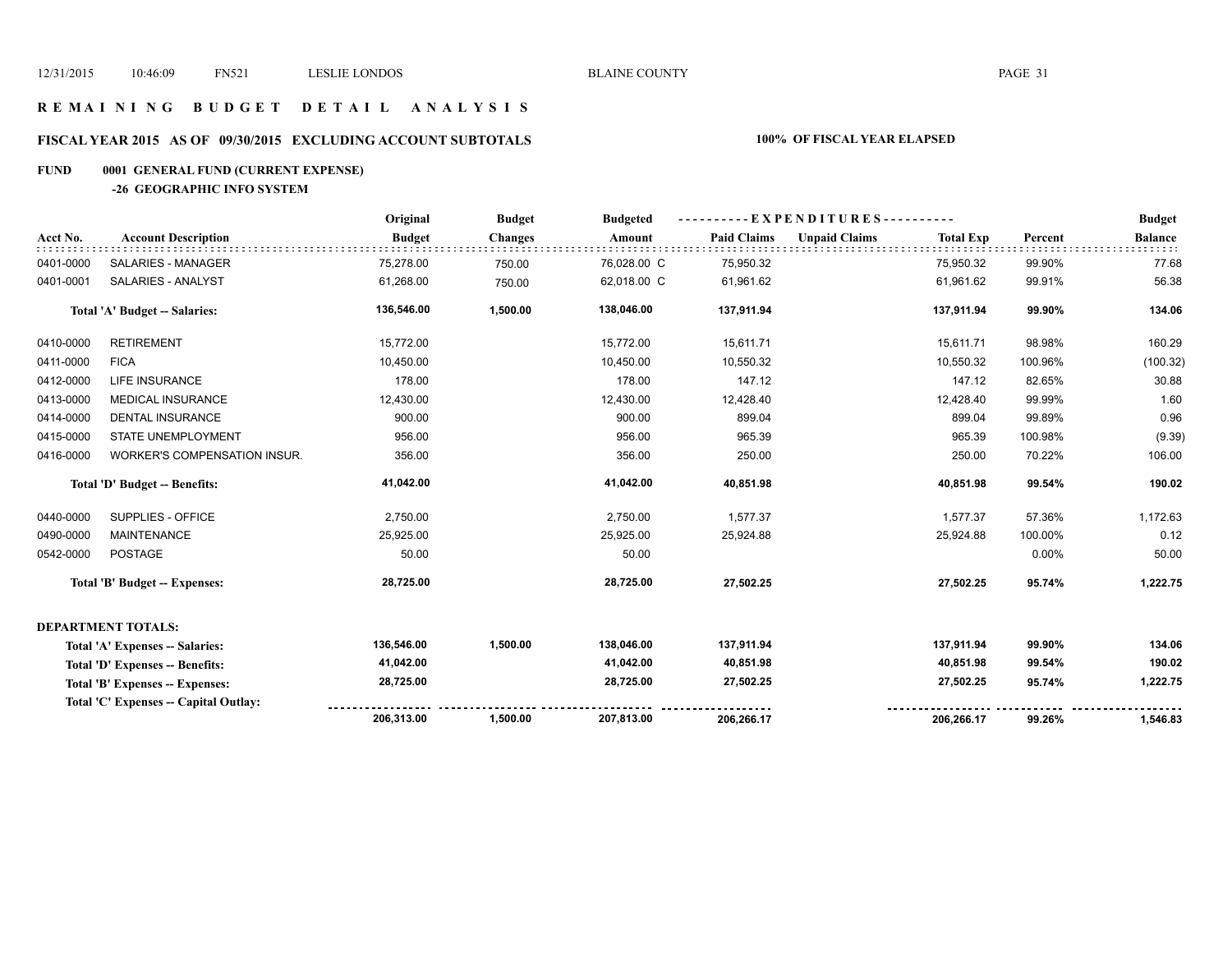# REMAINING BUDGET DETAIL ANALYSIS

## FISCAL YEAR 2015 AS OF 09/30/2015 EXCLUDING ACCOUNT SUBTOTALS — 100% OF FISCAL YEAR ELAPSED

### FUND 0001 GENERAL FUND (CURRENT EXPENSE)

#### -26 GEOGRAPHIC INFO SYSTEM

| Acct No. | Account Description | Original Budget | Budget Changes | Budgeted Amount | Paid Claims | Unpaid Claims | Total Exp | Percent | Budget Balance |
|---|---|---|---|---|---|---|---|---|---|
| 0401-0000 | SALARIES - MANAGER | 75,278.00 | 750.00 | 76,028.00 C | 75,950.32 | | 75,950.32 | 99.90% | 77.68 |
| 0401-0001 | SALARIES - ANALYST | 61,268.00 | 750.00 | 62,018.00 C | 61,961.62 | | 61,961.62 | 99.91% | 56.38 |
| | **Total 'A' Budget -- Salaries:** | **136,546.00** | **1,500.00** | **138,046.00** | **137,911.94** | | **137,911.94** | **99.90%** | **134.06** |
| 0410-0000 | RETIREMENT | 15,772.00 | | 15,772.00 | 15,611.71 | | 15,611.71 | 98.98% | 160.29 |
| 0411-0000 | FICA | 10,450.00 | | 10,450.00 | 10,550.32 | | 10,550.32 | 100.96% | (100.32) |
| 0412-0000 | LIFE INSURANCE | 178.00 | | 178.00 | 147.12 | | 147.12 | 82.65% | 30.88 |
| 0413-0000 | MEDICAL INSURANCE | 12,430.00 | | 12,430.00 | 12,428.40 | | 12,428.40 | 99.99% | 1.60 |
| 0414-0000 | DENTAL INSURANCE | 900.00 | | 900.00 | 899.04 | | 899.04 | 99.89% | 0.96 |
| 0415-0000 | STATE UNEMPLOYMENT | 956.00 | | 956.00 | 965.39 | | 965.39 | 100.98% | (9.39) |
| 0416-0000 | WORKER'S COMPENSATION INSUR. | 356.00 | | 356.00 | 250.00 | | 250.00 | 70.22% | 106.00 |
| | **Total 'D' Budget -- Benefits:** | **41,042.00** | | **41,042.00** | **40,851.98** | | **40,851.98** | **99.54%** | **190.02** |
| 0440-0000 | SUPPLIES - OFFICE | 2,750.00 | | 2,750.00 | 1,577.37 | | 1,577.37 | 57.36% | 1,172.63 |
| 0490-0000 | MAINTENANCE | 25,925.00 | | 25,925.00 | 25,924.88 | | 25,924.88 | 100.00% | 0.12 |
| 0542-0000 | POSTAGE | 50.00 | | 50.00 | | | | 0.00% | 50.00 |
| | **Total 'B' Budget -- Expenses:** | **28,725.00** | | **28,725.00** | **27,502.25** | | **27,502.25** | **95.74%** | **1,222.75** |
| | **DEPARTMENT TOTALS:** | | | | | | | | |
| | **Total 'A' Expenses -- Salaries:** | **136,546.00** | **1,500.00** | **138,046.00** | **137,911.94** | | **137,911.94** | **99.90%** | **134.06** |
| | **Total 'D' Expenses -- Benefits:** | **41,042.00** | | **41,042.00** | **40,851.98** | | **40,851.98** | **99.54%** | **190.02** |
| | **Total 'B' Expenses -- Expenses:** | **28,725.00** | | **28,725.00** | **27,502.25** | | **27,502.25** | **95.74%** | **1,222.75** |
| | **Total 'C' Expenses -- Capital Outlay:** | | | | | | | | |
| | | **206,313.00** | **1,500.00** | **207,813.00** | **206,266.17** | | **206,266.17** | **99.26%** | **1,546.83** |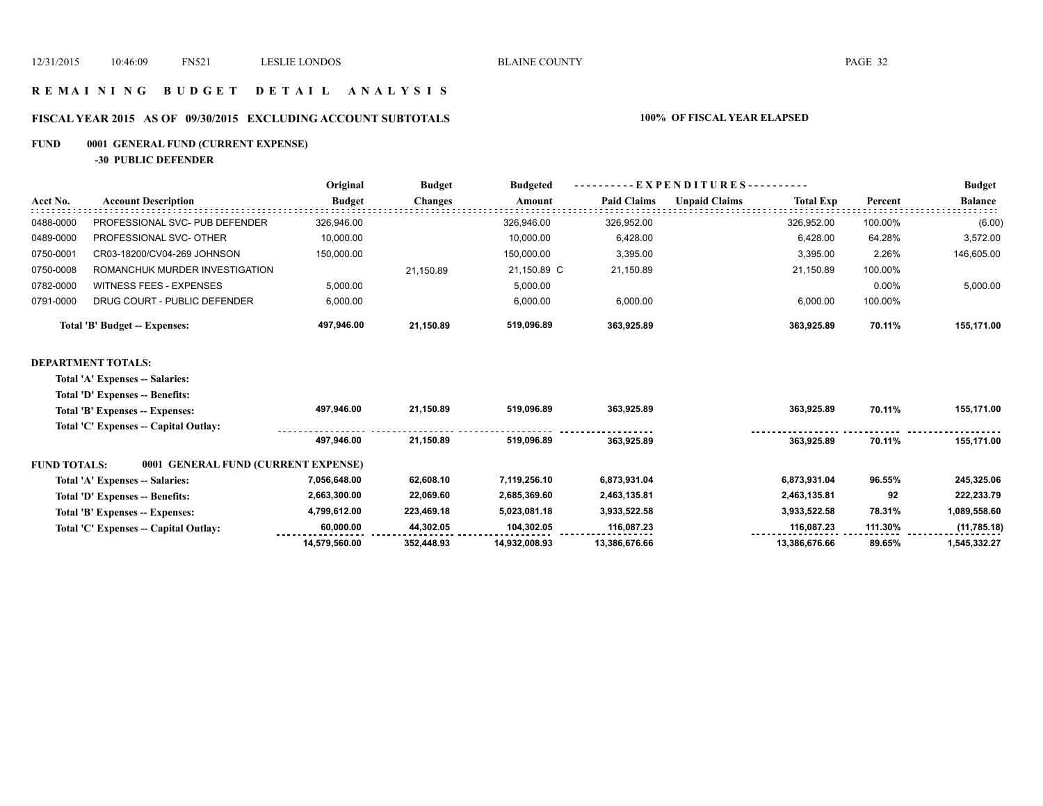## REMAINING BUDGET DETAIL ANALYSIS

### FISCAL YEAR 2015 AS OF 09/30/2015 EXCLUDING ACCOUNT SUBTOTALS — 100% OF FISCAL YEAR ELAPSED

**FUND 0001 GENERAL FUND (CURRENT EXPENSE)**

**-30 PUBLIC DEFENDER**

| Acct No. | Account Description | Original Budget | Budget Changes | Budgeted Amount | Paid Claims | Unpaid Claims | Total Exp | Percent | Budget Balance |
|---|---|---|---|---|---|---|---|---|---|
| 0488-0000 | PROFESSIONAL SVC- PUB DEFENDER | 326,946.00 | | 326,946.00 | 326,952.00 | | 326,952.00 | 100.00% | (6.00) |
| 0489-0000 | PROFESSIONAL SVC- OTHER | 10,000.00 | | 10,000.00 | 6,428.00 | | 6,428.00 | 64.28% | 3,572.00 |
| 0750-0001 | CR03-18200/CV04-269 JOHNSON | 150,000.00 | | 150,000.00 | 3,395.00 | | 3,395.00 | 2.26% | 146,605.00 |
| 0750-0008 | ROMANCHUK MURDER INVESTIGATION | | 21,150.89 | 21,150.89 C | 21,150.89 | | 21,150.89 | 100.00% | |
| 0782-0000 | WITNESS FEES - EXPENSES | 5,000.00 | | 5,000.00 | | | | 0.00% | 5,000.00 |
| 0791-0000 | DRUG COURT - PUBLIC DEFENDER | 6,000.00 | | 6,000.00 | 6,000.00 | | 6,000.00 | 100.00% | |
| | **Total 'B' Budget -- Expenses:** | **497,946.00** | **21,150.89** | **519,096.89** | **363,925.89** | | **363,925.89** | **70.11%** | **155,171.00** |

**DEPARTMENT TOTALS:**

| | Original Budget | Budget Changes | Budgeted Amount | Paid Claims | Unpaid Claims | Total Exp | Percent | Budget Balance |
|---|---|---|---|---|---|---|---|---|
| **Total 'A' Expenses -- Salaries:** | | | | | | | | |
| **Total 'D' Expenses -- Benefits:** | | | | | | | | |
| **Total 'B' Expenses -- Expenses:** | **497,946.00** | **21,150.89** | **519,096.89** | **363,925.89** | | **363,925.89** | **70.11%** | **155,171.00** |
| **Total 'C' Expenses -- Capital Outlay:** | | | | | | | | |
| | **497,946.00** | **21,150.89** | **519,096.89** | **363,925.89** | | **363,925.89** | **70.11%** | **155,171.00** |

**FUND TOTALS: 0001 GENERAL FUND (CURRENT EXPENSE)**

| | Original Budget | Budget Changes | Budgeted Amount | Paid Claims | Unpaid Claims | Total Exp | Percent | Budget Balance |
|---|---|---|---|---|---|---|---|---|
| **Total 'A' Expenses -- Salaries:** | **7,056,648.00** | **62,608.10** | **7,119,256.10** | **6,873,931.04** | | **6,873,931.04** | **96.55%** | **245,325.06** |
| **Total 'D' Expenses -- Benefits:** | **2,663,300.00** | **22,069.60** | **2,685,369.60** | **2,463,135.81** | | **2,463,135.81** | **92** | **222,233.79** |
| **Total 'B' Expenses -- Expenses:** | **4,799,612.00** | **223,469.18** | **5,023,081.18** | **3,933,522.58** | | **3,933,522.58** | **78.31%** | **1,089,558.60** |
| **Total 'C' Expenses -- Capital Outlay:** | **60,000.00** | **44,302.05** | **104,302.05** | **116,087.23** | | **116,087.23** | **111.30%** | **(11,785.18)** |
| | **14,579,560.00** | **352,448.93** | **14,932,008.93** | **13,386,676.66** | | **13,386,676.66** | **89.65%** | **1,545,332.27** |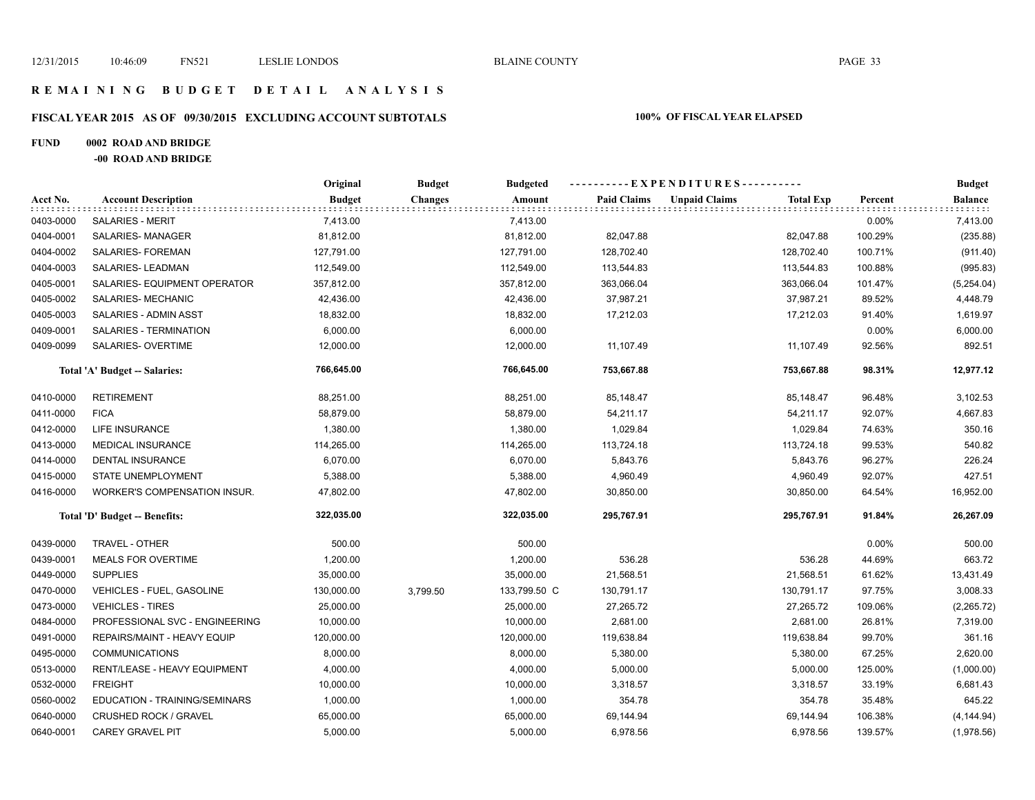# REMAINING BUDGET DETAIL ANALYSIS

## FISCAL YEAR 2015 AS OF 09/30/2015 EXCLUDING ACCOUNT SUBTOTALS

**100% OF FISCAL YEAR ELAPSED**

**FUND 0002 ROAD AND BRIDGE**

**-00 ROAD AND BRIDGE**

| Acct No. | Account Description | Original Budget | Budget Changes | Budgeted Amount | Paid Claims | Unpaid Claims | Total Exp | Percent | Budget Balance |
|---|---|---|---|---|---|---|---|---|---|
| 0403-0000 | SALARIES - MERIT | 7,413.00 | | 7,413.00 | | | | 0.00% | 7,413.00 |
| 0404-0001 | SALARIES- MANAGER | 81,812.00 | | 81,812.00 | 82,047.88 | | 82,047.88 | 100.29% | (235.88) |
| 0404-0002 | SALARIES- FOREMAN | 127,791.00 | | 127,791.00 | 128,702.40 | | 128,702.40 | 100.71% | (911.40) |
| 0404-0003 | SALARIES- LEADMAN | 112,549.00 | | 112,549.00 | 113,544.83 | | 113,544.83 | 100.88% | (995.83) |
| 0405-0001 | SALARIES- EQUIPMENT OPERATOR | 357,812.00 | | 357,812.00 | 363,066.04 | | 363,066.04 | 101.47% | (5,254.04) |
| 0405-0002 | SALARIES- MECHANIC | 42,436.00 | | 42,436.00 | 37,987.21 | | 37,987.21 | 89.52% | 4,448.79 |
| 0405-0003 | SALARIES - ADMIN ASST | 18,832.00 | | 18,832.00 | 17,212.03 | | 17,212.03 | 91.40% | 1,619.97 |
| 0409-0001 | SALARIES - TERMINATION | 6,000.00 | | 6,000.00 | | | | 0.00% | 6,000.00 |
| 0409-0099 | SALARIES- OVERTIME | 12,000.00 | | 12,000.00 | 11,107.49 | | 11,107.49 | 92.56% | 892.51 |
| | **Total 'A' Budget -- Salaries:** | **766,645.00** | | **766,645.00** | **753,667.88** | | **753,667.88** | **98.31%** | **12,977.12** |
| 0410-0000 | RETIREMENT | 88,251.00 | | 88,251.00 | 85,148.47 | | 85,148.47 | 96.48% | 3,102.53 |
| 0411-0000 | FICA | 58,879.00 | | 58,879.00 | 54,211.17 | | 54,211.17 | 92.07% | 4,667.83 |
| 0412-0000 | LIFE INSURANCE | 1,380.00 | | 1,380.00 | 1,029.84 | | 1,029.84 | 74.63% | 350.16 |
| 0413-0000 | MEDICAL INSURANCE | 114,265.00 | | 114,265.00 | 113,724.18 | | 113,724.18 | 99.53% | 540.82 |
| 0414-0000 | DENTAL INSURANCE | 6,070.00 | | 6,070.00 | 5,843.76 | | 5,843.76 | 96.27% | 226.24 |
| 0415-0000 | STATE UNEMPLOYMENT | 5,388.00 | | 5,388.00 | 4,960.49 | | 4,960.49 | 92.07% | 427.51 |
| 0416-0000 | WORKER'S COMPENSATION INSUR. | 47,802.00 | | 47,802.00 | 30,850.00 | | 30,850.00 | 64.54% | 16,952.00 |
| | **Total 'D' Budget -- Benefits:** | **322,035.00** | | **322,035.00** | **295,767.91** | | **295,767.91** | **91.84%** | **26,267.09** |
| 0439-0000 | TRAVEL - OTHER | 500.00 | | 500.00 | | | | 0.00% | 500.00 |
| 0439-0001 | MEALS FOR OVERTIME | 1,200.00 | | 1,200.00 | 536.28 | | 536.28 | 44.69% | 663.72 |
| 0449-0000 | SUPPLIES | 35,000.00 | | 35,000.00 | 21,568.51 | | 21,568.51 | 61.62% | 13,431.49 |
| 0470-0000 | VEHICLES - FUEL, GASOLINE | 130,000.00 | 3,799.50 | 133,799.50 C | 130,791.17 | | 130,791.17 | 97.75% | 3,008.33 |
| 0473-0000 | VEHICLES - TIRES | 25,000.00 | | 25,000.00 | 27,265.72 | | 27,265.72 | 109.06% | (2,265.72) |
| 0484-0000 | PROFESSIONAL SVC - ENGINEERING | 10,000.00 | | 10,000.00 | 2,681.00 | | 2,681.00 | 26.81% | 7,319.00 |
| 0491-0000 | REPAIRS/MAINT - HEAVY EQUIP | 120,000.00 | | 120,000.00 | 119,638.84 | | 119,638.84 | 99.70% | 361.16 |
| 0495-0000 | COMMUNICATIONS | 8,000.00 | | 8,000.00 | 5,380.00 | | 5,380.00 | 67.25% | 2,620.00 |
| 0513-0000 | RENT/LEASE - HEAVY EQUIPMENT | 4,000.00 | | 4,000.00 | 5,000.00 | | 5,000.00 | 125.00% | (1,000.00) |
| 0532-0000 | FREIGHT | 10,000.00 | | 10,000.00 | 3,318.57 | | 3,318.57 | 33.19% | 6,681.43 |
| 0560-0002 | EDUCATION - TRAINING/SEMINARS | 1,000.00 | | 1,000.00 | 354.78 | | 354.78 | 35.48% | 645.22 |
| 0640-0000 | CRUSHED ROCK / GRAVEL | 65,000.00 | | 65,000.00 | 69,144.94 | | 69,144.94 | 106.38% | (4,144.94) |
| 0640-0001 | CAREY GRAVEL PIT | 5,000.00 | | 5,000.00 | 6,978.56 | | 6,978.56 | 139.57% | (1,978.56) |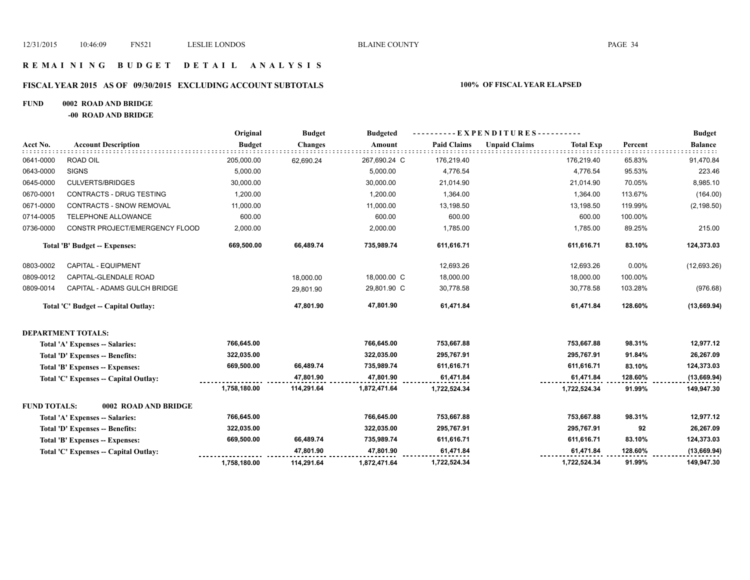# R E M A I N I N G   B U D G E T   D E T A I L   A N A L Y S I S

## FISCAL YEAR 2015   AS OF 09/30/2015   EXCLUDING ACCOUNT SUBTOTALS

**100% OF FISCAL YEAR ELAPSED**

**FUND 0002 ROAD AND BRIDGE**

**-00 ROAD AND BRIDGE**

| Acct No. | Account Description | Original Budget | Budget Changes | Budgeted Amount | Paid Claims | Unpaid Claims | Total Exp | Percent | Budget Balance |
|---|---|---|---|---|---|---|---|---|---|
| 0641-0000 | ROAD OIL | 205,000.00 | 62,690.24 | 267,690.24 C | 176,219.40 | | 176,219.40 | 65.83% | 91,470.84 |
| 0643-0000 | SIGNS | 5,000.00 | | 5,000.00 | 4,776.54 | | 4,776.54 | 95.53% | 223.46 |
| 0645-0000 | CULVERTS/BRIDGES | 30,000.00 | | 30,000.00 | 21,014.90 | | 21,014.90 | 70.05% | 8,985.10 |
| 0670-0001 | CONTRACTS - DRUG TESTING | 1,200.00 | | 1,200.00 | 1,364.00 | | 1,364.00 | 113.67% | (164.00) |
| 0671-0000 | CONTRACTS - SNOW REMOVAL | 11,000.00 | | 11,000.00 | 13,198.50 | | 13,198.50 | 119.99% | (2,198.50) |
| 0714-0005 | TELEPHONE ALLOWANCE | 600.00 | | 600.00 | 600.00 | | 600.00 | 100.00% | |
| 0736-0000 | CONSTR PROJECT/EMERGENCY FLOOD | 2,000.00 | | 2,000.00 | 1,785.00 | | 1,785.00 | 89.25% | 215.00 |
| | **Total 'B' Budget -- Expenses:** | **669,500.00** | **66,489.74** | **735,989.74** | **611,616.71** | | **611,616.71** | **83.10%** | **124,373.03** |
| 0803-0002 | CAPITAL - EQUIPMENT | | | | 12,693.26 | | 12,693.26 | 0.00% | (12,693.26) |
| 0809-0012 | CAPITAL-GLENDALE ROAD | | 18,000.00 | 18,000.00 C | 18,000.00 | | 18,000.00 | 100.00% | |
| 0809-0014 | CAPITAL - ADAMS GULCH BRIDGE | | 29,801.90 | 29,801.90 C | 30,778.58 | | 30,778.58 | 103.28% | (976.68) |
| | **Total 'C' Budget -- Capital Outlay:** | | **47,801.90** | **47,801.90** | **61,471.84** | | **61,471.84** | **128.60%** | **(13,669.94)** |
| **DEPARTMENT TOTALS:** | | | | | | | | | |
| | **Total 'A' Expenses -- Salaries:** | **766,645.00** | | **766,645.00** | **753,667.88** | | **753,667.88** | **98.31%** | **12,977.12** |
| | **Total 'D' Expenses -- Benefits:** | **322,035.00** | | **322,035.00** | **295,767.91** | | **295,767.91** | **91.84%** | **26,267.09** |
| | **Total 'B' Expenses -- Expenses:** | **669,500.00** | **66,489.74** | **735,989.74** | **611,616.71** | | **611,616.71** | **83.10%** | **124,373.03** |
| | **Total 'C' Expenses -- Capital Outlay:** | | **47,801.90** | **47,801.90** | **61,471.84** | | **61,471.84** | **128.60%** | **(13,669.94)** |
| | | **1,758,180.00** | **114,291.64** | **1,872,471.64** | **1,722,524.34** | | **1,722,524.34** | **91.99%** | **149,947.30** |
| **FUND TOTALS:** | **0002 ROAD AND BRIDGE** | | | | | | | | |
| | **Total 'A' Expenses -- Salaries:** | **766,645.00** | | **766,645.00** | **753,667.88** | | **753,667.88** | **98.31%** | **12,977.12** |
| | **Total 'D' Expenses -- Benefits:** | **322,035.00** | | **322,035.00** | **295,767.91** | | **295,767.91** | **92** | **26,267.09** |
| | **Total 'B' Expenses -- Expenses:** | **669,500.00** | **66,489.74** | **735,989.74** | **611,616.71** | | **611,616.71** | **83.10%** | **124,373.03** |
| | **Total 'C' Expenses -- Capital Outlay:** | | **47,801.90** | **47,801.90** | **61,471.84** | | **61,471.84** | **128.60%** | **(13,669.94)** |
| | | **1,758,180.00** | **114,291.64** | **1,872,471.64** | **1,722,524.34** | | **1,722,524.34** | **91.99%** | **149,947.30** |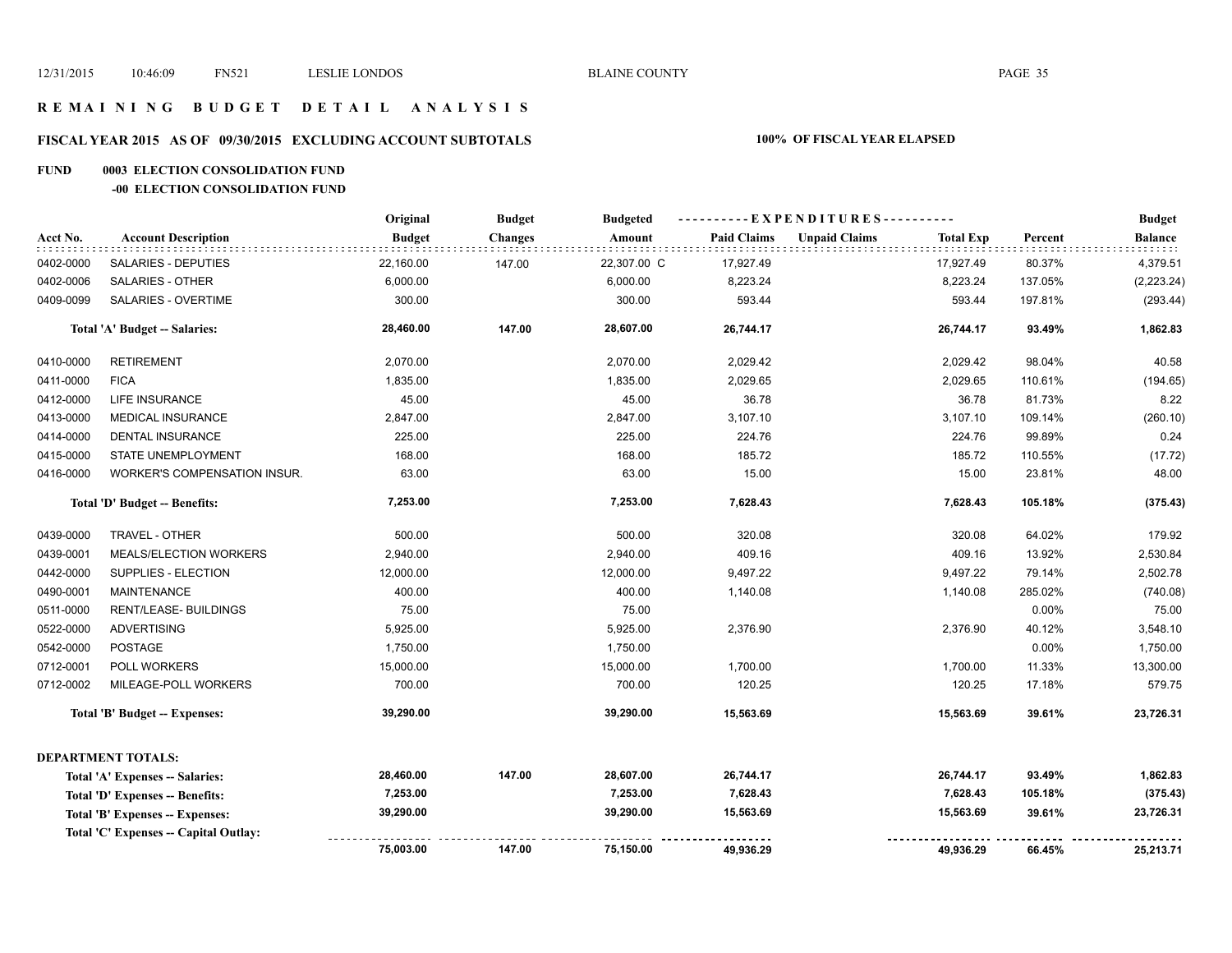# REMAINING BUDGET DETAIL ANALYSIS

## FISCAL YEAR 2015 AS OF 09/30/2015 EXCLUDING ACCOUNT SUBTOTALS

**100% OF FISCAL YEAR ELAPSED**

### FUND 0003 ELECTION CONSOLIDATION FUND

#### -00 ELECTION CONSOLIDATION FUND

| Acct No. | Account Description | Original Budget | Budget Changes | Budgeted Amount | Paid Claims | Unpaid Claims | Total Exp | Percent | Budget Balance |
|---|---|---|---|---|---|---|---|---|---|
| 0402-0000 | SALARIES - DEPUTIES | 22,160.00 | 147.00 | 22,307.00 C | 17,927.49 | | 17,927.49 | 80.37% | 4,379.51 |
| 0402-0006 | SALARIES - OTHER | 6,000.00 | | 6,000.00 | 8,223.24 | | 8,223.24 | 137.05% | (2,223.24) |
| 0409-0099 | SALARIES - OVERTIME | 300.00 | | 300.00 | 593.44 | | 593.44 | 197.81% | (293.44) |
| | **Total 'A' Budget -- Salaries:** | **28,460.00** | **147.00** | **28,607.00** | **26,744.17** | | **26,744.17** | **93.49%** | **1,862.83** |
| 0410-0000 | RETIREMENT | 2,070.00 | | 2,070.00 | 2,029.42 | | 2,029.42 | 98.04% | 40.58 |
| 0411-0000 | FICA | 1,835.00 | | 1,835.00 | 2,029.65 | | 2,029.65 | 110.61% | (194.65) |
| 0412-0000 | LIFE INSURANCE | 45.00 | | 45.00 | 36.78 | | 36.78 | 81.73% | 8.22 |
| 0413-0000 | MEDICAL INSURANCE | 2,847.00 | | 2,847.00 | 3,107.10 | | 3,107.10 | 109.14% | (260.10) |
| 0414-0000 | DENTAL INSURANCE | 225.00 | | 225.00 | 224.76 | | 224.76 | 99.89% | 0.24 |
| 0415-0000 | STATE UNEMPLOYMENT | 168.00 | | 168.00 | 185.72 | | 185.72 | 110.55% | (17.72) |
| 0416-0000 | WORKER'S COMPENSATION INSUR. | 63.00 | | 63.00 | 15.00 | | 15.00 | 23.81% | 48.00 |
| | **Total 'D' Budget -- Benefits:** | **7,253.00** | | **7,253.00** | **7,628.43** | | **7,628.43** | **105.18%** | **(375.43)** |
| 0439-0000 | TRAVEL - OTHER | 500.00 | | 500.00 | 320.08 | | 320.08 | 64.02% | 179.92 |
| 0439-0001 | MEALS/ELECTION WORKERS | 2,940.00 | | 2,940.00 | 409.16 | | 409.16 | 13.92% | 2,530.84 |
| 0442-0000 | SUPPLIES - ELECTION | 12,000.00 | | 12,000.00 | 9,497.22 | | 9,497.22 | 79.14% | 2,502.78 |
| 0490-0001 | MAINTENANCE | 400.00 | | 400.00 | 1,140.08 | | 1,140.08 | 285.02% | (740.08) |
| 0511-0000 | RENT/LEASE- BUILDINGS | 75.00 | | 75.00 | | | | 0.00% | 75.00 |
| 0522-0000 | ADVERTISING | 5,925.00 | | 5,925.00 | 2,376.90 | | 2,376.90 | 40.12% | 3,548.10 |
| 0542-0000 | POSTAGE | 1,750.00 | | 1,750.00 | | | | 0.00% | 1,750.00 |
| 0712-0001 | POLL WORKERS | 15,000.00 | | 15,000.00 | 1,700.00 | | 1,700.00 | 11.33% | 13,300.00 |
| 0712-0002 | MILEAGE-POLL WORKERS | 700.00 | | 700.00 | 120.25 | | 120.25 | 17.18% | 579.75 |
| | **Total 'B' Budget -- Expenses:** | **39,290.00** | | **39,290.00** | **15,563.69** | | **15,563.69** | **39.61%** | **23,726.31** |

**DEPARTMENT TOTALS:**

| | Original Budget | Budget Changes | Budgeted Amount | Paid Claims | Unpaid Claims | Total Exp | Percent | Budget Balance |
|---|---|---|---|---|---|---|---|---|
| **Total 'A' Expenses -- Salaries:** | **28,460.00** | **147.00** | **28,607.00** | **26,744.17** | | **26,744.17** | **93.49%** | **1,862.83** |
| **Total 'D' Expenses -- Benefits:** | **7,253.00** | | **7,253.00** | **7,628.43** | | **7,628.43** | **105.18%** | **(375.43)** |
| **Total 'B' Expenses -- Expenses:** | **39,290.00** | | **39,290.00** | **15,563.69** | | **15,563.69** | **39.61%** | **23,726.31** |
| **Total 'C' Expenses -- Capital Outlay:** | | | | | | | | |
| | **75,003.00** | **147.00** | **75,150.00** | **49,936.29** | | **49,936.29** | **66.45%** | **25,213.71** |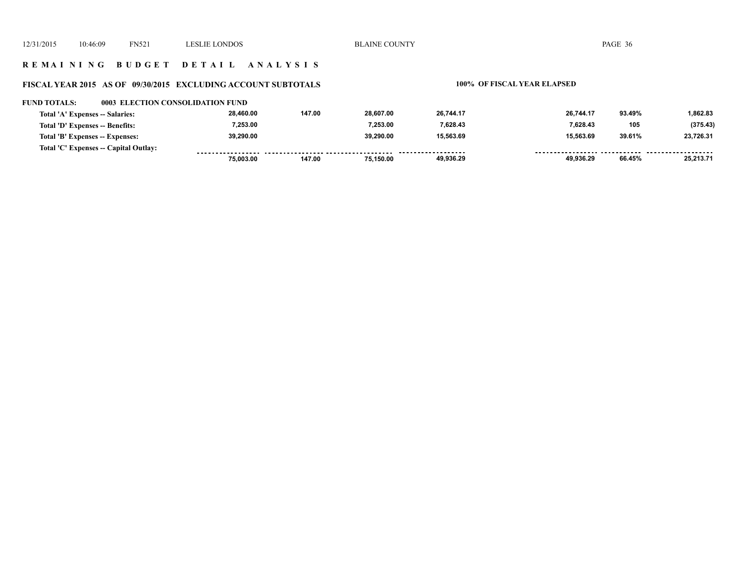## R E M A I N I N G   B U D G E T   D E T A I L   A N A L Y S I S

**FISCAL YEAR 2015   AS OF 09/30/2015   EXCLUDING ACCOUNT SUBTOTALS**

**100% OF FISCAL YEAR ELAPSED**

**FUND TOTALS: 0003 ELECTION CONSOLIDATION FUND**

| | | | | | | | |
|---|---|---|---|---|---|---|---|
| Total 'A' Expenses -- Salaries: | 28,460.00 | 147.00 | 28,607.00 | 26,744.17 | 26,744.17 | 93.49% | 1,862.83 |
| Total 'D' Expenses -- Benefits: | 7,253.00 | | 7,253.00 | 7,628.43 | 7,628.43 | 105 | (375.43) |
| Total 'B' Expenses -- Expenses: | 39,290.00 | | 39,290.00 | 15,563.69 | 15,563.69 | 39.61% | 23,726.31 |
| Total 'C' Expenses -- Capital Outlay: | | | | | | | |
| | 75,003.00 | 147.00 | 75,150.00 | 49,936.29 | 49,936.29 | 66.45% | 25,213.71 |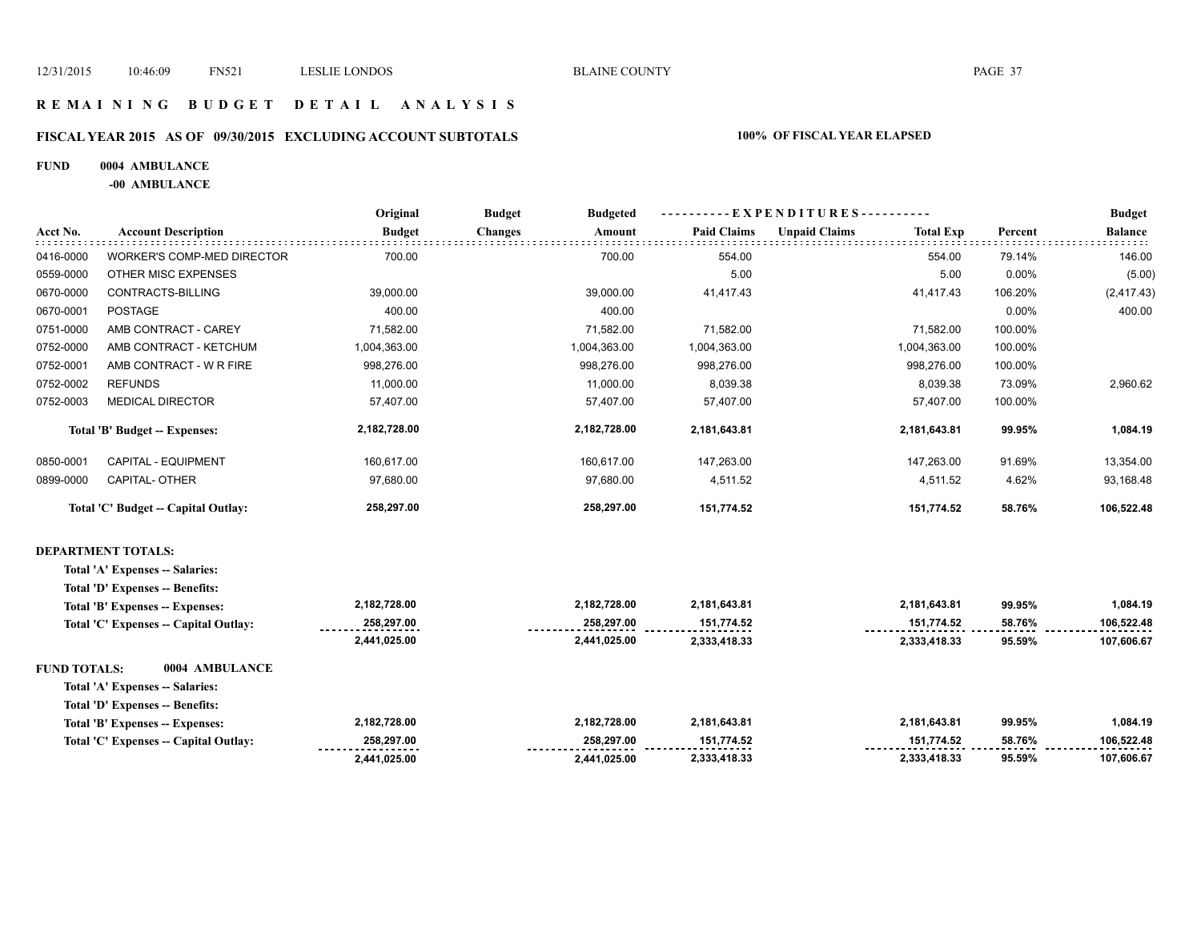# REMAINING BUDGET DETAIL ANALYSIS

## FISCAL YEAR 2015 AS OF 09/30/2015 EXCLUDING ACCOUNT SUBTOTALS

**100% OF FISCAL YEAR ELAPSED**

**FUND 0004 AMBULANCE**

**-00 AMBULANCE**

| Acct No. | Account Description | Original Budget | Budget Changes | Budgeted Amount | Paid Claims | Unpaid Claims | Total Exp | Percent | Budget Balance |
|---|---|---|---|---|---|---|---|---|---|
| 0416-0000 | WORKER'S COMP-MED DIRECTOR | 700.00 | | 700.00 | 554.00 | | 554.00 | 79.14% | 146.00 |
| 0559-0000 | OTHER MISC EXPENSES | | | | 5.00 | | 5.00 | 0.00% | (5.00) |
| 0670-0000 | CONTRACTS-BILLING | 39,000.00 | | 39,000.00 | 41,417.43 | | 41,417.43 | 106.20% | (2,417.43) |
| 0670-0001 | POSTAGE | 400.00 | | 400.00 | | | | 0.00% | 400.00 |
| 0751-0000 | AMB CONTRACT - CAREY | 71,582.00 | | 71,582.00 | 71,582.00 | | 71,582.00 | 100.00% | |
| 0752-0000 | AMB CONTRACT - KETCHUM | 1,004,363.00 | | 1,004,363.00 | 1,004,363.00 | | 1,004,363.00 | 100.00% | |
| 0752-0001 | AMB CONTRACT - W R FIRE | 998,276.00 | | 998,276.00 | 998,276.00 | | 998,276.00 | 100.00% | |
| 0752-0002 | REFUNDS | 11,000.00 | | 11,000.00 | 8,039.38 | | 8,039.38 | 73.09% | 2,960.62 |
| 0752-0003 | MEDICAL DIRECTOR | 57,407.00 | | 57,407.00 | 57,407.00 | | 57,407.00 | 100.00% | |
| | **Total 'B' Budget -- Expenses:** | **2,182,728.00** | | **2,182,728.00** | **2,181,643.81** | | **2,181,643.81** | **99.95%** | **1,084.19** |
| 0850-0001 | CAPITAL - EQUIPMENT | 160,617.00 | | 160,617.00 | 147,263.00 | | 147,263.00 | 91.69% | 13,354.00 |
| 0899-0000 | CAPITAL- OTHER | 97,680.00 | | 97,680.00 | 4,511.52 | | 4,511.52 | 4.62% | 93,168.48 |
| | **Total 'C' Budget -- Capital Outlay:** | **258,297.00** | | **258,297.00** | **151,774.52** | | **151,774.52** | **58.76%** | **106,522.48** |

**DEPARTMENT TOTALS:**

| | Original Budget | Budget Changes | Budgeted Amount | Paid Claims | Unpaid Claims | Total Exp | Percent | Budget Balance |
|---|---|---|---|---|---|---|---|---|
| **Total 'A' Expenses -- Salaries:** | | | | | | | | |
| **Total 'D' Expenses -- Benefits:** | | | | | | | | |
| **Total 'B' Expenses -- Expenses:** | **2,182,728.00** | | **2,182,728.00** | **2,181,643.81** | | **2,181,643.81** | **99.95%** | **1,084.19** |
| **Total 'C' Expenses -- Capital Outlay:** | **258,297.00** | | **258,297.00** | **151,774.52** | | **151,774.52** | **58.76%** | **106,522.48** |
| | **2,441,025.00** | | **2,441,025.00** | **2,333,418.33** | | **2,333,418.33** | **95.59%** | **107,606.67** |

**FUND TOTALS: 0004 AMBULANCE**

| | Original Budget | Budget Changes | Budgeted Amount | Paid Claims | Unpaid Claims | Total Exp | Percent | Budget Balance |
|---|---|---|---|---|---|---|---|---|
| **Total 'A' Expenses -- Salaries:** | | | | | | | | |
| **Total 'D' Expenses -- Benefits:** | | | | | | | | |
| **Total 'B' Expenses -- Expenses:** | **2,182,728.00** | | **2,182,728.00** | **2,181,643.81** | | **2,181,643.81** | **99.95%** | **1,084.19** |
| **Total 'C' Expenses -- Capital Outlay:** | **258,297.00** | | **258,297.00** | **151,774.52** | | **151,774.52** | **58.76%** | **106,522.48** |
| | **2,441,025.00** | | **2,441,025.00** | **2,333,418.33** | | **2,333,418.33** | **95.59%** | **107,606.67** |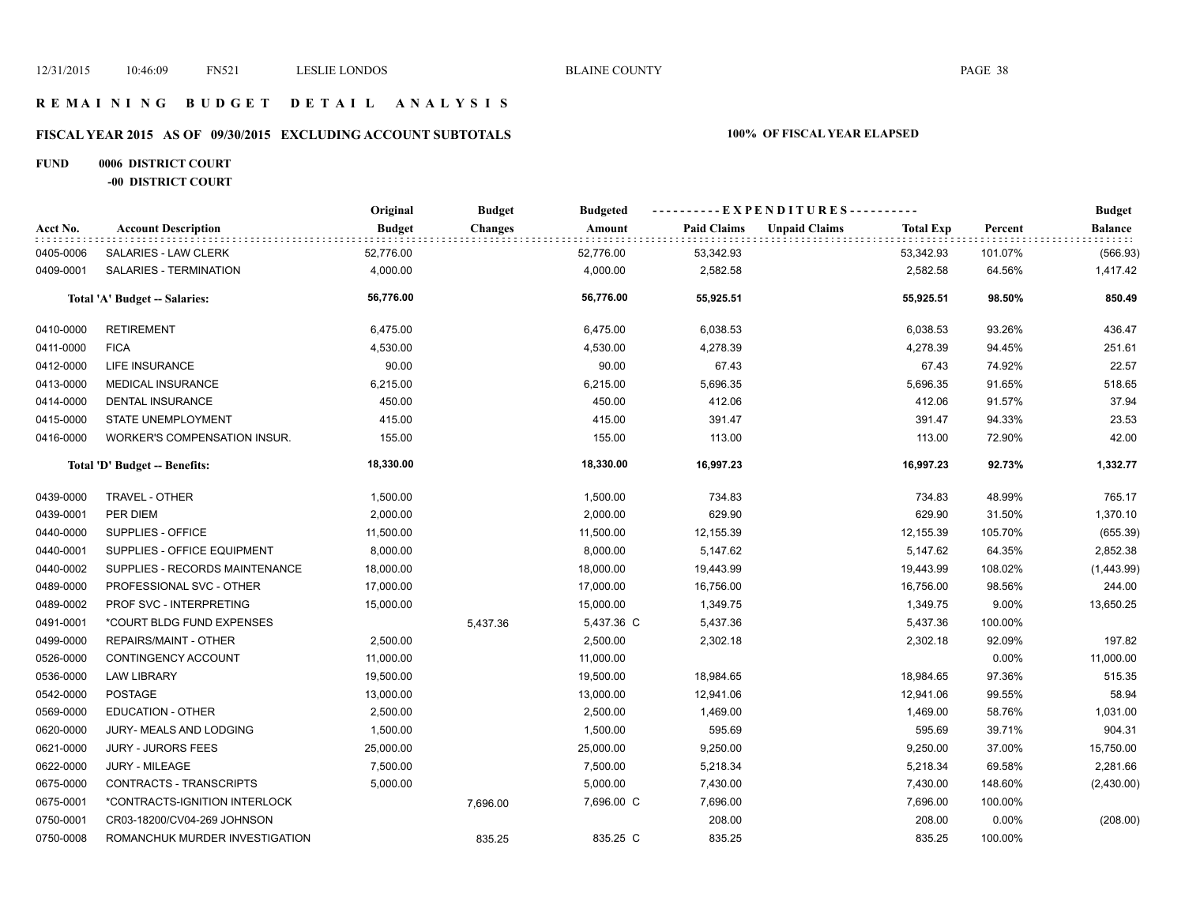# R E M A I N I N G   B U D G E T   D E T A I L   A N A L Y S I S

## FISCAL YEAR 2015   AS OF 09/30/2015   EXCLUDING ACCOUNT SUBTOTALS

**100% OF FISCAL YEAR ELAPSED**

**FUND 0006 DISTRICT COURT**

**-00 DISTRICT COURT**

| Acct No. | Account Description | Original Budget | Budget Changes | Budgeted Amount | Paid Claims | Unpaid Claims | Total Exp | Percent | Budget Balance |
|---|---|---|---|---|---|---|---|---|---|
| 0405-0006 | SALARIES - LAW CLERK | 52,776.00 | | 52,776.00 | 53,342.93 | | 53,342.93 | 101.07% | (566.93) |
| 0409-0001 | SALARIES - TERMINATION | 4,000.00 | | 4,000.00 | 2,582.58 | | 2,582.58 | 64.56% | 1,417.42 |
| | **Total 'A' Budget -- Salaries:** | **56,776.00** | | **56,776.00** | **55,925.51** | | **55,925.51** | **98.50%** | **850.49** |
| 0410-0000 | RETIREMENT | 6,475.00 | | 6,475.00 | 6,038.53 | | 6,038.53 | 93.26% | 436.47 |
| 0411-0000 | FICA | 4,530.00 | | 4,530.00 | 4,278.39 | | 4,278.39 | 94.45% | 251.61 |
| 0412-0000 | LIFE INSURANCE | 90.00 | | 90.00 | 67.43 | | 67.43 | 74.92% | 22.57 |
| 0413-0000 | MEDICAL INSURANCE | 6,215.00 | | 6,215.00 | 5,696.35 | | 5,696.35 | 91.65% | 518.65 |
| 0414-0000 | DENTAL INSURANCE | 450.00 | | 450.00 | 412.06 | | 412.06 | 91.57% | 37.94 |
| 0415-0000 | STATE UNEMPLOYMENT | 415.00 | | 415.00 | 391.47 | | 391.47 | 94.33% | 23.53 |
| 0416-0000 | WORKER'S COMPENSATION INSUR. | 155.00 | | 155.00 | 113.00 | | 113.00 | 72.90% | 42.00 |
| | **Total 'D' Budget -- Benefits:** | **18,330.00** | | **18,330.00** | **16,997.23** | | **16,997.23** | **92.73%** | **1,332.77** |
| 0439-0000 | TRAVEL - OTHER | 1,500.00 | | 1,500.00 | 734.83 | | 734.83 | 48.99% | 765.17 |
| 0439-0001 | PER DIEM | 2,000.00 | | 2,000.00 | 629.90 | | 629.90 | 31.50% | 1,370.10 |
| 0440-0000 | SUPPLIES - OFFICE | 11,500.00 | | 11,500.00 | 12,155.39 | | 12,155.39 | 105.70% | (655.39) |
| 0440-0001 | SUPPLIES - OFFICE EQUIPMENT | 8,000.00 | | 8,000.00 | 5,147.62 | | 5,147.62 | 64.35% | 2,852.38 |
| 0440-0002 | SUPPLIES - RECORDS MAINTENANCE | 18,000.00 | | 18,000.00 | 19,443.99 | | 19,443.99 | 108.02% | (1,443.99) |
| 0489-0000 | PROFESSIONAL SVC - OTHER | 17,000.00 | | 17,000.00 | 16,756.00 | | 16,756.00 | 98.56% | 244.00 |
| 0489-0002 | PROF SVC - INTERPRETING | 15,000.00 | | 15,000.00 | 1,349.75 | | 1,349.75 | 9.00% | 13,650.25 |
| 0491-0001 | *COURT BLDG FUND EXPENSES | | 5,437.36 | 5,437.36 C | 5,437.36 | | 5,437.36 | 100.00% | |
| 0499-0000 | REPAIRS/MAINT - OTHER | 2,500.00 | | 2,500.00 | 2,302.18 | | 2,302.18 | 92.09% | 197.82 |
| 0526-0000 | CONTINGENCY ACCOUNT | 11,000.00 | | 11,000.00 | | | | 0.00% | 11,000.00 |
| 0536-0000 | LAW LIBRARY | 19,500.00 | | 19,500.00 | 18,984.65 | | 18,984.65 | 97.36% | 515.35 |
| 0542-0000 | POSTAGE | 13,000.00 | | 13,000.00 | 12,941.06 | | 12,941.06 | 99.55% | 58.94 |
| 0569-0000 | EDUCATION - OTHER | 2,500.00 | | 2,500.00 | 1,469.00 | | 1,469.00 | 58.76% | 1,031.00 |
| 0620-0000 | JURY- MEALS AND LODGING | 1,500.00 | | 1,500.00 | 595.69 | | 595.69 | 39.71% | 904.31 |
| 0621-0000 | JURY - JURORS FEES | 25,000.00 | | 25,000.00 | 9,250.00 | | 9,250.00 | 37.00% | 15,750.00 |
| 0622-0000 | JURY - MILEAGE | 7,500.00 | | 7,500.00 | 5,218.34 | | 5,218.34 | 69.58% | 2,281.66 |
| 0675-0000 | CONTRACTS - TRANSCRIPTS | 5,000.00 | | 5,000.00 | 7,430.00 | | 7,430.00 | 148.60% | (2,430.00) |
| 0675-0001 | *CONTRACTS-IGNITION INTERLOCK | | 7,696.00 | 7,696.00 C | 7,696.00 | | 7,696.00 | 100.00% | |
| 0750-0001 | CR03-18200/CV04-269 JOHNSON | | | | 208.00 | | 208.00 | 0.00% | (208.00) |
| 0750-0008 | ROMANCHUK MURDER INVESTIGATION | | 835.25 | 835.25 C | 835.25 | | 835.25 | 100.00% | |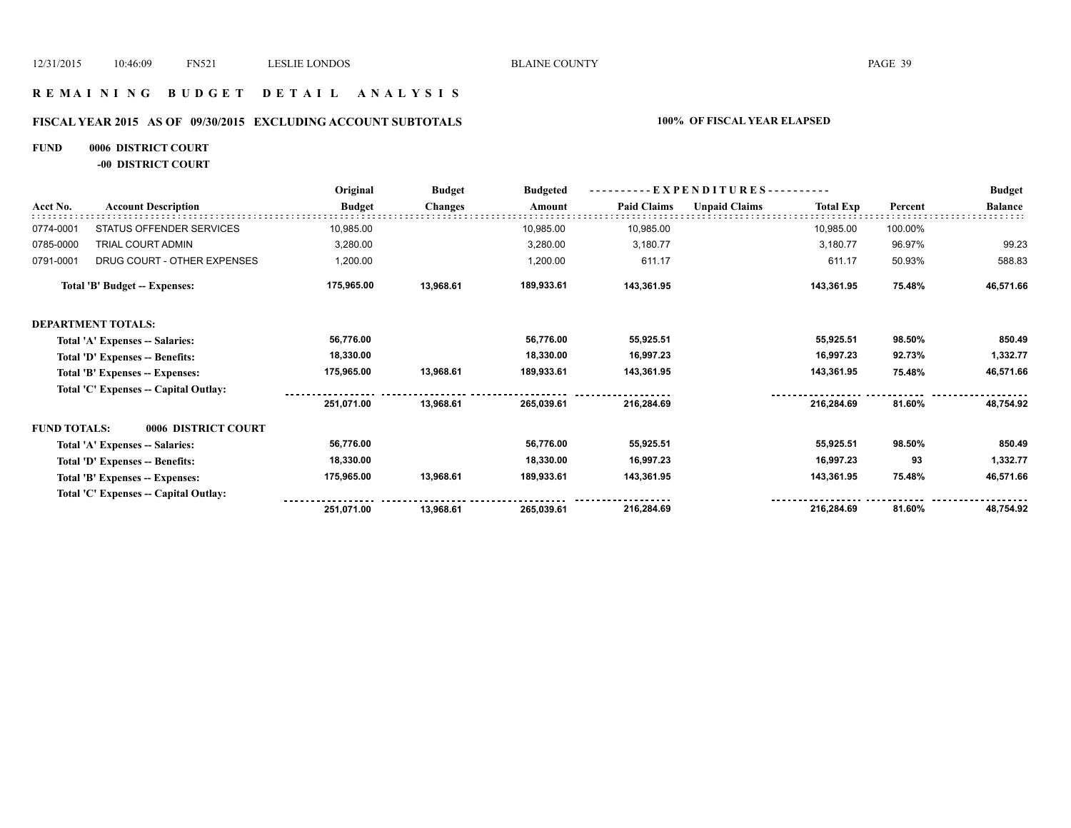## R E M A I N I N G   B U D G E T   D E T A I L   A N A L Y S I S

### FISCAL YEAR 2015 AS OF 09/30/2015 EXCLUDING ACCOUNT SUBTOTALS — 100% OF FISCAL YEAR ELAPSED

**FUND 0006 DISTRICT COURT**

**-00 DISTRICT COURT**

| Acct No. | Account Description | Original Budget | Budget Changes | Budgeted Amount | Paid Claims | Unpaid Claims | Total Exp | Percent | Budget Balance |
|---|---|---|---|---|---|---|---|---|---|
| 0774-0001 | STATUS OFFENDER SERVICES | 10,985.00 | | 10,985.00 | 10,985.00 | | 10,985.00 | 100.00% | |
| 0785-0000 | TRIAL COURT ADMIN | 3,280.00 | | 3,280.00 | 3,180.77 | | 3,180.77 | 96.97% | 99.23 |
| 0791-0001 | DRUG COURT - OTHER EXPENSES | 1,200.00 | | 1,200.00 | 611.17 | | 611.17 | 50.93% | 588.83 |
| | **Total 'B' Budget -- Expenses:** | **175,965.00** | **13,968.61** | **189,933.61** | **143,361.95** | | **143,361.95** | **75.48%** | **46,571.66** |
| **DEPARTMENT TOTALS:** | | | | | | | | | |
| | **Total 'A' Expenses -- Salaries:** | **56,776.00** | | **56,776.00** | **55,925.51** | | **55,925.51** | **98.50%** | **850.49** |
| | **Total 'D' Expenses -- Benefits:** | **18,330.00** | | **18,330.00** | **16,997.23** | | **16,997.23** | **92.73%** | **1,332.77** |
| | **Total 'B' Expenses -- Expenses:** | **175,965.00** | **13,968.61** | **189,933.61** | **143,361.95** | | **143,361.95** | **75.48%** | **46,571.66** |
| | **Total 'C' Expenses -- Capital Outlay:** | | | | | | | | |
| | | **251,071.00** | **13,968.61** | **265,039.61** | **216,284.69** | | **216,284.69** | **81.60%** | **48,754.92** |
| **FUND TOTALS:** | **0006 DISTRICT COURT** | | | | | | | | |
| | **Total 'A' Expenses -- Salaries:** | **56,776.00** | | **56,776.00** | **55,925.51** | | **55,925.51** | **98.50%** | **850.49** |
| | **Total 'D' Expenses -- Benefits:** | **18,330.00** | | **18,330.00** | **16,997.23** | | **16,997.23** | **93** | **1,332.77** |
| | **Total 'B' Expenses -- Expenses:** | **175,965.00** | **13,968.61** | **189,933.61** | **143,361.95** | | **143,361.95** | **75.48%** | **46,571.66** |
| | **Total 'C' Expenses -- Capital Outlay:** | | | | | | | | |
| | | **251,071.00** | **13,968.61** | **265,039.61** | **216,284.69** | | **216,284.69** | **81.60%** | **48,754.92** |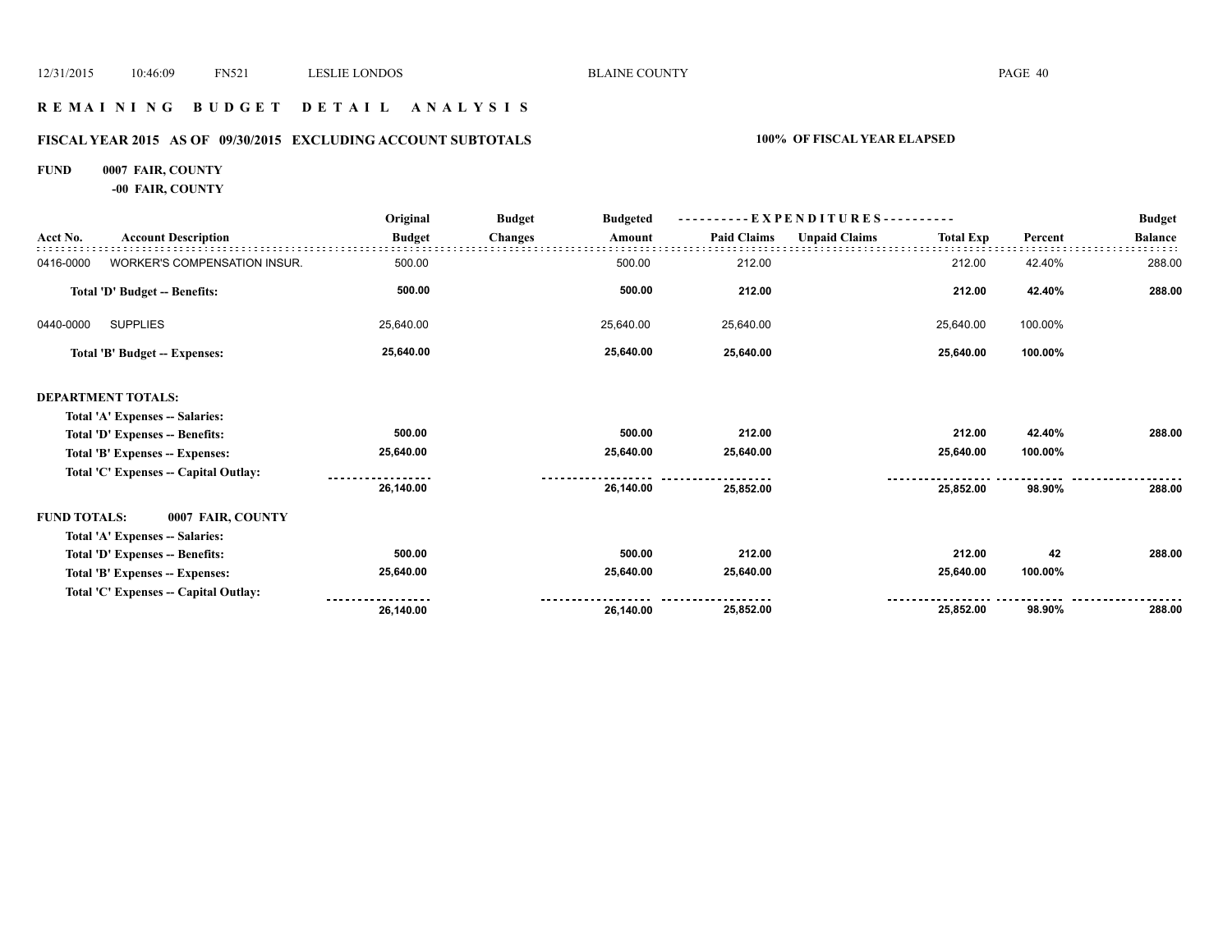# R E M A I N I N G   B U D G E T   D E T A I L   A N A L Y S I S

## FISCAL YEAR 2015 AS OF 09/30/2015 EXCLUDING ACCOUNT SUBTOTALS

**100% OF FISCAL YEAR ELAPSED**

**FUND 0007 FAIR, COUNTY**

**-00 FAIR, COUNTY**

| Acct No. | Account Description | Original Budget | Budget Changes | Budgeted Amount | Paid Claims | Unpaid Claims | Total Exp | Percent | Budget Balance |
|---|---|---|---|---|---|---|---|---|---|
| 0416-0000 | WORKER'S COMPENSATION INSUR. | 500.00 | | 500.00 | 212.00 | | 212.00 | 42.40% | 288.00 |
| | **Total 'D' Budget -- Benefits:** | **500.00** | | **500.00** | **212.00** | | **212.00** | **42.40%** | **288.00** |
| 0440-0000 | SUPPLIES | 25,640.00 | | 25,640.00 | 25,640.00 | | 25,640.00 | 100.00% | |
| | **Total 'B' Budget -- Expenses:** | **25,640.00** | | **25,640.00** | **25,640.00** | | **25,640.00** | **100.00%** | |
| **DEPARTMENT TOTALS:** | | | | | | | | | |
| | **Total 'A' Expenses -- Salaries:** | | | | | | | | |
| | **Total 'D' Expenses -- Benefits:** | **500.00** | | **500.00** | **212.00** | | **212.00** | **42.40%** | **288.00** |
| | **Total 'B' Expenses -- Expenses:** | **25,640.00** | | **25,640.00** | **25,640.00** | | **25,640.00** | **100.00%** | |
| | **Total 'C' Expenses -- Capital Outlay:** | | | | | | | | |
| | | **26,140.00** | | **26,140.00** | **25,852.00** | | **25,852.00** | **98.90%** | **288.00** |
| **FUND TOTALS:** | **0007 FAIR, COUNTY** | | | | | | | | |
| | **Total 'A' Expenses -- Salaries:** | | | | | | | | |
| | **Total 'D' Expenses -- Benefits:** | **500.00** | | **500.00** | **212.00** | | **212.00** | **42** | **288.00** |
| | **Total 'B' Expenses -- Expenses:** | **25,640.00** | | **25,640.00** | **25,640.00** | | **25,640.00** | **100.00%** | |
| | **Total 'C' Expenses -- Capital Outlay:** | | | | | | | | |
| | | **26,140.00** | | **26,140.00** | **25,852.00** | | **25,852.00** | **98.90%** | **288.00** |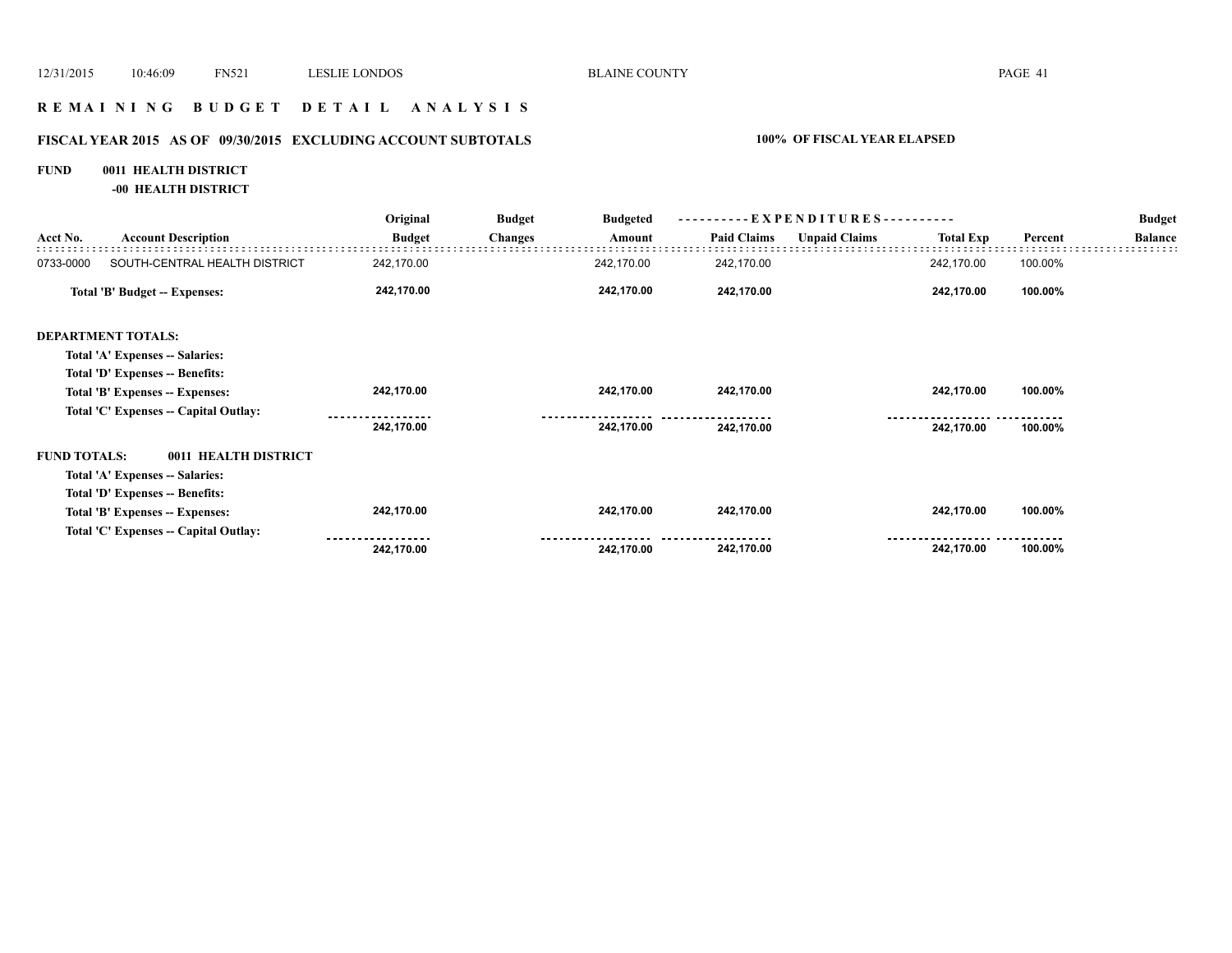# R E M A I N I N G   B U D G E T   D E T A I L   A N A L Y S I S

## FISCAL YEAR 2015   AS OF   09/30/2015   EXCLUDING ACCOUNT SUBTOTALS

**100% OF FISCAL YEAR ELAPSED**

**FUND 0011 HEALTH DISTRICT**

**-00 HEALTH DISTRICT**

| Acct No. | Account Description | Original Budget | Budget Changes | Budgeted Amount | Paid Claims | Unpaid Claims | Total Exp | Percent | Budget Balance |
|---|---|---|---|---|---|---|---|---|---|
| 0733-0000 | SOUTH-CENTRAL HEALTH DISTRICT | 242,170.00 | | 242,170.00 | 242,170.00 | | 242,170.00 | 100.00% | |
| | **Total 'B' Budget -- Expenses:** | **242,170.00** | | **242,170.00** | **242,170.00** | | **242,170.00** | **100.00%** | |
| **DEPARTMENT TOTALS:** | | | | | | | | | |
| | **Total 'A' Expenses -- Salaries:** | | | | | | | | |
| | **Total 'D' Expenses -- Benefits:** | | | | | | | | |
| | **Total 'B' Expenses -- Expenses:** | **242,170.00** | | **242,170.00** | **242,170.00** | | **242,170.00** | **100.00%** | |
| | **Total 'C' Expenses -- Capital Outlay:** | | | | | | | | |
| | | **242,170.00** | | **242,170.00** | **242,170.00** | | **242,170.00** | **100.00%** | |
| **FUND TOTALS:** | **0011 HEALTH DISTRICT** | | | | | | | | |
| | **Total 'A' Expenses -- Salaries:** | | | | | | | | |
| | **Total 'D' Expenses -- Benefits:** | | | | | | | | |
| | **Total 'B' Expenses -- Expenses:** | **242,170.00** | | **242,170.00** | **242,170.00** | | **242,170.00** | **100.00%** | |
| | **Total 'C' Expenses -- Capital Outlay:** | | | | | | | | |
| | | **242,170.00** | | **242,170.00** | **242,170.00** | | **242,170.00** | **100.00%** | |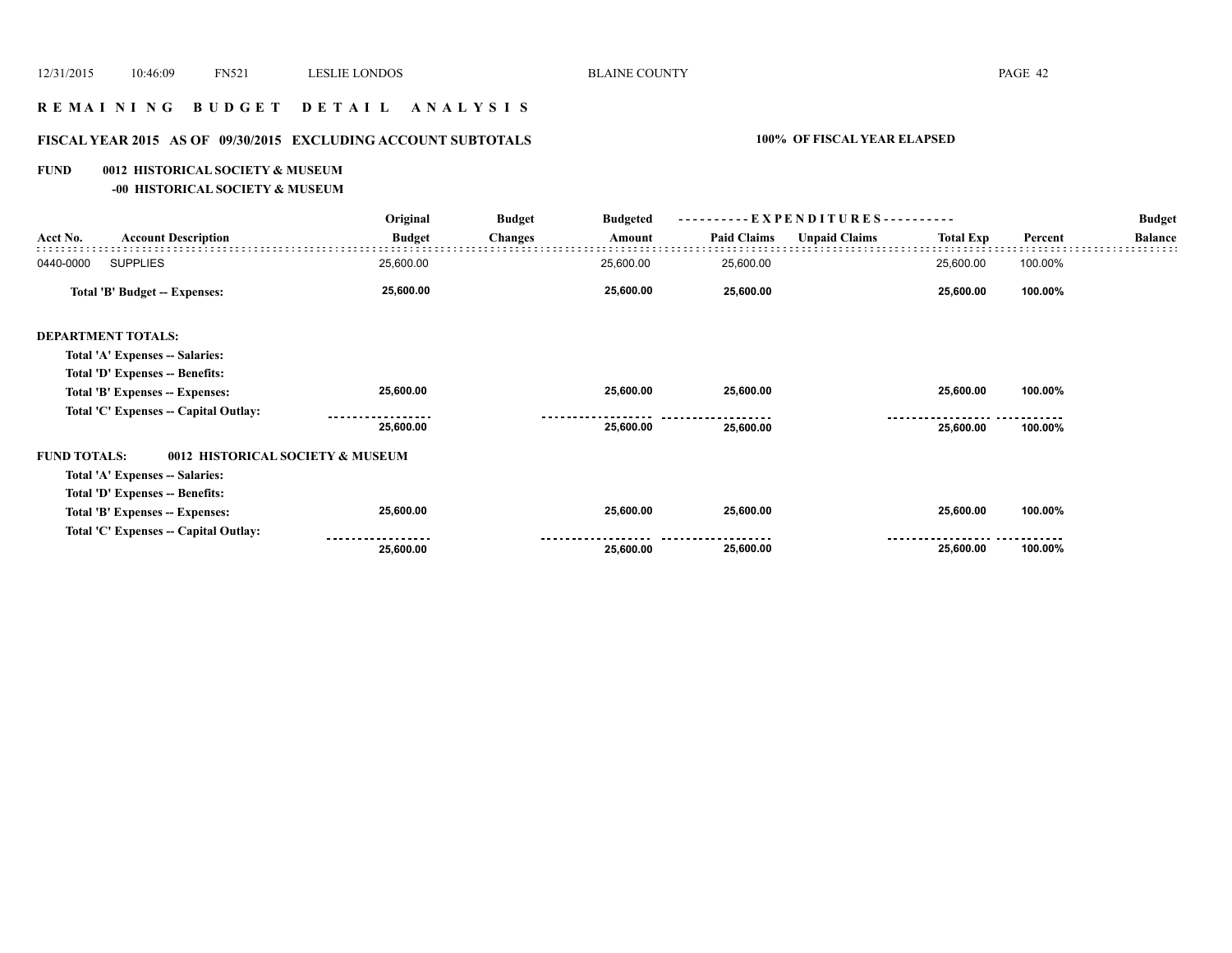## REMAINING BUDGET DETAIL ANALYSIS

### FISCAL YEAR 2015 AS OF 09/30/2015 EXCLUDING ACCOUNT SUBTOTALS — 100% OF FISCAL YEAR ELAPSED

**FUND 0012 HISTORICAL SOCIETY & MUSEUM**

**-00 HISTORICAL SOCIETY & MUSEUM**

| Acct No. | Account Description | Original Budget | Budget Changes | Budgeted Amount | EXPENDITURES Paid Claims | Unpaid Claims | Total Exp | Percent | Budget Balance |
|---|---|---|---|---|---|---|---|---|---|
| 0440-0000 | SUPPLIES | 25,600.00 | | 25,600.00 | 25,600.00 | | 25,600.00 | 100.00% | |
| | **Total 'B' Budget -- Expenses:** | **25,600.00** | | **25,600.00** | **25,600.00** | | **25,600.00** | **100.00%** | |
| **DEPARTMENT TOTALS:** | | | | | | | | | |
| | **Total 'A' Expenses -- Salaries:** | | | | | | | | |
| | **Total 'D' Expenses -- Benefits:** | | | | | | | | |
| | **Total 'B' Expenses -- Expenses:** | **25,600.00** | | **25,600.00** | **25,600.00** | | **25,600.00** | **100.00%** | |
| | **Total 'C' Expenses -- Capital Outlay:** | | | | | | | | |
| | | **25,600.00** | | **25,600.00** | **25,600.00** | | **25,600.00** | **100.00%** | |
| **FUND TOTALS:** | **0012 HISTORICAL SOCIETY & MUSEUM** | | | | | | | | |
| | **Total 'A' Expenses -- Salaries:** | | | | | | | | |
| | **Total 'D' Expenses -- Benefits:** | | | | | | | | |
| | **Total 'B' Expenses -- Expenses:** | **25,600.00** | | **25,600.00** | **25,600.00** | | **25,600.00** | **100.00%** | |
| | **Total 'C' Expenses -- Capital Outlay:** | | | | | | | | |
| | | **25,600.00** | | **25,600.00** | **25,600.00** | | **25,600.00** | **100.00%** | |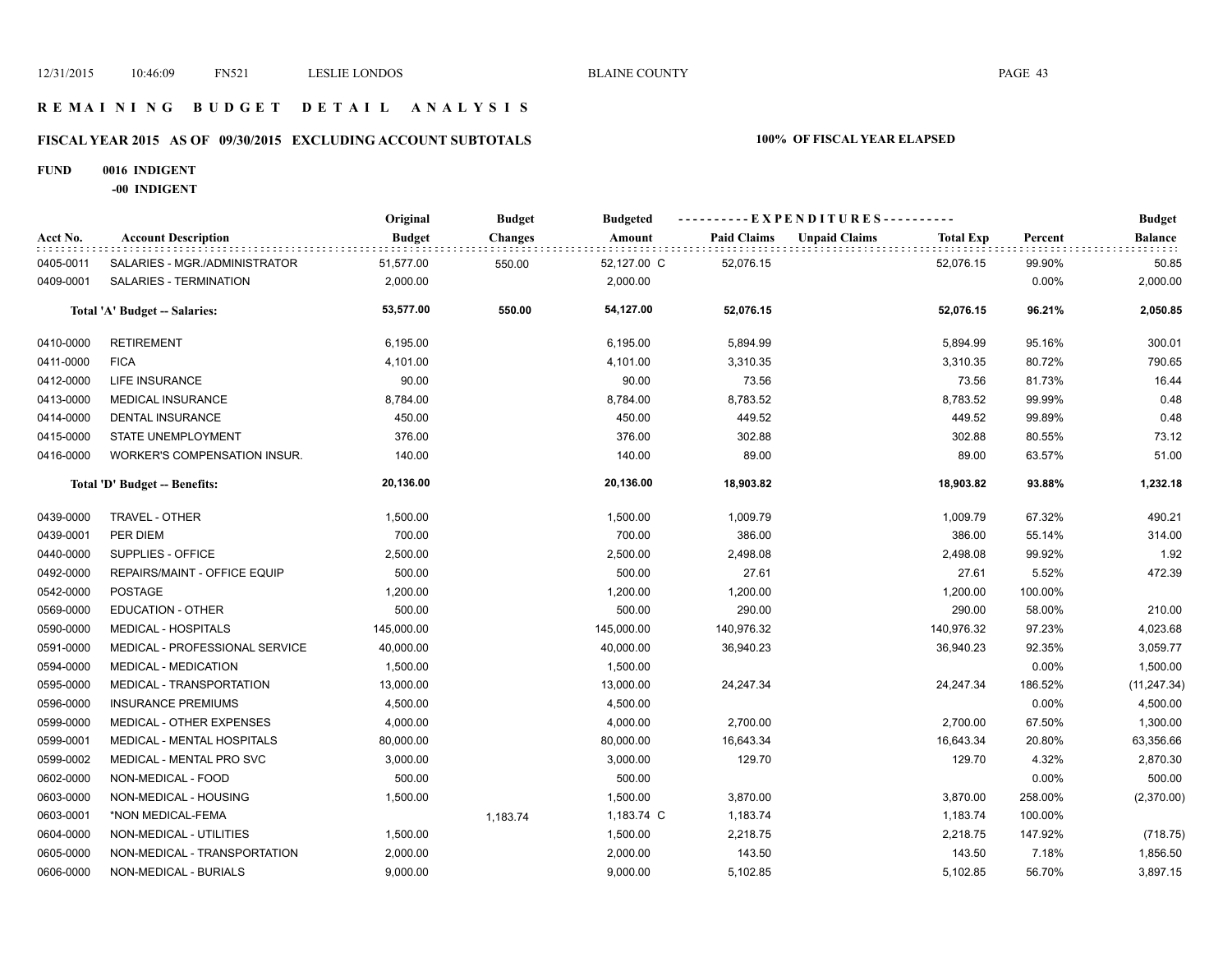## REMAINING BUDGET DETAIL ANALYSIS

### FISCAL YEAR 2015 AS OF 09/30/2015 EXCLUDING ACCOUNT SUBTOTALS

**100% OF FISCAL YEAR ELAPSED**

**FUND 0016 INDIGENT**

**-00 INDIGENT**

| Acct No. | Account Description | Original Budget | Budget Changes | Budgeted Amount | Paid Claims | Unpaid Claims | Total Exp | Percent | Budget Balance |
|---|---|---|---|---|---|---|---|---|---|
| 0405-0011 | SALARIES - MGR./ADMINISTRATOR | 51,577.00 | 550.00 | 52,127.00 C | 52,076.15 | | 52,076.15 | 99.90% | 50.85 |
| 0409-0001 | SALARIES - TERMINATION | 2,000.00 | | 2,000.00 | | | | 0.00% | 2,000.00 |
| | **Total 'A' Budget -- Salaries:** | **53,577.00** | **550.00** | **54,127.00** | **52,076.15** | | **52,076.15** | **96.21%** | **2,050.85** |
| 0410-0000 | RETIREMENT | 6,195.00 | | 6,195.00 | 5,894.99 | | 5,894.99 | 95.16% | 300.01 |
| 0411-0000 | FICA | 4,101.00 | | 4,101.00 | 3,310.35 | | 3,310.35 | 80.72% | 790.65 |
| 0412-0000 | LIFE INSURANCE | 90.00 | | 90.00 | 73.56 | | 73.56 | 81.73% | 16.44 |
| 0413-0000 | MEDICAL INSURANCE | 8,784.00 | | 8,784.00 | 8,783.52 | | 8,783.52 | 99.99% | 0.48 |
| 0414-0000 | DENTAL INSURANCE | 450.00 | | 450.00 | 449.52 | | 449.52 | 99.89% | 0.48 |
| 0415-0000 | STATE UNEMPLOYMENT | 376.00 | | 376.00 | 302.88 | | 302.88 | 80.55% | 73.12 |
| 0416-0000 | WORKER'S COMPENSATION INSUR. | 140.00 | | 140.00 | 89.00 | | 89.00 | 63.57% | 51.00 |
| | **Total 'D' Budget -- Benefits:** | **20,136.00** | | **20,136.00** | **18,903.82** | | **18,903.82** | **93.88%** | **1,232.18** |
| 0439-0000 | TRAVEL - OTHER | 1,500.00 | | 1,500.00 | 1,009.79 | | 1,009.79 | 67.32% | 490.21 |
| 0439-0001 | PER DIEM | 700.00 | | 700.00 | 386.00 | | 386.00 | 55.14% | 314.00 |
| 0440-0000 | SUPPLIES - OFFICE | 2,500.00 | | 2,500.00 | 2,498.08 | | 2,498.08 | 99.92% | 1.92 |
| 0492-0000 | REPAIRS/MAINT - OFFICE EQUIP | 500.00 | | 500.00 | 27.61 | | 27.61 | 5.52% | 472.39 |
| 0542-0000 | POSTAGE | 1,200.00 | | 1,200.00 | 1,200.00 | | 1,200.00 | 100.00% | |
| 0569-0000 | EDUCATION - OTHER | 500.00 | | 500.00 | 290.00 | | 290.00 | 58.00% | 210.00 |
| 0590-0000 | MEDICAL - HOSPITALS | 145,000.00 | | 145,000.00 | 140,976.32 | | 140,976.32 | 97.23% | 4,023.68 |
| 0591-0000 | MEDICAL - PROFESSIONAL SERVICE | 40,000.00 | | 40,000.00 | 36,940.23 | | 36,940.23 | 92.35% | 3,059.77 |
| 0594-0000 | MEDICAL - MEDICATION | 1,500.00 | | 1,500.00 | | | | 0.00% | 1,500.00 |
| 0595-0000 | MEDICAL - TRANSPORTATION | 13,000.00 | | 13,000.00 | 24,247.34 | | 24,247.34 | 186.52% | (11,247.34) |
| 0596-0000 | INSURANCE PREMIUMS | 4,500.00 | | 4,500.00 | | | | 0.00% | 4,500.00 |
| 0599-0000 | MEDICAL - OTHER EXPENSES | 4,000.00 | | 4,000.00 | 2,700.00 | | 2,700.00 | 67.50% | 1,300.00 |
| 0599-0001 | MEDICAL - MENTAL HOSPITALS | 80,000.00 | | 80,000.00 | 16,643.34 | | 16,643.34 | 20.80% | 63,356.66 |
| 0599-0002 | MEDICAL - MENTAL PRO SVC | 3,000.00 | | 3,000.00 | 129.70 | | 129.70 | 4.32% | 2,870.30 |
| 0602-0000 | NON-MEDICAL - FOOD | 500.00 | | 500.00 | | | | 0.00% | 500.00 |
| 0603-0000 | NON-MEDICAL - HOUSING | 1,500.00 | | 1,500.00 | 3,870.00 | | 3,870.00 | 258.00% | (2,370.00) |
| 0603-0001 | *NON MEDICAL-FEMA | | 1,183.74 | 1,183.74 C | 1,183.74 | | 1,183.74 | 100.00% | |
| 0604-0000 | NON-MEDICAL - UTILITIES | 1,500.00 | | 1,500.00 | 2,218.75 | | 2,218.75 | 147.92% | (718.75) |
| 0605-0000 | NON-MEDICAL - TRANSPORTATION | 2,000.00 | | 2,000.00 | 143.50 | | 143.50 | 7.18% | 1,856.50 |
| 0606-0000 | NON-MEDICAL - BURIALS | 9,000.00 | | 9,000.00 | 5,102.85 | | 5,102.85 | 56.70% | 3,897.15 |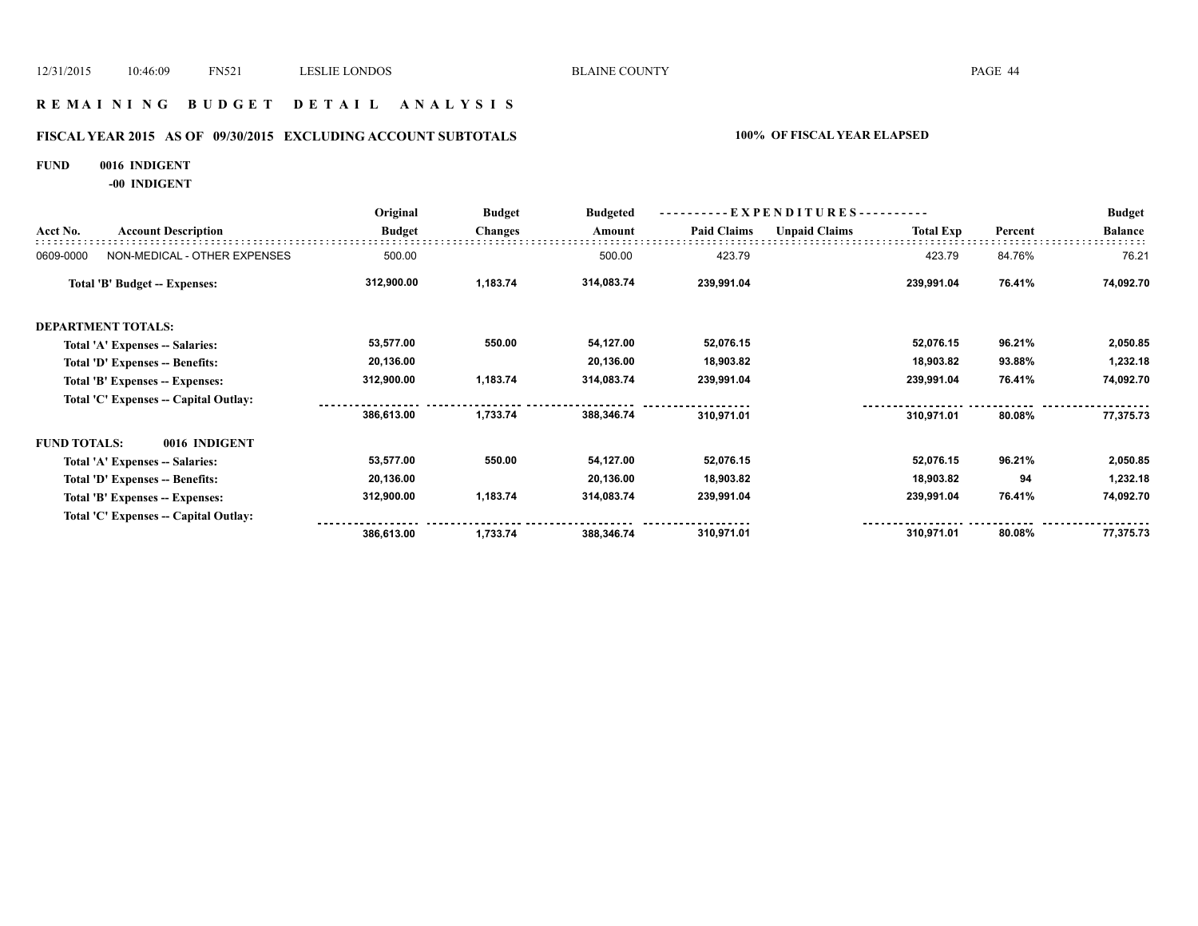# R E M A I N I N G   B U D G E T   D E T A I L   A N A L Y S I S

## FISCAL YEAR 2015 AS OF 09/30/2015 EXCLUDING ACCOUNT SUBTOTALS — 100% OF FISCAL YEAR ELAPSED

**FUND 0016 INDIGENT**

**-00 INDIGENT**

| Acct No. | Account Description | Original Budget | Budget Changes | Budgeted Amount | Paid Claims | Unpaid Claims | Total Exp | Percent | Budget Balance |
|---|---|---|---|---|---|---|---|---|---|
| 0609-0000 | NON-MEDICAL - OTHER EXPENSES | 500.00 | | 500.00 | 423.79 | | 423.79 | 84.76% | 76.21 |
| | **Total 'B' Budget -- Expenses:** | **312,900.00** | **1,183.74** | **314,083.74** | **239,991.04** | | **239,991.04** | **76.41%** | **74,092.70** |
| **DEPARTMENT TOTALS:** | | | | | | | | | |
| | **Total 'A' Expenses -- Salaries:** | **53,577.00** | **550.00** | **54,127.00** | **52,076.15** | | **52,076.15** | **96.21%** | **2,050.85** |
| | **Total 'D' Expenses -- Benefits:** | **20,136.00** | | **20,136.00** | **18,903.82** | | **18,903.82** | **93.88%** | **1,232.18** |
| | **Total 'B' Expenses -- Expenses:** | **312,900.00** | **1,183.74** | **314,083.74** | **239,991.04** | | **239,991.04** | **76.41%** | **74,092.70** |
| | **Total 'C' Expenses -- Capital Outlay:** | | | | | | | | |
| | | **386,613.00** | **1,733.74** | **388,346.74** | **310,971.01** | | **310,971.01** | **80.08%** | **77,375.73** |
| **FUND TOTALS:** | **0016 INDIGENT** | | | | | | | | |
| | **Total 'A' Expenses -- Salaries:** | **53,577.00** | **550.00** | **54,127.00** | **52,076.15** | | **52,076.15** | **96.21%** | **2,050.85** |
| | **Total 'D' Expenses -- Benefits:** | **20,136.00** | | **20,136.00** | **18,903.82** | | **18,903.82** | **94** | **1,232.18** |
| | **Total 'B' Expenses -- Expenses:** | **312,900.00** | **1,183.74** | **314,083.74** | **239,991.04** | | **239,991.04** | **76.41%** | **74,092.70** |
| | **Total 'C' Expenses -- Capital Outlay:** | | | | | | | | |
| | | **386,613.00** | **1,733.74** | **388,346.74** | **310,971.01** | | **310,971.01** | **80.08%** | **77,375.73** |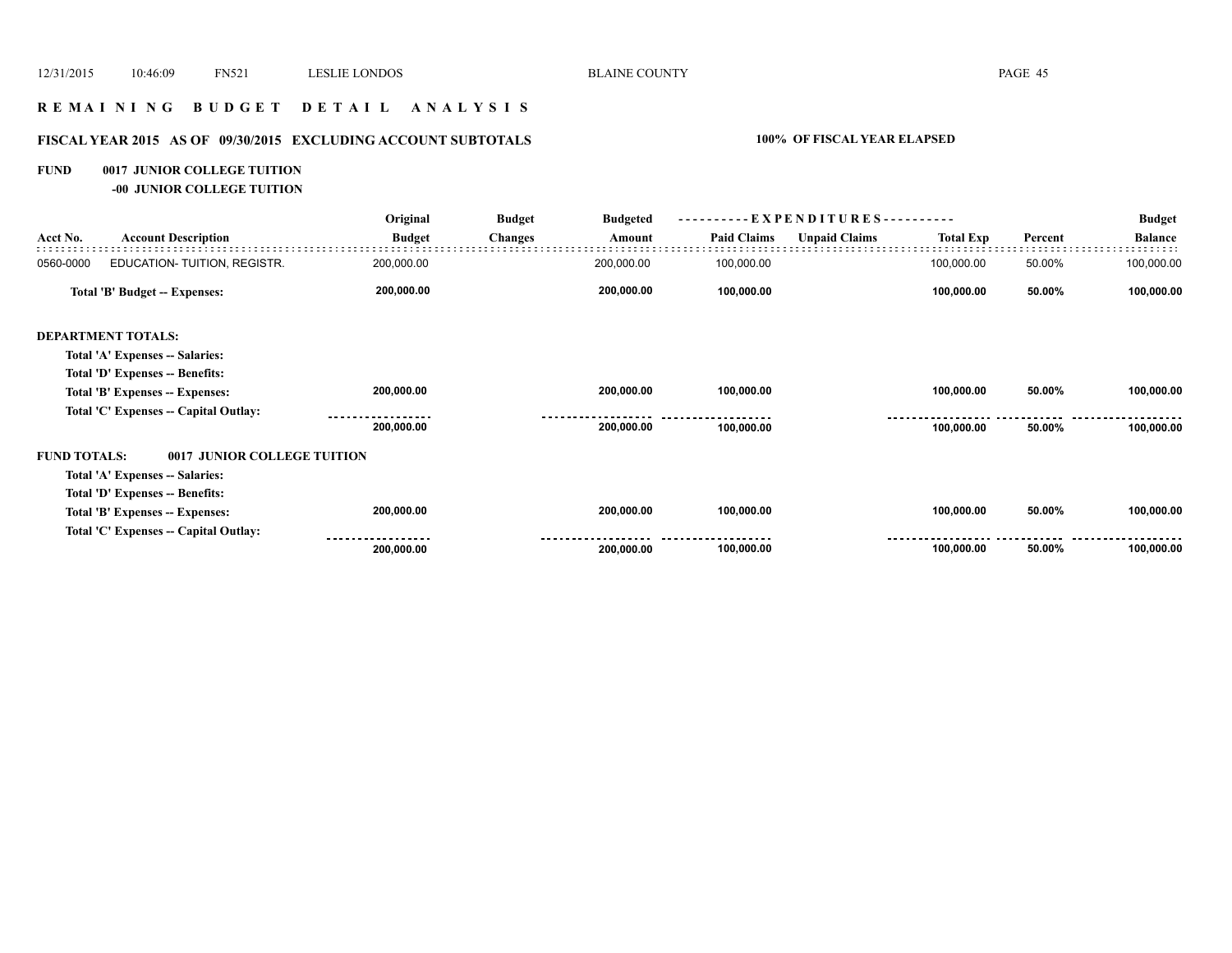# REMAINING BUDGET DETAIL ANALYSIS

## FISCAL YEAR 2015 AS OF 09/30/2015 EXCLUDING ACCOUNT SUBTOTALS — 100% OF FISCAL YEAR ELAPSED

**FUND 0017 JUNIOR COLLEGE TUITION**
**-00 JUNIOR COLLEGE TUITION**

| Acct No. | Account Description | Original Budget | Budget Changes | Budgeted Amount | Paid Claims | Unpaid Claims | Total Exp | Percent | Budget Balance |
|---|---|---|---|---|---|---|---|---|---|
| 0560-0000 | EDUCATION- TUITION, REGISTR. | 200,000.00 | | 200,000.00 | 100,000.00 | | 100,000.00 | 50.00% | 100,000.00 |
| | **Total 'B' Budget -- Expenses:** | **200,000.00** | | **200,000.00** | **100,000.00** | | **100,000.00** | **50.00%** | **100,000.00** |
| **DEPARTMENT TOTALS:** | | | | | | | | | |
| | **Total 'A' Expenses -- Salaries:** | | | | | | | | |
| | **Total 'D' Expenses -- Benefits:** | | | | | | | | |
| | **Total 'B' Expenses -- Expenses:** | **200,000.00** | | **200,000.00** | **100,000.00** | | **100,000.00** | **50.00%** | **100,000.00** |
| | **Total 'C' Expenses -- Capital Outlay:** | | | | | | | | |
| | | **200,000.00** | | **200,000.00** | **100,000.00** | | **100,000.00** | **50.00%** | **100,000.00** |
| **FUND TOTALS:** | **0017 JUNIOR COLLEGE TUITION** | | | | | | | | |
| | **Total 'A' Expenses -- Salaries:** | | | | | | | | |
| | **Total 'D' Expenses -- Benefits:** | | | | | | | | |
| | **Total 'B' Expenses -- Expenses:** | **200,000.00** | | **200,000.00** | **100,000.00** | | **100,000.00** | **50.00%** | **100,000.00** |
| | **Total 'C' Expenses -- Capital Outlay:** | | | | | | | | |
| | | **200,000.00** | | **200,000.00** | **100,000.00** | | **100,000.00** | **50.00%** | **100,000.00** |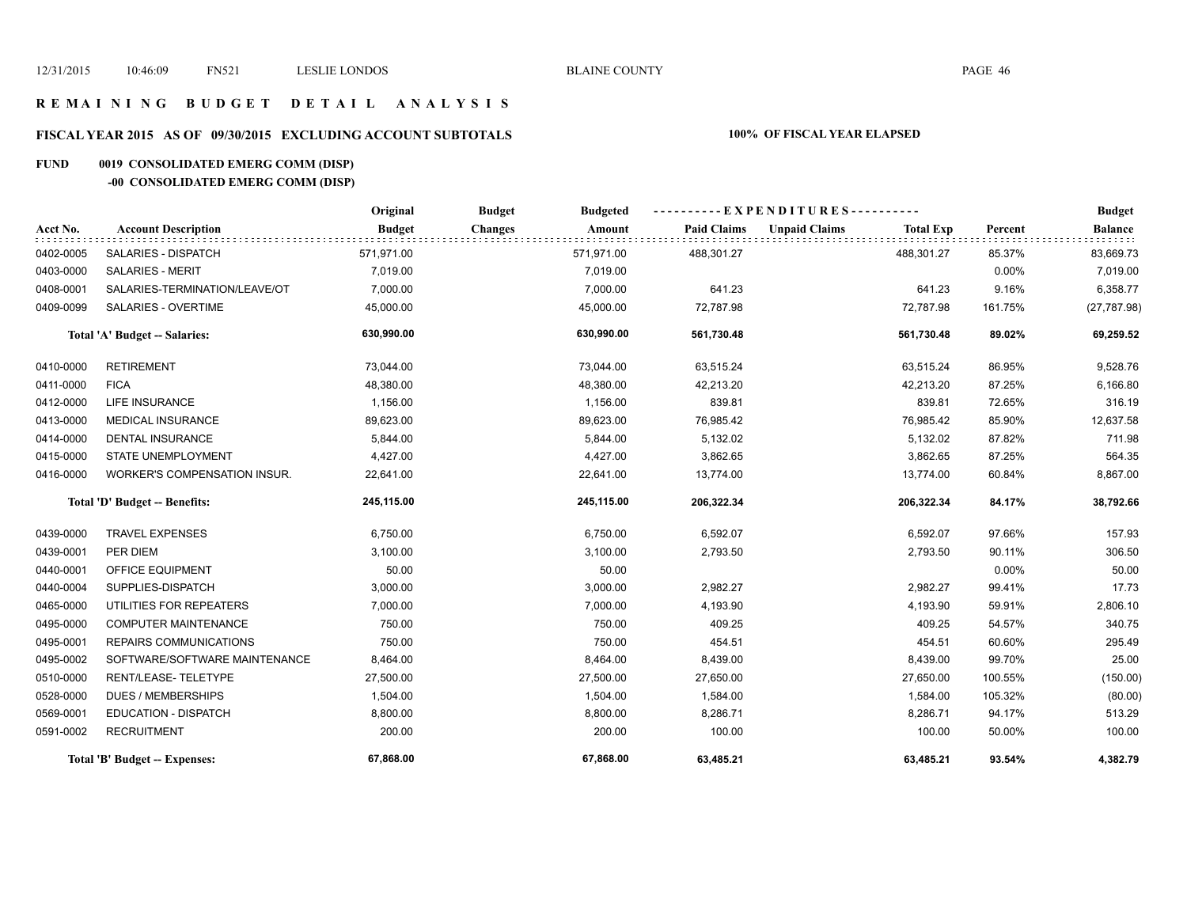## REMAINING BUDGET DETAIL ANALYSIS

### FISCAL YEAR 2015 AS OF 09/30/2015 EXCLUDING ACCOUNT SUBTOTALS — 100% OF FISCAL YEAR ELAPSED

**FUND 0019 CONSOLIDATED EMERG COMM (DISP)**

**-00 CONSOLIDATED EMERG COMM (DISP)**

| Acct No. | Account Description | Original Budget | Budget Changes | Budgeted Amount | Paid Claims | Unpaid Claims | Total Exp | Percent | Budget Balance |
|---|---|---|---|---|---|---|---|---|---|
| 0402-0005 | SALARIES - DISPATCH | 571,971.00 | | 571,971.00 | 488,301.27 | | 488,301.27 | 85.37% | 83,669.73 |
| 0403-0000 | SALARIES - MERIT | 7,019.00 | | 7,019.00 | | | | 0.00% | 7,019.00 |
| 0408-0001 | SALARIES-TERMINATION/LEAVE/OT | 7,000.00 | | 7,000.00 | 641.23 | | 641.23 | 9.16% | 6,358.77 |
| 0409-0099 | SALARIES - OVERTIME | 45,000.00 | | 45,000.00 | 72,787.98 | | 72,787.98 | 161.75% | (27,787.98) |
| | **Total 'A' Budget -- Salaries:** | **630,990.00** | | **630,990.00** | **561,730.48** | | **561,730.48** | **89.02%** | **69,259.52** |
| 0410-0000 | RETIREMENT | 73,044.00 | | 73,044.00 | 63,515.24 | | 63,515.24 | 86.95% | 9,528.76 |
| 0411-0000 | FICA | 48,380.00 | | 48,380.00 | 42,213.20 | | 42,213.20 | 87.25% | 6,166.80 |
| 0412-0000 | LIFE INSURANCE | 1,156.00 | | 1,156.00 | 839.81 | | 839.81 | 72.65% | 316.19 |
| 0413-0000 | MEDICAL INSURANCE | 89,623.00 | | 89,623.00 | 76,985.42 | | 76,985.42 | 85.90% | 12,637.58 |
| 0414-0000 | DENTAL INSURANCE | 5,844.00 | | 5,844.00 | 5,132.02 | | 5,132.02 | 87.82% | 711.98 |
| 0415-0000 | STATE UNEMPLOYMENT | 4,427.00 | | 4,427.00 | 3,862.65 | | 3,862.65 | 87.25% | 564.35 |
| 0416-0000 | WORKER'S COMPENSATION INSUR. | 22,641.00 | | 22,641.00 | 13,774.00 | | 13,774.00 | 60.84% | 8,867.00 |
| | **Total 'D' Budget -- Benefits:** | **245,115.00** | | **245,115.00** | **206,322.34** | | **206,322.34** | **84.17%** | **38,792.66** |
| 0439-0000 | TRAVEL EXPENSES | 6,750.00 | | 6,750.00 | 6,592.07 | | 6,592.07 | 97.66% | 157.93 |
| 0439-0001 | PER DIEM | 3,100.00 | | 3,100.00 | 2,793.50 | | 2,793.50 | 90.11% | 306.50 |
| 0440-0001 | OFFICE EQUIPMENT | 50.00 | | 50.00 | | | | 0.00% | 50.00 |
| 0440-0004 | SUPPLIES-DISPATCH | 3,000.00 | | 3,000.00 | 2,982.27 | | 2,982.27 | 99.41% | 17.73 |
| 0465-0000 | UTILITIES FOR REPEATERS | 7,000.00 | | 7,000.00 | 4,193.90 | | 4,193.90 | 59.91% | 2,806.10 |
| 0495-0000 | COMPUTER MAINTENANCE | 750.00 | | 750.00 | 409.25 | | 409.25 | 54.57% | 340.75 |
| 0495-0001 | REPAIRS COMMUNICATIONS | 750.00 | | 750.00 | 454.51 | | 454.51 | 60.60% | 295.49 |
| 0495-0002 | SOFTWARE/SOFTWARE MAINTENANCE | 8,464.00 | | 8,464.00 | 8,439.00 | | 8,439.00 | 99.70% | 25.00 |
| 0510-0000 | RENT/LEASE- TELETYPE | 27,500.00 | | 27,500.00 | 27,650.00 | | 27,650.00 | 100.55% | (150.00) |
| 0528-0000 | DUES / MEMBERSHIPS | 1,504.00 | | 1,504.00 | 1,584.00 | | 1,584.00 | 105.32% | (80.00) |
| 0569-0001 | EDUCATION - DISPATCH | 8,800.00 | | 8,800.00 | 8,286.71 | | 8,286.71 | 94.17% | 513.29 |
| 0591-0002 | RECRUITMENT | 200.00 | | 200.00 | 100.00 | | 100.00 | 50.00% | 100.00 |
| | **Total 'B' Budget -- Expenses:** | **67,868.00** | | **67,868.00** | **63,485.21** | | **63,485.21** | **93.54%** | **4,382.79** |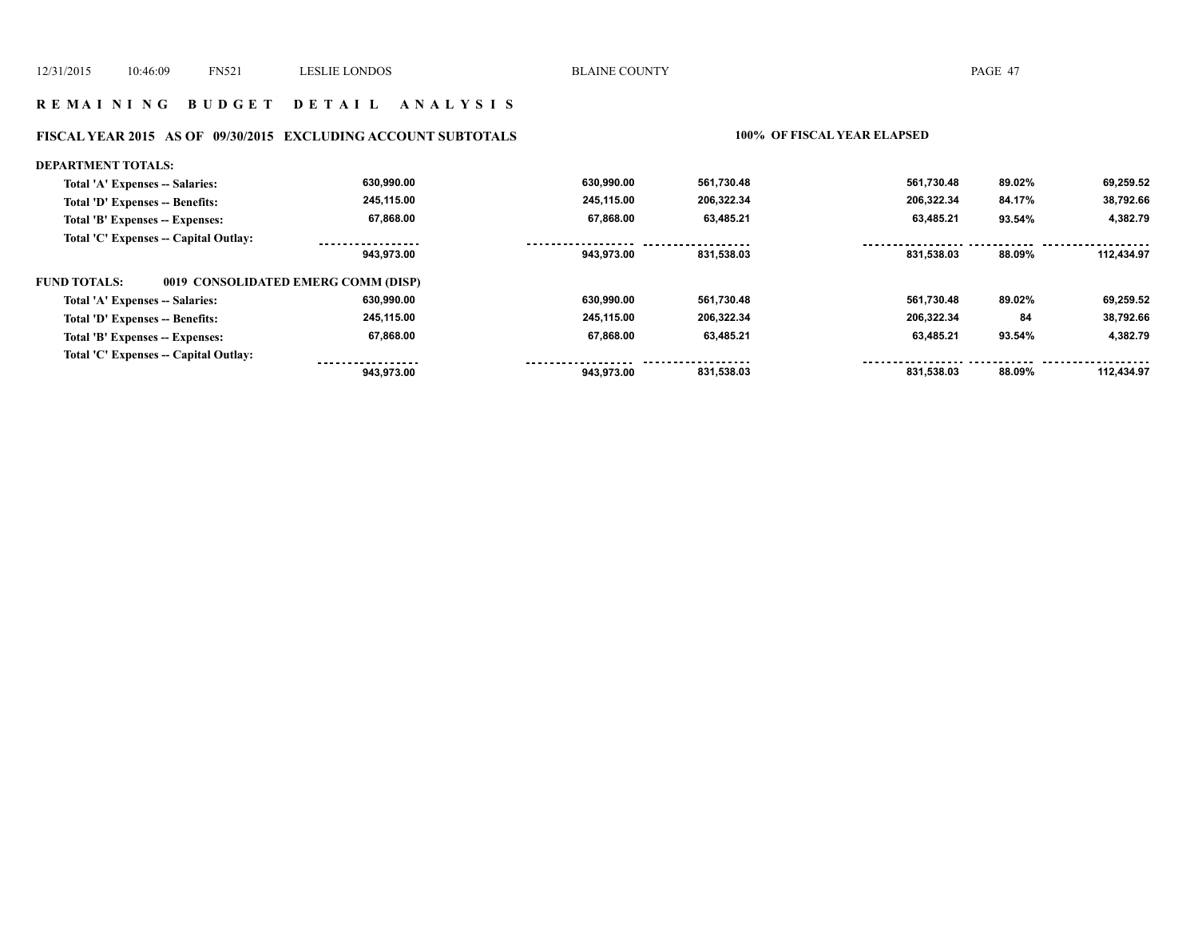## R E M A I N I N G   B U D G E T   D E T A I L   A N A L Y S I S

**FISCAL YEAR 2015 AS OF 09/30/2015 EXCLUDING ACCOUNT SUBTOTALS** **100% OF FISCAL YEAR ELAPSED**

| | | | | | | |
|---|---|---|---|---|---|---|
| **DEPARTMENT TOTALS:** | | | | | | |
| Total 'A' Expenses -- Salaries: | 630,990.00 | 630,990.00 | 561,730.48 | 561,730.48 | 89.02% | 69,259.52 |
| Total 'D' Expenses -- Benefits: | 245,115.00 | 245,115.00 | 206,322.34 | 206,322.34 | 84.17% | 38,792.66 |
| Total 'B' Expenses -- Expenses: | 67,868.00 | 67,868.00 | 63,485.21 | 63,485.21 | 93.54% | 4,382.79 |
| Total 'C' Expenses -- Capital Outlay: | | | | | | |
| | 943,973.00 | 943,973.00 | 831,538.03 | 831,538.03 | 88.09% | 112,434.97 |
| **FUND TOTALS: 0019 CONSOLIDATED EMERG COMM (DISP)** | | | | | | |
| Total 'A' Expenses -- Salaries: | 630,990.00 | 630,990.00 | 561,730.48 | 561,730.48 | 89.02% | 69,259.52 |
| Total 'D' Expenses -- Benefits: | 245,115.00 | 245,115.00 | 206,322.34 | 206,322.34 | 84 | 38,792.66 |
| Total 'B' Expenses -- Expenses: | 67,868.00 | 67,868.00 | 63,485.21 | 63,485.21 | 93.54% | 4,382.79 |
| Total 'C' Expenses -- Capital Outlay: | | | | | | |
| | 943,973.00 | 943,973.00 | 831,538.03 | 831,538.03 | 88.09% | 112,434.97 |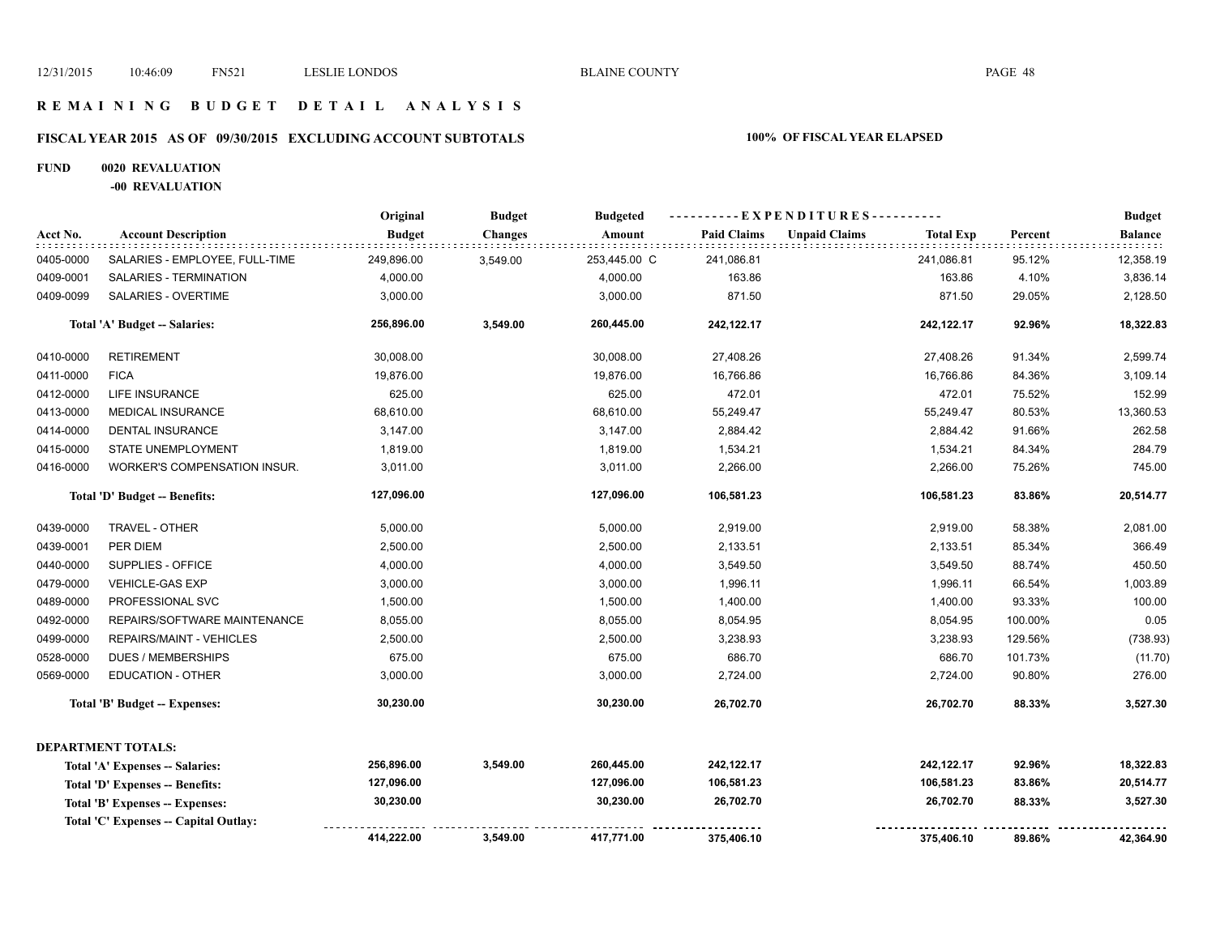## R E M A I N I N G   B U D G E T   D E T A I L   A N A L Y S I S

### FISCAL YEAR 2015 AS OF 09/30/2015 EXCLUDING ACCOUNT SUBTOTALS

**100% OF FISCAL YEAR ELAPSED**

**FUND 0020 REVALUATION**

**-00 REVALUATION**

| Acct No. | Account Description | Original Budget | Budget Changes | Budgeted Amount | Paid Claims | Unpaid Claims | Total Exp | Percent | Budget Balance |
|---|---|---|---|---|---|---|---|---|---|
| 0405-0000 | SALARIES - EMPLOYEE, FULL-TIME | 249,896.00 | 3,549.00 | 253,445.00 C | 241,086.81 | | 241,086.81 | 95.12% | 12,358.19 |
| 0409-0001 | SALARIES - TERMINATION | 4,000.00 | | 4,000.00 | 163.86 | | 163.86 | 4.10% | 3,836.14 |
| 0409-0099 | SALARIES - OVERTIME | 3,000.00 | | 3,000.00 | 871.50 | | 871.50 | 29.05% | 2,128.50 |
| | **Total 'A' Budget -- Salaries:** | **256,896.00** | **3,549.00** | **260,445.00** | **242,122.17** | | **242,122.17** | **92.96%** | **18,322.83** |
| 0410-0000 | RETIREMENT | 30,008.00 | | 30,008.00 | 27,408.26 | | 27,408.26 | 91.34% | 2,599.74 |
| 0411-0000 | FICA | 19,876.00 | | 19,876.00 | 16,766.86 | | 16,766.86 | 84.36% | 3,109.14 |
| 0412-0000 | LIFE INSURANCE | 625.00 | | 625.00 | 472.01 | | 472.01 | 75.52% | 152.99 |
| 0413-0000 | MEDICAL INSURANCE | 68,610.00 | | 68,610.00 | 55,249.47 | | 55,249.47 | 80.53% | 13,360.53 |
| 0414-0000 | DENTAL INSURANCE | 3,147.00 | | 3,147.00 | 2,884.42 | | 2,884.42 | 91.66% | 262.58 |
| 0415-0000 | STATE UNEMPLOYMENT | 1,819.00 | | 1,819.00 | 1,534.21 | | 1,534.21 | 84.34% | 284.79 |
| 0416-0000 | WORKER'S COMPENSATION INSUR. | 3,011.00 | | 3,011.00 | 2,266.00 | | 2,266.00 | 75.26% | 745.00 |
| | **Total 'D' Budget -- Benefits:** | **127,096.00** | | **127,096.00** | **106,581.23** | | **106,581.23** | **83.86%** | **20,514.77** |
| 0439-0000 | TRAVEL - OTHER | 5,000.00 | | 5,000.00 | 2,919.00 | | 2,919.00 | 58.38% | 2,081.00 |
| 0439-0001 | PER DIEM | 2,500.00 | | 2,500.00 | 2,133.51 | | 2,133.51 | 85.34% | 366.49 |
| 0440-0000 | SUPPLIES - OFFICE | 4,000.00 | | 4,000.00 | 3,549.50 | | 3,549.50 | 88.74% | 450.50 |
| 0479-0000 | VEHICLE-GAS EXP | 3,000.00 | | 3,000.00 | 1,996.11 | | 1,996.11 | 66.54% | 1,003.89 |
| 0489-0000 | PROFESSIONAL SVC | 1,500.00 | | 1,500.00 | 1,400.00 | | 1,400.00 | 93.33% | 100.00 |
| 0492-0000 | REPAIRS/SOFTWARE MAINTENANCE | 8,055.00 | | 8,055.00 | 8,054.95 | | 8,054.95 | 100.00% | 0.05 |
| 0499-0000 | REPAIRS/MAINT - VEHICLES | 2,500.00 | | 2,500.00 | 3,238.93 | | 3,238.93 | 129.56% | (738.93) |
| 0528-0000 | DUES / MEMBERSHIPS | 675.00 | | 675.00 | 686.70 | | 686.70 | 101.73% | (11.70) |
| 0569-0000 | EDUCATION - OTHER | 3,000.00 | | 3,000.00 | 2,724.00 | | 2,724.00 | 90.80% | 276.00 |
| | **Total 'B' Budget -- Expenses:** | **30,230.00** | | **30,230.00** | **26,702.70** | | **26,702.70** | **88.33%** | **3,527.30** |

**DEPARTMENT TOTALS:**

| | Original Budget | Budget Changes | Budgeted Amount | Paid Claims | Unpaid Claims | Total Exp | Percent | Budget Balance |
|---|---|---|---|---|---|---|---|---|
| **Total 'A' Expenses -- Salaries:** | **256,896.00** | **3,549.00** | **260,445.00** | **242,122.17** | | **242,122.17** | **92.96%** | **18,322.83** |
| **Total 'D' Expenses -- Benefits:** | **127,096.00** | | **127,096.00** | **106,581.23** | | **106,581.23** | **83.86%** | **20,514.77** |
| **Total 'B' Expenses -- Expenses:** | **30,230.00** | | **30,230.00** | **26,702.70** | | **26,702.70** | **88.33%** | **3,527.30** |
| **Total 'C' Expenses -- Capital Outlay:** | | | | | | | | |
| | **414,222.00** | **3,549.00** | **417,771.00** | **375,406.10** | | **375,406.10** | **89.86%** | **42,364.90** |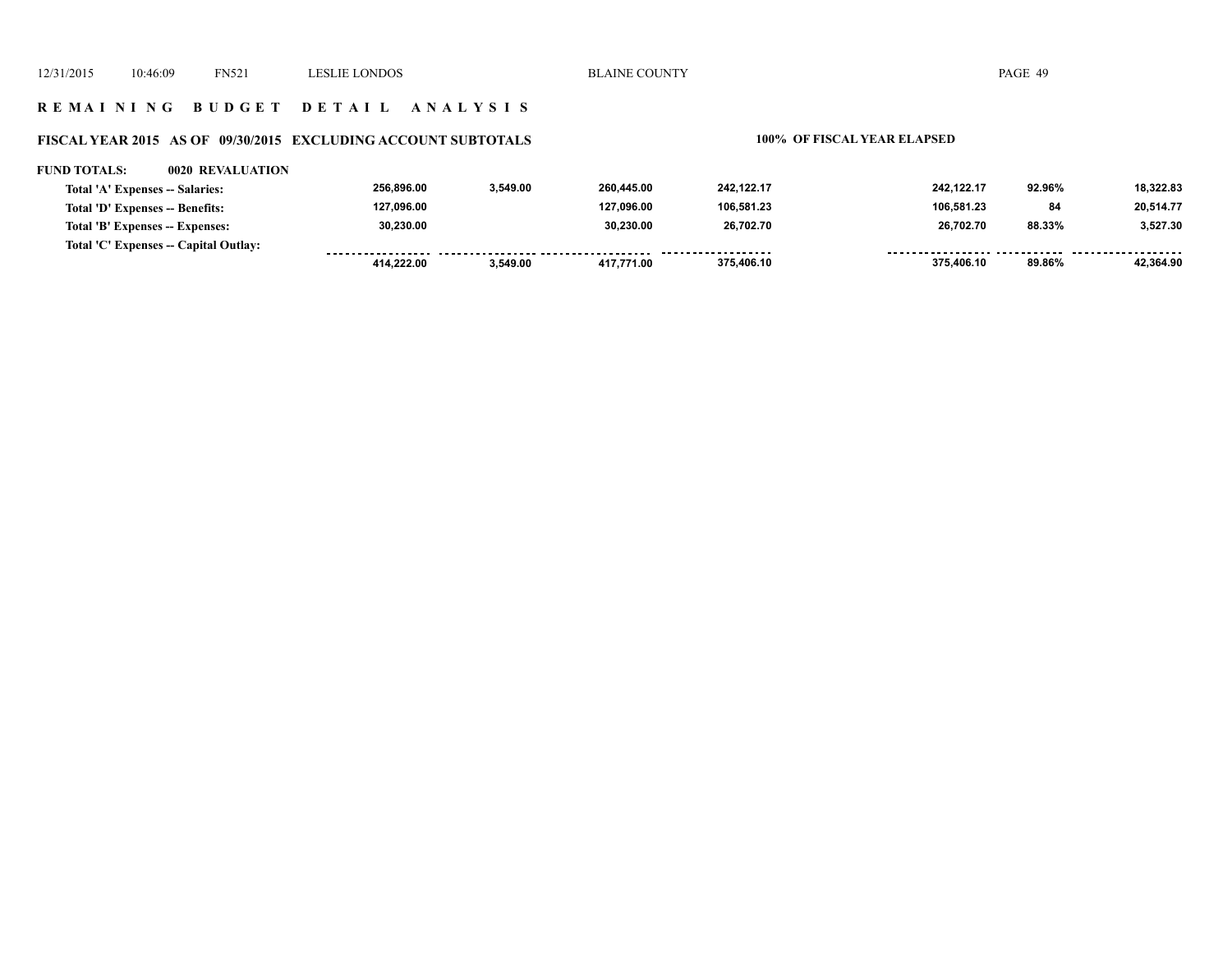12/31/2015 10:46:09 FN521 LESLIE LONDOS BLAINE COUNTY

## R E M A I N I N G B U D G E T D E T A I L A N A L Y S I S

### FISCAL YEAR 2015 AS OF 09/30/2015 EXCLUDING ACCOUNT SUBTOTALS — 100% OF FISCAL YEAR ELAPSED

**FUND TOTALS: 0020 REVALUATION**

| | | | | | | | |
|---|---|---|---|---|---|---|---|
| Total 'A' Expenses -- Salaries: | 256,896.00 | 3,549.00 | 260,445.00 | 242,122.17 | 242,122.17 | 92.96% | 18,322.83 |
| Total 'D' Expenses -- Benefits: | 127,096.00 | | 127,096.00 | 106,581.23 | 106,581.23 | 84 | 20,514.77 |
| Total 'B' Expenses -- Expenses: | 30,230.00 | | 30,230.00 | 26,702.70 | 26,702.70 | 88.33% | 3,527.30 |
| Total 'C' Expenses -- Capital Outlay: | | | | | | | |
| | 414,222.00 | 3,549.00 | 417,771.00 | 375,406.10 | 375,406.10 | 89.86% | 42,364.90 |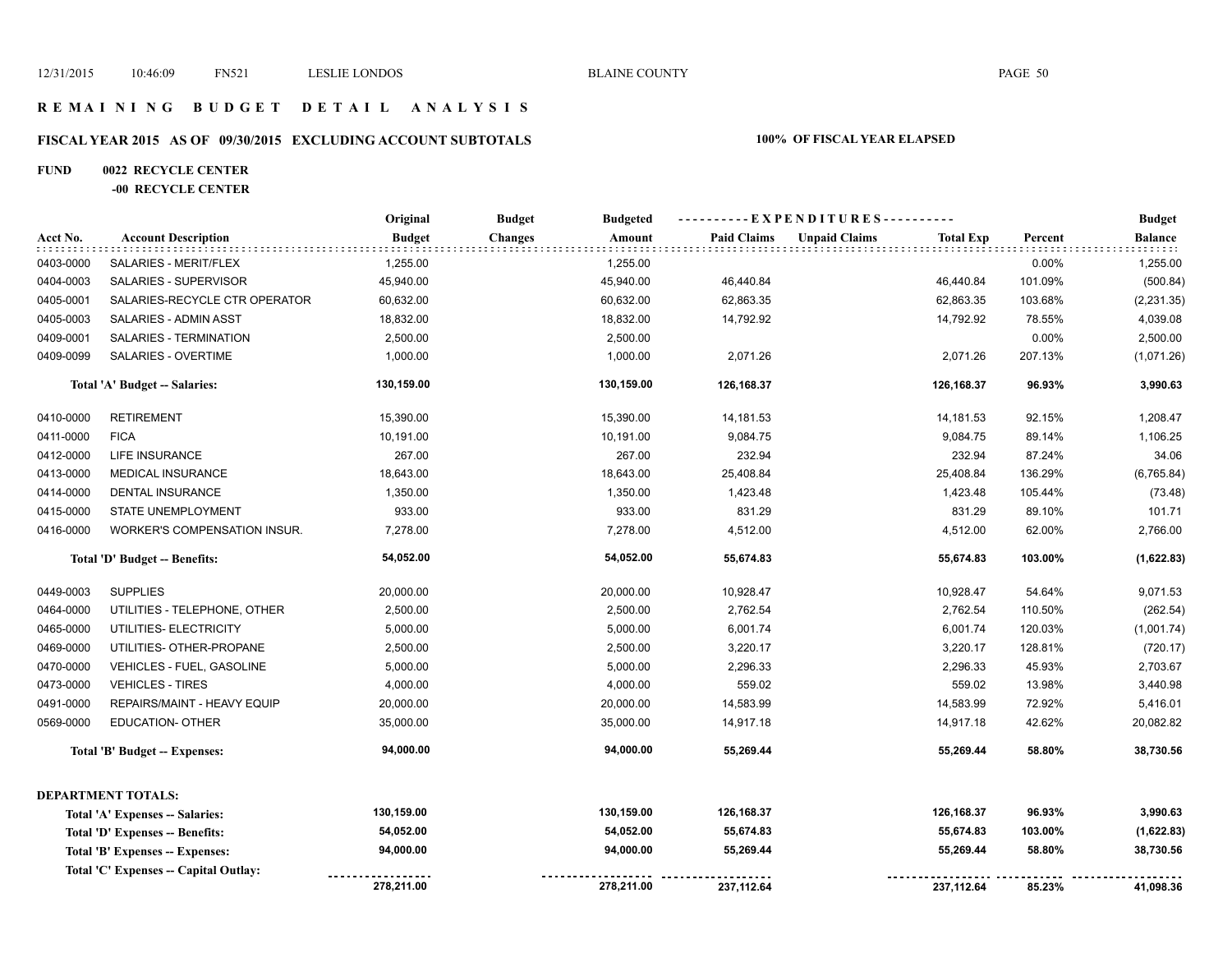# REMAINING BUDGET DETAIL ANALYSIS

## FISCAL YEAR 2015 AS OF 09/30/2015 EXCLUDING ACCOUNT SUBTOTALS

**100% OF FISCAL YEAR ELAPSED**

**FUND 0022 RECYCLE CENTER**

**-00 RECYCLE CENTER**

| Acct No. | Account Description | Original Budget | Budget Changes | Budgeted Amount | Paid Claims | Unpaid Claims | Total Exp | Percent | Budget Balance |
|---|---|---|---|---|---|---|---|---|---|
| 0403-0000 | SALARIES - MERIT/FLEX | 1,255.00 | | 1,255.00 | | | | 0.00% | 1,255.00 |
| 0404-0003 | SALARIES - SUPERVISOR | 45,940.00 | | 45,940.00 | 46,440.84 | | 46,440.84 | 101.09% | (500.84) |
| 0405-0001 | SALARIES-RECYCLE CTR OPERATOR | 60,632.00 | | 60,632.00 | 62,863.35 | | 62,863.35 | 103.68% | (2,231.35) |
| 0405-0003 | SALARIES - ADMIN ASST | 18,832.00 | | 18,832.00 | 14,792.92 | | 14,792.92 | 78.55% | 4,039.08 |
| 0409-0001 | SALARIES - TERMINATION | 2,500.00 | | 2,500.00 | | | | 0.00% | 2,500.00 |
| 0409-0099 | SALARIES - OVERTIME | 1,000.00 | | 1,000.00 | 2,071.26 | | 2,071.26 | 207.13% | (1,071.26) |
| | **Total 'A' Budget -- Salaries:** | **130,159.00** | | **130,159.00** | **126,168.37** | | **126,168.37** | **96.93%** | **3,990.63** |
| 0410-0000 | RETIREMENT | 15,390.00 | | 15,390.00 | 14,181.53 | | 14,181.53 | 92.15% | 1,208.47 |
| 0411-0000 | FICA | 10,191.00 | | 10,191.00 | 9,084.75 | | 9,084.75 | 89.14% | 1,106.25 |
| 0412-0000 | LIFE INSURANCE | 267.00 | | 267.00 | 232.94 | | 232.94 | 87.24% | 34.06 |
| 0413-0000 | MEDICAL INSURANCE | 18,643.00 | | 18,643.00 | 25,408.84 | | 25,408.84 | 136.29% | (6,765.84) |
| 0414-0000 | DENTAL INSURANCE | 1,350.00 | | 1,350.00 | 1,423.48 | | 1,423.48 | 105.44% | (73.48) |
| 0415-0000 | STATE UNEMPLOYMENT | 933.00 | | 933.00 | 831.29 | | 831.29 | 89.10% | 101.71 |
| 0416-0000 | WORKER'S COMPENSATION INSUR. | 7,278.00 | | 7,278.00 | 4,512.00 | | 4,512.00 | 62.00% | 2,766.00 |
| | **Total 'D' Budget -- Benefits:** | **54,052.00** | | **54,052.00** | **55,674.83** | | **55,674.83** | **103.00%** | **(1,622.83)** |
| 0449-0003 | SUPPLIES | 20,000.00 | | 20,000.00 | 10,928.47 | | 10,928.47 | 54.64% | 9,071.53 |
| 0464-0000 | UTILITIES - TELEPHONE, OTHER | 2,500.00 | | 2,500.00 | 2,762.54 | | 2,762.54 | 110.50% | (262.54) |
| 0465-0000 | UTILITIES- ELECTRICITY | 5,000.00 | | 5,000.00 | 6,001.74 | | 6,001.74 | 120.03% | (1,001.74) |
| 0469-0000 | UTILITIES- OTHER-PROPANE | 2,500.00 | | 2,500.00 | 3,220.17 | | 3,220.17 | 128.81% | (720.17) |
| 0470-0000 | VEHICLES - FUEL, GASOLINE | 5,000.00 | | 5,000.00 | 2,296.33 | | 2,296.33 | 45.93% | 2,703.67 |
| 0473-0000 | VEHICLES - TIRES | 4,000.00 | | 4,000.00 | 559.02 | | 559.02 | 13.98% | 3,440.98 |
| 0491-0000 | REPAIRS/MAINT - HEAVY EQUIP | 20,000.00 | | 20,000.00 | 14,583.99 | | 14,583.99 | 72.92% | 5,416.01 |
| 0569-0000 | EDUCATION- OTHER | 35,000.00 | | 35,000.00 | 14,917.18 | | 14,917.18 | 42.62% | 20,082.82 |
| | **Total 'B' Budget -- Expenses:** | **94,000.00** | | **94,000.00** | **55,269.44** | | **55,269.44** | **58.80%** | **38,730.56** |
| | **DEPARTMENT TOTALS:** | | | | | | | | |
| | **Total 'A' Expenses -- Salaries:** | **130,159.00** | | **130,159.00** | **126,168.37** | | **126,168.37** | **96.93%** | **3,990.63** |
| | **Total 'D' Expenses -- Benefits:** | **54,052.00** | | **54,052.00** | **55,674.83** | | **55,674.83** | **103.00%** | **(1,622.83)** |
| | **Total 'B' Expenses -- Expenses:** | **94,000.00** | | **94,000.00** | **55,269.44** | | **55,269.44** | **58.80%** | **38,730.56** |
| | **Total 'C' Expenses -- Capital Outlay:** | | | | | | | | |
| | | **278,211.00** | | **278,211.00** | **237,112.64** | | **237,112.64** | **85.23%** | **41,098.36** |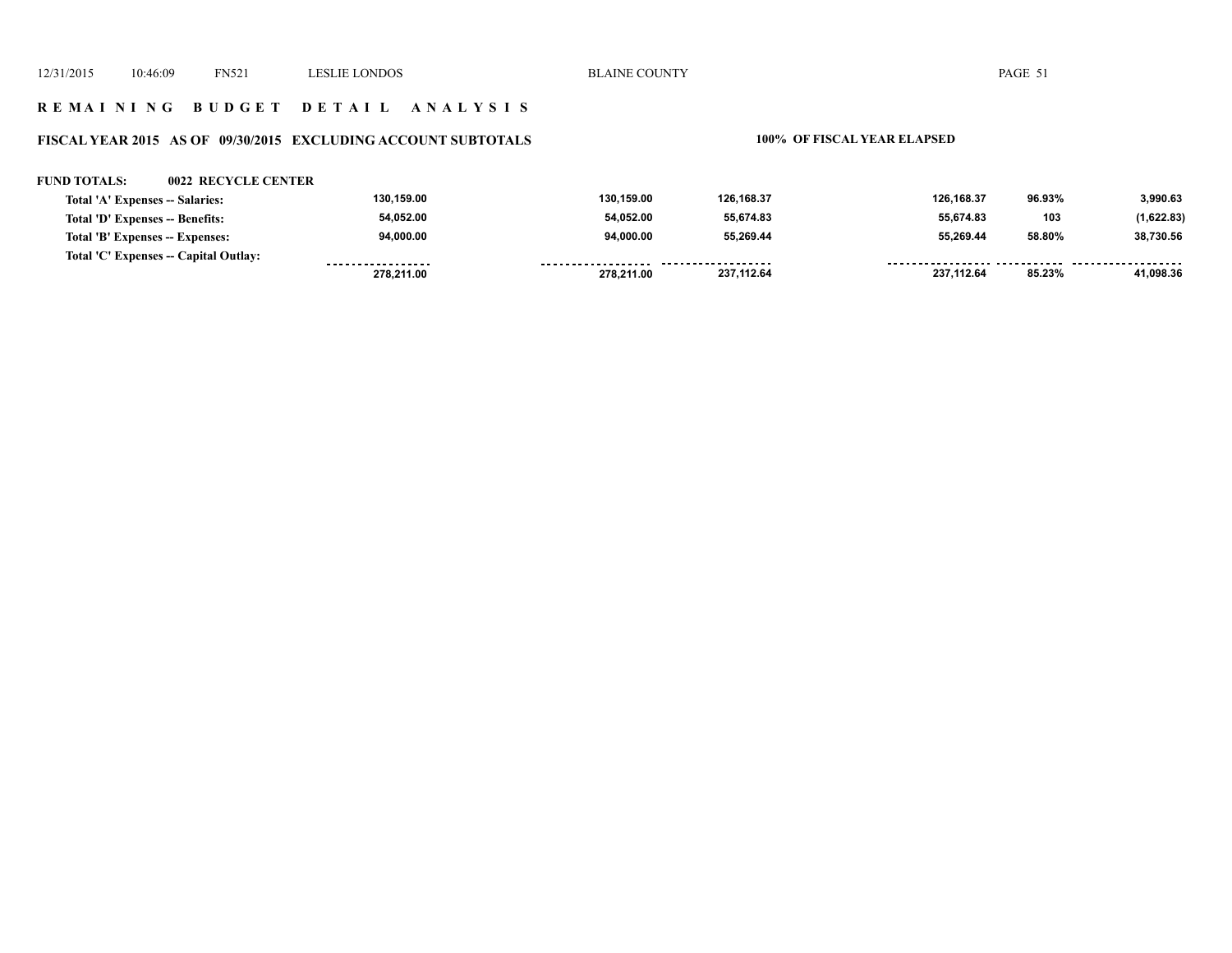## R E M A I N I N G   B U D G E T   D E T A I L   A N A L Y S I S

**FISCAL YEAR 2015   AS OF 09/30/2015   EXCLUDING ACCOUNT SUBTOTALS**   **100% OF FISCAL YEAR ELAPSED**

**FUND TOTALS: 0022 RECYCLE CENTER**

| | | | | | | |
|---|---|---|---|---|---|---|
| **Total 'A' Expenses -- Salaries:** | 130,159.00 | 130,159.00 | 126,168.37 | 126,168.37 | 96.93% | 3,990.63 |
| **Total 'D' Expenses -- Benefits:** | 54,052.00 | 54,052.00 | 55,674.83 | 55,674.83 | 103 | (1,622.83) |
| **Total 'B' Expenses -- Expenses:** | 94,000.00 | 94,000.00 | 55,269.44 | 55,269.44 | 58.80% | 38,730.56 |
| **Total 'C' Expenses -- Capital Outlay:** | | | | | | |
| | 278,211.00 | 278,211.00 | 237,112.64 | 237,112.64 | 85.23% | 41,098.36 |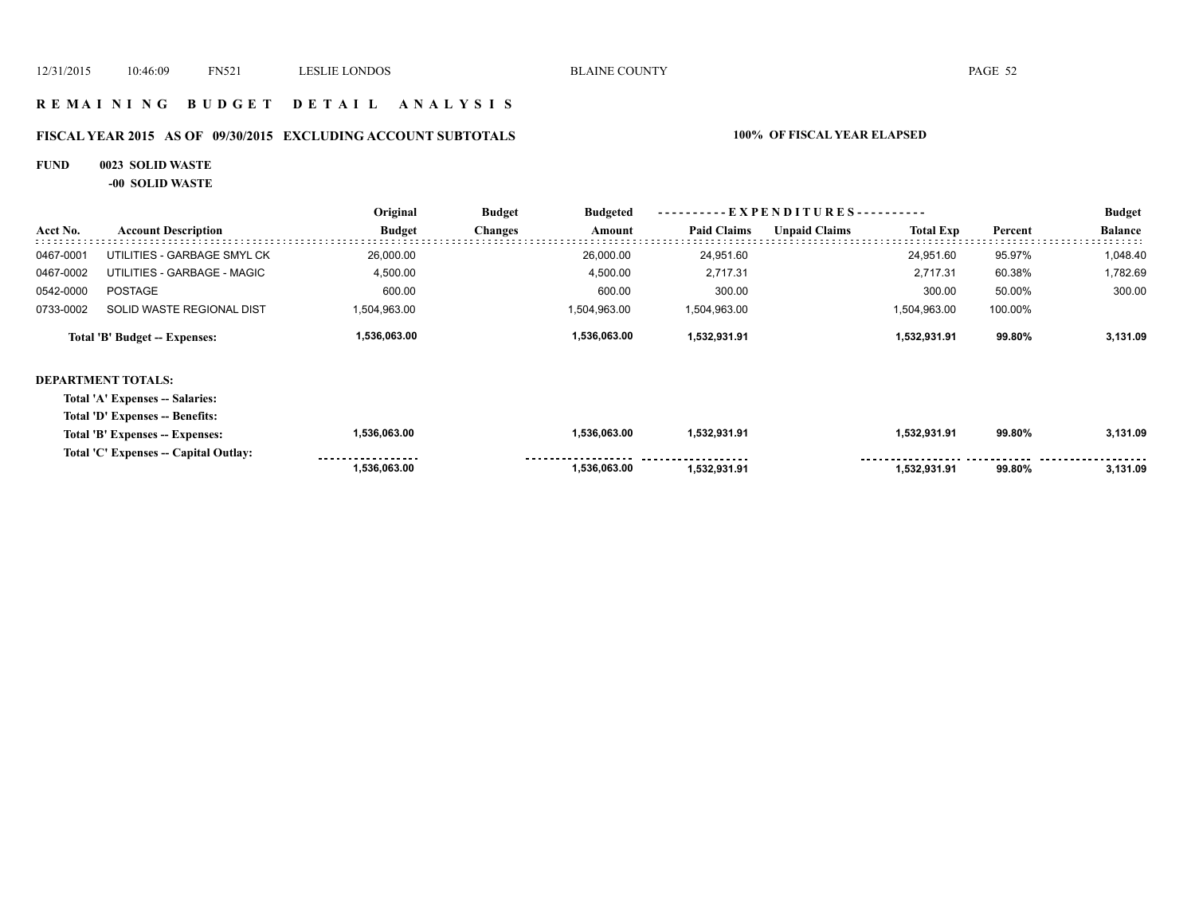# REMAINING BUDGET DETAIL ANALYSIS

## FISCAL YEAR 2015 AS OF 09/30/2015 EXCLUDING ACCOUNT SUBTOTALS

**100% OF FISCAL YEAR ELAPSED**

**FUND 0023 SOLID WASTE**

**-00 SOLID WASTE**

| Acct No. | Account Description | Original Budget | Budget Changes | Budgeted Amount | Paid Claims | Unpaid Claims | Total Exp | Percent | Budget Balance |
|---|---|---|---|---|---|---|---|---|---|
| 0467-0001 | UTILITIES - GARBAGE SMYL CK | 26,000.00 | | 26,000.00 | 24,951.60 | | 24,951.60 | 95.97% | 1,048.40 |
| 0467-0002 | UTILITIES - GARBAGE - MAGIC | 4,500.00 | | 4,500.00 | 2,717.31 | | 2,717.31 | 60.38% | 1,782.69 |
| 0542-0000 | POSTAGE | 600.00 | | 600.00 | 300.00 | | 300.00 | 50.00% | 300.00 |
| 0733-0002 | SOLID WASTE REGIONAL DIST | 1,504,963.00 | | 1,504,963.00 | 1,504,963.00 | | 1,504,963.00 | 100.00% | |
| | **Total 'B' Budget -- Expenses:** | **1,536,063.00** | | **1,536,063.00** | **1,532,931.91** | | **1,532,931.91** | **99.80%** | **3,131.09** |

**DEPARTMENT TOTALS:**

| | Original Budget | Budget Changes | Budgeted Amount | Paid Claims | Unpaid Claims | Total Exp | Percent | Budget Balance |
|---|---|---|---|---|---|---|---|---|
| **Total 'A' Expenses -- Salaries:** | | | | | | | | |
| **Total 'D' Expenses -- Benefits:** | | | | | | | | |
| **Total 'B' Expenses -- Expenses:** | **1,536,063.00** | | **1,536,063.00** | **1,532,931.91** | | **1,532,931.91** | **99.80%** | **3,131.09** |
| **Total 'C' Expenses -- Capital Outlay:** | | | | | | | | |
| | **1,536,063.00** | | **1,536,063.00** | **1,532,931.91** | | **1,532,931.91** | **99.80%** | **3,131.09** |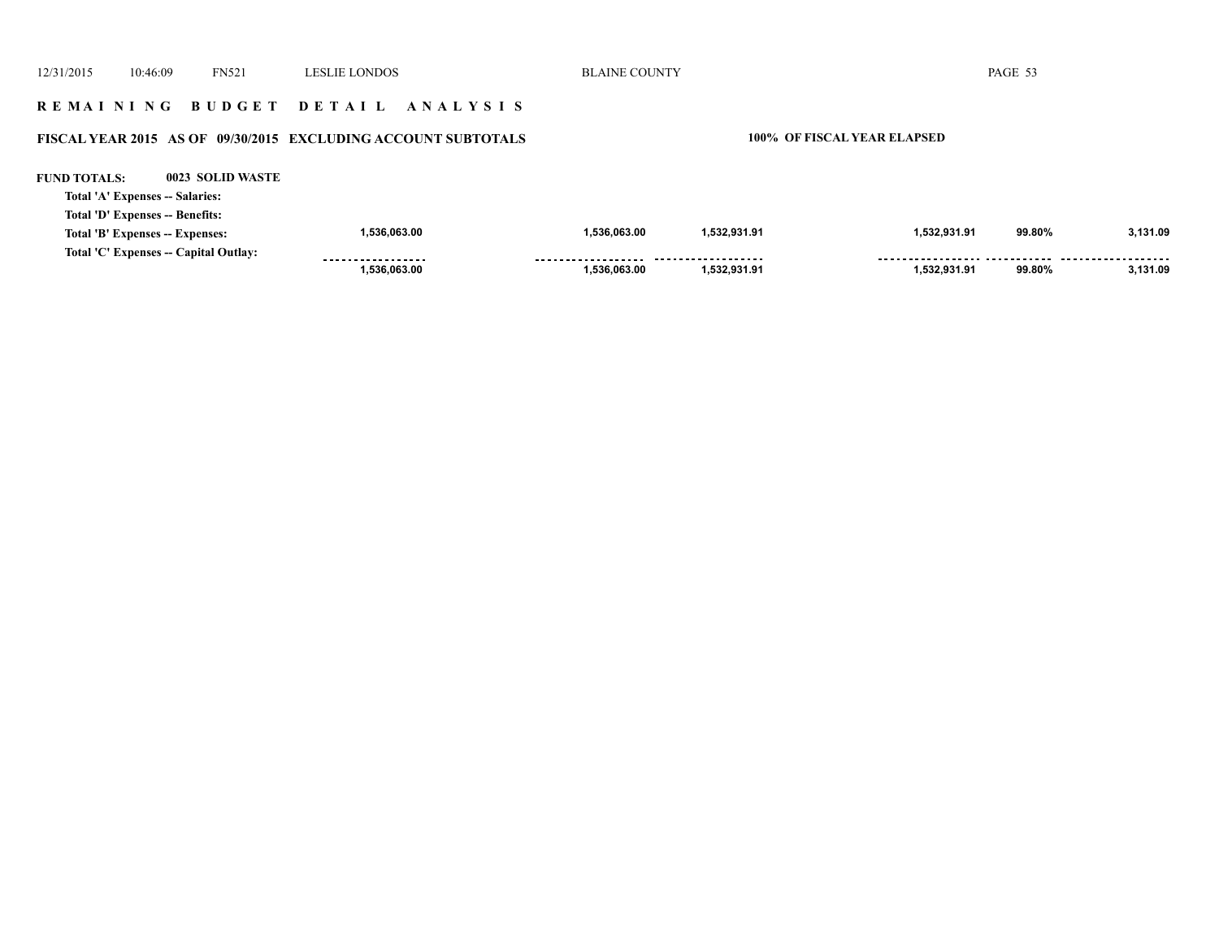## REMAINING BUDGET DETAIL ANALYSIS

**FISCAL YEAR 2015 AS OF 09/30/2015 EXCLUDING ACCOUNT SUBTOTALS** **100% OF FISCAL YEAR ELAPSED**

**FUND TOTALS: 0023 SOLID WASTE**

| | | | | | | |
|---|---|---|---|---|---|---|
| **Total 'A' Expenses -- Salaries:** | | | | | | |
| **Total 'D' Expenses -- Benefits:** | | | | | | |
| **Total 'B' Expenses -- Expenses:** | 1,536,063.00 | 1,536,063.00 | 1,532,931.91 | 1,532,931.91 | 99.80% | 3,131.09 |
| **Total 'C' Expenses -- Capital Outlay:** | | | | | | |
| | 1,536,063.00 | 1,536,063.00 | 1,532,931.91 | 1,532,931.91 | 99.80% | 3,131.09 |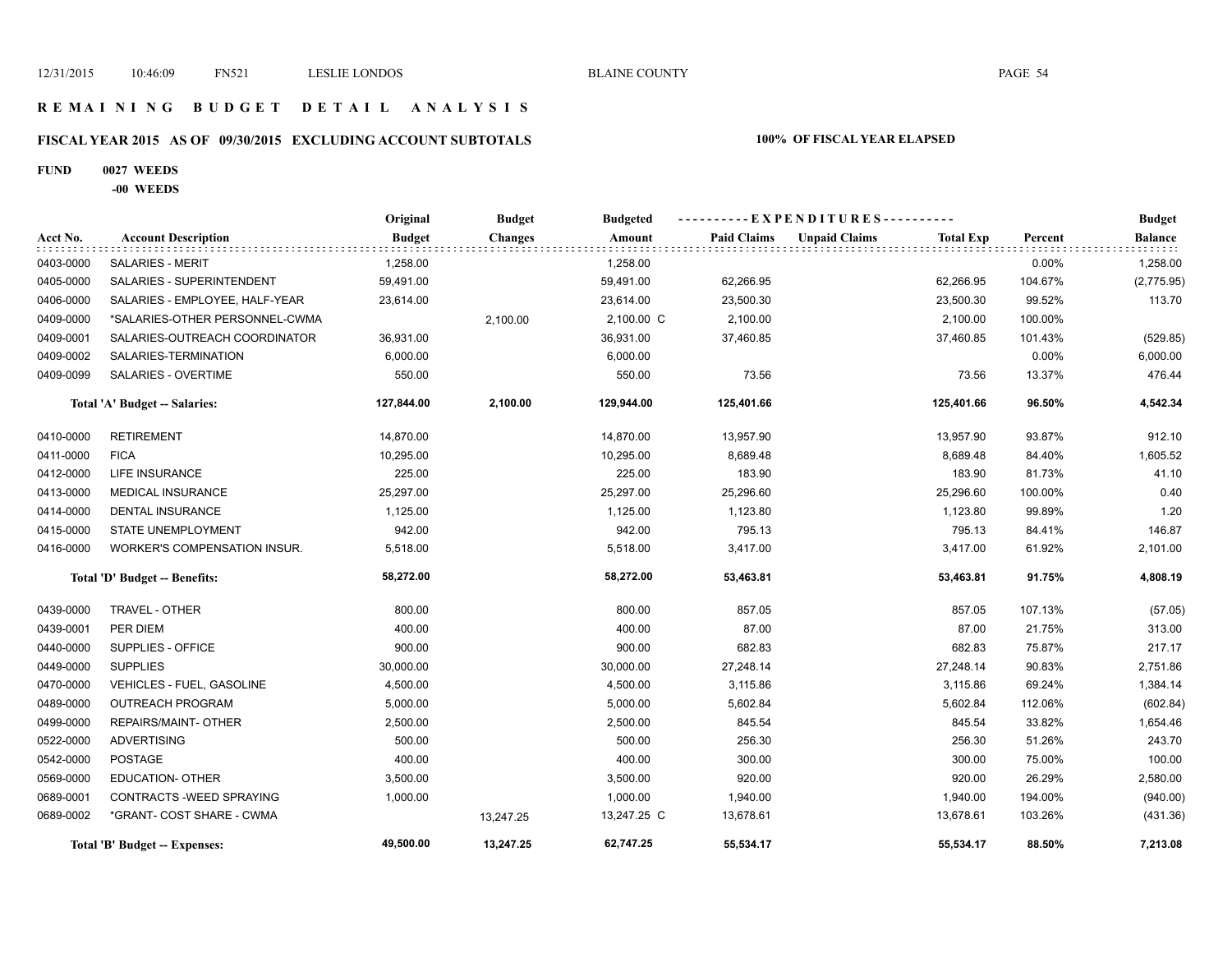# REMAINING BUDGET DETAIL ANALYSIS

## FISCAL YEAR 2015 AS OF 09/30/2015 EXCLUDING ACCOUNT SUBTOTALS — 100% OF FISCAL YEAR ELAPSED

**FUND 0027 WEEDS**

**-00 WEEDS**

| Acct No. | Account Description | Original Budget | Budget Changes | Budgeted Amount | Paid Claims | Unpaid Claims | Total Exp | Percent | Budget Balance |
|---|---|---|---|---|---|---|---|---|---|
| 0403-0000 | SALARIES - MERIT | 1,258.00 | | 1,258.00 | | | | 0.00% | 1,258.00 |
| 0405-0000 | SALARIES - SUPERINTENDENT | 59,491.00 | | 59,491.00 | 62,266.95 | | 62,266.95 | 104.67% | (2,775.95) |
| 0406-0000 | SALARIES - EMPLOYEE, HALF-YEAR | 23,614.00 | | 23,614.00 | 23,500.30 | | 23,500.30 | 99.52% | 113.70 |
| 0409-0000 | *SALARIES-OTHER PERSONNEL-CWMA | | 2,100.00 | 2,100.00 C | 2,100.00 | | 2,100.00 | 100.00% | |
| 0409-0001 | SALARIES-OUTREACH COORDINATOR | 36,931.00 | | 36,931.00 | 37,460.85 | | 37,460.85 | 101.43% | (529.85) |
| 0409-0002 | SALARIES-TERMINATION | 6,000.00 | | 6,000.00 | | | | 0.00% | 6,000.00 |
| 0409-0099 | SALARIES - OVERTIME | 550.00 | | 550.00 | 73.56 | | 73.56 | 13.37% | 476.44 |
| | **Total 'A' Budget -- Salaries:** | **127,844.00** | **2,100.00** | **129,944.00** | **125,401.66** | | **125,401.66** | **96.50%** | **4,542.34** |
| 0410-0000 | RETIREMENT | 14,870.00 | | 14,870.00 | 13,957.90 | | 13,957.90 | 93.87% | 912.10 |
| 0411-0000 | FICA | 10,295.00 | | 10,295.00 | 8,689.48 | | 8,689.48 | 84.40% | 1,605.52 |
| 0412-0000 | LIFE INSURANCE | 225.00 | | 225.00 | 183.90 | | 183.90 | 81.73% | 41.10 |
| 0413-0000 | MEDICAL INSURANCE | 25,297.00 | | 25,297.00 | 25,296.60 | | 25,296.60 | 100.00% | 0.40 |
| 0414-0000 | DENTAL INSURANCE | 1,125.00 | | 1,125.00 | 1,123.80 | | 1,123.80 | 99.89% | 1.20 |
| 0415-0000 | STATE UNEMPLOYMENT | 942.00 | | 942.00 | 795.13 | | 795.13 | 84.41% | 146.87 |
| 0416-0000 | WORKER'S COMPENSATION INSUR. | 5,518.00 | | 5,518.00 | 3,417.00 | | 3,417.00 | 61.92% | 2,101.00 |
| | **Total 'D' Budget -- Benefits:** | **58,272.00** | | **58,272.00** | **53,463.81** | | **53,463.81** | **91.75%** | **4,808.19** |
| 0439-0000 | TRAVEL - OTHER | 800.00 | | 800.00 | 857.05 | | 857.05 | 107.13% | (57.05) |
| 0439-0001 | PER DIEM | 400.00 | | 400.00 | 87.00 | | 87.00 | 21.75% | 313.00 |
| 0440-0000 | SUPPLIES - OFFICE | 900.00 | | 900.00 | 682.83 | | 682.83 | 75.87% | 217.17 |
| 0449-0000 | SUPPLIES | 30,000.00 | | 30,000.00 | 27,248.14 | | 27,248.14 | 90.83% | 2,751.86 |
| 0470-0000 | VEHICLES - FUEL, GASOLINE | 4,500.00 | | 4,500.00 | 3,115.86 | | 3,115.86 | 69.24% | 1,384.14 |
| 0489-0000 | OUTREACH PROGRAM | 5,000.00 | | 5,000.00 | 5,602.84 | | 5,602.84 | 112.06% | (602.84) |
| 0499-0000 | REPAIRS/MAINT- OTHER | 2,500.00 | | 2,500.00 | 845.54 | | 845.54 | 33.82% | 1,654.46 |
| 0522-0000 | ADVERTISING | 500.00 | | 500.00 | 256.30 | | 256.30 | 51.26% | 243.70 |
| 0542-0000 | POSTAGE | 400.00 | | 400.00 | 300.00 | | 300.00 | 75.00% | 100.00 |
| 0569-0000 | EDUCATION- OTHER | 3,500.00 | | 3,500.00 | 920.00 | | 920.00 | 26.29% | 2,580.00 |
| 0689-0001 | CONTRACTS -WEED SPRAYING | 1,000.00 | | 1,000.00 | 1,940.00 | | 1,940.00 | 194.00% | (940.00) |
| 0689-0002 | *GRANT- COST SHARE - CWMA | | 13,247.25 | 13,247.25 C | 13,678.61 | | 13,678.61 | 103.26% | (431.36) |
| | **Total 'B' Budget -- Expenses:** | **49,500.00** | **13,247.25** | **62,747.25** | **55,534.17** | | **55,534.17** | **88.50%** | **7,213.08** |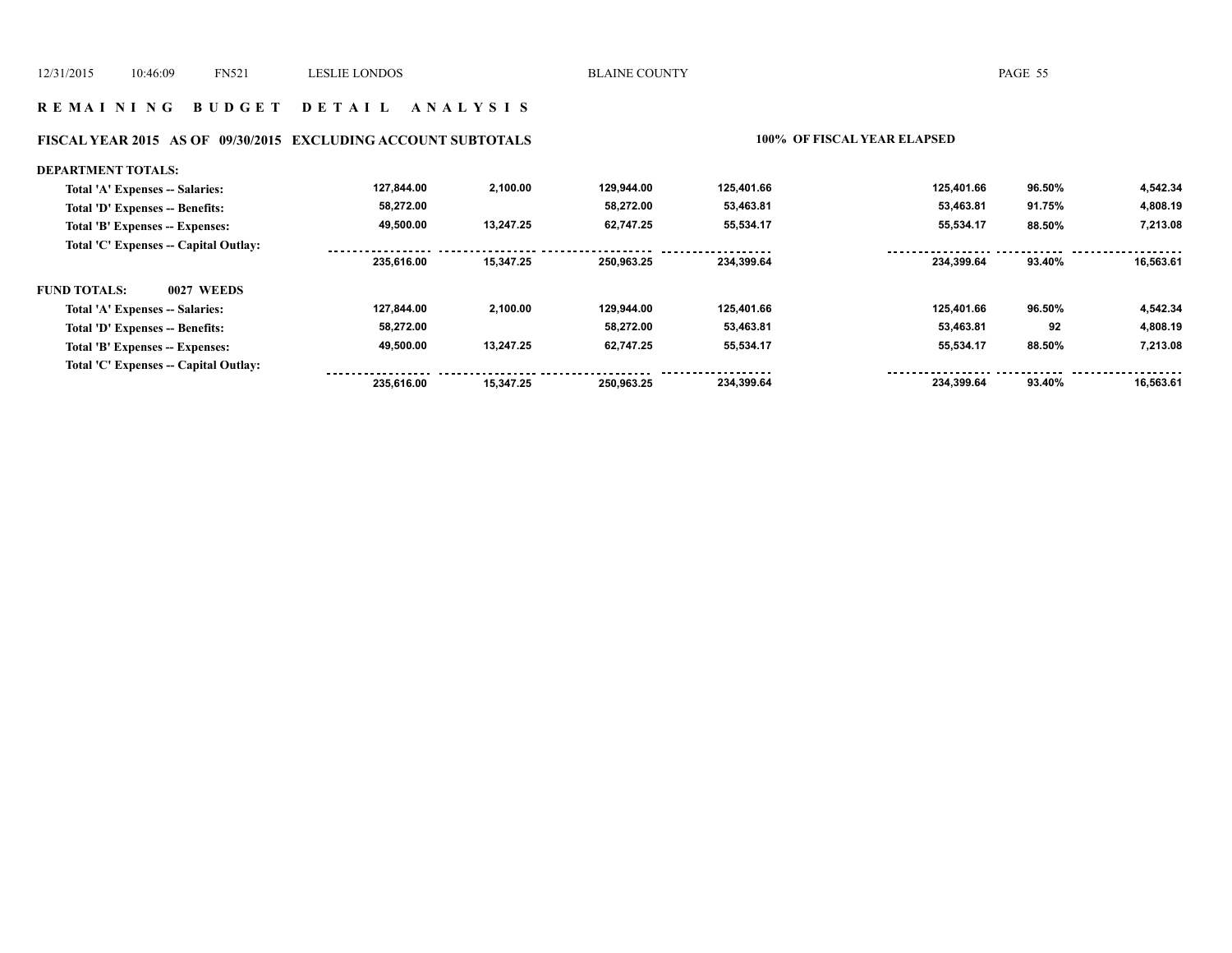## REMAINING BUDGET DETAIL ANALYSIS

### FISCAL YEAR 2015 AS OF 09/30/2015 EXCLUDING ACCOUNT SUBTOTALS

100% OF FISCAL YEAR ELAPSED

| | | | | | | | |
|---|---|---|---|---|---|---|---|
| **DEPARTMENT TOTALS:** | | | | | | | |
| Total 'A' Expenses -- Salaries: | 127,844.00 | 2,100.00 | 129,944.00 | 125,401.66 | 125,401.66 | 96.50% | 4,542.34 |
| Total 'D' Expenses -- Benefits: | 58,272.00 | | 58,272.00 | 53,463.81 | 53,463.81 | 91.75% | 4,808.19 |
| Total 'B' Expenses -- Expenses: | 49,500.00 | 13,247.25 | 62,747.25 | 55,534.17 | 55,534.17 | 88.50% | 7,213.08 |
| Total 'C' Expenses -- Capital Outlay: | | | | | | | |
| | 235,616.00 | 15,347.25 | 250,963.25 | 234,399.64 | 234,399.64 | 93.40% | 16,563.61 |
| **FUND TOTALS: 0027 WEEDS** | | | | | | | |
| Total 'A' Expenses -- Salaries: | 127,844.00 | 2,100.00 | 129,944.00 | 125,401.66 | 125,401.66 | 96.50% | 4,542.34 |
| Total 'D' Expenses -- Benefits: | 58,272.00 | | 58,272.00 | 53,463.81 | 53,463.81 | 92 | 4,808.19 |
| Total 'B' Expenses -- Expenses: | 49,500.00 | 13,247.25 | 62,747.25 | 55,534.17 | 55,534.17 | 88.50% | 7,213.08 |
| Total 'C' Expenses -- Capital Outlay: | | | | | | | |
| | 235,616.00 | 15,347.25 | 250,963.25 | 234,399.64 | 234,399.64 | 93.40% | 16,563.61 |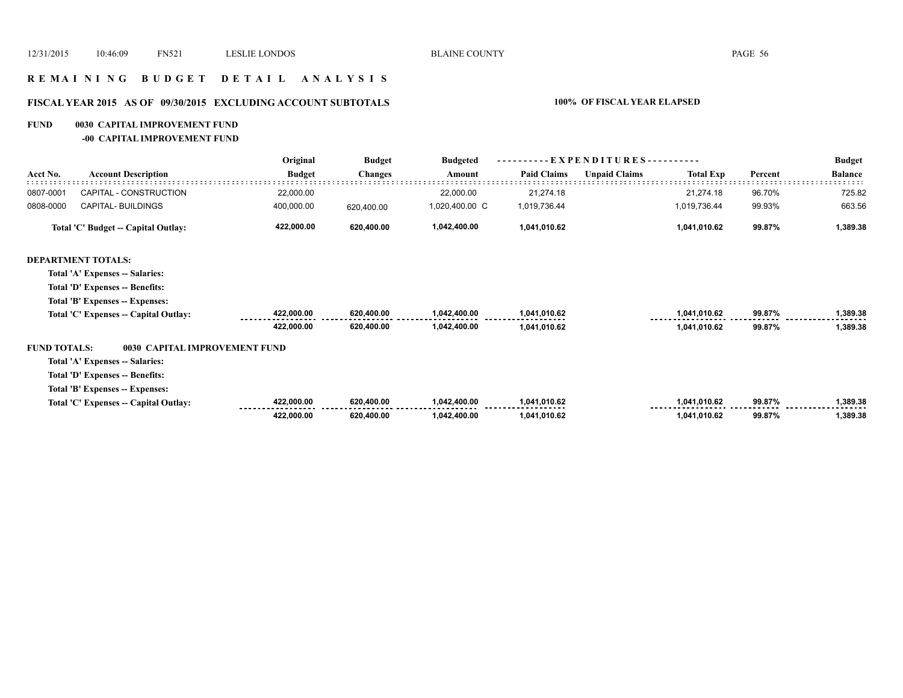# R E M A I N I N G   B U D G E T   D E T A I L   A N A L Y S I S

## FISCAL YEAR 2015   AS OF 09/30/2015   EXCLUDING ACCOUNT SUBTOTALS

**100% OF FISCAL YEAR ELAPSED**

### FUND 0030 CAPITAL IMPROVEMENT FUND

**-00 CAPITAL IMPROVEMENT FUND**

| Acct No. | Account Description | Original Budget | Budget Changes | Budgeted Amount | Paid Claims | Unpaid Claims | Total Exp | Percent | Budget Balance |
|---|---|---|---|---|---|---|---|---|---|
| 0807-0001 | CAPITAL - CONSTRUCTION | 22,000.00 | | 22,000.00 | 21,274.18 | | 21,274.18 | 96.70% | 725.82 |
| 0808-0000 | CAPITAL- BUILDINGS | 400,000.00 | 620,400.00 | 1,020,400.00 C | 1,019,736.44 | | 1,019,736.44 | 99.93% | 663.56 |
| | **Total 'C' Budget -- Capital Outlay:** | **422,000.00** | **620,400.00** | **1,042,400.00** | **1,041,010.62** | | **1,041,010.62** | **99.87%** | **1,389.38** |

**DEPARTMENT TOTALS:**

| | Original Budget | Budget Changes | Budgeted Amount | Paid Claims | Unpaid Claims | Total Exp | Percent | Budget Balance |
|---|---|---|---|---|---|---|---|---|
| **Total 'A' Expenses -- Salaries:** | | | | | | | | |
| **Total 'D' Expenses -- Benefits:** | | | | | | | | |
| **Total 'B' Expenses -- Expenses:** | | | | | | | | |
| **Total 'C' Expenses -- Capital Outlay:** | 422,000.00 | 620,400.00 | 1,042,400.00 | 1,041,010.62 | | 1,041,010.62 | 99.87% | 1,389.38 |
| | 422,000.00 | 620,400.00 | 1,042,400.00 | 1,041,010.62 | | 1,041,010.62 | 99.87% | 1,389.38 |

**FUND TOTALS: 0030 CAPITAL IMPROVEMENT FUND**

| | Original Budget | Budget Changes | Budgeted Amount | Paid Claims | Unpaid Claims | Total Exp | Percent | Budget Balance |
|---|---|---|---|---|---|---|---|---|
| **Total 'A' Expenses -- Salaries:** | | | | | | | | |
| **Total 'D' Expenses -- Benefits:** | | | | | | | | |
| **Total 'B' Expenses -- Expenses:** | | | | | | | | |
| **Total 'C' Expenses -- Capital Outlay:** | 422,000.00 | 620,400.00 | 1,042,400.00 | 1,041,010.62 | | 1,041,010.62 | 99.87% | 1,389.38 |
| | 422,000.00 | 620,400.00 | 1,042,400.00 | 1,041,010.62 | | 1,041,010.62 | 99.87% | 1,389.38 |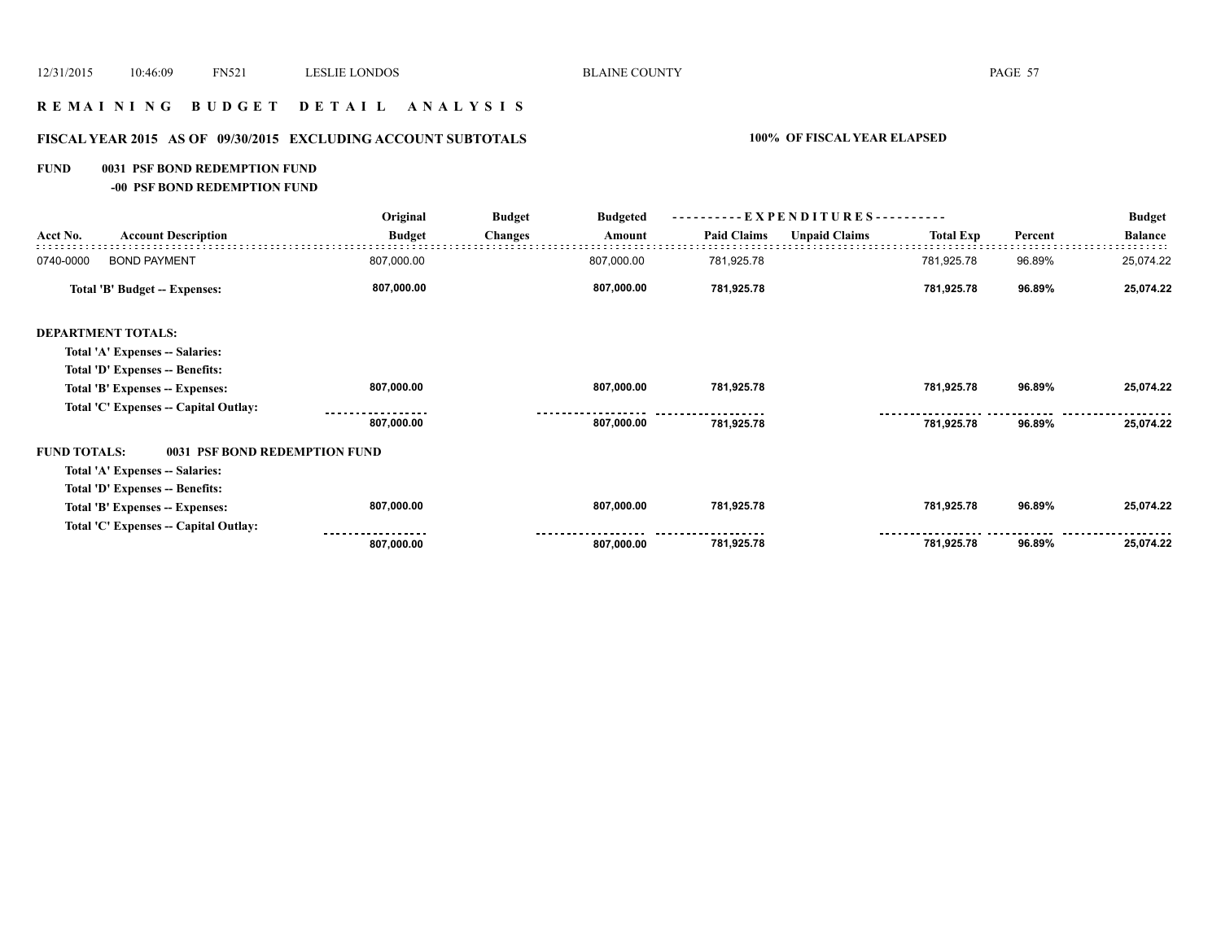# R E M A I N I N G B U D G E T D E T A I L A N A L Y S I S

## FISCAL YEAR 2015 AS OF 09/30/2015 EXCLUDING ACCOUNT SUBTOTALS

**100% OF FISCAL YEAR ELAPSED**

**FUND 0031 PSF BOND REDEMPTION FUND**

**-00 PSF BOND REDEMPTION FUND**

| Acct No. | Account Description | Original Budget | Budget Changes | Budgeted Amount | EXPENDITURES Paid Claims | Unpaid Claims | Total Exp | Percent | Budget Balance |
|---|---|---|---|---|---|---|---|---|---|
| 0740-0000 | BOND PAYMENT | 807,000.00 | | 807,000.00 | 781,925.78 | | 781,925.78 | 96.89% | 25,074.22 |
| | **Total 'B' Budget -- Expenses:** | **807,000.00** | | **807,000.00** | **781,925.78** | | **781,925.78** | **96.89%** | **25,074.22** |
| **DEPARTMENT TOTALS:** | | | | | | | | | |
| | **Total 'A' Expenses -- Salaries:** | | | | | | | | |
| | **Total 'D' Expenses -- Benefits:** | | | | | | | | |
| | **Total 'B' Expenses -- Expenses:** | **807,000.00** | | **807,000.00** | **781,925.78** | | **781,925.78** | **96.89%** | **25,074.22** |
| | **Total 'C' Expenses -- Capital Outlay:** | | | | | | | | |
| | | **807,000.00** | | **807,000.00** | **781,925.78** | | **781,925.78** | **96.89%** | **25,074.22** |
| **FUND TOTALS:** | **0031 PSF BOND REDEMPTION FUND** | | | | | | | | |
| | **Total 'A' Expenses -- Salaries:** | | | | | | | | |
| | **Total 'D' Expenses -- Benefits:** | | | | | | | | |
| | **Total 'B' Expenses -- Expenses:** | **807,000.00** | | **807,000.00** | **781,925.78** | | **781,925.78** | **96.89%** | **25,074.22** |
| | **Total 'C' Expenses -- Capital Outlay:** | | | | | | | | |
| | | **807,000.00** | | **807,000.00** | **781,925.78** | | **781,925.78** | **96.89%** | **25,074.22** |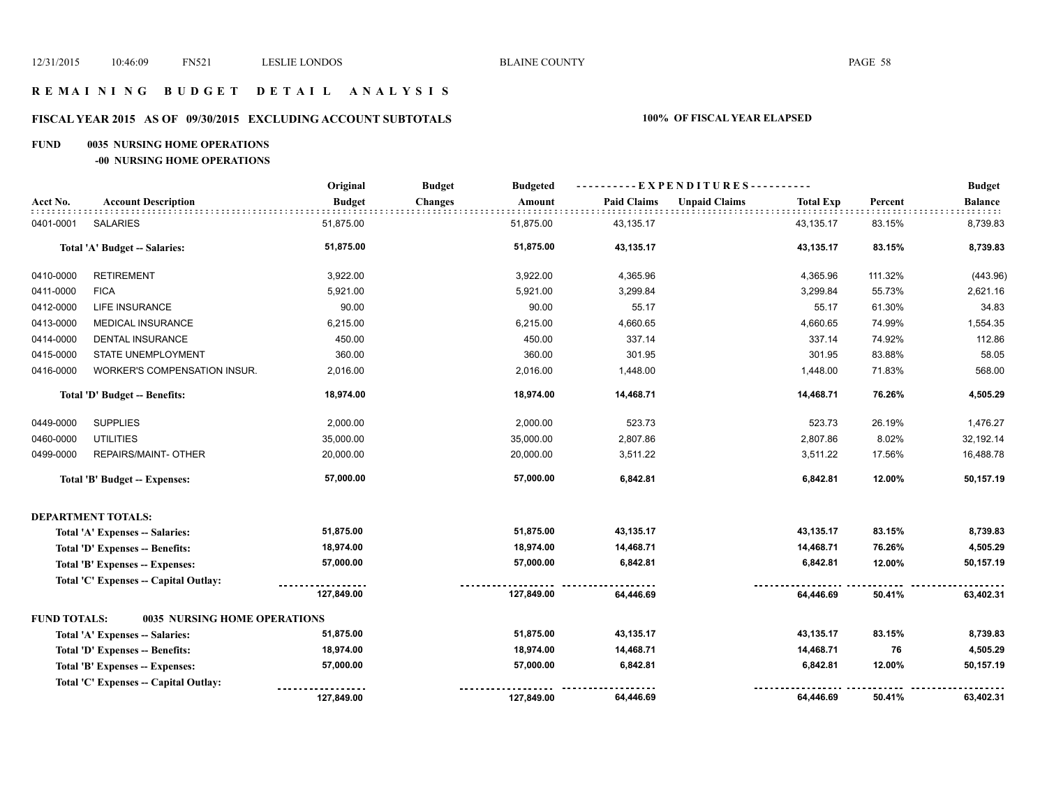# REMAINING BUDGET DETAIL ANALYSIS

## FISCAL YEAR 2015 AS OF 09/30/2015 EXCLUDING ACCOUNT SUBTOTALS

**100% OF FISCAL YEAR ELAPSED**

### FUND 0035 NURSING HOME OPERATIONS

#### -00 NURSING HOME OPERATIONS

| Acct No. | Account Description | Original Budget | Budget Changes | Budgeted Amount | Paid Claims | Unpaid Claims | Total Exp | Percent | Budget Balance |
|---|---|---|---|---|---|---|---|---|---|
| 0401-0001 | SALARIES | 51,875.00 | | 51,875.00 | 43,135.17 | | 43,135.17 | 83.15% | 8,739.83 |
| | **Total 'A' Budget -- Salaries:** | **51,875.00** | | **51,875.00** | **43,135.17** | | **43,135.17** | **83.15%** | **8,739.83** |
| 0410-0000 | RETIREMENT | 3,922.00 | | 3,922.00 | 4,365.96 | | 4,365.96 | 111.32% | (443.96) |
| 0411-0000 | FICA | 5,921.00 | | 5,921.00 | 3,299.84 | | 3,299.84 | 55.73% | 2,621.16 |
| 0412-0000 | LIFE INSURANCE | 90.00 | | 90.00 | 55.17 | | 55.17 | 61.30% | 34.83 |
| 0413-0000 | MEDICAL INSURANCE | 6,215.00 | | 6,215.00 | 4,660.65 | | 4,660.65 | 74.99% | 1,554.35 |
| 0414-0000 | DENTAL INSURANCE | 450.00 | | 450.00 | 337.14 | | 337.14 | 74.92% | 112.86 |
| 0415-0000 | STATE UNEMPLOYMENT | 360.00 | | 360.00 | 301.95 | | 301.95 | 83.88% | 58.05 |
| 0416-0000 | WORKER'S COMPENSATION INSUR. | 2,016.00 | | 2,016.00 | 1,448.00 | | 1,448.00 | 71.83% | 568.00 |
| | **Total 'D' Budget -- Benefits:** | **18,974.00** | | **18,974.00** | **14,468.71** | | **14,468.71** | **76.26%** | **4,505.29** |
| 0449-0000 | SUPPLIES | 2,000.00 | | 2,000.00 | 523.73 | | 523.73 | 26.19% | 1,476.27 |
| 0460-0000 | UTILITIES | 35,000.00 | | 35,000.00 | 2,807.86 | | 2,807.86 | 8.02% | 32,192.14 |
| 0499-0000 | REPAIRS/MAINT- OTHER | 20,000.00 | | 20,000.00 | 3,511.22 | | 3,511.22 | 17.56% | 16,488.78 |
| | **Total 'B' Budget -- Expenses:** | **57,000.00** | | **57,000.00** | **6,842.81** | | **6,842.81** | **12.00%** | **50,157.19** |

**DEPARTMENT TOTALS:**

| | Original Budget | Budget Changes | Budgeted Amount | Paid Claims | Unpaid Claims | Total Exp | Percent | Budget Balance |
|---|---|---|---|---|---|---|---|---|
| **Total 'A' Expenses -- Salaries:** | **51,875.00** | | **51,875.00** | **43,135.17** | | **43,135.17** | **83.15%** | **8,739.83** |
| **Total 'D' Expenses -- Benefits:** | **18,974.00** | | **18,974.00** | **14,468.71** | | **14,468.71** | **76.26%** | **4,505.29** |
| **Total 'B' Expenses -- Expenses:** | **57,000.00** | | **57,000.00** | **6,842.81** | | **6,842.81** | **12.00%** | **50,157.19** |
| **Total 'C' Expenses -- Capital Outlay:** | | | | | | | | |
| | **127,849.00** | | **127,849.00** | **64,446.69** | | **64,446.69** | **50.41%** | **63,402.31** |

**FUND TOTALS: 0035 NURSING HOME OPERATIONS**

| | Original Budget | Budget Changes | Budgeted Amount | Paid Claims | Unpaid Claims | Total Exp | Percent | Budget Balance |
|---|---|---|---|---|---|---|---|---|
| **Total 'A' Expenses -- Salaries:** | **51,875.00** | | **51,875.00** | **43,135.17** | | **43,135.17** | **83.15%** | **8,739.83** |
| **Total 'D' Expenses -- Benefits:** | **18,974.00** | | **18,974.00** | **14,468.71** | | **14,468.71** | **76** | **4,505.29** |
| **Total 'B' Expenses -- Expenses:** | **57,000.00** | | **57,000.00** | **6,842.81** | | **6,842.81** | **12.00%** | **50,157.19** |
| **Total 'C' Expenses -- Capital Outlay:** | | | | | | | | |
| | **127,849.00** | | **127,849.00** | **64,446.69** | | **64,446.69** | **50.41%** | **63,402.31** |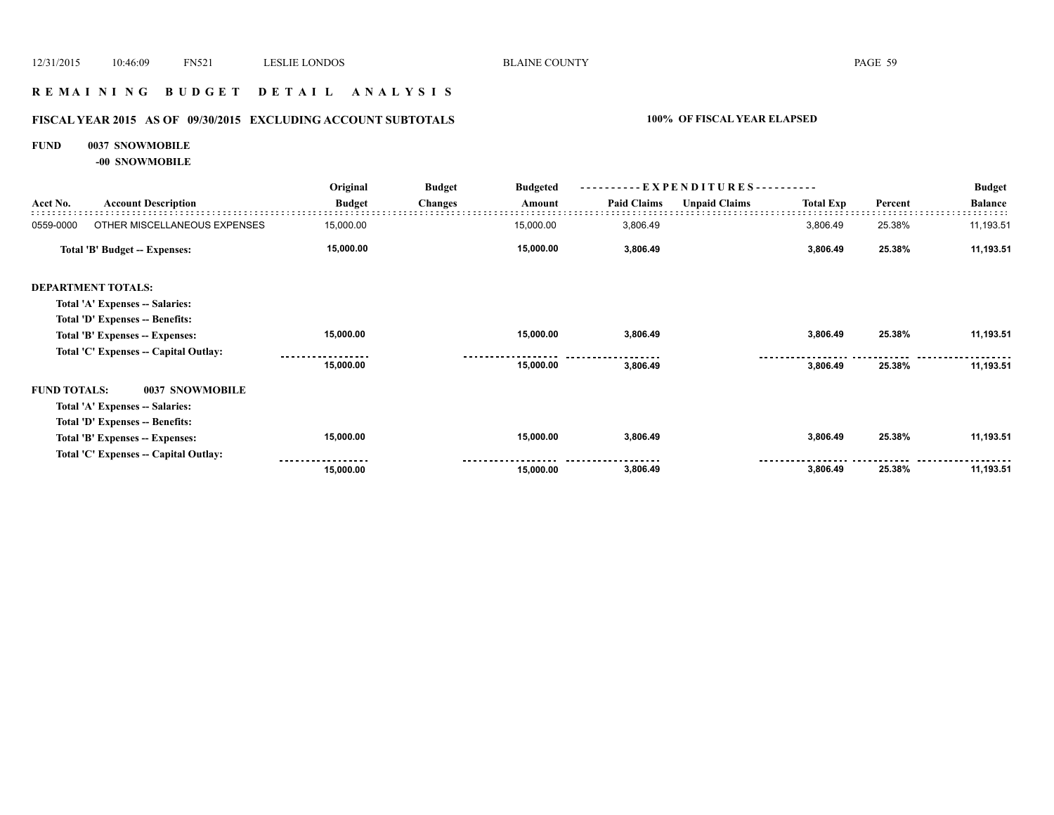# REMAINING BUDGET DETAIL ANALYSIS

## FISCAL YEAR 2015 AS OF 09/30/2015 EXCLUDING ACCOUNT SUBTOTALS

**100% OF FISCAL YEAR ELAPSED**

**FUND 0037 SNOWMOBILE**

**-00 SNOWMOBILE**

| Acct No. | Account Description | Original Budget | Budget Changes | Budgeted Amount | Paid Claims | Unpaid Claims | Total Exp | Percent | Budget Balance |
|---|---|---|---|---|---|---|---|---|---|
| 0559-0000 | OTHER MISCELLANEOUS EXPENSES | 15,000.00 | | 15,000.00 | 3,806.49 | | 3,806.49 | 25.38% | 11,193.51 |
| | **Total 'B' Budget -- Expenses:** | **15,000.00** | | **15,000.00** | **3,806.49** | | **3,806.49** | **25.38%** | **11,193.51** |
| **DEPARTMENT TOTALS:** | | | | | | | | | |
| | **Total 'A' Expenses -- Salaries:** | | | | | | | | |
| | **Total 'D' Expenses -- Benefits:** | | | | | | | | |
| | **Total 'B' Expenses -- Expenses:** | **15,000.00** | | **15,000.00** | **3,806.49** | | **3,806.49** | **25.38%** | **11,193.51** |
| | **Total 'C' Expenses -- Capital Outlay:** | | | | | | | | |
| | | **15,000.00** | | **15,000.00** | **3,806.49** | | **3,806.49** | **25.38%** | **11,193.51** |
| **FUND TOTALS:** | **0037 SNOWMOBILE** | | | | | | | | |
| | **Total 'A' Expenses -- Salaries:** | | | | | | | | |
| | **Total 'D' Expenses -- Benefits:** | | | | | | | | |
| | **Total 'B' Expenses -- Expenses:** | **15,000.00** | | **15,000.00** | **3,806.49** | | **3,806.49** | **25.38%** | **11,193.51** |
| | **Total 'C' Expenses -- Capital Outlay:** | | | | | | | | |
| | | **15,000.00** | | **15,000.00** | **3,806.49** | | **3,806.49** | **25.38%** | **11,193.51** |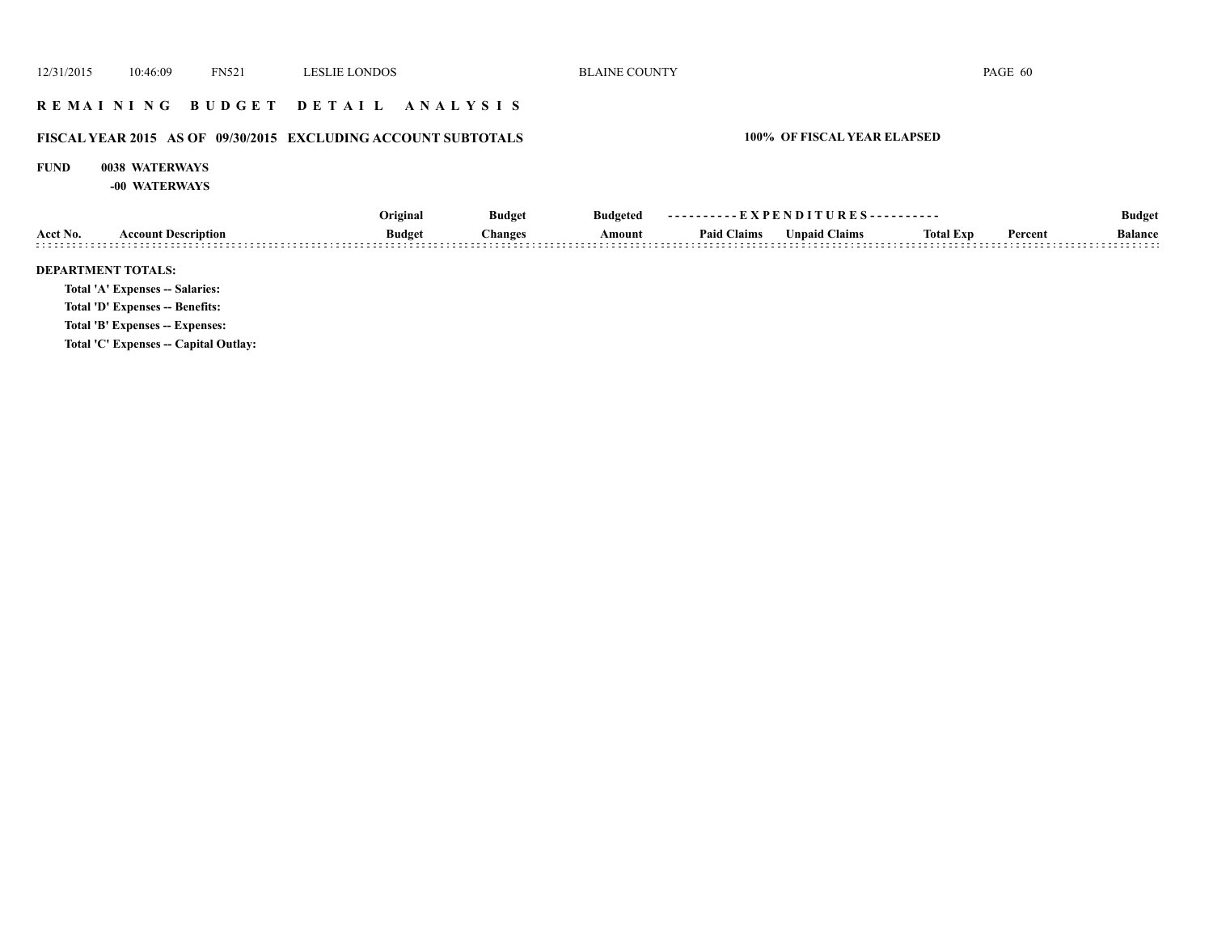## REMAINING BUDGET DETAIL ANALYSIS

### FISCAL YEAR 2015 AS OF 09/30/2015 EXCLUDING ACCOUNT SUBTOTALS

**100% OF FISCAL YEAR ELAPSED**

**FUND 0038 WATERWAYS**

**-00 WATERWAYS**

| Acct No. | Account Description | Original Budget | Budget Changes | Budgeted Amount | Paid Claims | Unpaid Claims | Total Exp | Percent | Budget Balance |
|---|---|---|---|---|---|---|---|---|---|

**DEPARTMENT TOTALS:**

**Total 'A' Expenses -- Salaries:**

**Total 'D' Expenses -- Benefits:**

**Total 'B' Expenses -- Expenses:**

**Total 'C' Expenses -- Capital Outlay:**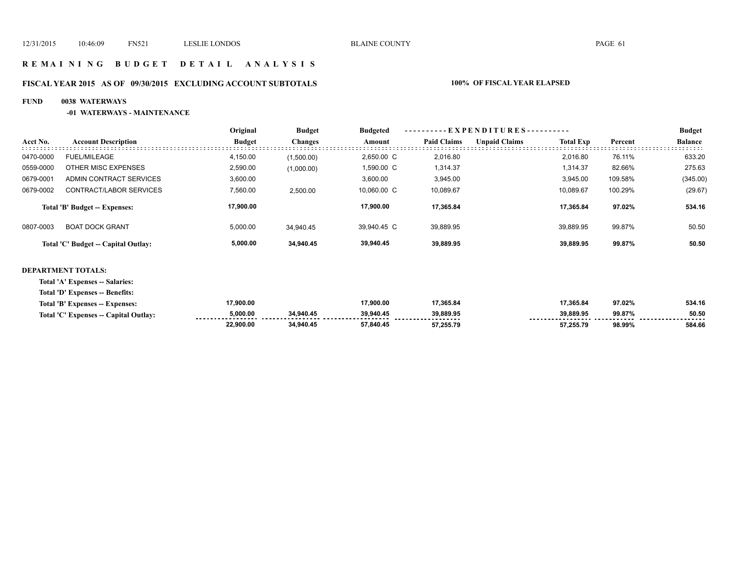## R E M A I N I N G B U D G E T D E T A I L A N A L Y S I S

### FISCAL YEAR 2015 AS OF 09/30/2015 EXCLUDING ACCOUNT SUBTOTALS — 100% OF FISCAL YEAR ELAPSED

**FUND 0038 WATERWAYS**

**-01 WATERWAYS - MAINTENANCE**

| Acct No. | Account Description | Original Budget | Budget Changes | Budgeted Amount | Paid Claims | Unpaid Claims | Total Exp | Percent | Budget Balance |
|---|---|---|---|---|---|---|---|---|---|
| 0470-0000 | FUEL/MILEAGE | 4,150.00 | (1,500.00) | 2,650.00 C | 2,016.80 | | 2,016.80 | 76.11% | 633.20 |
| 0559-0000 | OTHER MISC EXPENSES | 2,590.00 | (1,000.00) | 1,590.00 C | 1,314.37 | | 1,314.37 | 82.66% | 275.63 |
| 0679-0001 | ADMIN CONTRACT SERVICES | 3,600.00 | | 3,600.00 | 3,945.00 | | 3,945.00 | 109.58% | (345.00) |
| 0679-0002 | CONTRACT/LABOR SERVICES | 7,560.00 | 2,500.00 | 10,060.00 C | 10,089.67 | | 10,089.67 | 100.29% | (29.67) |
| | **Total 'B' Budget -- Expenses:** | **17,900.00** | | **17,900.00** | **17,365.84** | | **17,365.84** | **97.02%** | **534.16** |
| 0807-0003 | BOAT DOCK GRANT | 5,000.00 | 34,940.45 | 39,940.45 C | 39,889.95 | | 39,889.95 | 99.87% | 50.50 |
| | **Total 'C' Budget -- Capital Outlay:** | **5,000.00** | **34,940.45** | **39,940.45** | **39,889.95** | | **39,889.95** | **99.87%** | **50.50** |

**DEPARTMENT TOTALS:**

| | Original Budget | Budget Changes | Budgeted Amount | Paid Claims | Unpaid Claims | Total Exp | Percent | Budget Balance |
|---|---|---|---|---|---|---|---|---|
| **Total 'A' Expenses -- Salaries:** | | | | | | | | |
| **Total 'D' Expenses -- Benefits:** | | | | | | | | |
| **Total 'B' Expenses -- Expenses:** | **17,900.00** | | **17,900.00** | **17,365.84** | | **17,365.84** | **97.02%** | **534.16** |
| **Total 'C' Expenses -- Capital Outlay:** | **5,000.00** | **34,940.45** | **39,940.45** | **39,889.95** | | **39,889.95** | **99.87%** | **50.50** |
| | **22,900.00** | **34,940.45** | **57,840.45** | **57,255.79** | | **57,255.79** | **98.99%** | **584.66** |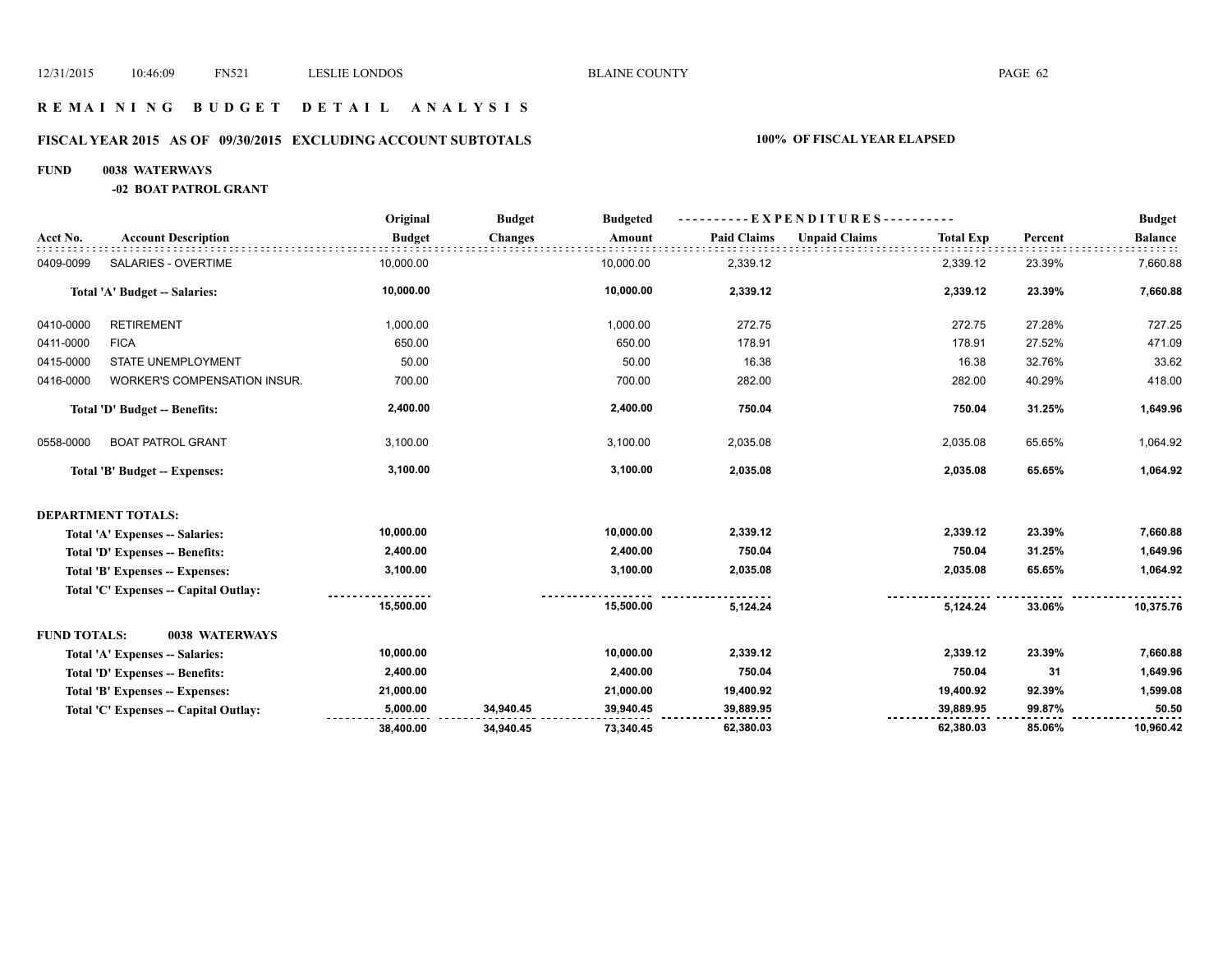# REMAINING BUDGET DETAIL ANALYSIS

## FISCAL YEAR 2015 AS OF 09/30/2015 EXCLUDING ACCOUNT SUBTOTALS

**100% OF FISCAL YEAR ELAPSED**

**FUND 0038 WATERWAYS**

**-02 BOAT PATROL GRANT**

| Acct No. | Account Description | Original Budget | Budget Changes | Budgeted Amount | Paid Claims | Unpaid Claims | Total Exp | Percent | Budget Balance |
|---|---|---|---|---|---|---|---|---|---|
| 0409-0099 | SALARIES - OVERTIME | 10,000.00 | | 10,000.00 | 2,339.12 | | 2,339.12 | 23.39% | 7,660.88 |
| | **Total 'A' Budget -- Salaries:** | **10,000.00** | | **10,000.00** | **2,339.12** | | **2,339.12** | **23.39%** | **7,660.88** |
| 0410-0000 | RETIREMENT | 1,000.00 | | 1,000.00 | 272.75 | | 272.75 | 27.28% | 727.25 |
| 0411-0000 | FICA | 650.00 | | 650.00 | 178.91 | | 178.91 | 27.52% | 471.09 |
| 0415-0000 | STATE UNEMPLOYMENT | 50.00 | | 50.00 | 16.38 | | 16.38 | 32.76% | 33.62 |
| 0416-0000 | WORKER'S COMPENSATION INSUR. | 700.00 | | 700.00 | 282.00 | | 282.00 | 40.29% | 418.00 |
| | **Total 'D' Budget -- Benefits:** | **2,400.00** | | **2,400.00** | **750.04** | | **750.04** | **31.25%** | **1,649.96** |
| 0558-0000 | BOAT PATROL GRANT | 3,100.00 | | 3,100.00 | 2,035.08 | | 2,035.08 | 65.65% | 1,064.92 |
| | **Total 'B' Budget -- Expenses:** | **3,100.00** | | **3,100.00** | **2,035.08** | | **2,035.08** | **65.65%** | **1,064.92** |
| **DEPARTMENT TOTALS:** | | | | | | | | | |
| | **Total 'A' Expenses -- Salaries:** | **10,000.00** | | **10,000.00** | **2,339.12** | | **2,339.12** | **23.39%** | **7,660.88** |
| | **Total 'D' Expenses -- Benefits:** | **2,400.00** | | **2,400.00** | **750.04** | | **750.04** | **31.25%** | **1,649.96** |
| | **Total 'B' Expenses -- Expenses:** | **3,100.00** | | **3,100.00** | **2,035.08** | | **2,035.08** | **65.65%** | **1,064.92** |
| | **Total 'C' Expenses -- Capital Outlay:** | | | | | | | | |
| | | **15,500.00** | | **15,500.00** | **5,124.24** | | **5,124.24** | **33.06%** | **10,375.76** |
| **FUND TOTALS:** | **0038 WATERWAYS** | | | | | | | | |
| | **Total 'A' Expenses -- Salaries:** | **10,000.00** | | **10,000.00** | **2,339.12** | | **2,339.12** | **23.39%** | **7,660.88** |
| | **Total 'D' Expenses -- Benefits:** | **2,400.00** | | **2,400.00** | **750.04** | | **750.04** | **31** | **1,649.96** |
| | **Total 'B' Expenses -- Expenses:** | **21,000.00** | | **21,000.00** | **19,400.92** | | **19,400.92** | **92.39%** | **1,599.08** |
| | **Total 'C' Expenses -- Capital Outlay:** | **5,000.00** | **34,940.45** | **39,940.45** | **39,889.95** | | **39,889.95** | **99.87%** | **50.50** |
| | | **38,400.00** | **34,940.45** | **73,340.45** | **62,380.03** | | **62,380.03** | **85.06%** | **10,960.42** |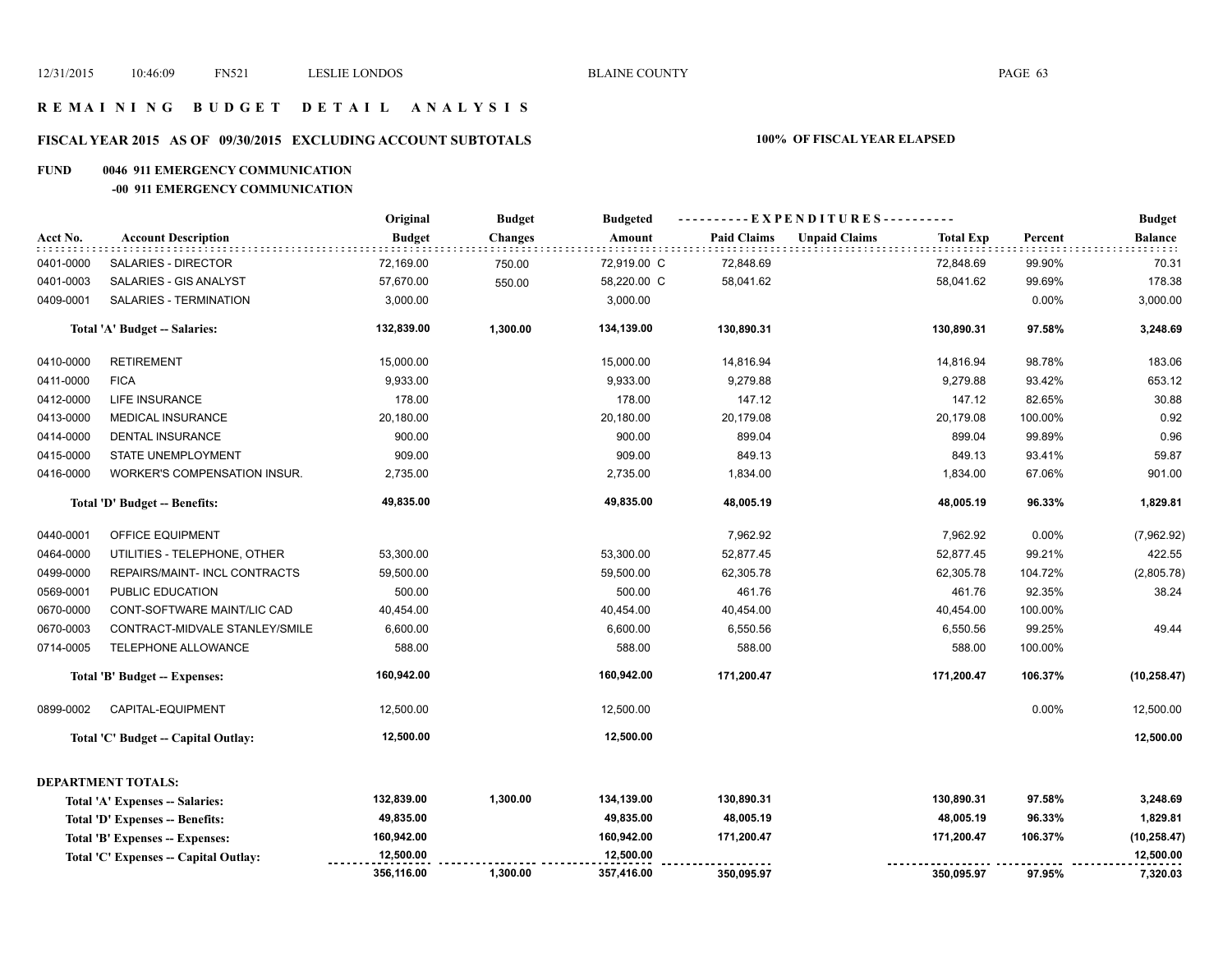# R E M A I N I N G   B U D G E T   D E T A I L   A N A L Y S I S

## FISCAL YEAR 2015   AS OF   09/30/2015   EXCLUDING ACCOUNT SUBTOTALS

**100% OF FISCAL YEAR ELAPSED**

**FUND   0046 911 EMERGENCY COMMUNICATION**

**-00 911 EMERGENCY COMMUNICATION**

| Acct No. | Account Description | Original Budget | Budget Changes | Budgeted Amount | Paid Claims | Unpaid Claims | Total Exp | Percent | Budget Balance |
|---|---|---|---|---|---|---|---|---|---|
| 0401-0000 | SALARIES - DIRECTOR | 72,169.00 | 750.00 | 72,919.00 C | 72,848.69 | | 72,848.69 | 99.90% | 70.31 |
| 0401-0003 | SALARIES - GIS ANALYST | 57,670.00 | 550.00 | 58,220.00 C | 58,041.62 | | 58,041.62 | 99.69% | 178.38 |
| 0409-0001 | SALARIES - TERMINATION | 3,000.00 | | 3,000.00 | | | | 0.00% | 3,000.00 |
| | **Total 'A' Budget -- Salaries:** | **132,839.00** | **1,300.00** | **134,139.00** | **130,890.31** | | **130,890.31** | **97.58%** | **3,248.69** |
| 0410-0000 | RETIREMENT | 15,000.00 | | 15,000.00 | 14,816.94 | | 14,816.94 | 98.78% | 183.06 |
| 0411-0000 | FICA | 9,933.00 | | 9,933.00 | 9,279.88 | | 9,279.88 | 93.42% | 653.12 |
| 0412-0000 | LIFE INSURANCE | 178.00 | | 178.00 | 147.12 | | 147.12 | 82.65% | 30.88 |
| 0413-0000 | MEDICAL INSURANCE | 20,180.00 | | 20,180.00 | 20,179.08 | | 20,179.08 | 100.00% | 0.92 |
| 0414-0000 | DENTAL INSURANCE | 900.00 | | 900.00 | 899.04 | | 899.04 | 99.89% | 0.96 |
| 0415-0000 | STATE UNEMPLOYMENT | 909.00 | | 909.00 | 849.13 | | 849.13 | 93.41% | 59.87 |
| 0416-0000 | WORKER'S COMPENSATION INSUR. | 2,735.00 | | 2,735.00 | 1,834.00 | | 1,834.00 | 67.06% | 901.00 |
| | **Total 'D' Budget -- Benefits:** | **49,835.00** | | **49,835.00** | **48,005.19** | | **48,005.19** | **96.33%** | **1,829.81** |
| 0440-0001 | OFFICE EQUIPMENT | | | | 7,962.92 | | 7,962.92 | 0.00% | (7,962.92) |
| 0464-0000 | UTILITIES - TELEPHONE, OTHER | 53,300.00 | | 53,300.00 | 52,877.45 | | 52,877.45 | 99.21% | 422.55 |
| 0499-0000 | REPAIRS/MAINT- INCL CONTRACTS | 59,500.00 | | 59,500.00 | 62,305.78 | | 62,305.78 | 104.72% | (2,805.78) |
| 0569-0001 | PUBLIC EDUCATION | 500.00 | | 500.00 | 461.76 | | 461.76 | 92.35% | 38.24 |
| 0670-0000 | CONT-SOFTWARE MAINT/LIC CAD | 40,454.00 | | 40,454.00 | 40,454.00 | | 40,454.00 | 100.00% | |
| 0670-0003 | CONTRACT-MIDVALE STANLEY/SMILE | 6,600.00 | | 6,600.00 | 6,550.56 | | 6,550.56 | 99.25% | 49.44 |
| 0714-0005 | TELEPHONE ALLOWANCE | 588.00 | | 588.00 | 588.00 | | 588.00 | 100.00% | |
| | **Total 'B' Budget -- Expenses:** | **160,942.00** | | **160,942.00** | **171,200.47** | | **171,200.47** | **106.37%** | **(10,258.47)** |
| 0899-0002 | CAPITAL-EQUIPMENT | 12,500.00 | | 12,500.00 | | | | 0.00% | 12,500.00 |
| | **Total 'C' Budget -- Capital Outlay:** | **12,500.00** | | **12,500.00** | | | | | **12,500.00** |

**DEPARTMENT TOTALS:**

| | Original Budget | Budget Changes | Budgeted Amount | Paid Claims | Unpaid Claims | Total Exp | Percent | Budget Balance |
|---|---|---|---|---|---|---|---|---|
| **Total 'A' Expenses -- Salaries:** | **132,839.00** | **1,300.00** | **134,139.00** | **130,890.31** | | **130,890.31** | **97.58%** | **3,248.69** |
| **Total 'D' Expenses -- Benefits:** | **49,835.00** | | **49,835.00** | **48,005.19** | | **48,005.19** | **96.33%** | **1,829.81** |
| **Total 'B' Expenses -- Expenses:** | **160,942.00** | | **160,942.00** | **171,200.47** | | **171,200.47** | **106.37%** | **(10,258.47)** |
| **Total 'C' Expenses -- Capital Outlay:** | **12,500.00** | | **12,500.00** | | | | | **12,500.00** |
| | **356,116.00** | **1,300.00** | **357,416.00** | **350,095.97** | | **350,095.97** | **97.95%** | **7,320.03** |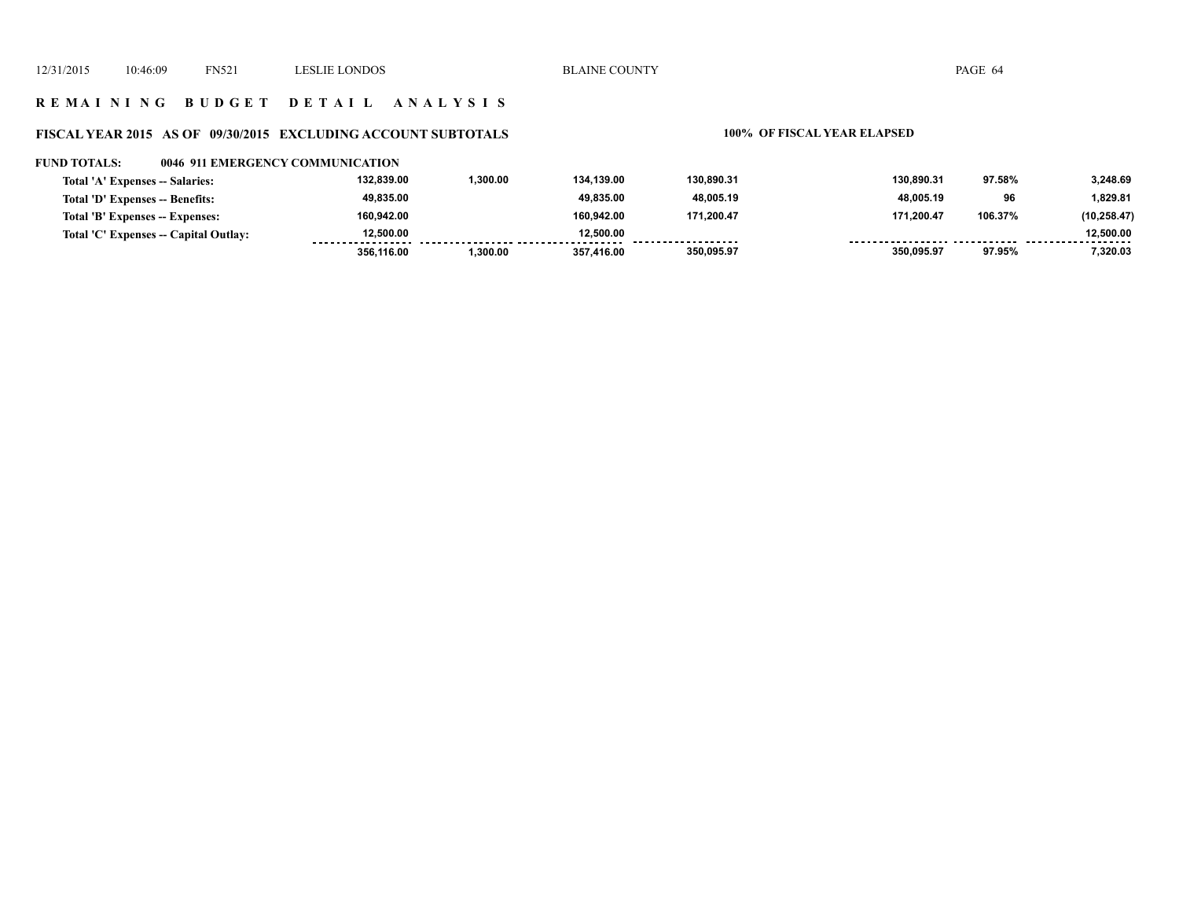## REMAINING BUDGET DETAIL ANALYSIS

### FISCAL YEAR 2015 AS OF 09/30/2015 EXCLUDING ACCOUNT SUBTOTALS — 100% OF FISCAL YEAR ELAPSED

**FUND TOTALS: 0046 911 EMERGENCY COMMUNICATION**

| | | | | | | | |
|---|---|---|---|---|---|---|---|
| Total 'A' Expenses -- Salaries: | 132,839.00 | 1,300.00 | 134,139.00 | 130,890.31 | 130,890.31 | 97.58% | 3,248.69 |
| Total 'D' Expenses -- Benefits: | 49,835.00 | | 49,835.00 | 48,005.19 | 48,005.19 | 96 | 1,829.81 |
| Total 'B' Expenses -- Expenses: | 160,942.00 | | 160,942.00 | 171,200.47 | 171,200.47 | 106.37% | (10,258.47) |
| Total 'C' Expenses -- Capital Outlay: | 12,500.00 | | 12,500.00 | | | | 12,500.00 |
| | 356,116.00 | 1,300.00 | 357,416.00 | 350,095.97 | 350,095.97 | 97.95% | 7,320.03 |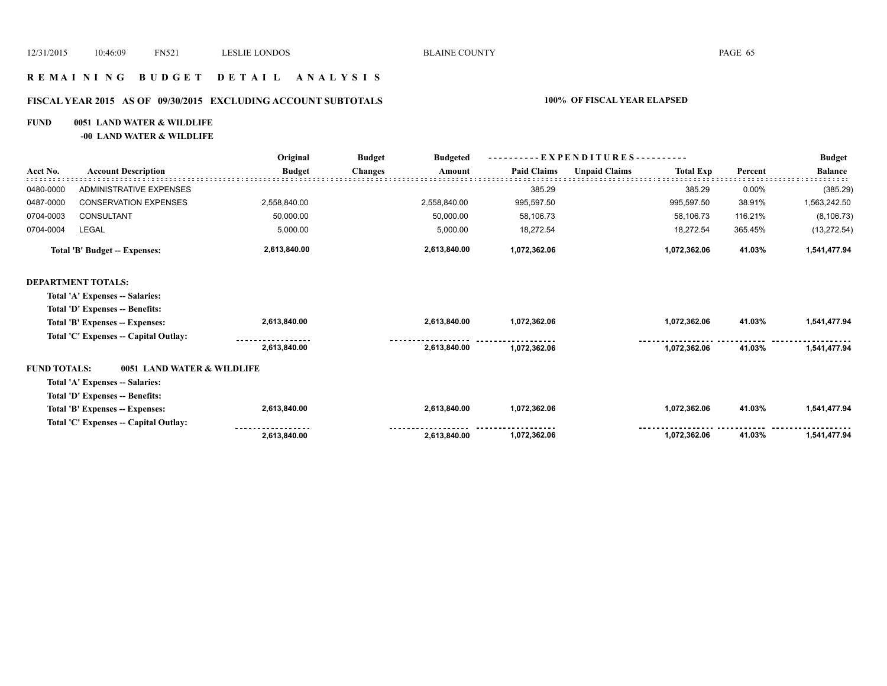# R E M A I N I N G   B U D G E T   D E T A I L   A N A L Y S I S

## FISCAL YEAR 2015 AS OF 09/30/2015 EXCLUDING ACCOUNT SUBTOTALS — 100% OF FISCAL YEAR ELAPSED

**FUND 0051 LAND WATER & WILDLIFE**

**-00 LAND WATER & WILDLIFE**

| Acct No. | Account Description | Original Budget | Budget Changes | Budgeted Amount | Paid Claims | Unpaid Claims | Total Exp | Percent | Budget Balance |
|---|---|---|---|---|---|---|---|---|---|
| 0480-0000 | ADMINISTRATIVE EXPENSES | | | | 385.29 | | 385.29 | 0.00% | (385.29) |
| 0487-0000 | CONSERVATION EXPENSES | 2,558,840.00 | | 2,558,840.00 | 995,597.50 | | 995,597.50 | 38.91% | 1,563,242.50 |
| 0704-0003 | CONSULTANT | 50,000.00 | | 50,000.00 | 58,106.73 | | 58,106.73 | 116.21% | (8,106.73) |
| 0704-0004 | LEGAL | 5,000.00 | | 5,000.00 | 18,272.54 | | 18,272.54 | 365.45% | (13,272.54) |
| | **Total 'B' Budget -- Expenses:** | **2,613,840.00** | | **2,613,840.00** | **1,072,362.06** | | **1,072,362.06** | **41.03%** | **1,541,477.94** |
| **DEPARTMENT TOTALS:** | | | | | | | | | |
| | **Total 'A' Expenses -- Salaries:** | | | | | | | | |
| | **Total 'D' Expenses -- Benefits:** | | | | | | | | |
| | **Total 'B' Expenses -- Expenses:** | **2,613,840.00** | | **2,613,840.00** | **1,072,362.06** | | **1,072,362.06** | **41.03%** | **1,541,477.94** |
| | **Total 'C' Expenses -- Capital Outlay:** | | | | | | | | |
| | | **2,613,840.00** | | **2,613,840.00** | **1,072,362.06** | | **1,072,362.06** | **41.03%** | **1,541,477.94** |
| **FUND TOTALS:** | **0051 LAND WATER & WILDLIFE** | | | | | | | | |
| | **Total 'A' Expenses -- Salaries:** | | | | | | | | |
| | **Total 'D' Expenses -- Benefits:** | | | | | | | | |
| | **Total 'B' Expenses -- Expenses:** | **2,613,840.00** | | **2,613,840.00** | **1,072,362.06** | | **1,072,362.06** | **41.03%** | **1,541,477.94** |
| | **Total 'C' Expenses -- Capital Outlay:** | | | | | | | | |
| | | **2,613,840.00** | | **2,613,840.00** | **1,072,362.06** | | **1,072,362.06** | **41.03%** | **1,541,477.94** |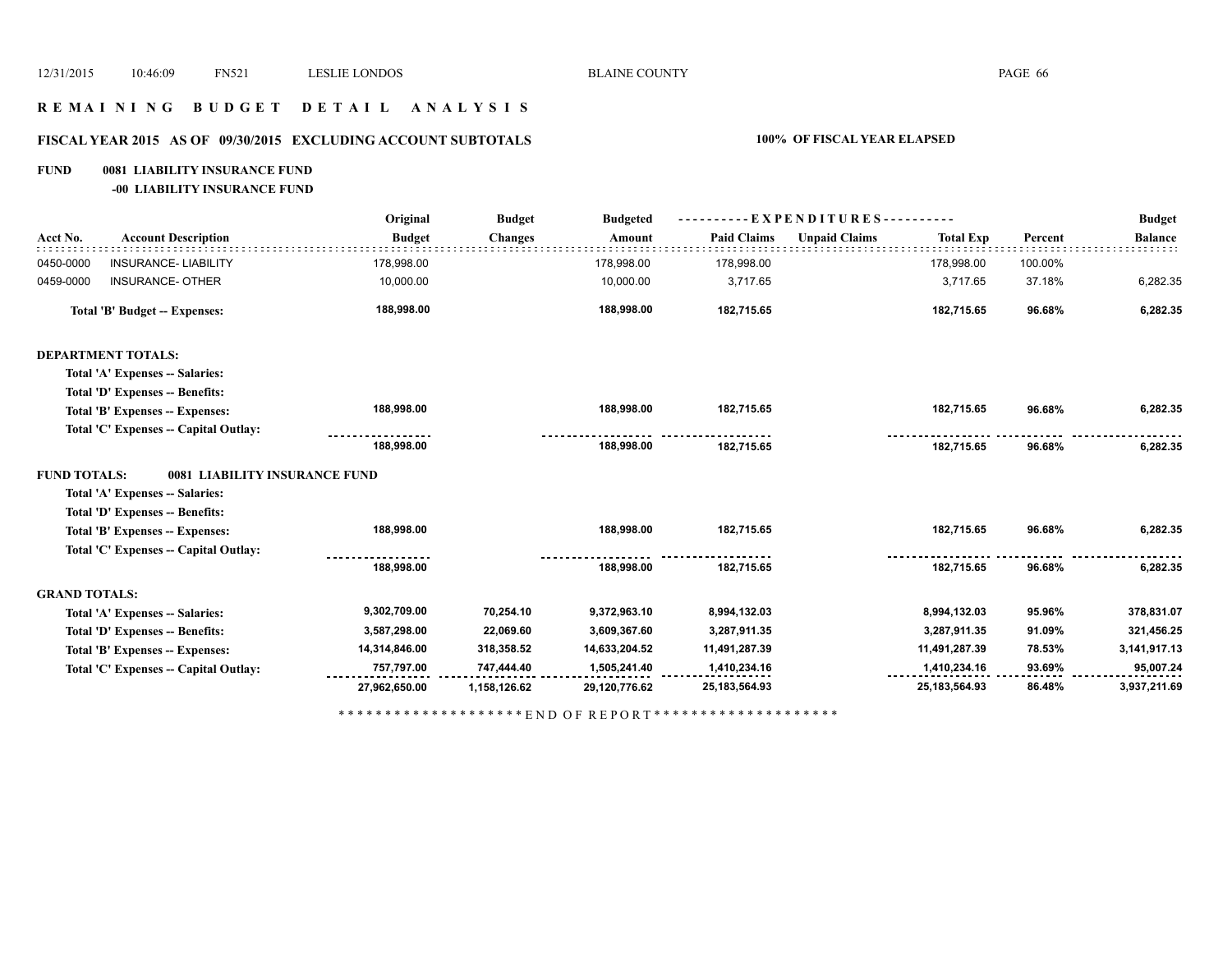# R E M A I N I N G  B U D G E T  D E T A I L  A N A L Y S I S

## FISCAL YEAR 2015 AS OF 09/30/2015 EXCLUDING ACCOUNT SUBTOTALS

**100% OF FISCAL YEAR ELAPSED**

**FUND 0081 LIABILITY INSURANCE FUND**

**-00 LIABILITY INSURANCE FUND**

| Acct No. | Account Description | Original Budget | Budget Changes | Budgeted Amount | Paid Claims | Unpaid Claims | Total Exp | Percent | Budget Balance |
|---|---|---|---|---|---|---|---|---|---|
| 0450-0000 | INSURANCE- LIABILITY | 178,998.00 | | 178,998.00 | 178,998.00 | | 178,998.00 | 100.00% | |
| 0459-0000 | INSURANCE- OTHER | 10,000.00 | | 10,000.00 | 3,717.65 | | 3,717.65 | 37.18% | 6,282.35 |
| | **Total 'B' Budget -- Expenses:** | **188,998.00** | | **188,998.00** | **182,715.65** | | **182,715.65** | **96.68%** | **6,282.35** |
| **DEPARTMENT TOTALS:** | | | | | | | | | |
| | **Total 'A' Expenses -- Salaries:** | | | | | | | | |
| | **Total 'D' Expenses -- Benefits:** | | | | | | | | |
| | **Total 'B' Expenses -- Expenses:** | **188,998.00** | | **188,998.00** | **182,715.65** | | **182,715.65** | **96.68%** | **6,282.35** |
| | **Total 'C' Expenses -- Capital Outlay:** | | | | | | | | |
| | | **188,998.00** | | **188,998.00** | **182,715.65** | | **182,715.65** | **96.68%** | **6,282.35** |
| **FUND TOTALS:** | **0081 LIABILITY INSURANCE FUND** | | | | | | | | |
| | **Total 'A' Expenses -- Salaries:** | | | | | | | | |
| | **Total 'D' Expenses -- Benefits:** | | | | | | | | |
| | **Total 'B' Expenses -- Expenses:** | **188,998.00** | | **188,998.00** | **182,715.65** | | **182,715.65** | **96.68%** | **6,282.35** |
| | **Total 'C' Expenses -- Capital Outlay:** | | | | | | | | |
| | | **188,998.00** | | **188,998.00** | **182,715.65** | | **182,715.65** | **96.68%** | **6,282.35** |
| **GRAND TOTALS:** | | | | | | | | | |
| | **Total 'A' Expenses -- Salaries:** | **9,302,709.00** | **70,254.10** | **9,372,963.10** | **8,994,132.03** | | **8,994,132.03** | **95.96%** | **378,831.07** |
| | **Total 'D' Expenses -- Benefits:** | **3,587,298.00** | **22,069.60** | **3,609,367.60** | **3,287,911.35** | | **3,287,911.35** | **91.09%** | **321,456.25** |
| | **Total 'B' Expenses -- Expenses:** | **14,314,846.00** | **318,358.52** | **14,633,204.52** | **11,491,287.39** | | **11,491,287.39** | **78.53%** | **3,141,917.13** |
| | **Total 'C' Expenses -- Capital Outlay:** | **757,797.00** | **747,444.40** | **1,505,241.40** | **1,410,234.16** | | **1,410,234.16** | **93.69%** | **95,007.24** |
| | | **27,962,650.00** | **1,158,126.62** | **29,120,776.62** | **25,183,564.93** | | **25,183,564.93** | **86.48%** | **3,937,211.69** |

******************** END OF REPORT ********************